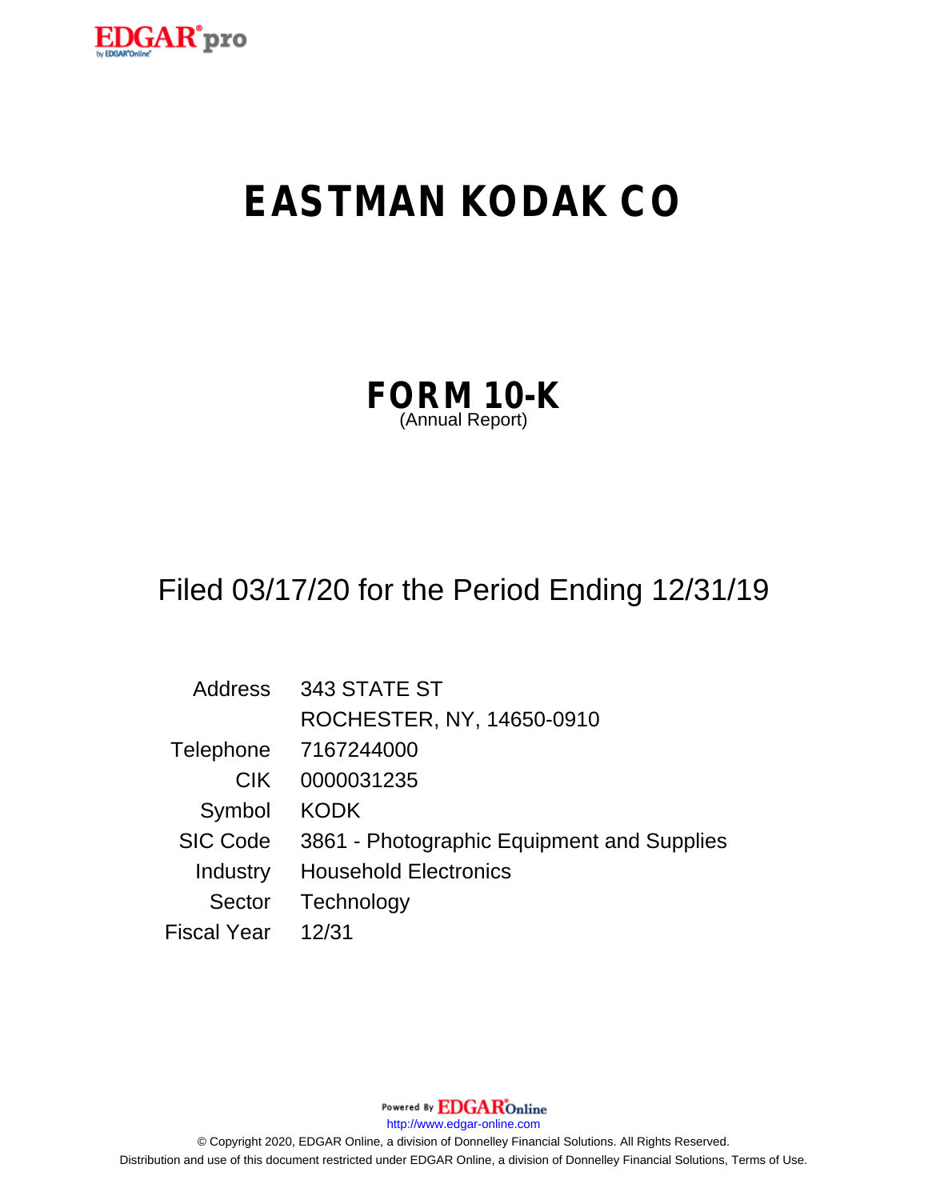# EASTMAN KODAK CO

## FORM 10-K

(Annual Report)

Filed 03/17/20 for the Period Ending 12/31/19

| | |
|---|---|
| Address | 343 STATE ST |
| | ROCHESTER, NY, 14650-0910 |
| Telephone | 7167244000 |
| CIK | 0000031235 |
| Symbol | KODK |
| SIC Code | 3861 - Photographic Equipment and Supplies |
| Industry | Household Electronics |
| Sector | Technology |
| Fiscal Year | 12/31 |

Powered By EDGAR Online

http://www.edgar-online.com

© Copyright 2020, EDGAR Online, a division of Donnelley Financial Solutions. All Rights Reserved.

Distribution and use of this document restricted under EDGAR Online, a division of Donnelley Financial Solutions, Terms of Use.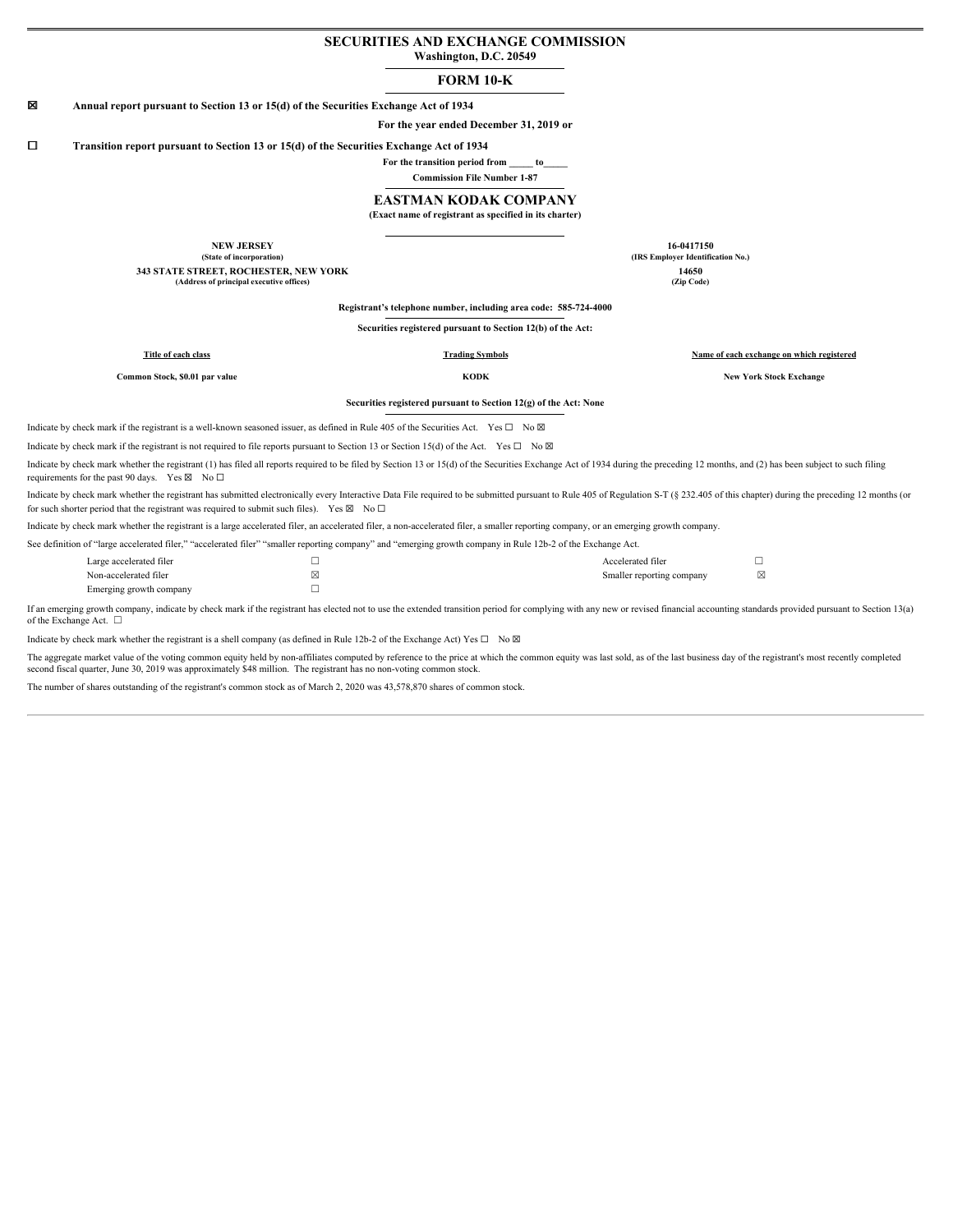# SECURITIES AND EXCHANGE COMMISSION

**Washington, D.C. 20549**

## FORM 10-K

☒ **Annual report pursuant to Section 13 or 15(d) of the Securities Exchange Act of 1934**

**For the year ended December 31, 2019 or**

☐ **Transition report pursuant to Section 13 or 15(d) of the Securities Exchange Act of 1934**

**For the transition period from _____ to_____**

**Commission File Number 1-87**

## EASTMAN KODAK COMPANY

**(Exact name of registrant as specified in its charter)**

| | |
|---|---|
| **NEW JERSEY** | **16-0417150** |
| **(State of incorporation)** | **(IRS Employer Identification No.)** |
| **343 STATE STREET, ROCHESTER, NEW YORK** | **14650** |
| **(Address of principal executive offices)** | **(Zip Code)** |

**Registrant's telephone number, including area code: 585-724-4000**

**Securities registered pursuant to Section 12(b) of the Act:**

| Title of each class | Trading Symbols | Name of each exchange on which registered |
|---|---|---|
| **Common Stock, $0.01 par value** | **KODK** | **New York Stock Exchange** |

**Securities registered pursuant to Section 12(g) of the Act: None**

Indicate by check mark if the registrant is a well-known seasoned issuer, as defined in Rule 405 of the Securities Act. Yes ☐ No ☒

Indicate by check mark if the registrant is not required to file reports pursuant to Section 13 or Section 15(d) of the Act. Yes ☐ No ☒

Indicate by check mark whether the registrant (1) has filed all reports required to be filed by Section 13 or 15(d) of the Securities Exchange Act of 1934 during the preceding 12 months, and (2) has been subject to such filing requirements for the past 90 days. Yes ☒ No ☐

Indicate by check mark whether the registrant has submitted electronically every Interactive Data File required to be submitted pursuant to Rule 405 of Regulation S-T (§ 232.405 of this chapter) during the preceding 12 months (or for such shorter period that the registrant was required to submit such files). Yes ☒ No ☐

Indicate by check mark whether the registrant is a large accelerated filer, an accelerated filer, a non-accelerated filer, a smaller reporting company, or an emerging growth company.

See definition of "large accelerated filer," "accelerated filer" "smaller reporting company" and "emerging growth company in Rule 12b-2 of the Exchange Act.

| | | | |
|---|---|---|---|
| Large accelerated filer | ☐ | Accelerated filer | ☐ |
| Non-accelerated filer | ☒ | Smaller reporting company | ☒ |
| Emerging growth company | ☐ | | |

If an emerging growth company, indicate by check mark if the registrant has elected not to use the extended transition period for complying with any new or revised financial accounting standards provided pursuant to Section 13(a) of the Exchange Act. ☐

Indicate by check mark whether the registrant is a shell company (as defined in Rule 12b-2 of the Exchange Act) Yes ☐ No ☒

The aggregate market value of the voting common equity held by non-affiliates computed by reference to the price at which the common equity was last sold, as of the last business day of the registrant's most recently completed second fiscal quarter, June 30, 2019 was approximately $48 million. The registrant has no non-voting common stock.

The number of shares outstanding of the registrant's common stock as of March 2, 2020 was 43,578,870 shares of common stock.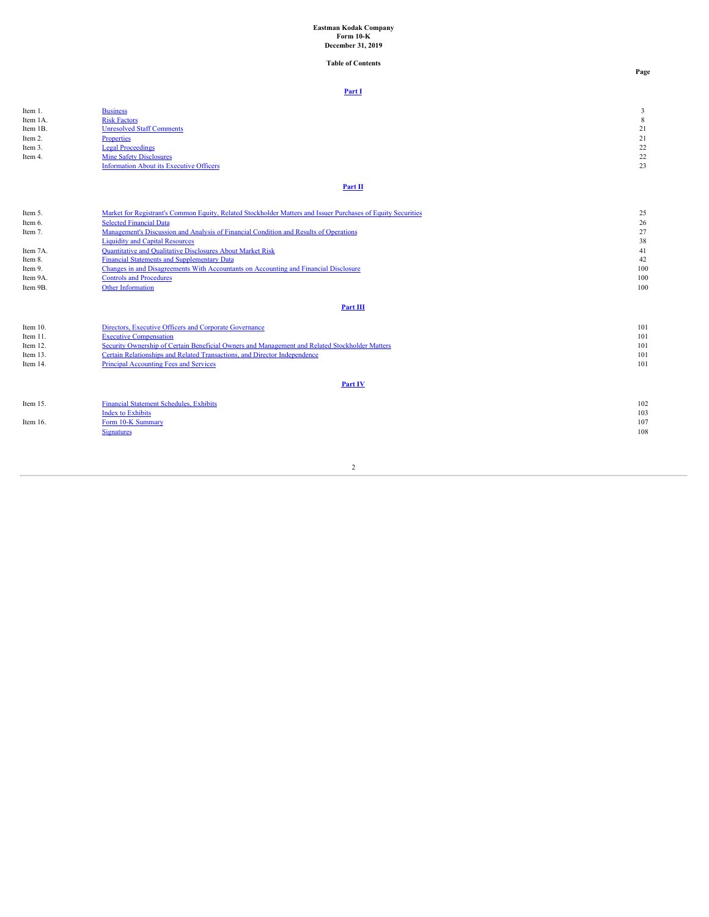**Eastman Kodak Company**
**Form 10-K**
**December 31, 2019**

**Table of Contents**

| | | Page |
|---|---|---|
| | **Part I** | |
| Item 1. | Business | 3 |
| Item 1A. | Risk Factors | 8 |
| Item 1B. | Unresolved Staff Comments | 21 |
| Item 2. | Properties | 21 |
| Item 3. | Legal Proceedings | 22 |
| Item 4. | Mine Safety Disclosures | 22 |
| | Information About its Executive Officers | 23 |
| | **Part II** | |
| Item 5. | Market for Registrant's Common Equity, Related Stockholder Matters and Issuer Purchases of Equity Securities | 25 |
| Item 6. | Selected Financial Data | 26 |
| Item 7. | Management's Discussion and Analysis of Financial Condition and Results of Operations | 27 |
| | Liquidity and Capital Resources | 38 |
| Item 7A. | Quantitative and Qualitative Disclosures About Market Risk | 41 |
| Item 8. | Financial Statements and Supplementary Data | 42 |
| Item 9. | Changes in and Disagreements With Accountants on Accounting and Financial Disclosure | 100 |
| Item 9A. | Controls and Procedures | 100 |
| Item 9B. | Other Information | 100 |
| | **Part III** | |
| Item 10. | Directors, Executive Officers and Corporate Governance | 101 |
| Item 11. | Executive Compensation | 101 |
| Item 12. | Security Ownership of Certain Beneficial Owners and Management and Related Stockholder Matters | 101 |
| Item 13. | Certain Relationships and Related Transactions, and Director Independence | 101 |
| Item 14. | Principal Accounting Fees and Services | 101 |
| | **Part IV** | |
| Item 15. | Financial Statement Schedules, Exhibits | 102 |
| | Index to Exhibits | 103 |
| Item 16. | Form 10-K Summary | 107 |
| | Signatures | 108 |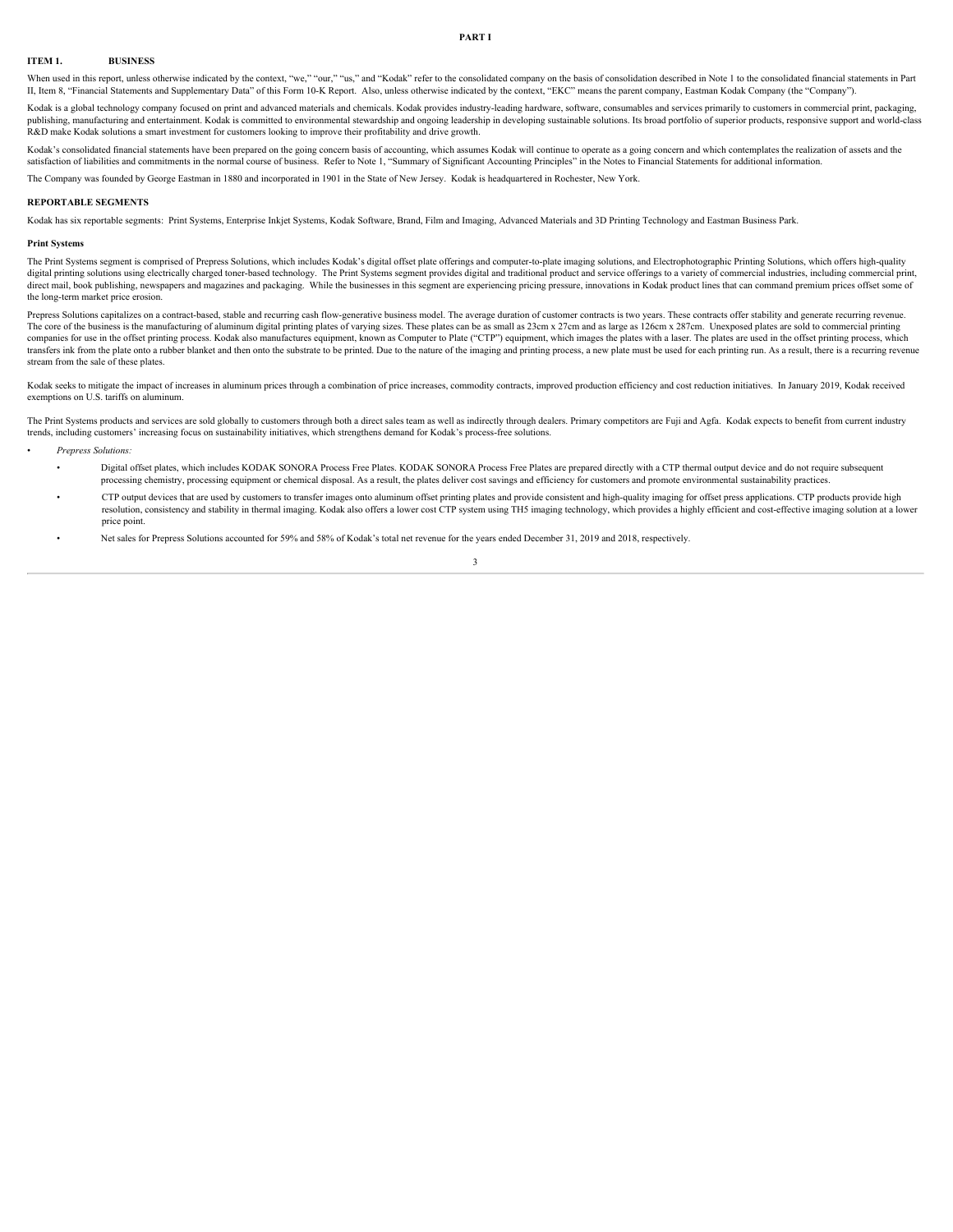# PART I

## ITEM 1. BUSINESS

When used in this report, unless otherwise indicated by the context, "we," "our," "us," and "Kodak" refer to the consolidated company on the basis of consolidation described in Note 1 to the consolidated financial statements in Part II, Item 8, "Financial Statements and Supplementary Data" of this Form 10-K Report. Also, unless otherwise indicated by the context, "EKC" means the parent company, Eastman Kodak Company (the "Company").

Kodak is a global technology company focused on print and advanced materials and chemicals. Kodak provides industry-leading hardware, software, consumables and services primarily to customers in commercial print, packaging, publishing, manufacturing and entertainment. Kodak is committed to environmental stewardship and ongoing leadership in developing sustainable solutions. Its broad portfolio of superior products, responsive support and world-class R&D make Kodak solutions a smart investment for customers looking to improve their profitability and drive growth.

Kodak's consolidated financial statements have been prepared on the going concern basis of accounting, which assumes Kodak will continue to operate as a going concern and which contemplates the realization of assets and the satisfaction of liabilities and commitments in the normal course of business. Refer to Note 1, "Summary of Significant Accounting Principles" in the Notes to Financial Statements for additional information.

The Company was founded by George Eastman in 1880 and incorporated in 1901 in the State of New Jersey. Kodak is headquartered in Rochester, New York.

### REPORTABLE SEGMENTS

Kodak has six reportable segments: Print Systems, Enterprise Inkjet Systems, Kodak Software, Brand, Film and Imaging, Advanced Materials and 3D Printing Technology and Eastman Business Park.

#### Print Systems

The Print Systems segment is comprised of Prepress Solutions, which includes Kodak's digital offset plate offerings and computer-to-plate imaging solutions, and Electrophotographic Printing Solutions, which offers high-quality digital printing solutions using electrically charged toner-based technology. The Print Systems segment provides digital and traditional product and service offerings to a variety of commercial industries, including commercial print, direct mail, book publishing, newspapers and magazines and packaging. While the businesses in this segment are experiencing pricing pressure, innovations in Kodak product lines that can command premium prices offset some of the long-term market price erosion.

Prepress Solutions capitalizes on a contract-based, stable and recurring cash flow-generative business model. The average duration of customer contracts is two years. These contracts offer stability and generate recurring revenue. The core of the business is the manufacturing of aluminum digital printing plates of varying sizes. These plates can be as small as 23cm x 27cm and as large as 126cm x 287cm. Unexposed plates are sold to commercial printing companies for use in the offset printing process. Kodak also manufactures equipment, known as Computer to Plate ("CTP") equipment, which images the plates with a laser. The plates are used in the offset printing process, which transfers ink from the plate onto a rubber blanket and then onto the substrate to be printed. Due to the nature of the imaging and printing process, a new plate must be used for each printing run. As a result, there is a recurring revenue stream from the sale of these plates.

Kodak seeks to mitigate the impact of increases in aluminum prices through a combination of price increases, commodity contracts, improved production efficiency and cost reduction initiatives. In January 2019, Kodak received exemptions on U.S. tariffs on aluminum.

The Print Systems products and services are sold globally to customers through both a direct sales team as well as indirectly through dealers. Primary competitors are Fuji and Agfa. Kodak expects to benefit from current industry trends, including customers' increasing focus on sustainability initiatives, which strengthens demand for Kodak's process-free solutions.

- *Prepress Solutions:*
  - Digital offset plates, which includes KODAK SONORA Process Free Plates. KODAK SONORA Process Free Plates are prepared directly with a CTP thermal output device and do not require subsequent processing chemistry, processing equipment or chemical disposal. As a result, the plates deliver cost savings and efficiency for customers and promote environmental sustainability practices.
  - CTP output devices that are used by customers to transfer images onto aluminum offset printing plates and provide consistent and high-quality imaging for offset press applications. CTP products provide high resolution, consistency and stability in thermal imaging. Kodak also offers a lower cost CTP system using TH5 imaging technology, which provides a highly efficient and cost-effective imaging solution at a lower price point.
  - Net sales for Prepress Solutions accounted for 59% and 58% of Kodak's total net revenue for the years ended December 31, 2019 and 2018, respectively.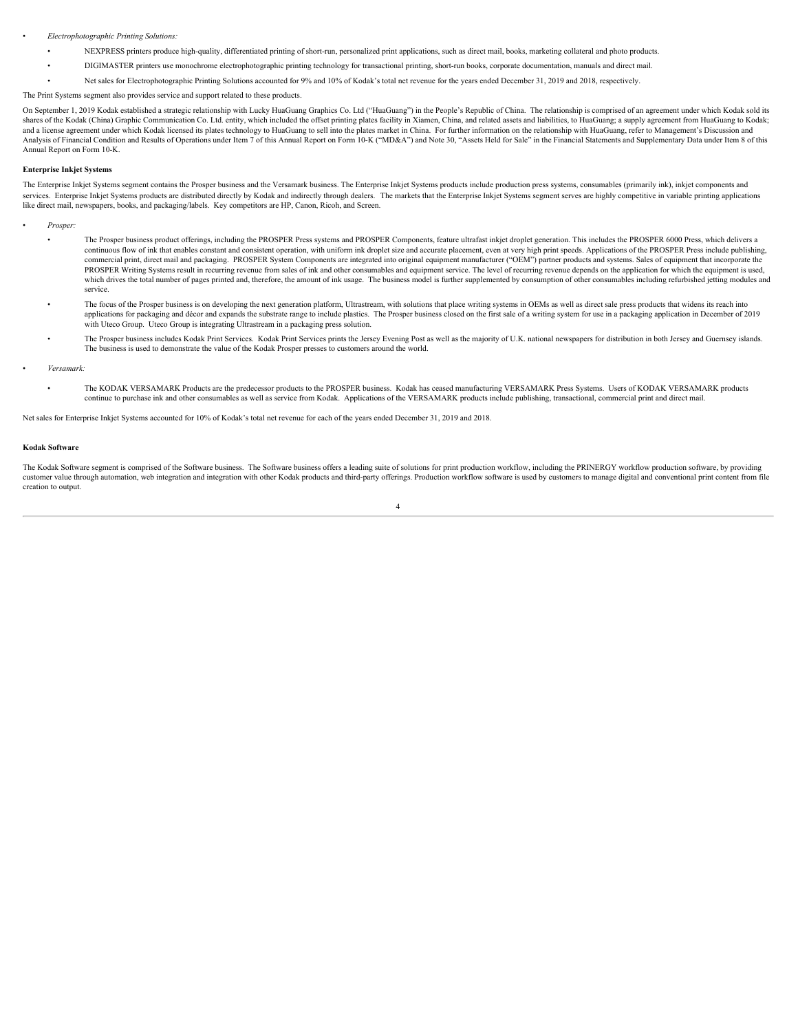- *Electrophotographic Printing Solutions:*
  - NEXPRESS printers produce high-quality, differentiated printing of short-run, personalized print applications, such as direct mail, books, marketing collateral and photo products.
  - DIGIMASTER printers use monochrome electrophotographic printing technology for transactional printing, short-run books, corporate documentation, manuals and direct mail.
  - Net sales for Electrophotographic Printing Solutions accounted for 9% and 10% of Kodak's total net revenue for the years ended December 31, 2019 and 2018, respectively.

The Print Systems segment also provides service and support related to these products.

On September 1, 2019 Kodak established a strategic relationship with Lucky HuaGuang Graphics Co. Ltd ("HuaGuang") in the People's Republic of China. The relationship is comprised of an agreement under which Kodak sold its shares of the Kodak (China) Graphic Communication Co. Ltd. entity, which included the offset printing plates facility in Xiamen, China, and related assets and liabilities, to HuaGuang; a supply agreement from HuaGuang to Kodak; and a license agreement under which Kodak licensed its plates technology to HuaGuang to sell into the plates market in China. For further information on the relationship with HuaGuang, refer to Management's Discussion and Analysis of Financial Condition and Results of Operations under Item 7 of this Annual Report on Form 10-K ("MD&A") and Note 30, "Assets Held for Sale" in the Financial Statements and Supplementary Data under Item 8 of this Annual Report on Form 10-K.

**Enterprise Inkjet Systems**

The Enterprise Inkjet Systems segment contains the Prosper business and the Versamark business. The Enterprise Inkjet Systems products include production press systems, consumables (primarily ink), inkjet components and services. Enterprise Inkjet Systems products are distributed directly by Kodak and indirectly through dealers. The markets that the Enterprise Inkjet Systems segment serves are highly competitive in variable printing applications like direct mail, newspapers, books, and packaging/labels. Key competitors are HP, Canon, Ricoh, and Screen.

- *Prosper:*
  - The Prosper business product offerings, including the PROSPER Press systems and PROSPER Components, feature ultrafast inkjet droplet generation. This includes the PROSPER 6000 Press, which delivers a continuous flow of ink that enables constant and consistent operation, with uniform ink droplet size and accurate placement, even at very high print speeds. Applications of the PROSPER Press include publishing, commercial print, direct mail and packaging. PROSPER System Components are integrated into original equipment manufacturer ("OEM") partner products and systems. Sales of equipment that incorporate the PROSPER Writing Systems result in recurring revenue from sales of ink and other consumables and equipment service. The level of recurring revenue depends on the application for which the equipment is used, which drives the total number of pages printed and, therefore, the amount of ink usage. The business model is further supplemented by consumption of other consumables including refurbished jetting modules and service.
  - The focus of the Prosper business is on developing the next generation platform, Ultrastream, with solutions that place writing systems in OEMs as well as direct sale press products that widens its reach into applications for packaging and décor and expands the substrate range to include plastics. The Prosper business closed on the first sale of a writing system for use in a packaging application in December of 2019 with Uteco Group. Uteco Group is integrating Ultrastream in a packaging press solution.
  - The Prosper business includes Kodak Print Services. Kodak Print Services prints the Jersey Evening Post as well as the majority of U.K. national newspapers for distribution in both Jersey and Guernsey islands. The business is used to demonstrate the value of the Kodak Prosper presses to customers around the world.
- *Versamark:*
  - The KODAK VERSAMARK Products are the predecessor products to the PROSPER business. Kodak has ceased manufacturing VERSAMARK Press Systems. Users of KODAK VERSAMARK products continue to purchase ink and other consumables as well as service from Kodak. Applications of the VERSAMARK products include publishing, transactional, commercial print and direct mail.

Net sales for Enterprise Inkjet Systems accounted for 10% of Kodak's total net revenue for each of the years ended December 31, 2019 and 2018.

**Kodak Software**

The Kodak Software segment is comprised of the Software business. The Software business offers a leading suite of solutions for print production workflow, including the PRINERGY workflow production software, by providing customer value through automation, web integration and integration with other Kodak products and third-party offerings. Production workflow software is used by customers to manage digital and conventional print content from file creation to output.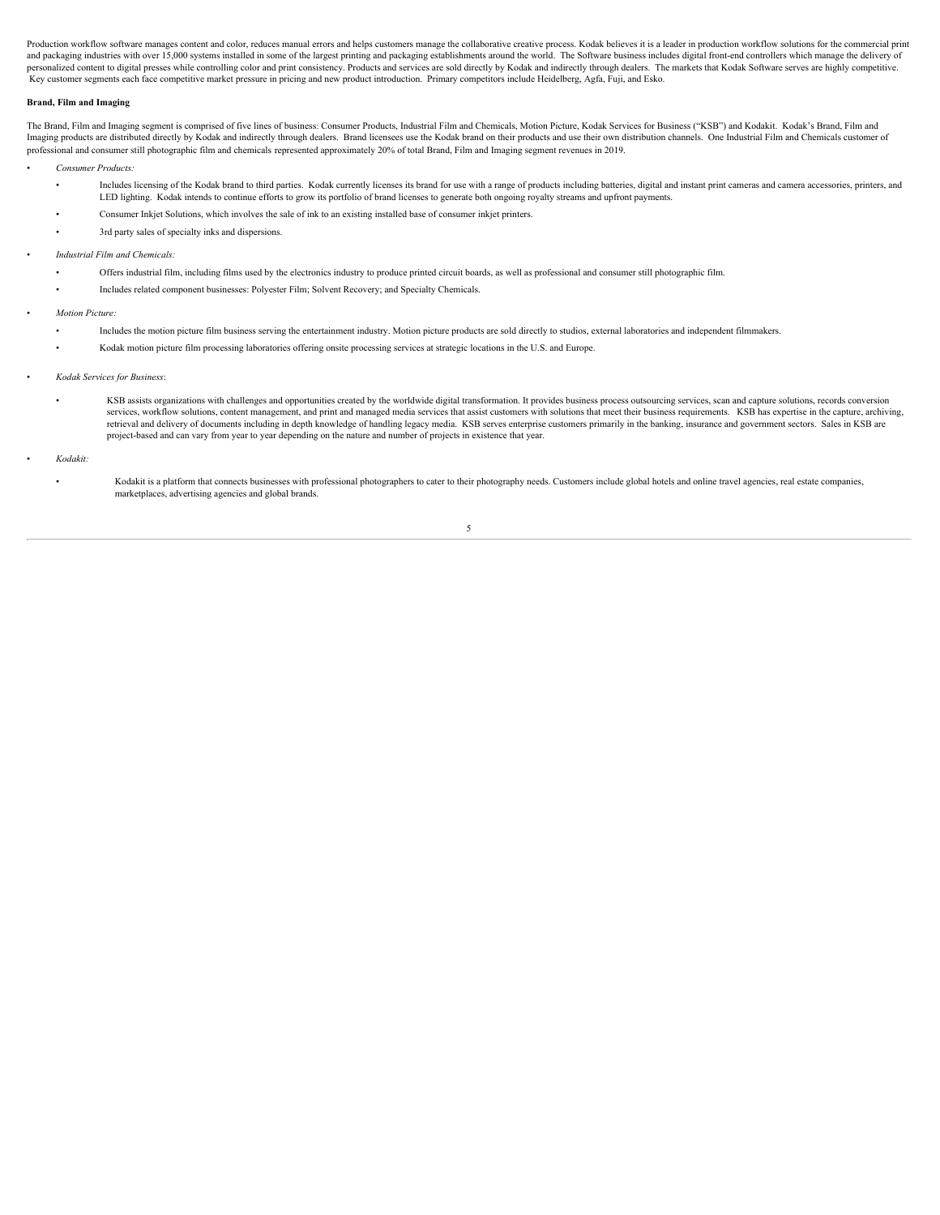Production workflow software manages content and color, reduces manual errors and helps customers manage the collaborative creative process. Kodak believes it is a leader in production workflow solutions for the commercial print and packaging industries with over 15,000 systems installed in some of the largest printing and packaging establishments around the world. The Software business includes digital front-end controllers which manage the delivery of personalized content to digital presses while controlling color and print consistency. Products and services are sold directly by Kodak and indirectly through dealers. The markets that Kodak Software serves are highly competitive. Key customer segments each face competitive market pressure in pricing and new product introduction. Primary competitors include Heidelberg, Agfa, Fuji, and Esko.

**Brand, Film and Imaging**

The Brand, Film and Imaging segment is comprised of five lines of business: Consumer Products, Industrial Film and Chemicals, Motion Picture, Kodak Services for Business ("KSB") and Kodakit. Kodak's Brand, Film and Imaging products are distributed directly by Kodak and indirectly through dealers. Brand licensees use the Kodak brand on their products and use their own distribution channels. One Industrial Film and Chemicals customer of professional and consumer still photographic film and chemicals represented approximately 20% of total Brand, Film and Imaging segment revenues in 2019.

- *Consumer Products:*
  - Includes licensing of the Kodak brand to third parties. Kodak currently licenses its brand for use with a range of products including batteries, digital and instant print cameras and camera accessories, printers, and LED lighting. Kodak intends to continue efforts to grow its portfolio of brand licenses to generate both ongoing royalty streams and upfront payments.
  - Consumer Inkjet Solutions, which involves the sale of ink to an existing installed base of consumer inkjet printers.
  - 3rd party sales of specialty inks and dispersions.
- *Industrial Film and Chemicals:*
  - Offers industrial film, including films used by the electronics industry to produce printed circuit boards, as well as professional and consumer still photographic film.
  - Includes related component businesses: Polyester Film; Solvent Recovery; and Specialty Chemicals.
- *Motion Picture:*
  - Includes the motion picture film business serving the entertainment industry. Motion picture products are sold directly to studios, external laboratories and independent filmmakers.
  - Kodak motion picture film processing laboratories offering onsite processing services at strategic locations in the U.S. and Europe.
- *Kodak Services for Business*:
  - KSB assists organizations with challenges and opportunities created by the worldwide digital transformation. It provides business process outsourcing services, scan and capture solutions, records conversion services, workflow solutions, content management, and print and managed media services that assist customers with solutions that meet their business requirements. KSB has expertise in the capture, archiving, retrieval and delivery of documents including in depth knowledge of handling legacy media. KSB serves enterprise customers primarily in the banking, insurance and government sectors. Sales in KSB are project-based and can vary from year to year depending on the nature and number of projects in existence that year.
- *Kodakit:*
  - Kodakit is a platform that connects businesses with professional photographers to cater to their photography needs. Customers include global hotels and online travel agencies, real estate companies, marketplaces, advertising agencies and global brands.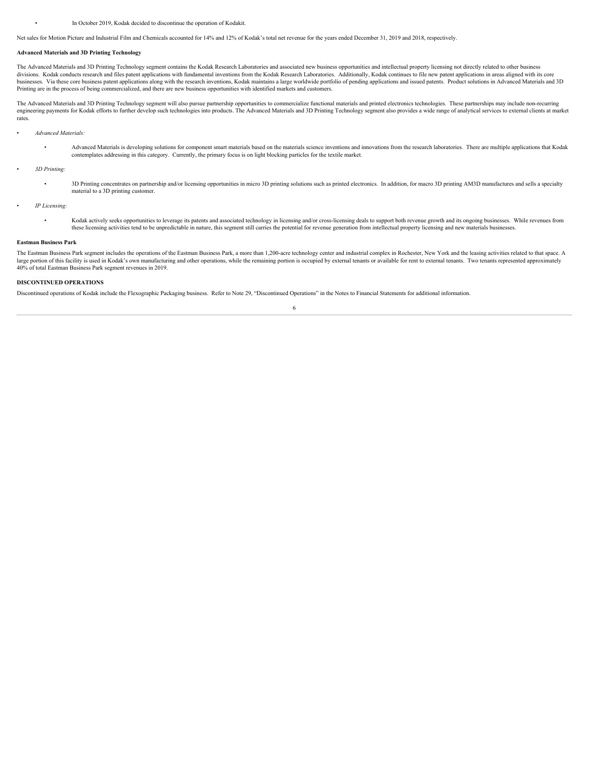- In October 2019, Kodak decided to discontinue the operation of Kodakit.

Net sales for Motion Picture and Industrial Film and Chemicals accounted for 14% and 12% of Kodak's total net revenue for the years ended December 31, 2019 and 2018, respectively.

**Advanced Materials and 3D Printing Technology**

The Advanced Materials and 3D Printing Technology segment contains the Kodak Research Laboratories and associated new business opportunities and intellectual property licensing not directly related to other business divisions. Kodak conducts research and files patent applications with fundamental inventions from the Kodak Research Laboratories. Additionally, Kodak continues to file new patent applications in areas aligned with its core businesses. Via these core business patent applications along with the research inventions, Kodak maintains a large worldwide portfolio of pending applications and issued patents. Product solutions in Advanced Materials and 3D Printing are in the process of being commercialized, and there are new business opportunities with identified markets and customers.

The Advanced Materials and 3D Printing Technology segment will also pursue partnership opportunities to commercialize functional materials and printed electronics technologies. These partnerships may include non-recurring engineering payments for Kodak efforts to further develop such technologies into products. The Advanced Materials and 3D Printing Technology segment also provides a wide range of analytical services to external clients at market rates.

- *Advanced Materials:*
  - Advanced Materials is developing solutions for component smart materials based on the materials science inventions and innovations from the research laboratories. There are multiple applications that Kodak contemplates addressing in this category. Currently, the primary focus is on light blocking particles for the textile market.
- *3D Printing:*
  - 3D Printing concentrates on partnership and/or licensing opportunities in micro 3D printing solutions such as printed electronics. In addition, for macro 3D printing AM3D manufactures and sells a specialty material to a 3D printing customer.
- *IP Licensing:*
  - Kodak actively seeks opportunities to leverage its patents and associated technology in licensing and/or cross-licensing deals to support both revenue growth and its ongoing businesses. While revenues from these licensing activities tend to be unpredictable in nature, this segment still carries the potential for revenue generation from intellectual property licensing and new materials businesses.

**Eastman Business Park**

The Eastman Business Park segment includes the operations of the Eastman Business Park, a more than 1,200-acre technology center and industrial complex in Rochester, New York and the leasing activities related to that space. A large portion of this facility is used in Kodak's own manufacturing and other operations, while the remaining portion is occupied by external tenants or available for rent to external tenants. Two tenants represented approximately 40% of total Eastman Business Park segment revenues in 2019.

**DISCONTINUED OPERATIONS**

Discontinued operations of Kodak include the Flexographic Packaging business. Refer to Note 29, "Discontinued Operations" in the Notes to Financial Statements for additional information.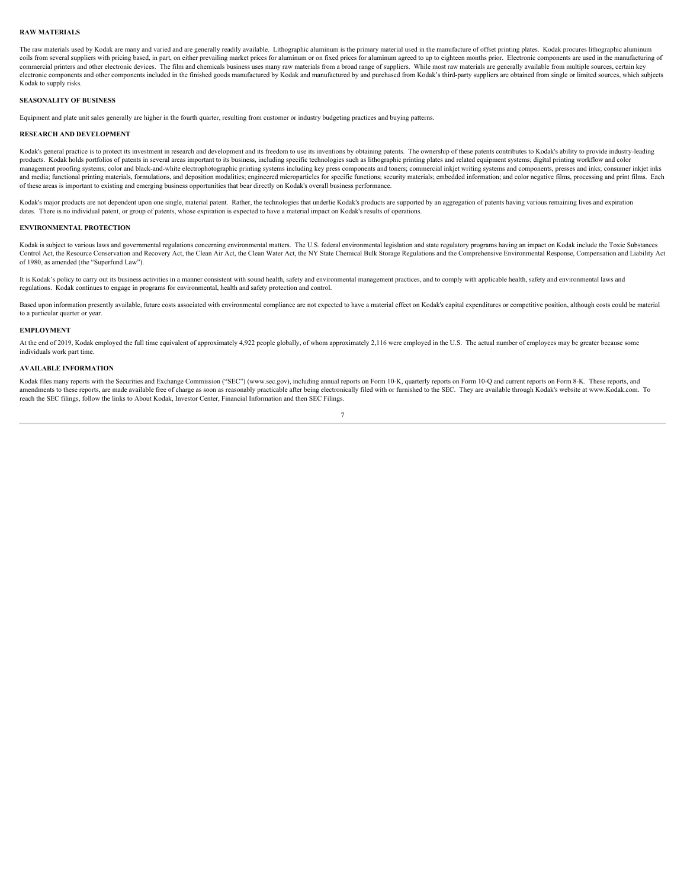## RAW MATERIALS

The raw materials used by Kodak are many and varied and are generally readily available. Lithographic aluminum is the primary material used in the manufacture of offset printing plates. Kodak procures lithographic aluminum coils from several suppliers with pricing based, in part, on either prevailing market prices for aluminum or on fixed prices for aluminum agreed to up to eighteen months prior. Electronic components are used in the manufacturing of commercial printers and other electronic devices. The film and chemicals business uses many raw materials from a broad range of suppliers. While most raw materials are generally available from multiple sources, certain key electronic components and other components included in the finished goods manufactured by Kodak and manufactured by and purchased from Kodak's third-party suppliers are obtained from single or limited sources, which subjects Kodak to supply risks.

## SEASONALITY OF BUSINESS

Equipment and plate unit sales generally are higher in the fourth quarter, resulting from customer or industry budgeting practices and buying patterns.

## RESEARCH AND DEVELOPMENT

Kodak's general practice is to protect its investment in research and development and its freedom to use its inventions by obtaining patents. The ownership of these patents contributes to Kodak's ability to provide industry-leading products. Kodak holds portfolios of patents in several areas important to its business, including specific technologies such as lithographic printing plates and related equipment systems; digital printing workflow and color management proofing systems; color and black-and-white electrophotographic printing systems including key press components and toners; commercial inkjet writing systems and components, presses and inks; consumer inkjet inks and media; functional printing materials, formulations, and deposition modalities; engineered microparticles for specific functions; security materials; embedded information; and color negative films, processing and print films. Each of these areas is important to existing and emerging business opportunities that bear directly on Kodak's overall business performance.

Kodak's major products are not dependent upon one single, material patent. Rather, the technologies that underlie Kodak's products are supported by an aggregation of patents having various remaining lives and expiration dates. There is no individual patent, or group of patents, whose expiration is expected to have a material impact on Kodak's results of operations.

## ENVIRONMENTAL PROTECTION

Kodak is subject to various laws and governmental regulations concerning environmental matters. The U.S. federal environmental legislation and state regulatory programs having an impact on Kodak include the Toxic Substances Control Act, the Resource Conservation and Recovery Act, the Clean Air Act, the Clean Water Act, the NY State Chemical Bulk Storage Regulations and the Comprehensive Environmental Response, Compensation and Liability Act of 1980, as amended (the "Superfund Law").

It is Kodak's policy to carry out its business activities in a manner consistent with sound health, safety and environmental management practices, and to comply with applicable health, safety and environmental laws and regulations. Kodak continues to engage in programs for environmental, health and safety protection and control.

Based upon information presently available, future costs associated with environmental compliance are not expected to have a material effect on Kodak's capital expenditures or competitive position, although costs could be material to a particular quarter or year.

## EMPLOYMENT

At the end of 2019, Kodak employed the full time equivalent of approximately 4,922 people globally, of whom approximately 2,116 were employed in the U.S. The actual number of employees may be greater because some individuals work part time.

## AVAILABLE INFORMATION

Kodak files many reports with the Securities and Exchange Commission ("SEC") (www.sec.gov), including annual reports on Form 10-K, quarterly reports on Form 10-Q and current reports on Form 8-K. These reports, and amendments to these reports, are made available free of charge as soon as reasonably practicable after being electronically filed with or furnished to the SEC. They are available through Kodak's website at www.Kodak.com. To reach the SEC filings, follow the links to About Kodak, Investor Center, Financial Information and then SEC Filings.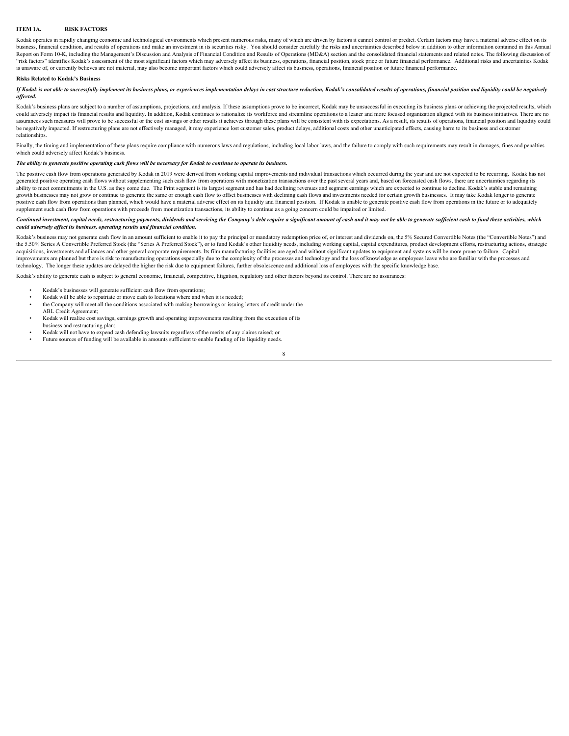## ITEM 1A. RISK FACTORS

Kodak operates in rapidly changing economic and technological environments which present numerous risks, many of which are driven by factors it cannot control or predict. Certain factors may have a material adverse effect on its business, financial condition, and results of operations and make an investment in its securities risky. You should consider carefully the risks and uncertainties described below in addition to other information contained in this Annual Report on Form 10-K, including the Management's Discussion and Analysis of Financial Condition and Results of Operations (MD&A) section and the consolidated financial statements and related notes. The following discussion of "risk factors" identifies Kodak's assessment of the most significant factors which may adversely affect its business, operations, financial position, stock price or future financial performance. Additional risks and uncertainties Kodak is unaware of, or currently believes are not material, may also become important factors which could adversely affect its business, operations, financial position or future financial performance.

**Risks Related to Kodak's Business**

***If Kodak is not able to successfully implement its business plans, or experiences implementation delays in cost structure reduction, Kodak's consolidated results of operations, financial position and liquidity could be negatively affected.***

Kodak's business plans are subject to a number of assumptions, projections, and analysis. If these assumptions prove to be incorrect, Kodak may be unsuccessful in executing its business plans or achieving the projected results, which could adversely impact its financial results and liquidity. In addition, Kodak continues to rationalize its workforce and streamline operations to a leaner and more focused organization aligned with its business initiatives. There are no assurances such measures will prove to be successful or the cost savings or other results it achieves through these plans will be consistent with its expectations. As a result, its results of operations, financial position and liquidity could be negatively impacted. If restructuring plans are not effectively managed, it may experience lost customer sales, product delays, additional costs and other unanticipated effects, causing harm to its business and customer relationships.

Finally, the timing and implementation of these plans require compliance with numerous laws and regulations, including local labor laws, and the failure to comply with such requirements may result in damages, fines and penalties which could adversely affect Kodak's business.

***The ability to generate positive operating cash flows will be necessary for Kodak to continue to operate its business.***

The positive cash flow from operations generated by Kodak in 2019 were derived from working capital improvements and individual transactions which occurred during the year and are not expected to be recurring. Kodak has not generated positive operating cash flows without supplementing such cash flow from operations with monetization transactions over the past several years and, based on forecasted cash flows, there are uncertainties regarding its ability to meet commitments in the U.S. as they come due. The Print segment is its largest segment and has had declining revenues and segment earnings which are expected to continue to decline. Kodak's stable and remaining growth businesses may not grow or continue to generate the same or enough cash flow to offset businesses with declining cash flows and investments needed for certain growth businesses. It may take Kodak longer to generate positive cash flow from operations than planned, which would have a material adverse effect on its liquidity and financial position. If Kodak is unable to generate positive cash flow from operations in the future or to adequately supplement such cash flow from operations with proceeds from monetization transactions, its ability to continue as a going concern could be impaired or limited.

***Continued investment, capital needs, restructuring payments, dividends and servicing the Company's debt require a significant amount of cash and it may not be able to generate sufficient cash to fund these activities, which could adversely affect its business, operating results and financial condition.***

Kodak's business may not generate cash flow in an amount sufficient to enable it to pay the principal or mandatory redemption price of, or interest and dividends on, the 5% Secured Convertible Notes (the "Convertible Notes") and the 5.50% Series A Convertible Preferred Stock (the "Series A Preferred Stock"), or to fund Kodak's other liquidity needs, including working capital, capital expenditures, product development efforts, restructuring actions, strategic acquisitions, investments and alliances and other general corporate requirements. Its film manufacturing facilities are aged and without significant updates to equipment and systems will be more prone to failure. Capital improvements are planned but there is risk to manufacturing operations especially due to the complexity of the processes and technology and the loss of knowledge as employees leave who are familiar with the processes and technology. The longer these updates are delayed the higher the risk due to equipment failures, further obsolescence and additional loss of employees with the specific knowledge base.

Kodak's ability to generate cash is subject to general economic, financial, competitive, litigation, regulatory and other factors beyond its control. There are no assurances:

- Kodak's businesses will generate sufficient cash flow from operations;
- Kodak will be able to repatriate or move cash to locations where and when it is needed;
- the Company will meet all the conditions associated with making borrowings or issuing letters of credit under the ABL Credit Agreement;
- Kodak will realize cost savings, earnings growth and operating improvements resulting from the execution of its business and restructuring plan;
- Kodak will not have to expend cash defending lawsuits regardless of the merits of any claims raised; or
- Future sources of funding will be available in amounts sufficient to enable funding of its liquidity needs.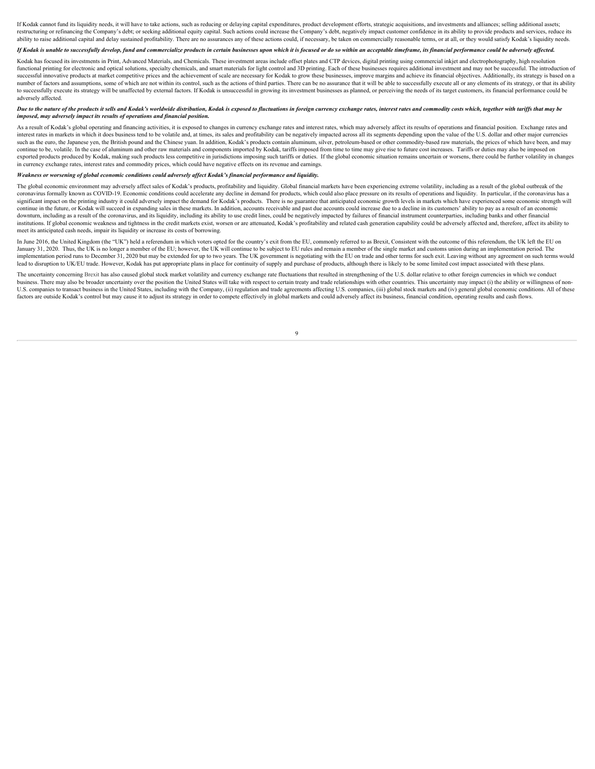If Kodak cannot fund its liquidity needs, it will have to take actions, such as reducing or delaying capital expenditures, product development efforts, strategic acquisitions, and investments and alliances; selling additional assets; restructuring or refinancing the Company's debt; or seeking additional equity capital. Such actions could increase the Company's debt, negatively impact customer confidence in its ability to provide products and services, reduce its ability to raise additional capital and delay sustained profitability. There are no assurances any of these actions could, if necessary, be taken on commercially reasonable terms, or at all, or they would satisfy Kodak's liquidity needs.

***If Kodak is unable to successfully develop, fund and commercialize products in certain businesses upon which it is focused or do so within an acceptable timeframe, its financial performance could be adversely affected.***

Kodak has focused its investments in Print, Advanced Materials, and Chemicals. These investment areas include offset plates and CTP devices, digital printing using commercial inkjet and electrophotography, high resolution functional printing for electronic and optical solutions, specialty chemicals, and smart materials for light control and 3D printing. Each of these businesses requires additional investment and may not be successful. The introduction of successful innovative products at market competitive prices and the achievement of scale are necessary for Kodak to grow these businesses, improve margins and achieve its financial objectives. Additionally, its strategy is based on a number of factors and assumptions, some of which are not within its control, such as the actions of third parties. There can be no assurance that it will be able to successfully execute all or any elements of its strategy, or that its ability to successfully execute its strategy will be unaffected by external factors. If Kodak is unsuccessful in growing its investment businesses as planned, or perceiving the needs of its target customers, its financial performance could be adversely affected.

***Due to the nature of the products it sells and Kodak's worldwide distribution, Kodak is exposed to fluctuations in foreign currency exchange rates, interest rates and commodity costs which, together with tariffs that may be imposed, may adversely impact its results of operations and financial position.***

As a result of Kodak's global operating and financing activities, it is exposed to changes in currency exchange rates and interest rates, which may adversely affect its results of operations and financial position. Exchange rates and interest rates in markets in which it does business tend to be volatile and, at times, its sales and profitability can be negatively impacted across all its segments depending upon the value of the U.S. dollar and other major currencies such as the euro, the Japanese yen, the British pound and the Chinese yuan. In addition, Kodak's products contain aluminum, silver, petroleum-based or other commodity-based raw materials, the prices of which have been, and may continue to be, volatile. In the case of aluminum and other raw materials and components imported by Kodak, tariffs imposed from time to time may give rise to future cost increases. Tariffs or duties may also be imposed on exported products produced by Kodak, making such products less competitive in jurisdictions imposing such tariffs or duties. If the global economic situation remains uncertain or worsens, there could be further volatility in changes in currency exchange rates, interest rates and commodity prices, which could have negative effects on its revenue and earnings.

***Weakness or worsening of global economic conditions could adversely affect Kodak's financial performance and liquidity.***

The global economic environment may adversely affect sales of Kodak's products, profitability and liquidity. Global financial markets have been experiencing extreme volatility, including as a result of the global outbreak of the coronavirus formally known as COVID-19. Economic conditions could accelerate any decline in demand for products, which could also place pressure on its results of operations and liquidity. In particular, if the coronavirus has a significant impact on the printing industry it could adversely impact the demand for Kodak's products. There is no guarantee that anticipated economic growth levels in markets which have experienced some economic strength will continue in the future, or Kodak will succeed in expanding sales in these markets. In addition, accounts receivable and past due accounts could increase due to a decline in its customers' ability to pay as a result of an economic downturn, including as a result of the coronavirus, and its liquidity, including its ability to use credit lines, could be negatively impacted by failures of financial instrument counterparties, including banks and other financial institutions. If global economic weakness and tightness in the credit markets exist, worsen or are attenuated, Kodak's profitability and related cash generation capability could be adversely affected and, therefore, affect its ability to meet its anticipated cash needs, impair its liquidity or increase its costs of borrowing.

In June 2016, the United Kingdom (the "UK") held a referendum in which voters opted for the country's exit from the EU, commonly referred to as Brexit, Consistent with the outcome of this referendum, the UK left the EU on January 31, 2020. Thus, the UK is no longer a member of the EU; however, the UK will continue to be subject to EU rules and remain a member of the single market and customs union during an implementation period. The implementation period runs to December 31, 2020 but may be extended for up to two years. The UK government is negotiating with the EU on trade and other terms for such exit. Leaving without any agreement on such terms would lead to disruption to UK/EU trade. However, Kodak has put appropriate plans in place for continuity of supply and purchase of products, although there is likely to be some limited cost impact associated with these plans.

The uncertainty concerning Brexit has also caused global stock market volatility and currency exchange rate fluctuations that resulted in strengthening of the U.S. dollar relative to other foreign currencies in which we conduct business. There may also be broader uncertainty over the position the United States will take with respect to certain treaty and trade relationships with other countries. This uncertainty may impact (i) the ability or willingness of non-U.S. companies to transact business in the United States, including with the Company, (ii) regulation and trade agreements affecting U.S. companies, (iii) global stock markets and (iv) general global economic conditions. All of these factors are outside Kodak's control but may cause it to adjust its strategy in order to compete effectively in global markets and could adversely affect its business, financial condition, operating results and cash flows.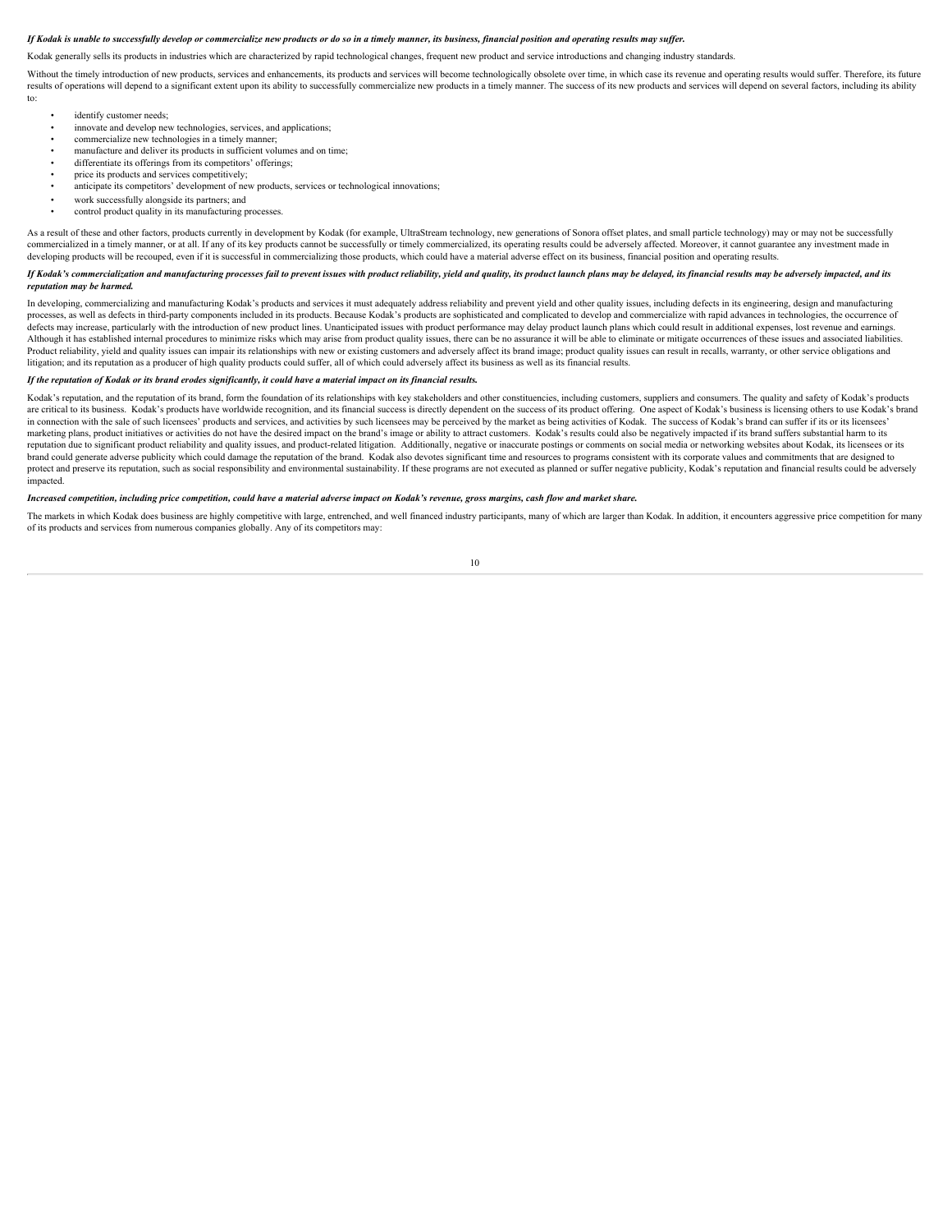***If Kodak is unable to successfully develop or commercialize new products or do so in a timely manner, its business, financial position and operating results may suffer.***

Kodak generally sells its products in industries which are characterized by rapid technological changes, frequent new product and service introductions and changing industry standards.

Without the timely introduction of new products, services and enhancements, its products and services will become technologically obsolete over time, in which case its revenue and operating results would suffer. Therefore, its future results of operations will depend to a significant extent upon its ability to successfully commercialize new products in a timely manner. The success of its new products and services will depend on several factors, including its ability to:

- identify customer needs;
- innovate and develop new technologies, services, and applications;
- commercialize new technologies in a timely manner;
- manufacture and deliver its products in sufficient volumes and on time;
- differentiate its offerings from its competitors' offerings;
- price its products and services competitively;
- anticipate its competitors' development of new products, services or technological innovations;
- work successfully alongside its partners; and
- control product quality in its manufacturing processes.

As a result of these and other factors, products currently in development by Kodak (for example, UltraStream technology, new generations of Sonora offset plates, and small particle technology) may or may not be successfully commercialized in a timely manner, or at all. If any of its key products cannot be successfully or timely commercialized, its operating results could be adversely affected. Moreover, it cannot guarantee any investment made in developing products will be recouped, even if it is successful in commercializing those products, which could have a material adverse effect on its business, financial position and operating results.

***If Kodak's commercialization and manufacturing processes fail to prevent issues with product reliability, yield and quality, its product launch plans may be delayed, its financial results may be adversely impacted, and its reputation may be harmed.***

In developing, commercializing and manufacturing Kodak's products and services it must adequately address reliability and prevent yield and other quality issues, including defects in its engineering, design and manufacturing processes, as well as defects in third-party components included in its products. Because Kodak's products are sophisticated and complicated to develop and commercialize with rapid advances in technologies, the occurrence of defects may increase, particularly with the introduction of new product lines. Unanticipated issues with product performance may delay product launch plans which could result in additional expenses, lost revenue and earnings. Although it has established internal procedures to minimize risks which may arise from product quality issues, there can be no assurance it will be able to eliminate or mitigate occurrences of these issues and associated liabilities. Product reliability, yield and quality issues can impair its relationships with new or existing customers and adversely affect its brand image; product quality issues can result in recalls, warranty, or other service obligations and litigation; and its reputation as a producer of high quality products could suffer, all of which could adversely affect its business as well as its financial results.

***If the reputation of Kodak or its brand erodes significantly, it could have a material impact on its financial results.***

Kodak's reputation, and the reputation of its brand, form the foundation of its relationships with key stakeholders and other constituencies, including customers, suppliers and consumers. The quality and safety of Kodak's products are critical to its business. Kodak's products have worldwide recognition, and its financial success is directly dependent on the success of its product offering. One aspect of Kodak's business is licensing others to use Kodak's brand in connection with the sale of such licensees' products and services, and activities by such licensees may be perceived by the market as being activities of Kodak. The success of Kodak's brand can suffer if its or its licensees' marketing plans, product initiatives or activities do not have the desired impact on the brand's image or ability to attract customers. Kodak's results could also be negatively impacted if its brand suffers substantial harm to its reputation due to significant product reliability and quality issues, and product-related litigation. Additionally, negative or inaccurate postings or comments on social media or networking websites about Kodak, its licensees or its brand could generate adverse publicity which could damage the reputation of the brand. Kodak also devotes significant time and resources to programs consistent with its corporate values and commitments that are designed to protect and preserve its reputation, such as social responsibility and environmental sustainability. If these programs are not executed as planned or suffer negative publicity, Kodak's reputation and financial results could be adversely impacted.

***Increased competition, including price competition, could have a material adverse impact on Kodak's revenue, gross margins, cash flow and market share.***

The markets in which Kodak does business are highly competitive with large, entrenched, and well financed industry participants, many of which are larger than Kodak. In addition, it encounters aggressive price competition for many of its products and services from numerous companies globally. Any of its competitors may: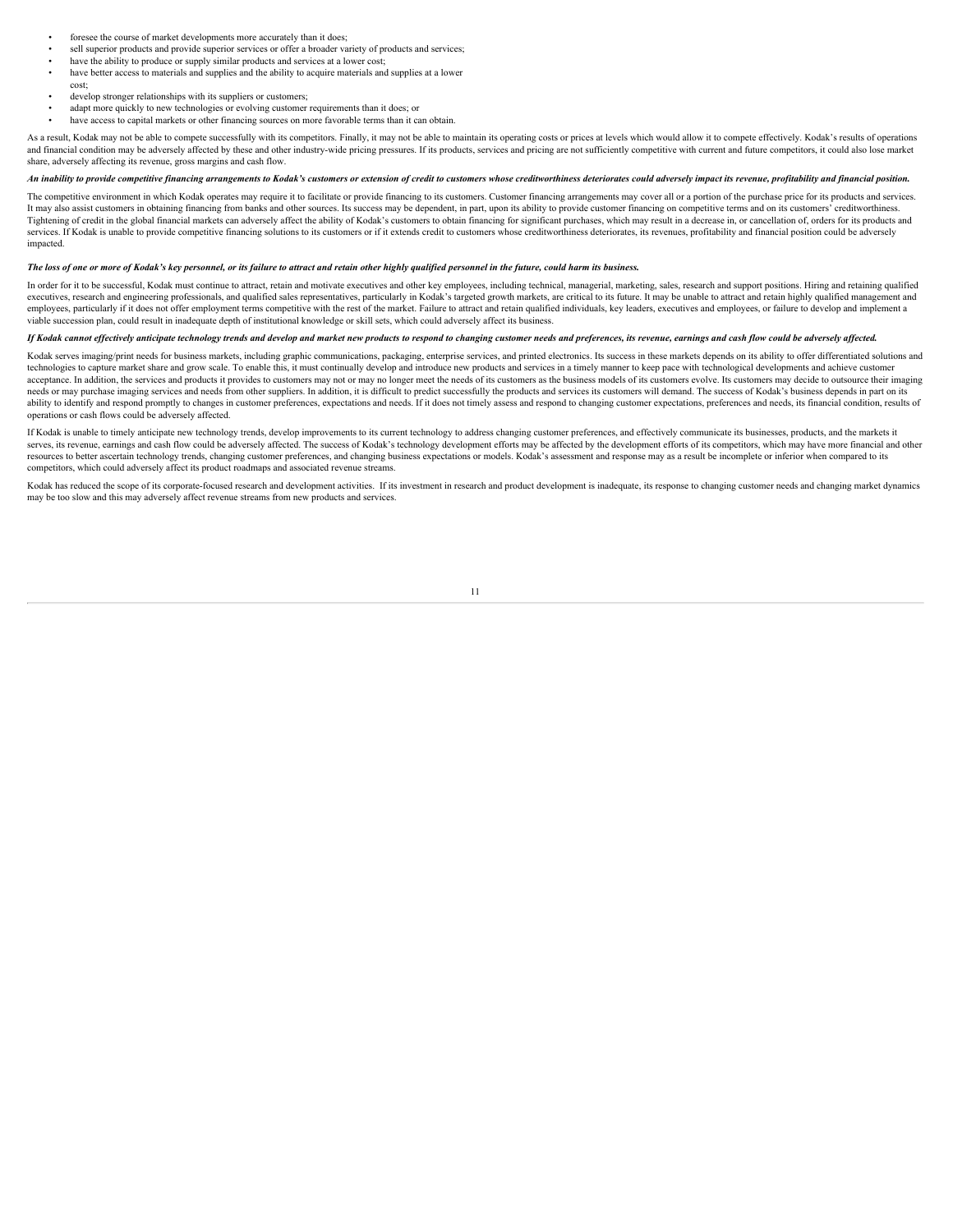- foresee the course of market developments more accurately than it does;
- sell superior products and provide superior services or offer a broader variety of products and services;
- have the ability to produce or supply similar products and services at a lower cost;
- have better access to materials and supplies and the ability to acquire materials and supplies at a lower cost;
- develop stronger relationships with its suppliers or customers;
- adapt more quickly to new technologies or evolving customer requirements than it does; or
- have access to capital markets or other financing sources on more favorable terms than it can obtain.

As a result, Kodak may not be able to compete successfully with its competitors. Finally, it may not be able to maintain its operating costs or prices at levels which would allow it to compete effectively. Kodak's results of operations and financial condition may be adversely affected by these and other industry-wide pricing pressures. If its products, services and pricing are not sufficiently competitive with current and future competitors, it could also lose market share, adversely affecting its revenue, gross margins and cash flow.

***An inability to provide competitive financing arrangements to Kodak's customers or extension of credit to customers whose creditworthiness deteriorates could adversely impact its revenue, profitability and financial position.***

The competitive environment in which Kodak operates may require it to facilitate or provide financing to its customers. Customer financing arrangements may cover all or a portion of the purchase price for its products and services. It may also assist customers in obtaining financing from banks and other sources. Its success may be dependent, in part, upon its ability to provide customer financing on competitive terms and on its customers' creditworthiness. Tightening of credit in the global financial markets can adversely affect the ability of Kodak's customers to obtain financing for significant purchases, which may result in a decrease in, or cancellation of, orders for its products and services. If Kodak is unable to provide competitive financing solutions to its customers or if it extends credit to customers whose creditworthiness deteriorates, its revenues, profitability and financial position could be adversely impacted.

***The loss of one or more of Kodak's key personnel, or its failure to attract and retain other highly qualified personnel in the future, could harm its business.***

In order for it to be successful, Kodak must continue to attract, retain and motivate executives and other key employees, including technical, managerial, marketing, sales, research and support positions. Hiring and retaining qualified executives, research and engineering professionals, and qualified sales representatives, particularly in Kodak's targeted growth markets, are critical to its future. It may be unable to attract and retain highly qualified management and employees, particularly if it does not offer employment terms competitive with the rest of the market. Failure to attract and retain qualified individuals, key leaders, executives and employees, or failure to develop and implement a viable succession plan, could result in inadequate depth of institutional knowledge or skill sets, which could adversely affect its business.

***If Kodak cannot effectively anticipate technology trends and develop and market new products to respond to changing customer needs and preferences, its revenue, earnings and cash flow could be adversely affected.***

Kodak serves imaging/print needs for business markets, including graphic communications, packaging, enterprise services, and printed electronics. Its success in these markets depends on its ability to offer differentiated solutions and technologies to capture market share and grow scale. To enable this, it must continually develop and introduce new products and services in a timely manner to keep pace with technological developments and achieve customer acceptance. In addition, the services and products it provides to customers may not or may no longer meet the needs of its customers as the business models of its customers evolve. Its customers may decide to outsource their imaging needs or may purchase imaging services and needs from other suppliers. In addition, it is difficult to predict successfully the products and services its customers will demand. The success of Kodak's business depends in part on its ability to identify and respond promptly to changes in customer preferences, expectations and needs. If it does not timely assess and respond to changing customer expectations, preferences and needs, its financial condition, results of operations or cash flows could be adversely affected.

If Kodak is unable to timely anticipate new technology trends, develop improvements to its current technology to address changing customer preferences, and effectively communicate its businesses, products, and the markets it serves, its revenue, earnings and cash flow could be adversely affected. The success of Kodak's technology development efforts may be affected by the development efforts of its competitors, which may have more financial and other resources to better ascertain technology trends, changing customer preferences, and changing business expectations or models. Kodak's assessment and response may as a result be incomplete or inferior when compared to its competitors, which could adversely affect its product roadmaps and associated revenue streams.

Kodak has reduced the scope of its corporate-focused research and development activities. If its investment in research and product development is inadequate, its response to changing customer needs and changing market dynamics may be too slow and this may adversely affect revenue streams from new products and services.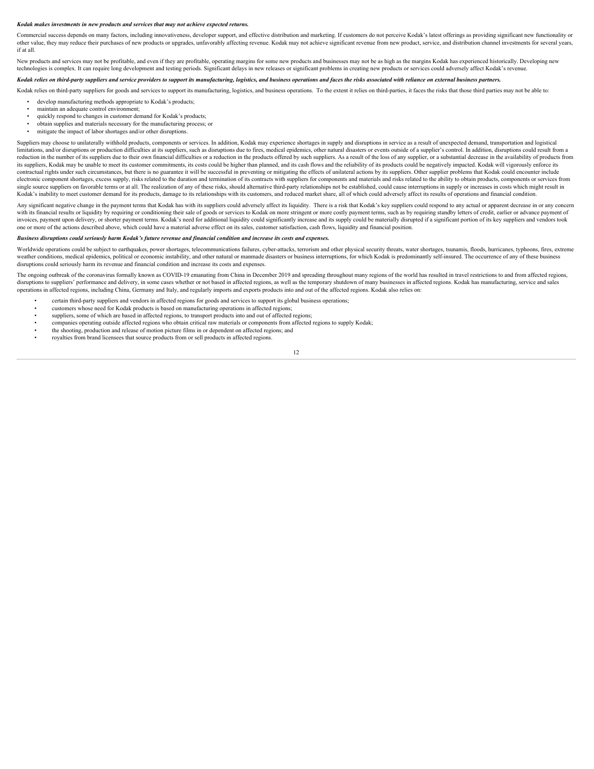***Kodak makes investments in new products and services that may not achieve expected returns.***

Commercial success depends on many factors, including innovativeness, developer support, and effective distribution and marketing. If customers do not perceive Kodak's latest offerings as providing significant new functionality or other value, they may reduce their purchases of new products or upgrades, unfavorably affecting revenue. Kodak may not achieve significant revenue from new product, service, and distribution channel investments for several years, if at all.

New products and services may not be profitable, and even if they are profitable, operating margins for some new products and businesses may not be as high as the margins Kodak has experienced historically. Developing new technologies is complex. It can require long development and testing periods. Significant delays in new releases or significant problems in creating new products or services could adversely affect Kodak's revenue.

***Kodak relies on third-party suppliers and service providers to support its manufacturing, logistics, and business operations and faces the risks associated with reliance on external business partners.***

Kodak relies on third-party suppliers for goods and services to support its manufacturing, logistics, and business operations. To the extent it relies on third-parties, it faces the risks that those third parties may not be able to:

- develop manufacturing methods appropriate to Kodak's products;
- maintain an adequate control environment;
- quickly respond to changes in customer demand for Kodak's products;
- obtain supplies and materials necessary for the manufacturing process; or
- mitigate the impact of labor shortages and/or other disruptions.

Suppliers may choose to unilaterally withhold products, components or services. In addition, Kodak may experience shortages in supply and disruptions in service as a result of unexpected demand, transportation and logistical limitations, and/or disruptions or production difficulties at its suppliers, such as disruptions due to fires, medical epidemics, other natural disasters or events outside of a supplier's control. In addition, disruptions could result from a reduction in the number of its suppliers due to their own financial difficulties or a reduction in the products offered by such suppliers. As a result of the loss of any supplier, or a substantial decrease in the availability of products from its suppliers, Kodak may be unable to meet its customer commitments, its costs could be higher than planned, and its cash flows and the reliability of its products could be negatively impacted. Kodak will vigorously enforce its contractual rights under such circumstances, but there is no guarantee it will be successful in preventing or mitigating the effects of unilateral actions by its suppliers. Other supplier problems that Kodak could encounter include electronic component shortages, excess supply, risks related to the duration and termination of its contracts with suppliers for components and materials and risks related to the ability to obtain products, components or services from single source suppliers on favorable terms or at all. The realization of any of these risks, should alternative third-party relationships not be established, could cause interruptions in supply or increases in costs which might result in Kodak's inability to meet customer demand for its products, damage to its relationships with its customers, and reduced market share, all of which could adversely affect its results of operations and financial condition.

Any significant negative change in the payment terms that Kodak has with its suppliers could adversely affect its liquidity. There is a risk that Kodak's key suppliers could respond to any actual or apparent decrease in or any concern with its financial results or liquidity by requiring or conditioning their sale of goods or services to Kodak on more stringent or more costly payment terms, such as by requiring standby letters of credit, earlier or advance payment of invoices, payment upon delivery, or shorter payment terms. Kodak's need for additional liquidity could significantly increase and its supply could be materially disrupted if a significant portion of its key suppliers and vendors took one or more of the actions described above, which could have a material adverse effect on its sales, customer satisfaction, cash flows, liquidity and financial position.

***Business disruptions could seriously harm Kodak's future revenue and financial condition and increase its costs and expenses.***

Worldwide operations could be subject to earthquakes, power shortages, telecommunications failures, cyber-attacks, terrorism and other physical security threats, water shortages, tsunamis, floods, hurricanes, typhoons, fires, extreme weather conditions, medical epidemics, political or economic instability, and other natural or manmade disasters or business interruptions, for which Kodak is predominantly self-insured. The occurrence of any of these business disruptions could seriously harm its revenue and financial condition and increase its costs and expenses.

The ongoing outbreak of the coronavirus formally known as COVID-19 emanating from China in December 2019 and spreading throughout many regions of the world has resulted in travel restrictions to and from affected regions, disruptions to suppliers' performance and delivery, in some cases whether or not based in affected regions, as well as the temporary shutdown of many businesses in affected regions. Kodak has manufacturing, service and sales operations in affected regions, including China, Germany and Italy, and regularly imports and exports products into and out of the affected regions. Kodak also relies on:

- certain third-party suppliers and vendors in affected regions for goods and services to support its global business operations;
- customers whose need for Kodak products is based on manufacturing operations in affected regions;
- suppliers, some of which are based in affected regions, to transport products into and out of affected regions;
- companies operating outside affected regions who obtain critical raw materials or components from affected regions to supply Kodak;
- the shooting, production and release of motion picture films in or dependent on affected regions; and
- royalties from brand licensees that source products from or sell products in affected regions.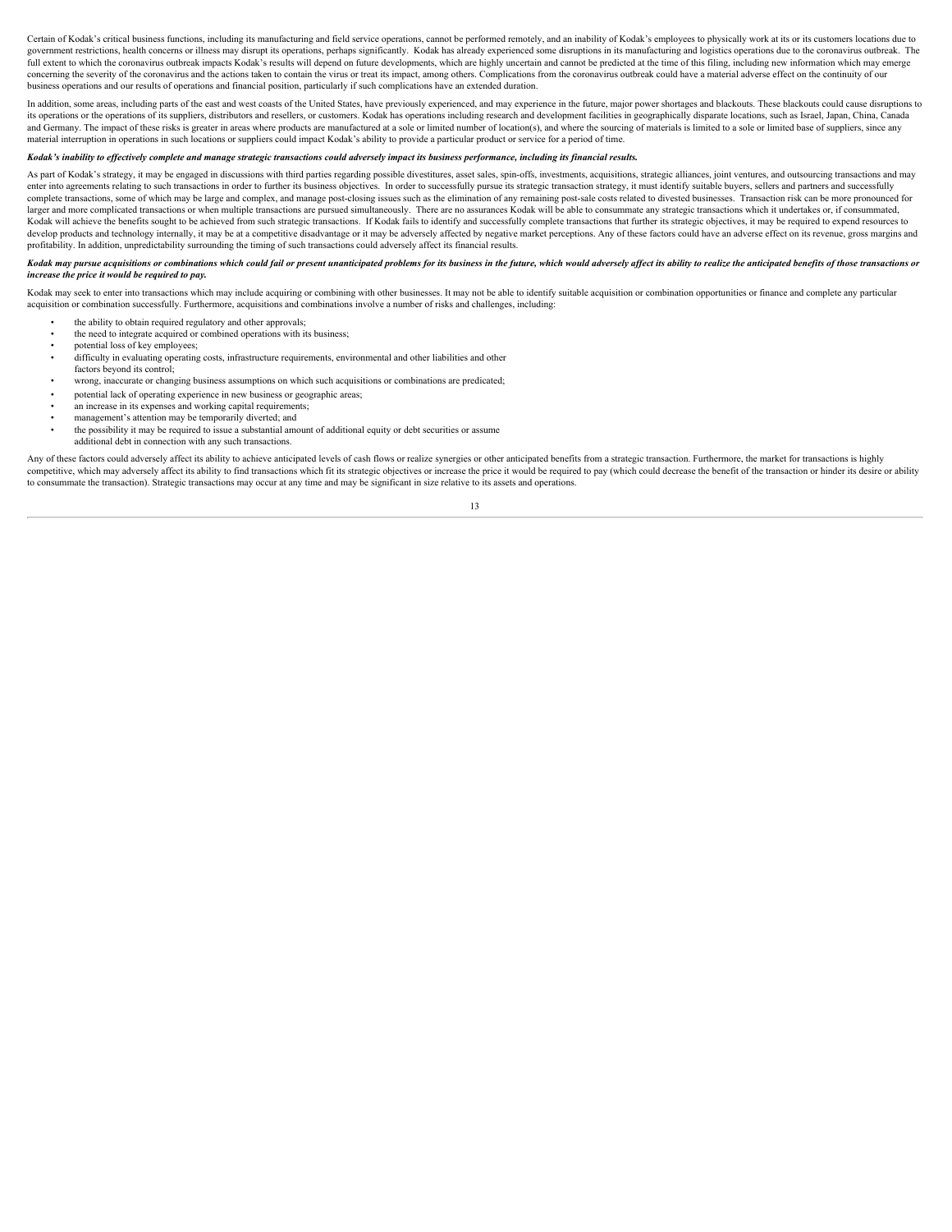Certain of Kodak's critical business functions, including its manufacturing and field service operations, cannot be performed remotely, and an inability of Kodak's employees to physically work at its or its customers locations due to government restrictions, health concerns or illness may disrupt its operations, perhaps significantly. Kodak has already experienced some disruptions in its manufacturing and logistics operations due to the coronavirus outbreak. The full extent to which the coronavirus outbreak impacts Kodak's results will depend on future developments, which are highly uncertain and cannot be predicted at the time of this filing, including new information which may emerge concerning the severity of the coronavirus and the actions taken to contain the virus or treat its impact, among others. Complications from the coronavirus outbreak could have a material adverse effect on the continuity of our business operations and our results of operations and financial position, particularly if such complications have an extended duration.

In addition, some areas, including parts of the east and west coasts of the United States, have previously experienced, and may experience in the future, major power shortages and blackouts. These blackouts could cause disruptions to its operations or the operations of its suppliers, distributors and resellers, or customers. Kodak has operations including research and development facilities in geographically disparate locations, such as Israel, Japan, China, Canada and Germany. The impact of these risks is greater in areas where products are manufactured at a sole or limited number of location(s), and where the sourcing of materials is limited to a sole or limited base of suppliers, since any material interruption in operations in such locations or suppliers could impact Kodak's ability to provide a particular product or service for a period of time.

***Kodak's inability to effectively complete and manage strategic transactions could adversely impact its business performance, including its financial results.***

As part of Kodak's strategy, it may be engaged in discussions with third parties regarding possible divestitures, asset sales, spin-offs, investments, acquisitions, strategic alliances, joint ventures, and outsourcing transactions and may enter into agreements relating to such transactions in order to further its business objectives. In order to successfully pursue its strategic transaction strategy, it must identify suitable buyers, sellers and partners and successfully complete transactions, some of which may be large and complex, and manage post-closing issues such as the elimination of any remaining post-sale costs related to divested businesses. Transaction risk can be more pronounced for larger and more complicated transactions or when multiple transactions are pursued simultaneously. There are no assurances Kodak will be able to consummate any strategic transactions which it undertakes or, if consummated, Kodak will achieve the benefits sought to be achieved from such strategic transactions. If Kodak fails to identify and successfully complete transactions that further its strategic objectives, it may be required to expend resources to develop products and technology internally, it may be at a competitive disadvantage or it may be adversely affected by negative market perceptions. Any of these factors could have an adverse effect on its revenue, gross margins and profitability. In addition, unpredictability surrounding the timing of such transactions could adversely affect its financial results.

***Kodak may pursue acquisitions or combinations which could fail or present unanticipated problems for its business in the future, which would adversely affect its ability to realize the anticipated benefits of those transactions or increase the price it would be required to pay.***

Kodak may seek to enter into transactions which may include acquiring or combining with other businesses. It may not be able to identify suitable acquisition or combination opportunities or finance and complete any particular acquisition or combination successfully. Furthermore, acquisitions and combinations involve a number of risks and challenges, including:

- the ability to obtain required regulatory and other approvals;
- the need to integrate acquired or combined operations with its business;
- potential loss of key employees;
- difficulty in evaluating operating costs, infrastructure requirements, environmental and other liabilities and other factors beyond its control;
- wrong, inaccurate or changing business assumptions on which such acquisitions or combinations are predicated;
- potential lack of operating experience in new business or geographic areas;
- an increase in its expenses and working capital requirements;
- management's attention may be temporarily diverted; and
- the possibility it may be required to issue a substantial amount of additional equity or debt securities or assume additional debt in connection with any such transactions.

Any of these factors could adversely affect its ability to achieve anticipated levels of cash flows or realize synergies or other anticipated benefits from a strategic transaction. Furthermore, the market for transactions is highly competitive, which may adversely affect its ability to find transactions which fit its strategic objectives or increase the price it would be required to pay (which could decrease the benefit of the transaction or hinder its desire or ability to consummate the transaction). Strategic transactions may occur at any time and may be significant in size relative to its assets and operations.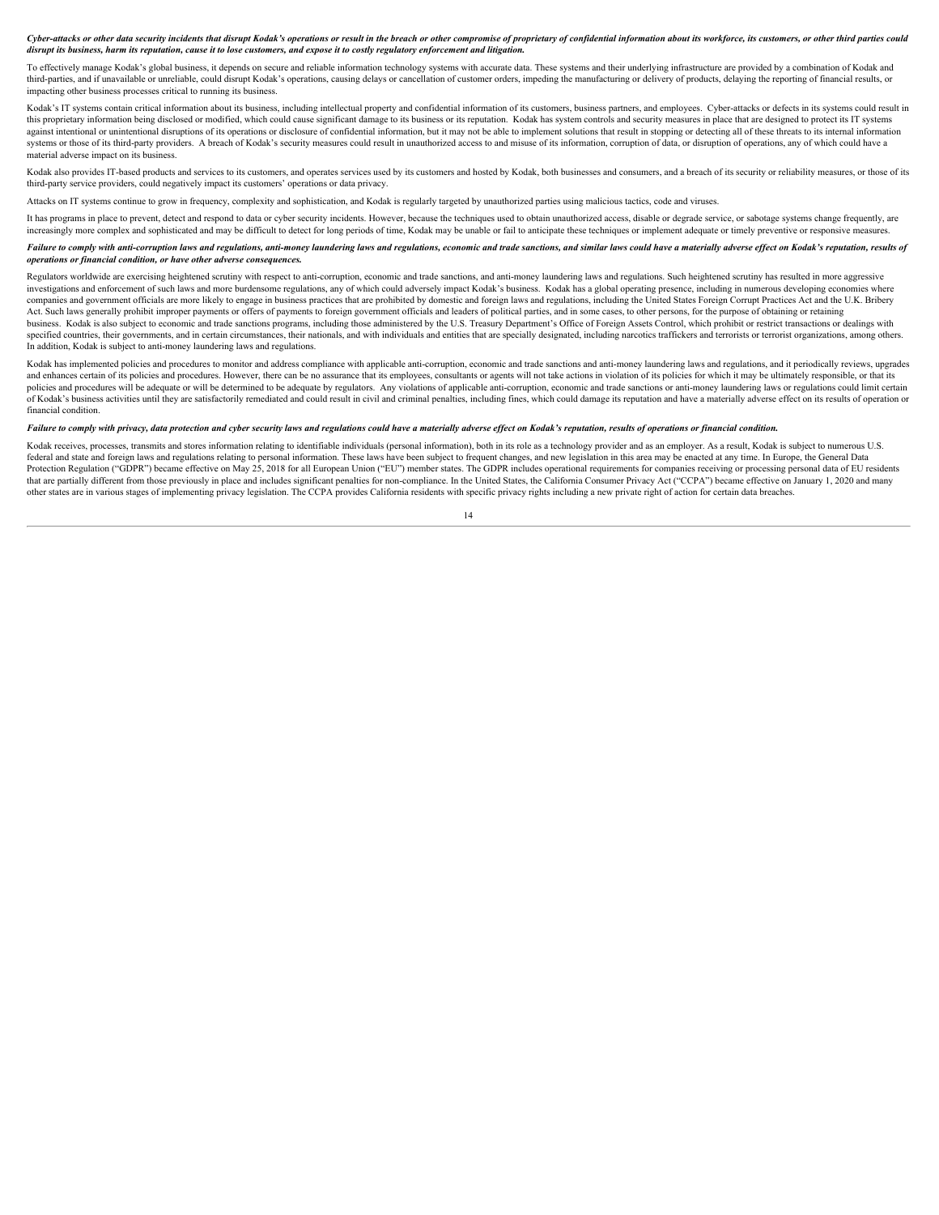***Cyber-attacks or other data security incidents that disrupt Kodak's operations or result in the breach or other compromise of proprietary of confidential information about its workforce, its customers, or other third parties could disrupt its business, harm its reputation, cause it to lose customers, and expose it to costly regulatory enforcement and litigation.***

To effectively manage Kodak's global business, it depends on secure and reliable information technology systems with accurate data. These systems and their underlying infrastructure are provided by a combination of Kodak and third-parties, and if unavailable or unreliable, could disrupt Kodak's operations, causing delays or cancellation of customer orders, impeding the manufacturing or delivery of products, delaying the reporting of financial results, or impacting other business processes critical to running its business.

Kodak's IT systems contain critical information about its business, including intellectual property and confidential information of its customers, business partners, and employees. Cyber-attacks or defects in its systems could result in this proprietary information being disclosed or modified, which could cause significant damage to its business or its reputation. Kodak has system controls and security measures in place that are designed to protect its IT systems against intentional or unintentional disruptions of its operations or disclosure of confidential information, but it may not be able to implement solutions that result in stopping or detecting all of these threats to its internal information systems or those of its third-party providers. A breach of Kodak's security measures could result in unauthorized access to and misuse of its information, corruption of data, or disruption of operations, any of which could have a material adverse impact on its business.

Kodak also provides IT-based products and services to its customers, and operates services used by its customers and hosted by Kodak, both businesses and consumers, and a breach of its security or reliability measures, or those of its third-party service providers, could negatively impact its customers' operations or data privacy.

Attacks on IT systems continue to grow in frequency, complexity and sophistication, and Kodak is regularly targeted by unauthorized parties using malicious tactics, code and viruses.

It has programs in place to prevent, detect and respond to data or cyber security incidents. However, because the techniques used to obtain unauthorized access, disable or degrade service, or sabotage systems change frequently, are increasingly more complex and sophisticated and may be difficult to detect for long periods of time, Kodak may be unable or fail to anticipate these techniques or implement adequate or timely preventive or responsive measures.

***Failure to comply with anti-corruption laws and regulations, anti-money laundering laws and regulations, economic and trade sanctions, and similar laws could have a materially adverse effect on Kodak's reputation, results of operations or financial condition, or have other adverse consequences.***

Regulators worldwide are exercising heightened scrutiny with respect to anti-corruption, economic and trade sanctions, and anti-money laundering laws and regulations. Such heightened scrutiny has resulted in more aggressive investigations and enforcement of such laws and more burdensome regulations, any of which could adversely impact Kodak's business. Kodak has a global operating presence, including in numerous developing economies where companies and government officials are more likely to engage in business practices that are prohibited by domestic and foreign laws and regulations, including the United States Foreign Corrupt Practices Act and the U.K. Bribery Act. Such laws generally prohibit improper payments or offers of payments to foreign government officials and leaders of political parties, and in some cases, to other persons, for the purpose of obtaining or retaining business. Kodak is also subject to economic and trade sanctions programs, including those administered by the U.S. Treasury Department's Office of Foreign Assets Control, which prohibit or restrict transactions or dealings with specified countries, their governments, and in certain circumstances, their nationals, and with individuals and entities that are specially designated, including narcotics traffickers and terrorists or terrorist organizations, among others. In addition, Kodak is subject to anti-money laundering laws and regulations.

Kodak has implemented policies and procedures to monitor and address compliance with applicable anti-corruption, economic and trade sanctions and anti-money laundering laws and regulations, and it periodically reviews, upgrades and enhances certain of its policies and procedures. However, there can be no assurance that its employees, consultants or agents will not take actions in violation of its policies for which it may be ultimately responsible, or that its policies and procedures will be adequate or will be determined to be adequate by regulators. Any violations of applicable anti-corruption, economic and trade sanctions or anti-money laundering laws or regulations could limit certain of Kodak's business activities until they are satisfactorily remediated and could result in civil and criminal penalties, including fines, which could damage its reputation and have a materially adverse effect on its results of operation or financial condition.

***Failure to comply with privacy, data protection and cyber security laws and regulations could have a materially adverse effect on Kodak's reputation, results of operations or financial condition.***

Kodak receives, processes, transmits and stores information relating to identifiable individuals (personal information), both in its role as a technology provider and as an employer. As a result, Kodak is subject to numerous U.S. federal and state and foreign laws and regulations relating to personal information. These laws have been subject to frequent changes, and new legislation in this area may be enacted at any time. In Europe, the General Data Protection Regulation ("GDPR") became effective on May 25, 2018 for all European Union ("EU") member states. The GDPR includes operational requirements for companies receiving or processing personal data of EU residents that are partially different from those previously in place and includes significant penalties for non-compliance. In the United States, the California Consumer Privacy Act ("CCPA") became effective on January 1, 2020 and many other states are in various stages of implementing privacy legislation. The CCPA provides California residents with specific privacy rights including a new private right of action for certain data breaches.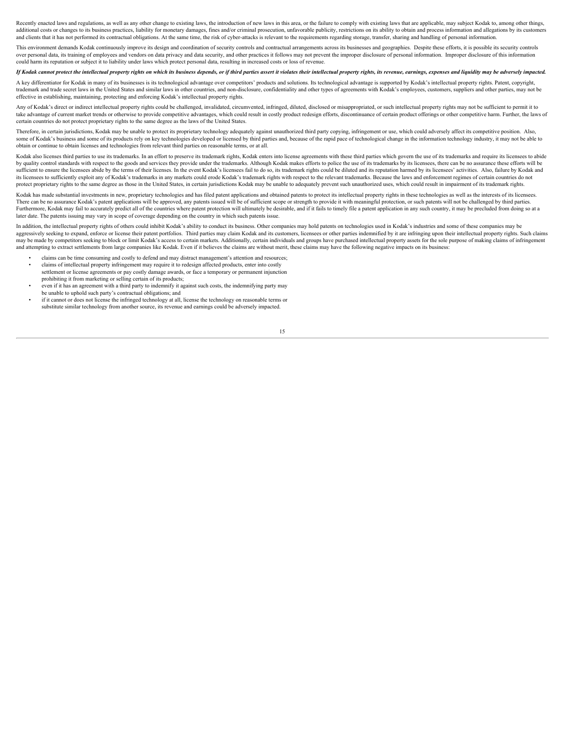Recently enacted laws and regulations, as well as any other change to existing laws, the introduction of new laws in this area, or the failure to comply with existing laws that are applicable, may subject Kodak to, among other things, additional costs or changes to its business practices, liability for monetary damages, fines and/or criminal prosecution, unfavorable publicity, restrictions on its ability to obtain and process information and allegations by its customers and clients that it has not performed its contractual obligations. At the same time, the risk of cyber-attacks is relevant to the requirements regarding storage, transfer, sharing and handling of personal information.

This environment demands Kodak continuously improve its design and coordination of security controls and contractual arrangements across its businesses and geographies. Despite these efforts, it is possible its security controls over personal data, its training of employees and vendors on data privacy and data security, and other practices it follows may not prevent the improper disclosure of personal information. Improper disclosure of this information could harm its reputation or subject it to liability under laws which protect personal data, resulting in increased costs or loss of revenue.

***If Kodak cannot protect the intellectual property rights on which its business depends, or if third parties assert it violates their intellectual property rights, its revenue, earnings, expenses and liquidity may be adversely impacted.***

A key differentiator for Kodak in many of its businesses is its technological advantage over competitors' products and solutions. Its technological advantage is supported by Kodak's intellectual property rights. Patent, copyright, trademark and trade secret laws in the United States and similar laws in other countries, and non-disclosure, confidentiality and other types of agreements with Kodak's employees, customers, suppliers and other parties, may not be effective in establishing, maintaining, protecting and enforcing Kodak's intellectual property rights.

Any of Kodak's direct or indirect intellectual property rights could be challenged, invalidated, circumvented, infringed, diluted, disclosed or misappropriated, or such intellectual property rights may not be sufficient to permit it to take advantage of current market trends or otherwise to provide competitive advantages, which could result in costly product redesign efforts, discontinuance of certain product offerings or other competitive harm. Further, the laws of certain countries do not protect proprietary rights to the same degree as the laws of the United States.

Therefore, in certain jurisdictions, Kodak may be unable to protect its proprietary technology adequately against unauthorized third party copying, infringement or use, which could adversely affect its competitive position. Also, some of Kodak's business and some of its products rely on key technologies developed or licensed by third parties and, because of the rapid pace of technological change in the information technology industry, it may not be able to obtain or continue to obtain licenses and technologies from relevant third parties on reasonable terms, or at all.

Kodak also licenses third parties to use its trademarks. In an effort to preserve its trademark rights, Kodak enters into license agreements with these third parties which govern the use of its trademarks and require its licensees to abide by quality control standards with respect to the goods and services they provide under the trademarks. Although Kodak makes efforts to police the use of its trademarks by its licensees, there can be no assurance these efforts will be sufficient to ensure the licensees abide by the terms of their licenses. In the event Kodak's licensees fail to do so, its trademark rights could be diluted and its reputation harmed by its licensees' activities. Also, failure by Kodak and its licensees to sufficiently exploit any of Kodak's trademarks in any markets could erode Kodak's trademark rights with respect to the relevant trademarks. Because the laws and enforcement regimes of certain countries do not protect proprietary rights to the same degree as those in the United States, in certain jurisdictions Kodak may be unable to adequately prevent such unauthorized uses, which could result in impairment of its trademark rights.

Kodak has made substantial investments in new, proprietary technologies and has filed patent applications and obtained patents to protect its intellectual property rights in these technologies as well as the interests of its licensees. There can be no assurance Kodak's patent applications will be approved, any patents issued will be of sufficient scope or strength to provide it with meaningful protection, or such patents will not be challenged by third parties. Furthermore, Kodak may fail to accurately predict all of the countries where patent protection will ultimately be desirable, and if it fails to timely file a patent application in any such country, it may be precluded from doing so at a later date. The patents issuing may vary in scope of coverage depending on the country in which such patents issue.

In addition, the intellectual property rights of others could inhibit Kodak's ability to conduct its business. Other companies may hold patents on technologies used in Kodak's industries and some of these companies may be aggressively seeking to expand, enforce or license their patent portfolios. Third parties may claim Kodak and its customers, licensees or other parties indemnified by it are infringing upon their intellectual property rights. Such claims may be made by competitors seeking to block or limit Kodak's access to certain markets. Additionally, certain individuals and groups have purchased intellectual property assets for the sole purpose of making claims of infringement and attempting to extract settlements from large companies like Kodak. Even if it believes the claims are without merit, these claims may have the following negative impacts on its business:

- claims can be time consuming and costly to defend and may distract management's attention and resources;
- claims of intellectual property infringement may require it to redesign affected products, enter into costly settlement or license agreements or pay costly damage awards, or face a temporary or permanent injunction prohibiting it from marketing or selling certain of its products;
- even if it has an agreement with a third party to indemnify it against such costs, the indemnifying party may be unable to uphold such party's contractual obligations; and
- if it cannot or does not license the infringed technology at all, license the technology on reasonable terms or substitute similar technology from another source, its revenue and earnings could be adversely impacted.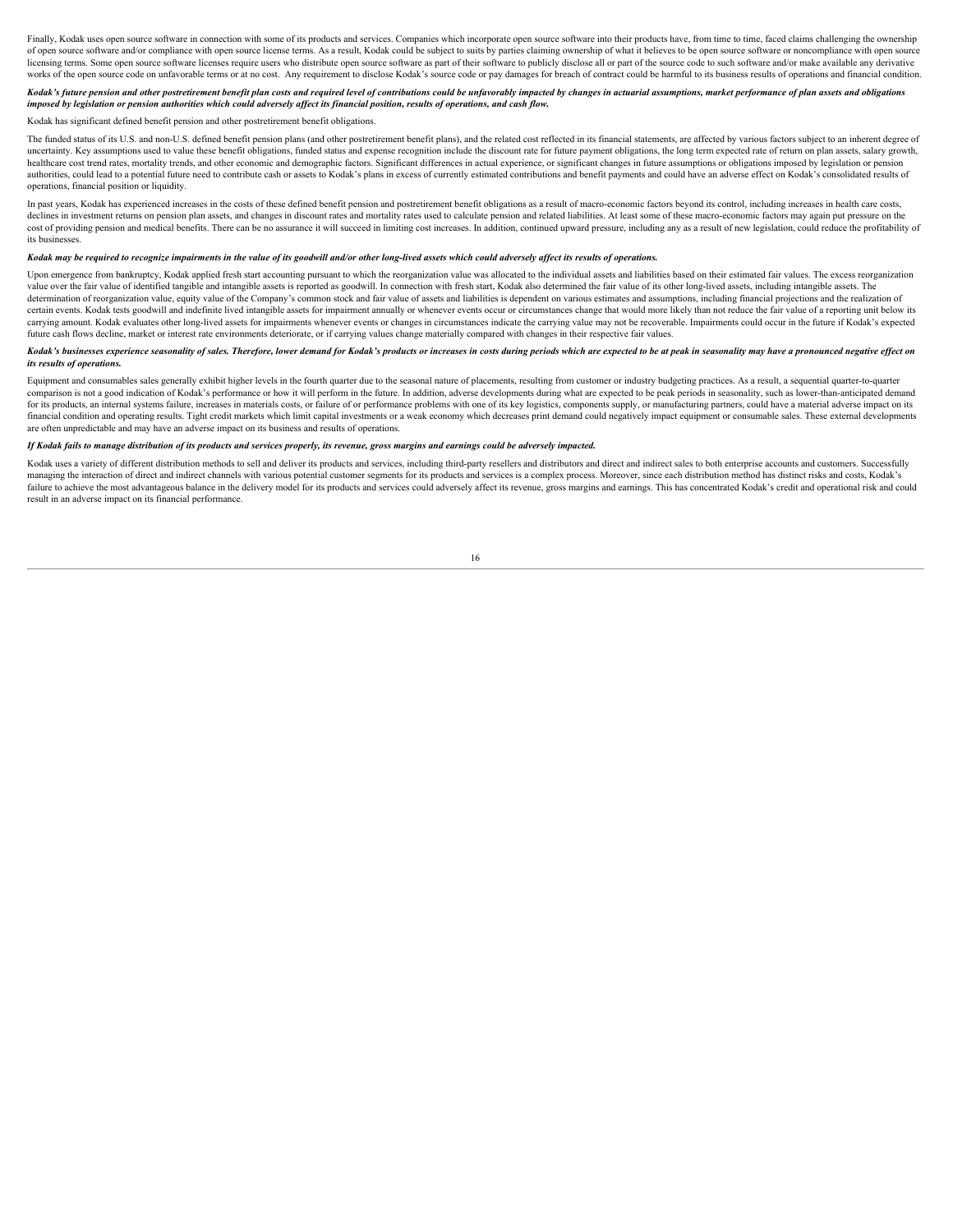Finally, Kodak uses open source software in connection with some of its products and services. Companies which incorporate open source software into their products have, from time to time, faced claims challenging the ownership of open source software and/or compliance with open source license terms. As a result, Kodak could be subject to suits by parties claiming ownership of what it believes to be open source software or noncompliance with open source licensing terms. Some open source software licenses require users who distribute open source software as part of their software to publicly disclose all or part of the source code to such software and/or make available any derivative works of the open source code on unfavorable terms or at no cost. Any requirement to disclose Kodak's source code or pay damages for breach of contract could be harmful to its business results of operations and financial condition.

***Kodak's future pension and other postretirement benefit plan costs and required level of contributions could be unfavorably impacted by changes in actuarial assumptions, market performance of plan assets and obligations imposed by legislation or pension authorities which could adversely affect its financial position, results of operations, and cash flow.***

Kodak has significant defined benefit pension and other postretirement benefit obligations.

The funded status of its U.S. and non-U.S. defined benefit pension plans (and other postretirement benefit plans), and the related cost reflected in its financial statements, are affected by various factors subject to an inherent degree of uncertainty. Key assumptions used to value these benefit obligations, funded status and expense recognition include the discount rate for future payment obligations, the long term expected rate of return on plan assets, salary growth, healthcare cost trend rates, mortality trends, and other economic and demographic factors. Significant differences in actual experience, or significant changes in future assumptions or obligations imposed by legislation or pension authorities, could lead to a potential future need to contribute cash or assets to Kodak's plans in excess of currently estimated contributions and benefit payments and could have an adverse effect on Kodak's consolidated results of operations, financial position or liquidity.

In past years, Kodak has experienced increases in the costs of these defined benefit pension and postretirement benefit obligations as a result of macro-economic factors beyond its control, including increases in health care costs, declines in investment returns on pension plan assets, and changes in discount rates and mortality rates used to calculate pension and related liabilities. At least some of these macro-economic factors may again put pressure on the cost of providing pension and medical benefits. There can be no assurance it will succeed in limiting cost increases. In addition, continued upward pressure, including any as a result of new legislation, could reduce the profitability of its businesses.

***Kodak may be required to recognize impairments in the value of its goodwill and/or other long-lived assets which could adversely affect its results of operations.***

Upon emergence from bankruptcy, Kodak applied fresh start accounting pursuant to which the reorganization value was allocated to the individual assets and liabilities based on their estimated fair values. The excess reorganization value over the fair value of identified tangible and intangible assets is reported as goodwill. In connection with fresh start, Kodak also determined the fair value of its other long-lived assets, including intangible assets. The determination of reorganization value, equity value of the Company's common stock and fair value of assets and liabilities is dependent on various estimates and assumptions, including financial projections and the realization of certain events. Kodak tests goodwill and indefinite lived intangible assets for impairment annually or whenever events occur or circumstances change that would more likely than not reduce the fair value of a reporting unit below its carrying amount. Kodak evaluates other long-lived assets for impairments whenever events or changes in circumstances indicate the carrying value may not be recoverable. Impairments could occur in the future if Kodak's expected future cash flows decline, market or interest rate environments deteriorate, or if carrying values change materially compared with changes in their respective fair values.

***Kodak's businesses experience seasonality of sales. Therefore, lower demand for Kodak's products or increases in costs during periods which are expected to be at peak in seasonality may have a pronounced negative effect on its results of operations.***

Equipment and consumables sales generally exhibit higher levels in the fourth quarter due to the seasonal nature of placements, resulting from customer or industry budgeting practices. As a result, a sequential quarter-to-quarter comparison is not a good indication of Kodak's performance or how it will perform in the future. In addition, adverse developments during what are expected to be peak periods in seasonality, such as lower-than-anticipated demand for its products, an internal systems failure, increases in materials costs, or failure of or performance problems with one of its key logistics, components supply, or manufacturing partners, could have a material adverse impact on its financial condition and operating results. Tight credit markets which limit capital investments or a weak economy which decreases print demand could negatively impact equipment or consumable sales. These external developments are often unpredictable and may have an adverse impact on its business and results of operations.

***If Kodak fails to manage distribution of its products and services properly, its revenue, gross margins and earnings could be adversely impacted.***

Kodak uses a variety of different distribution methods to sell and deliver its products and services, including third-party resellers and distributors and direct and indirect sales to both enterprise accounts and customers. Successfully managing the interaction of direct and indirect channels with various potential customer segments for its products and services is a complex process. Moreover, since each distribution method has distinct risks and costs, Kodak's failure to achieve the most advantageous balance in the delivery model for its products and services could adversely affect its revenue, gross margins and earnings. This has concentrated Kodak's credit and operational risk and could result in an adverse impact on its financial performance.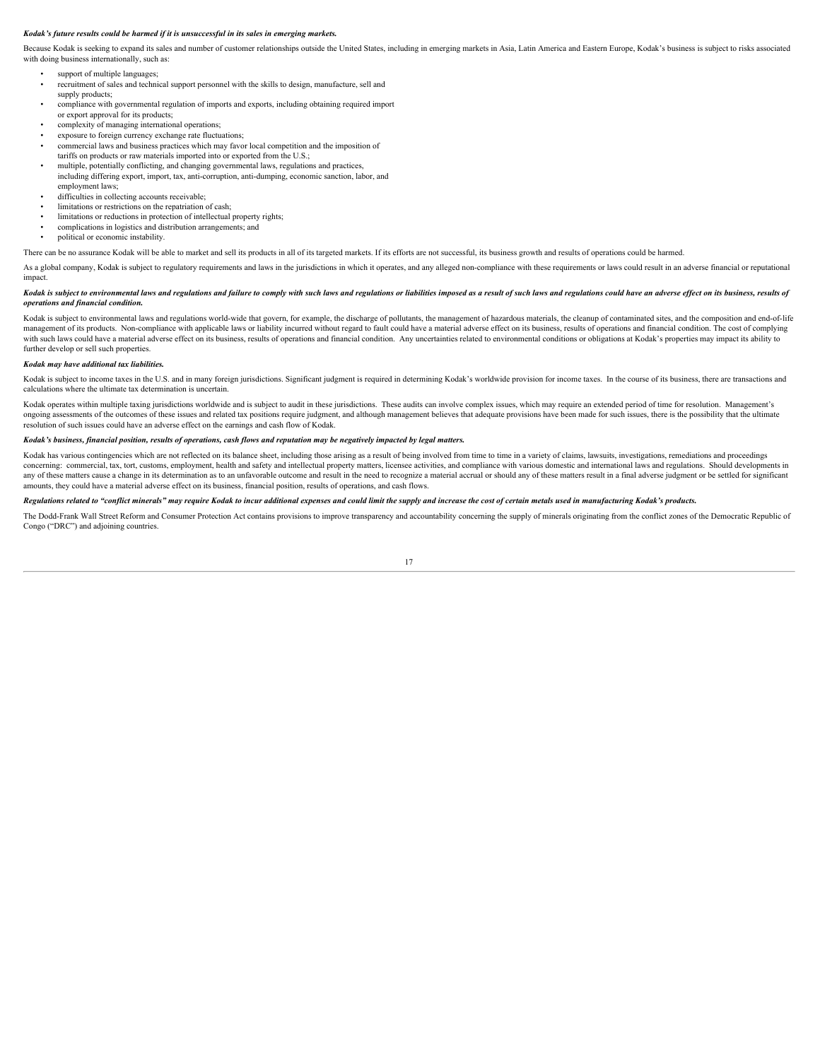***Kodak's future results could be harmed if it is unsuccessful in its sales in emerging markets.***

Because Kodak is seeking to expand its sales and number of customer relationships outside the United States, including in emerging markets in Asia, Latin America and Eastern Europe, Kodak's business is subject to risks associated with doing business internationally, such as:

- support of multiple languages;
- recruitment of sales and technical support personnel with the skills to design, manufacture, sell and supply products;
- compliance with governmental regulation of imports and exports, including obtaining required import or export approval for its products;
- complexity of managing international operations;
- exposure to foreign currency exchange rate fluctuations;
- commercial laws and business practices which may favor local competition and the imposition of tariffs on products or raw materials imported into or exported from the U.S.;
- multiple, potentially conflicting, and changing governmental laws, regulations and practices, including differing export, import, tax, anti-corruption, anti-dumping, economic sanction, labor, and employment laws;
- difficulties in collecting accounts receivable;
- limitations or restrictions on the repatriation of cash;
- limitations or reductions in protection of intellectual property rights;
- complications in logistics and distribution arrangements; and
- political or economic instability.

There can be no assurance Kodak will be able to market and sell its products in all of its targeted markets. If its efforts are not successful, its business growth and results of operations could be harmed.

As a global company, Kodak is subject to regulatory requirements and laws in the jurisdictions in which it operates, and any alleged non-compliance with these requirements or laws could result in an adverse financial or reputational impact.

***Kodak is subject to environmental laws and regulations and failure to comply with such laws and regulations or liabilities imposed as a result of such laws and regulations could have an adverse effect on its business, results of operations and financial condition.***

Kodak is subject to environmental laws and regulations world-wide that govern, for example, the discharge of pollutants, the management of hazardous materials, the cleanup of contaminated sites, and the composition and end-of-life management of its products. Non-compliance with applicable laws or liability incurred without regard to fault could have a material adverse effect on its business, results of operations and financial condition. The cost of complying with such laws could have a material adverse effect on its business, results of operations and financial condition. Any uncertainties related to environmental conditions or obligations at Kodak's properties may impact its ability to further develop or sell such properties.

***Kodak may have additional tax liabilities.***

Kodak is subject to income taxes in the U.S. and in many foreign jurisdictions. Significant judgment is required in determining Kodak's worldwide provision for income taxes. In the course of its business, there are transactions and calculations where the ultimate tax determination is uncertain.

Kodak operates within multiple taxing jurisdictions worldwide and is subject to audit in these jurisdictions. These audits can involve complex issues, which may require an extended period of time for resolution. Management's ongoing assessments of the outcomes of these issues and related tax positions require judgment, and although management believes that adequate provisions have been made for such issues, there is the possibility that the ultimate resolution of such issues could have an adverse effect on the earnings and cash flow of Kodak.

***Kodak's business, financial position, results of operations, cash flows and reputation may be negatively impacted by legal matters.***

Kodak has various contingencies which are not reflected on its balance sheet, including those arising as a result of being involved from time to time in a variety of claims, lawsuits, investigations, remediations and proceedings concerning: commercial, tax, tort, customs, employment, health and safety and intellectual property matters, licensee activities, and compliance with various domestic and international laws and regulations. Should developments in any of these matters cause a change in its determination as to an unfavorable outcome and result in the need to recognize a material accrual or should any of these matters result in a final adverse judgment or be settled for significant amounts, they could have a material adverse effect on its business, financial position, results of operations, and cash flows.

***Regulations related to "conflict minerals" may require Kodak to incur additional expenses and could limit the supply and increase the cost of certain metals used in manufacturing Kodak's products.***

The Dodd-Frank Wall Street Reform and Consumer Protection Act contains provisions to improve transparency and accountability concerning the supply of minerals originating from the conflict zones of the Democratic Republic of Congo ("DRC") and adjoining countries.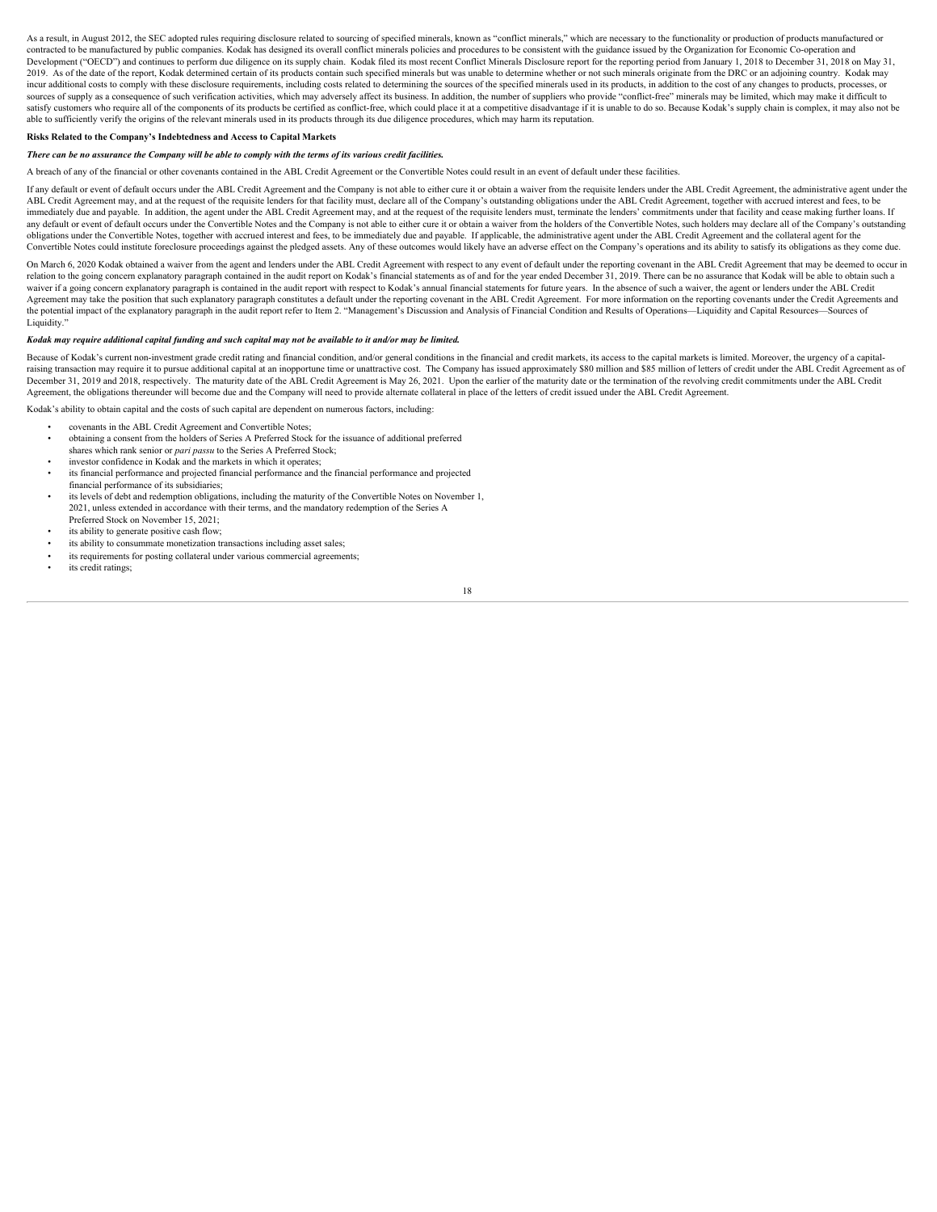As a result, in August 2012, the SEC adopted rules requiring disclosure related to sourcing of specified minerals, known as "conflict minerals," which are necessary to the functionality or production of products manufactured or contracted to be manufactured by public companies. Kodak has designed its overall conflict minerals policies and procedures to be consistent with the guidance issued by the Organization for Economic Co-operation and Development ("OECD") and continues to perform due diligence on its supply chain. Kodak filed its most recent Conflict Minerals Disclosure report for the reporting period from January 1, 2018 to December 31, 2018 on May 31, 2019. As of the date of the report, Kodak determined certain of its products contain such specified minerals but was unable to determine whether or not such minerals originate from the DRC or an adjoining country. Kodak may incur additional costs to comply with these disclosure requirements, including costs related to determining the sources of the specified minerals used in its products, in addition to the cost of any changes to products, processes, or sources of supply as a consequence of such verification activities, which may adversely affect its business. In addition, the number of suppliers who provide "conflict-free" minerals may be limited, which may make it difficult to satisfy customers who require all of the components of its products be certified as conflict-free, which could place it at a competitive disadvantage if it is unable to do so. Because Kodak's supply chain is complex, it may also not be able to sufficiently verify the origins of the relevant minerals used in its products through its due diligence procedures, which may harm its reputation.

**Risks Related to the Company's Indebtedness and Access to Capital Markets**

***There can be no assurance the Company will be able to comply with the terms of its various credit facilities.***

A breach of any of the financial or other covenants contained in the ABL Credit Agreement or the Convertible Notes could result in an event of default under these facilities.

If any default or event of default occurs under the ABL Credit Agreement and the Company is not able to either cure it or obtain a waiver from the requisite lenders under the ABL Credit Agreement, the administrative agent under the ABL Credit Agreement may, and at the request of the requisite lenders for that facility must, declare all of the Company's outstanding obligations under the ABL Credit Agreement, together with accrued interest and fees, to be immediately due and payable. In addition, the agent under the ABL Credit Agreement may, and at the request of the requisite lenders must, terminate the lenders' commitments under that facility and cease making further loans. If any default or event of default occurs under the Convertible Notes and the Company is not able to either cure it or obtain a waiver from the holders of the Convertible Notes, such holders may declare all of the Company's outstanding obligations under the Convertible Notes, together with accrued interest and fees, to be immediately due and payable. If applicable, the administrative agent under the ABL Credit Agreement and the collateral agent for the Convertible Notes could institute foreclosure proceedings against the pledged assets. Any of these outcomes would likely have an adverse effect on the Company's operations and its ability to satisfy its obligations as they come due.

On March 6, 2020 Kodak obtained a waiver from the agent and lenders under the ABL Credit Agreement with respect to any event of default under the reporting covenant in the ABL Credit Agreement that may be deemed to occur in relation to the going concern explanatory paragraph contained in the audit report on Kodak's financial statements as of and for the year ended December 31, 2019. There can be no assurance that Kodak will be able to obtain such a waiver if a going concern explanatory paragraph is contained in the audit report with respect to Kodak's annual financial statements for future years. In the absence of such a waiver, the agent or lenders under the ABL Credit Agreement may take the position that such explanatory paragraph constitutes a default under the reporting covenant in the ABL Credit Agreement. For more information on the reporting covenants under the Credit Agreements and the potential impact of the explanatory paragraph in the audit report refer to Item 2. "Management's Discussion and Analysis of Financial Condition and Results of Operations—Liquidity and Capital Resources—Sources of Liquidity."

***Kodak may require additional capital funding and such capital may not be available to it and/or may be limited.***

Because of Kodak's current non-investment grade credit rating and financial condition, and/or general conditions in the financial and credit markets, its access to the capital markets is limited. Moreover, the urgency of a capital-raising transaction may require it to pursue additional capital at an inopportune time or unattractive cost. The Company has issued approximately $80 million and $85 million of letters of credit under the ABL Credit Agreement as of December 31, 2019 and 2018, respectively. The maturity date of the ABL Credit Agreement is May 26, 2021. Upon the earlier of the maturity date or the termination of the revolving credit commitments under the ABL Credit Agreement, the obligations thereunder will become due and the Company will need to provide alternate collateral in place of the letters of credit issued under the ABL Credit Agreement.

Kodak's ability to obtain capital and the costs of such capital are dependent on numerous factors, including:

- covenants in the ABL Credit Agreement and Convertible Notes;
- obtaining a consent from the holders of Series A Preferred Stock for the issuance of additional preferred shares which rank senior or *pari passu* to the Series A Preferred Stock;
- investor confidence in Kodak and the markets in which it operates;
- its financial performance and projected financial performance and the financial performance and projected financial performance of its subsidiaries;
- its levels of debt and redemption obligations, including the maturity of the Convertible Notes on November 1, 2021, unless extended in accordance with their terms, and the mandatory redemption of the Series A Preferred Stock on November 15, 2021;
- its ability to generate positive cash flow;
- its ability to consummate monetization transactions including asset sales;
- its requirements for posting collateral under various commercial agreements;
- its credit ratings;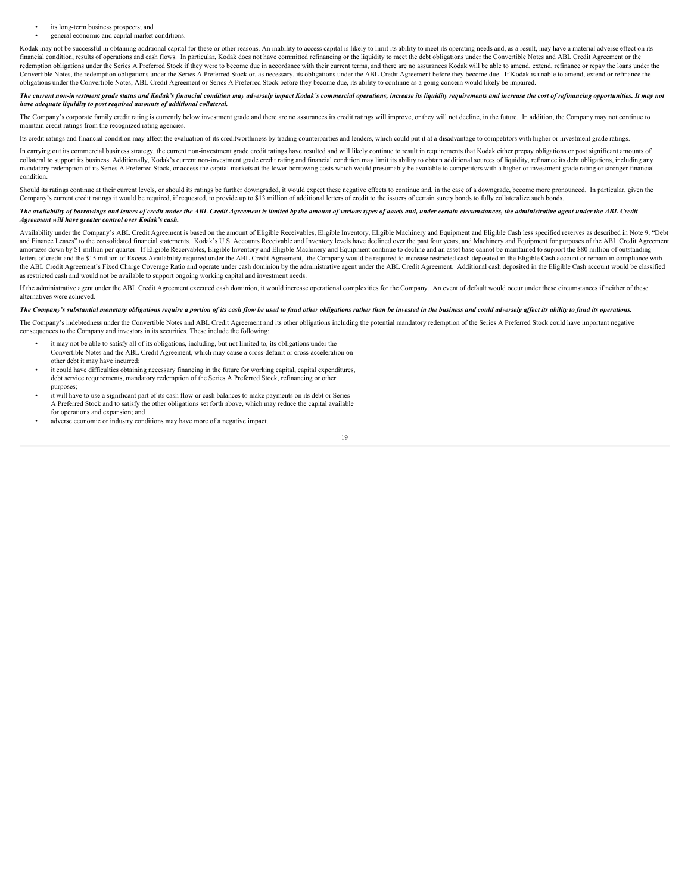- its long-term business prospects; and
- general economic and capital market conditions.

Kodak may not be successful in obtaining additional capital for these or other reasons. An inability to access capital is likely to limit its ability to meet its operating needs and, as a result, may have a material adverse effect on its financial condition, results of operations and cash flows. In particular, Kodak does not have committed refinancing or the liquidity to meet the debt obligations under the Convertible Notes and ABL Credit Agreement or the redemption obligations under the Series A Preferred Stock if they were to become due in accordance with their current terms, and there are no assurances Kodak will be able to amend, extend, refinance or repay the loans under the Convertible Notes, the redemption obligations under the Series A Preferred Stock or, as necessary, its obligations under the ABL Credit Agreement before they become due. If Kodak is unable to amend, extend or refinance the obligations under the Convertible Notes, ABL Credit Agreement or Series A Preferred Stock before they become due, its ability to continue as a going concern would likely be impaired.

***The current non-investment grade status and Kodak's financial condition may adversely impact Kodak's commercial operations, increase its liquidity requirements and increase the cost of refinancing opportunities. It may not have adequate liquidity to post required amounts of additional collateral.***

The Company's corporate family credit rating is currently below investment grade and there are no assurances its credit ratings will improve, or they will not decline, in the future. In addition, the Company may not continue to maintain credit ratings from the recognized rating agencies.

Its credit ratings and financial condition may affect the evaluation of its creditworthiness by trading counterparties and lenders, which could put it at a disadvantage to competitors with higher or investment grade ratings.

In carrying out its commercial business strategy, the current non-investment grade credit ratings have resulted and will likely continue to result in requirements that Kodak either prepay obligations or post significant amounts of collateral to support its business. Additionally, Kodak's current non-investment grade credit rating and financial condition may limit its ability to obtain additional sources of liquidity, refinance its debt obligations, including any mandatory redemption of its Series A Preferred Stock, or access the capital markets at the lower borrowing costs which would presumably be available to competitors with a higher or investment grade rating or stronger financial condition.

Should its ratings continue at their current levels, or should its ratings be further downgraded, it would expect these negative effects to continue and, in the case of a downgrade, become more pronounced. In particular, given the Company's current credit ratings it would be required, if requested, to provide up to $13 million of additional letters of credit to the issuers of certain surety bonds to fully collateralize such bonds.

***The availability of borrowings and letters of credit under the ABL Credit Agreement is limited by the amount of various types of assets and, under certain circumstances, the administrative agent under the ABL Credit Agreement will have greater control over Kodak's cash.***

Availability under the Company's ABL Credit Agreement is based on the amount of Eligible Receivables, Eligible Inventory, Eligible Machinery and Equipment and Eligible Cash less specified reserves as described in Note 9, "Debt and Finance Leases" to the consolidated financial statements. Kodak's U.S. Accounts Receivable and Inventory levels have declined over the past four years, and Machinery and Equipment for purposes of the ABL Credit Agreement amortizes down by $1 million per quarter. If Eligible Receivables, Eligible Inventory and Eligible Machinery and Equipment continue to decline and an asset base cannot be maintained to support the $80 million of outstanding letters of credit and the $15 million of Excess Availability required under the ABL Credit Agreement, the Company would be required to increase restricted cash deposited in the Eligible Cash account or remain in compliance with the ABL Credit Agreement's Fixed Charge Coverage Ratio and operate under cash dominion by the administrative agent under the ABL Credit Agreement. Additional cash deposited in the Eligible Cash account would be classified as restricted cash and would not be available to support ongoing working capital and investment needs.

If the administrative agent under the ABL Credit Agreement executed cash dominion, it would increase operational complexities for the Company. An event of default would occur under these circumstances if neither of these alternatives were achieved.

***The Company's substantial monetary obligations require a portion of its cash flow be used to fund other obligations rather than be invested in the business and could adversely affect its ability to fund its operations.***

The Company's indebtedness under the Convertible Notes and ABL Credit Agreement and its other obligations including the potential mandatory redemption of the Series A Preferred Stock could have important negative consequences to the Company and investors in its securities. These include the following:

- it may not be able to satisfy all of its obligations, including, but not limited to, its obligations under the Convertible Notes and the ABL Credit Agreement, which may cause a cross-default or cross-acceleration on other debt it may have incurred;
- it could have difficulties obtaining necessary financing in the future for working capital, capital expenditures, debt service requirements, mandatory redemption of the Series A Preferred Stock, refinancing or other purposes;
- it will have to use a significant part of its cash flow or cash balances to make payments on its debt or Series A Preferred Stock and to satisfy the other obligations set forth above, which may reduce the capital available for operations and expansion; and
- adverse economic or industry conditions may have more of a negative impact.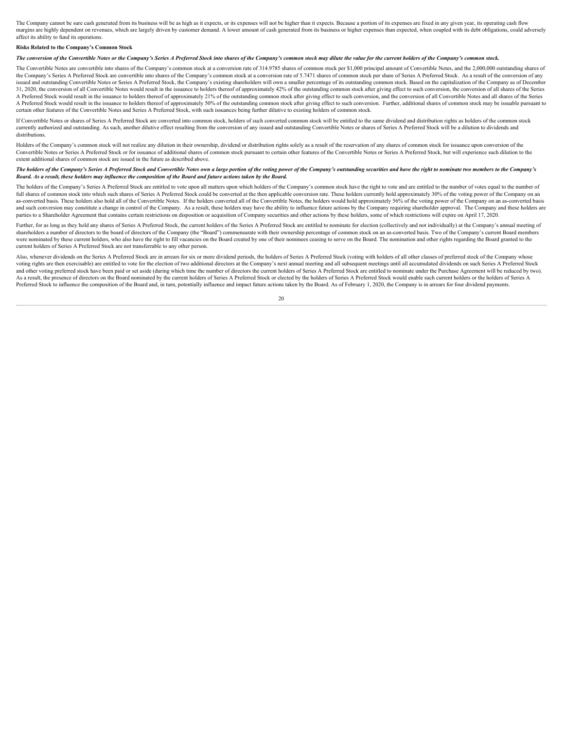The Company cannot be sure cash generated from its business will be as high as it expects, or its expenses will not be higher than it expects. Because a portion of its expenses are fixed in any given year, its operating cash flow margins are highly dependent on revenues, which are largely driven by customer demand. A lower amount of cash generated from its business or higher expenses than expected, when coupled with its debt obligations, could adversely affect its ability to fund its operations.

**Risks Related to the Company's Common Stock**

***The conversion of the Convertible Notes or the Company's Series A Preferred Stock into shares of the Company's common stock may dilute the value for the current holders of the Company's common stock.***

The Convertible Notes are convertible into shares of the Company's common stock at a conversion rate of 314.9785 shares of common stock per $1,000 principal amount of Convertible Notes, and the 2,000,000 outstanding shares of the Company's Series A Preferred Stock are convertible into shares of the Company's common stock at a conversion rate of 5.7471 shares of common stock per share of Series A Preferred Stock. As a result of the conversion of any issued and outstanding Convertible Notes or Series A Preferred Stock, the Company's existing shareholders will own a smaller percentage of its outstanding common stock. Based on the capitalization of the Company as of December 31, 2020, the conversion of all Convertible Notes would result in the issuance to holders thereof of approximately 42% of the outstanding common stock after giving effect to such conversion, the conversion of all shares of the Series A Preferred Stock would result in the issuance to holders thereof of approximately 21% of the outstanding common stock after giving effect to such conversion, and the conversion of all Convertible Notes and all shares of the Series A Preferred Stock would result in the issuance to holders thereof of approximately 50% of the outstanding common stock after giving effect to such conversion. Further, additional shares of common stock may be issuable pursuant to certain other features of the Convertible Notes and Series A Preferred Stock, with such issuances being further dilutive to existing holders of common stock.

If Convertible Notes or shares of Series A Preferred Stock are converted into common stock, holders of such converted common stock will be entitled to the same dividend and distribution rights as holders of the common stock currently authorized and outstanding. As such, another dilutive effect resulting from the conversion of any issued and outstanding Convertible Notes or shares of Series A Preferred Stock will be a dilution to dividends and distributions.

Holders of the Company's common stock will not realize any dilution in their ownership, dividend or distribution rights solely as a result of the reservation of any shares of common stock for issuance upon conversion of the Convertible Notes or Series A Preferred Stock or for issuance of additional shares of common stock pursuant to certain other features of the Convertible Notes or Series A Preferred Stock, but will experience such dilution to the extent additional shares of common stock are issued in the future as described above.

***The holders of the Company's Series A Preferred Stock and Convertible Notes own a large portion of the voting power of the Company's outstanding securities and have the right to nominate two members to the Company's Board. As a result, these holders may influence the composition of the Board and future actions taken by the Board.***

The holders of the Company's Series A Preferred Stock are entitled to vote upon all matters upon which holders of the Company's common stock have the right to vote and are entitled to the number of votes equal to the number of full shares of common stock into which such shares of Series A Preferred Stock could be converted at the then applicable conversion rate. These holders currently hold approximately 30% of the voting power of the Company on an as-converted basis. These holders also hold all of the Convertible Notes. If the holders converted all of the Convertible Notes, the holders would hold approximately 56% of the voting power of the Company on an as-converted basis and such conversion may constitute a change in control of the Company. As a result, these holders may have the ability to influence future actions by the Company requiring shareholder approval. The Company and these holders are parties to a Shareholder Agreement that contains certain restrictions on disposition or acquisition of Company securities and other actions by these holders, some of which restrictions will expire on April 17, 2020.

Further, for as long as they hold any shares of Series A Preferred Stock, the current holders of the Series A Preferred Stock are entitled to nominate for election (collectively and not individually) at the Company's annual meeting of shareholders a number of directors to the board of directors of the Company (the "Board") commensurate with their ownership percentage of common stock on an as-converted basis. Two of the Company's current Board members were nominated by these current holders, who also have the right to fill vacancies on the Board created by one of their nominees ceasing to serve on the Board. The nomination and other rights regarding the Board granted to the current holders of Series A Preferred Stock are not transferrable to any other person.

Also, whenever dividends on the Series A Preferred Stock are in arrears for six or more dividend periods, the holders of Series A Preferred Stock (voting with holders of all other classes of preferred stock of the Company whose voting rights are then exercisable) are entitled to vote for the election of two additional directors at the Company's next annual meeting and all subsequent meetings until all accumulated dividends on such Series A Preferred Stock and other voting preferred stock have been paid or set aside (during which time the number of directors the current holders of Series A Preferred Stock are entitled to nominate under the Purchase Agreement will be reduced by two). As a result, the presence of directors on the Board nominated by the current holders of Series A Preferred Stock or elected by the holders of Series A Preferred Stock would enable such current holders or the holders of Series A Preferred Stock to influence the composition of the Board and, in turn, potentially influence and impact future actions taken by the Board. As of February 1, 2020, the Company is in arrears for four dividend payments.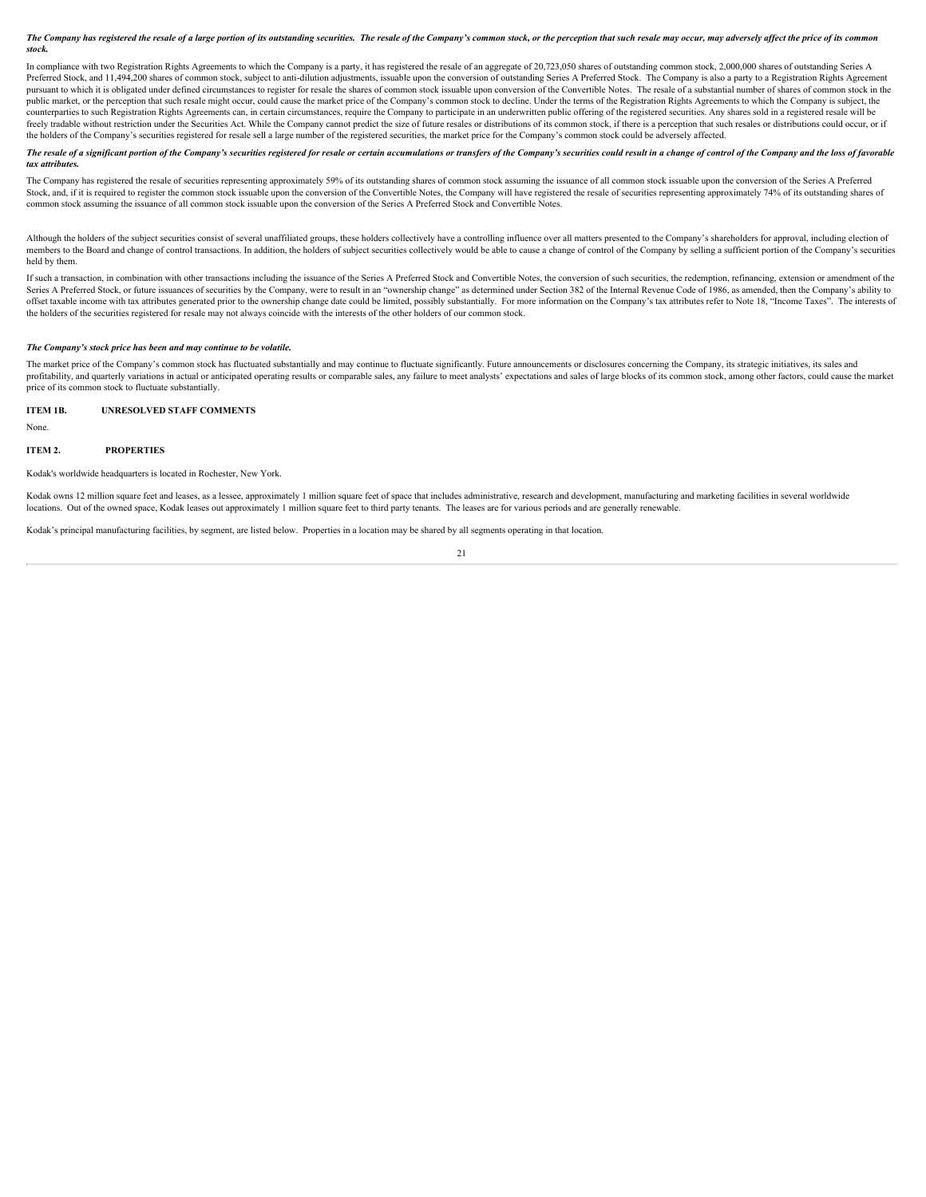***The Company has registered the resale of a large portion of its outstanding securities. The resale of the Company's common stock, or the perception that such resale may occur, may adversely affect the price of its common stock.***

In compliance with two Registration Rights Agreements to which the Company is a party, it has registered the resale of an aggregate of 20,723,050 shares of outstanding common stock, 2,000,000 shares of outstanding Series A Preferred Stock, and 11,494,200 shares of common stock, subject to anti-dilution adjustments, issuable upon the conversion of outstanding Series A Preferred Stock. The Company is also a party to a Registration Rights Agreement pursuant to which it is obligated under defined circumstances to register for resale the shares of common stock issuable upon conversion of the Convertible Notes. The resale of a substantial number of shares of common stock in the public market, or the perception that such resale might occur, could cause the market price of the Company's common stock to decline. Under the terms of the Registration Rights Agreements to which the Company is subject, the counterparties to such Registration Rights Agreements can, in certain circumstances, require the Company to participate in an underwritten public offering of the registered securities. Any shares sold in a registered resale will be freely tradable without restriction under the Securities Act. While the Company cannot predict the size of future resales or distributions of its common stock, if there is a perception that such resales or distributions could occur, or if the holders of the Company's securities registered for resale sell a large number of the registered securities, the market price for the Company's common stock could be adversely affected.

***The resale of a significant portion of the Company's securities registered for resale or certain accumulations or transfers of the Company's securities could result in a change of control of the Company and the loss of favorable tax attributes.***

The Company has registered the resale of securities representing approximately 59% of its outstanding shares of common stock assuming the issuance of all common stock issuable upon the conversion of the Series A Preferred Stock, and, if it is required to register the common stock issuable upon the conversion of the Convertible Notes, the Company will have registered the resale of securities representing approximately 74% of its outstanding shares of common stock assuming the issuance of all common stock issuable upon the conversion of the Series A Preferred Stock and Convertible Notes.

Although the holders of the subject securities consist of several unaffiliated groups, these holders collectively have a controlling influence over all matters presented to the Company's shareholders for approval, including election of members to the Board and change of control transactions. In addition, the holders of subject securities collectively would be able to cause a change of control of the Company by selling a sufficient portion of the Company's securities held by them.

If such a transaction, in combination with other transactions including the issuance of the Series A Preferred Stock and Convertible Notes, the conversion of such securities, the redemption, refinancing, extension or amendment of the Series A Preferred Stock, or future issuances of securities by the Company, were to result in an "ownership change" as determined under Section 382 of the Internal Revenue Code of 1986, as amended, then the Company's ability to offset taxable income with tax attributes generated prior to the ownership change date could be limited, possibly substantially. For more information on the Company's tax attributes refer to Note 18, "Income Taxes". The interests of the holders of the securities registered for resale may not always coincide with the interests of the other holders of our common stock.

***The Company's stock price has been and may continue to be volatile.***

The market price of the Company's common stock has fluctuated substantially and may continue to fluctuate significantly. Future announcements or disclosures concerning the Company, its strategic initiatives, its sales and profitability, and quarterly variations in actual or anticipated operating results or comparable sales, any failure to meet analysts' expectations and sales of large blocks of its common stock, among other factors, could cause the market price of its common stock to fluctuate substantially.

**ITEM 1B. UNRESOLVED STAFF COMMENTS**

None.

**ITEM 2. PROPERTIES**

Kodak's worldwide headquarters is located in Rochester, New York.

Kodak owns 12 million square feet and leases, as a lessee, approximately 1 million square feet of space that includes administrative, research and development, manufacturing and marketing facilities in several worldwide locations. Out of the owned space, Kodak leases out approximately 1 million square feet to third party tenants. The leases are for various periods and are generally renewable.

Kodak's principal manufacturing facilities, by segment, are listed below. Properties in a location may be shared by all segments operating in that location.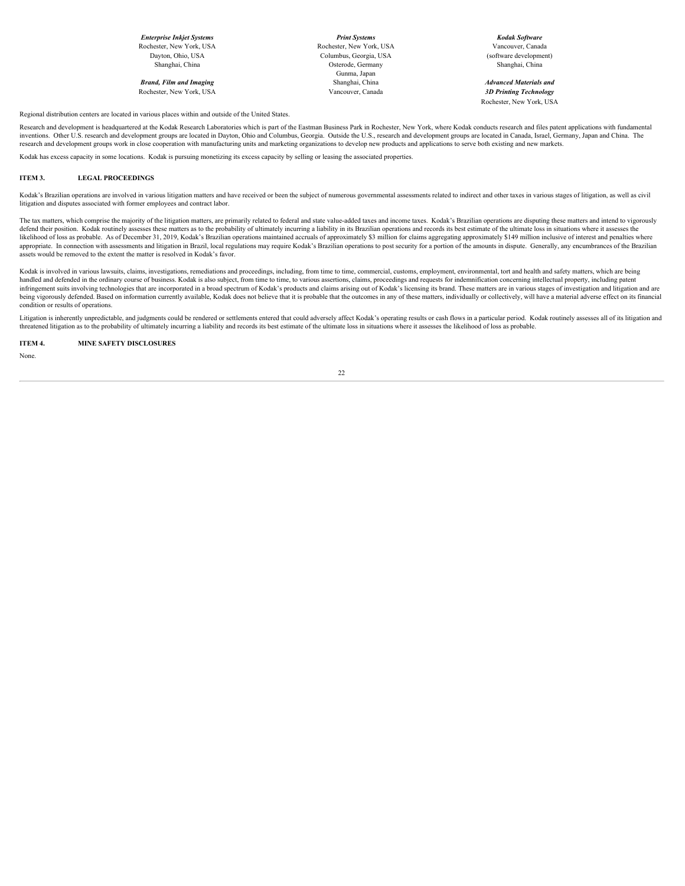| | | |
|---|---|---|
| ***Enterprise Inkjet Systems*** | ***Print Systems*** | ***Kodak Software*** |
| Rochester, New York, USA | Rochester, New York, USA | Vancouver, Canada |
| Dayton, Ohio, USA | Columbus, Georgia, USA | (software development) |
| Shanghai, China | Osterode, Germany | Shanghai, China |
| | Gunma, Japan | |
| ***Brand, Film and Imaging*** | Shanghai, China | ***Advanced Materials and 3D Printing Technology*** |
| Rochester, New York, USA | Vancouver, Canada | Rochester, New York, USA |

Regional distribution centers are located in various places within and outside of the United States.

Research and development is headquartered at the Kodak Research Laboratories which is part of the Eastman Business Park in Rochester, New York, where Kodak conducts research and files patent applications with fundamental inventions. Other U.S. research and development groups are located in Dayton, Ohio and Columbus, Georgia. Outside the U.S., research and development groups are located in Canada, Israel, Germany, Japan and China. The research and development groups work in close cooperation with manufacturing units and marketing organizations to develop new products and applications to serve both existing and new markets.

Kodak has excess capacity in some locations. Kodak is pursuing monetizing its excess capacity by selling or leasing the associated properties.

## ITEM 3. LEGAL PROCEEDINGS

Kodak's Brazilian operations are involved in various litigation matters and have received or been the subject of numerous governmental assessments related to indirect and other taxes in various stages of litigation, as well as civil litigation and disputes associated with former employees and contract labor.

The tax matters, which comprise the majority of the litigation matters, are primarily related to federal and state value-added taxes and income taxes. Kodak's Brazilian operations are disputing these matters and intend to vigorously defend their position. Kodak routinely assesses these matters as to the probability of ultimately incurring a liability in its Brazilian operations and records its best estimate of the ultimate loss in situations where it assesses the likelihood of loss as probable. As of December 31, 2019, Kodak's Brazilian operations maintained accruals of approximately $3 million for claims aggregating approximately $149 million inclusive of interest and penalties where appropriate. In connection with assessments and litigation in Brazil, local regulations may require Kodak's Brazilian operations to post security for a portion of the amounts in dispute. Generally, any encumbrances of the Brazilian assets would be removed to the extent the matter is resolved in Kodak's favor.

Kodak is involved in various lawsuits, claims, investigations, remediations and proceedings, including, from time to time, commercial, customs, employment, environmental, tort and health and safety matters, which are being handled and defended in the ordinary course of business. Kodak is also subject, from time to time, to various assertions, claims, proceedings and requests for indemnification concerning intellectual property, including patent infringement suits involving technologies that are incorporated in a broad spectrum of Kodak's products and claims arising out of Kodak's licensing its brand. These matters are in various stages of investigation and litigation and are being vigorously defended. Based on information currently available, Kodak does not believe that it is probable that the outcomes in any of these matters, individually or collectively, will have a material adverse effect on its financial condition or results of operations.

Litigation is inherently unpredictable, and judgments could be rendered or settlements entered that could adversely affect Kodak's operating results or cash flows in a particular period. Kodak routinely assesses all of its litigation and threatened litigation as to the probability of ultimately incurring a liability and records its best estimate of the ultimate loss in situations where it assesses the likelihood of loss as probable.

## ITEM 4. MINE SAFETY DISCLOSURES

None.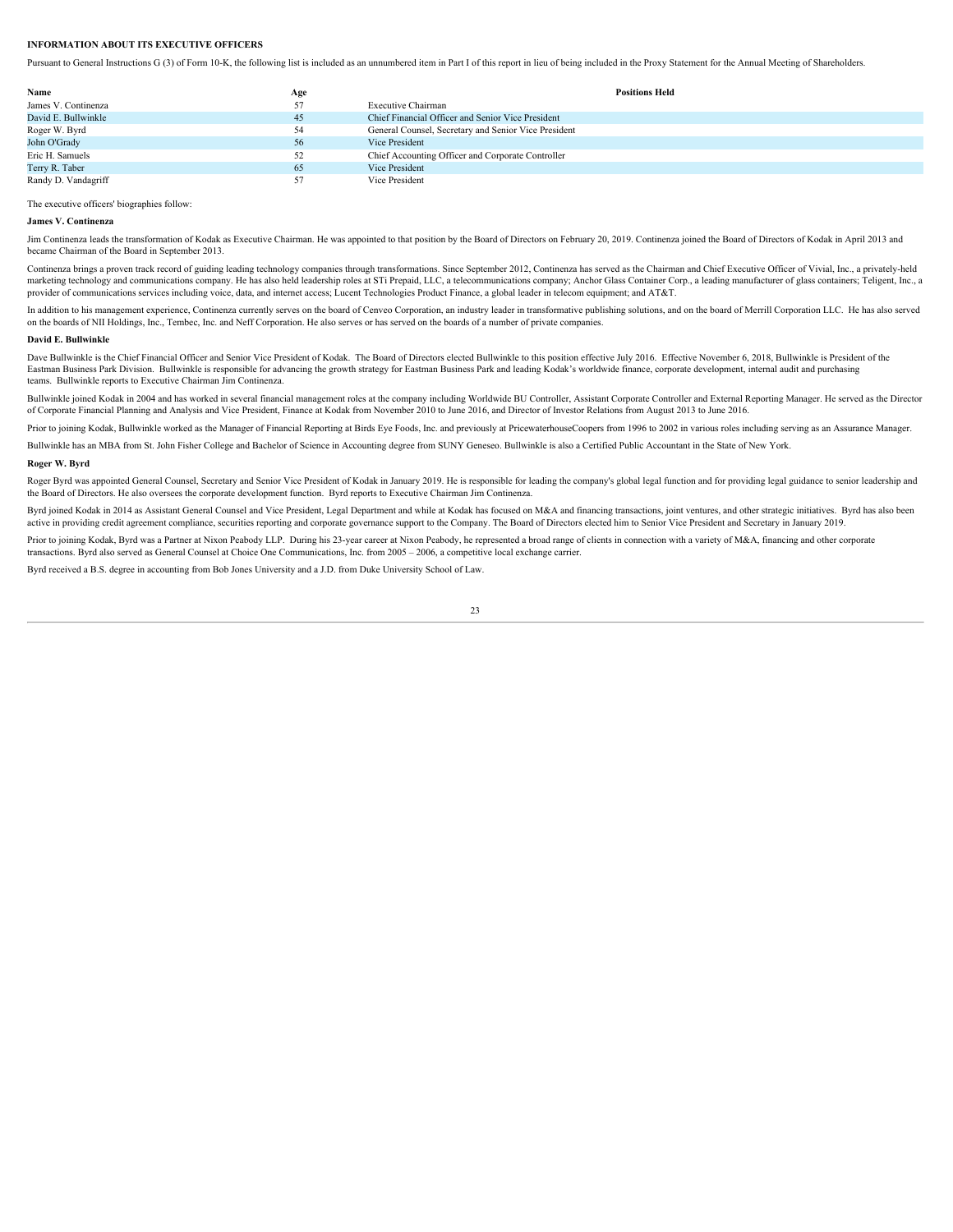**INFORMATION ABOUT ITS EXECUTIVE OFFICERS**

Pursuant to General Instructions G (3) of Form 10-K, the following list is included as an unnumbered item in Part I of this report in lieu of being included in the Proxy Statement for the Annual Meeting of Shareholders.

| Name | Age | Positions Held |
|---|---|---|
| James V. Continenza | 57 | Executive Chairman |
| David E. Bullwinkle | 45 | Chief Financial Officer and Senior Vice President |
| Roger W. Byrd | 54 | General Counsel, Secretary and Senior Vice President |
| John O'Grady | 56 | Vice President |
| Eric H. Samuels | 52 | Chief Accounting Officer and Corporate Controller |
| Terry R. Taber | 65 | Vice President |
| Randy D. Vandagriff | 57 | Vice President |

The executive officers' biographies follow:

**James V. Continenza**

Jim Continenza leads the transformation of Kodak as Executive Chairman. He was appointed to that position by the Board of Directors on February 20, 2019. Continenza joined the Board of Directors of Kodak in April 2013 and became Chairman of the Board in September 2013.

Continenza brings a proven track record of guiding leading technology companies through transformations. Since September 2012, Continenza has served as the Chairman and Chief Executive Officer of Vivial, Inc., a privately-held marketing technology and communications company. He has also held leadership roles at STi Prepaid, LLC, a telecommunications company; Anchor Glass Container Corp., a leading manufacturer of glass containers; Teligent, Inc., a provider of communications services including voice, data, and internet access; Lucent Technologies Product Finance, a global leader in telecom equipment; and AT&T.

In addition to his management experience, Continenza currently serves on the board of Cenveo Corporation, an industry leader in transformative publishing solutions, and on the board of Merrill Corporation LLC. He has also served on the boards of NII Holdings, Inc., Tembec, Inc. and Neff Corporation. He also serves or has served on the boards of a number of private companies.

**David E. Bullwinkle**

Dave Bullwinkle is the Chief Financial Officer and Senior Vice President of Kodak. The Board of Directors elected Bullwinkle to this position effective July 2016. Effective November 6, 2018, Bullwinkle is President of the Eastman Business Park Division. Bullwinkle is responsible for advancing the growth strategy for Eastman Business Park and leading Kodak's worldwide finance, corporate development, internal audit and purchasing teams. Bullwinkle reports to Executive Chairman Jim Continenza.

Bullwinkle joined Kodak in 2004 and has worked in several financial management roles at the company including Worldwide BU Controller, Assistant Corporate Controller and External Reporting Manager. He served as the Director of Corporate Financial Planning and Analysis and Vice President, Finance at Kodak from November 2010 to June 2016, and Director of Investor Relations from August 2013 to June 2016.

Prior to joining Kodak, Bullwinkle worked as the Manager of Financial Reporting at Birds Eye Foods, Inc. and previously at PricewaterhouseCoopers from 1996 to 2002 in various roles including serving as an Assurance Manager.

Bullwinkle has an MBA from St. John Fisher College and Bachelor of Science in Accounting degree from SUNY Geneseo. Bullwinkle is also a Certified Public Accountant in the State of New York.

**Roger W. Byrd**

Roger Byrd was appointed General Counsel, Secretary and Senior Vice President of Kodak in January 2019. He is responsible for leading the company's global legal function and for providing legal guidance to senior leadership and the Board of Directors. He also oversees the corporate development function. Byrd reports to Executive Chairman Jim Continenza.

Byrd joined Kodak in 2014 as Assistant General Counsel and Vice President, Legal Department and while at Kodak has focused on M&A and financing transactions, joint ventures, and other strategic initiatives. Byrd has also been active in providing credit agreement compliance, securities reporting and corporate governance support to the Company. The Board of Directors elected him to Senior Vice President and Secretary in January 2019.

Prior to joining Kodak, Byrd was a Partner at Nixon Peabody LLP. During his 23-year career at Nixon Peabody, he represented a broad range of clients in connection with a variety of M&A, financing and other corporate transactions. Byrd also served as General Counsel at Choice One Communications, Inc. from 2005 – 2006, a competitive local exchange carrier.

Byrd received a B.S. degree in accounting from Bob Jones University and a J.D. from Duke University School of Law.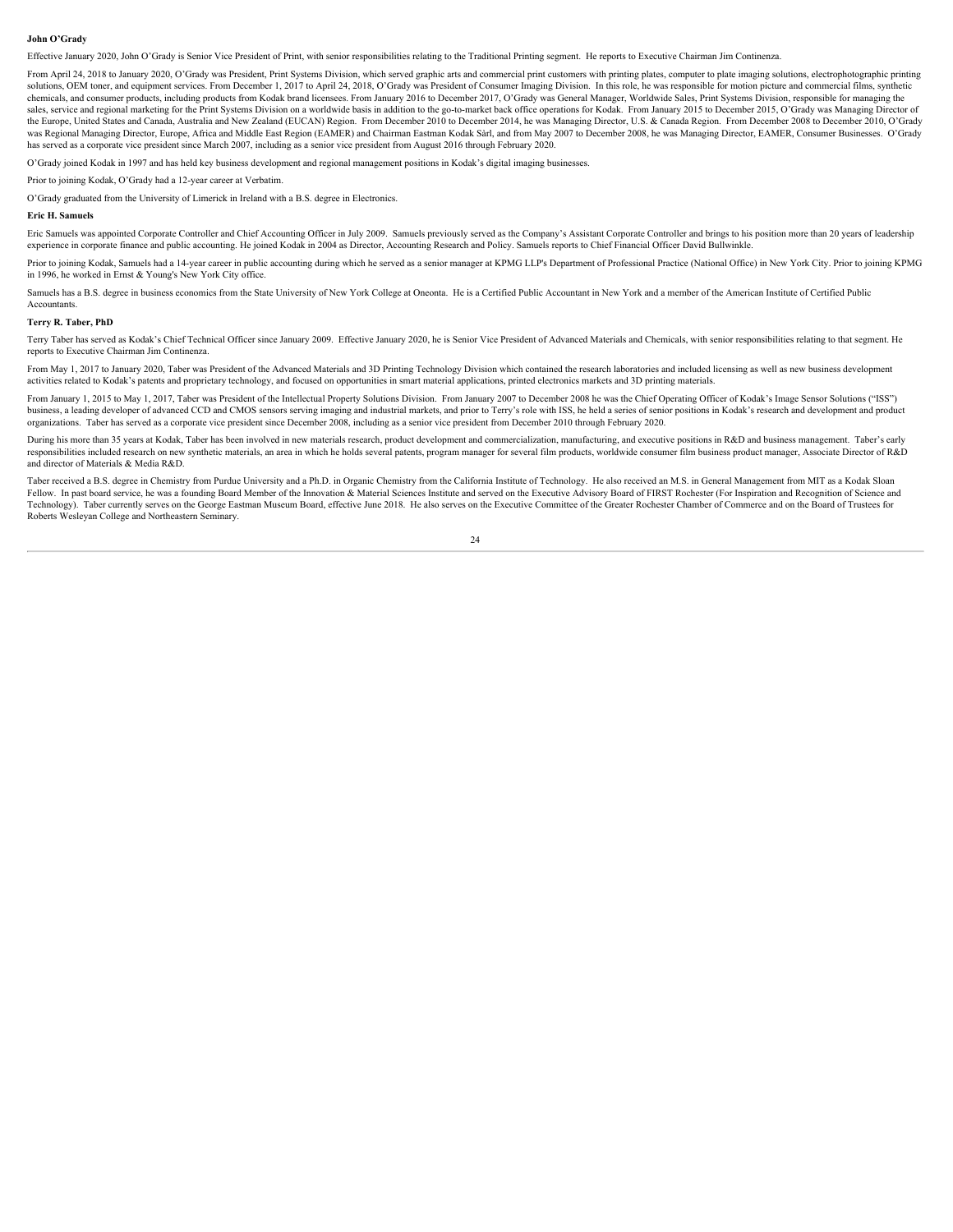**John O'Grady**

Effective January 2020, John O'Grady is Senior Vice President of Print, with senior responsibilities relating to the Traditional Printing segment. He reports to Executive Chairman Jim Continenza.

From April 24, 2018 to January 2020, O'Grady was President, Print Systems Division, which served graphic arts and commercial print customers with printing plates, computer to plate imaging solutions, electrophotographic printing solutions, OEM toner, and equipment services. From December 1, 2017 to April 24, 2018, O'Grady was President of Consumer Imaging Division. In this role, he was responsible for motion picture and commercial films, synthetic chemicals, and consumer products, including products from Kodak brand licensees. From January 2016 to December 2017, O'Grady was General Manager, Worldwide Sales, Print Systems Division, responsible for managing the sales, service and regional marketing for the Print Systems Division on a worldwide basis in addition to the go-to-market back office operations for Kodak. From January 2015 to December 2015, O'Grady was Managing Director of the Europe, United States and Canada, Australia and New Zealand (EUCAN) Region. From December 2010 to December 2014, he was Managing Director, U.S. & Canada Region. From December 2008 to December 2010, O'Grady was Regional Managing Director, Europe, Africa and Middle East Region (EAMER) and Chairman Eastman Kodak Sàrl, and from May 2007 to December 2008, he was Managing Director, EAMER, Consumer Businesses. O'Grady has served as a corporate vice president since March 2007, including as a senior vice president from August 2016 through February 2020.

O'Grady joined Kodak in 1997 and has held key business development and regional management positions in Kodak's digital imaging businesses.

Prior to joining Kodak, O'Grady had a 12-year career at Verbatim.

O'Grady graduated from the University of Limerick in Ireland with a B.S. degree in Electronics.

**Eric H. Samuels**

Eric Samuels was appointed Corporate Controller and Chief Accounting Officer in July 2009. Samuels previously served as the Company's Assistant Corporate Controller and brings to his position more than 20 years of leadership experience in corporate finance and public accounting. He joined Kodak in 2004 as Director, Accounting Research and Policy. Samuels reports to Chief Financial Officer David Bullwinkle.

Prior to joining Kodak, Samuels had a 14-year career in public accounting during which he served as a senior manager at KPMG LLP's Department of Professional Practice (National Office) in New York City. Prior to joining KPMG in 1996, he worked in Ernst & Young's New York City office.

Samuels has a B.S. degree in business economics from the State University of New York College at Oneonta. He is a Certified Public Accountant in New York and a member of the American Institute of Certified Public Accountants.

**Terry R. Taber, PhD**

Terry Taber has served as Kodak's Chief Technical Officer since January 2009. Effective January 2020, he is Senior Vice President of Advanced Materials and Chemicals, with senior responsibilities relating to that segment. He reports to Executive Chairman Jim Continenza.

From May 1, 2017 to January 2020, Taber was President of the Advanced Materials and 3D Printing Technology Division which contained the research laboratories and included licensing as well as new business development activities related to Kodak's patents and proprietary technology, and focused on opportunities in smart material applications, printed electronics markets and 3D printing materials.

From January 1, 2015 to May 1, 2017, Taber was President of the Intellectual Property Solutions Division. From January 2007 to December 2008 he was the Chief Operating Officer of Kodak's Image Sensor Solutions ("ISS") business, a leading developer of advanced CCD and CMOS sensors serving imaging and industrial markets, and prior to Terry's role with ISS, he held a series of senior positions in Kodak's research and development and product organizations. Taber has served as a corporate vice president since December 2008, including as a senior vice president from December 2010 through February 2020.

During his more than 35 years at Kodak, Taber has been involved in new materials research, product development and commercialization, manufacturing, and executive positions in R&D and business management. Taber's early responsibilities included research on new synthetic materials, an area in which he holds several patents, program manager for several film products, worldwide consumer film business product manager, Associate Director of R&D and director of Materials & Media R&D.

Taber received a B.S. degree in Chemistry from Purdue University and a Ph.D. in Organic Chemistry from the California Institute of Technology. He also received an M.S. in General Management from MIT as a Kodak Sloan Fellow. In past board service, he was a founding Board Member of the Innovation & Material Sciences Institute and served on the Executive Advisory Board of FIRST Rochester (For Inspiration and Recognition of Science and Technology). Taber currently serves on the George Eastman Museum Board, effective June 2018. He also serves on the Executive Committee of the Greater Rochester Chamber of Commerce and on the Board of Trustees for Roberts Wesleyan College and Northeastern Seminary.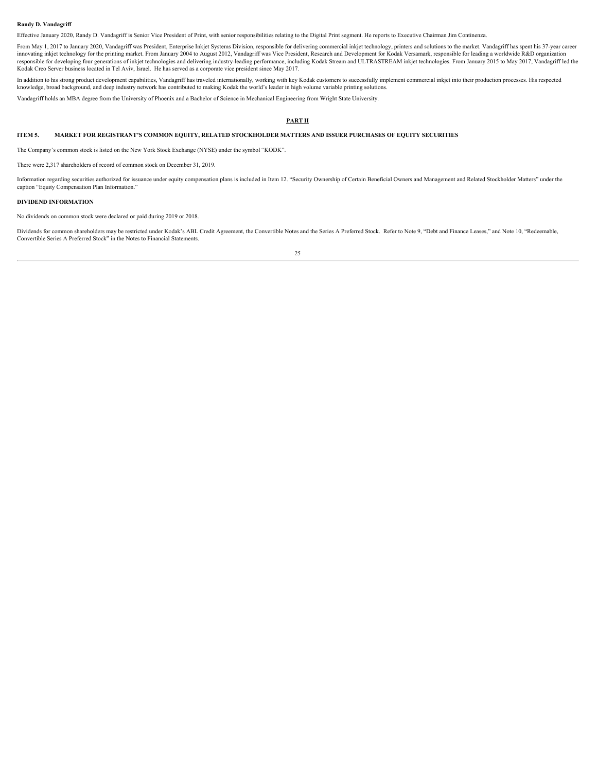**Randy D. Vandagriff**

Effective January 2020, Randy D. Vandagriff is Senior Vice President of Print, with senior responsibilities relating to the Digital Print segment. He reports to Executive Chairman Jim Continenza.

From May 1, 2017 to January 2020, Vandagriff was President, Enterprise Inkjet Systems Division, responsible for delivering commercial inkjet technology, printers and solutions to the market. Vandagriff has spent his 37-year career innovating inkjet technology for the printing market. From January 2004 to August 2012, Vandagriff was Vice President, Research and Development for Kodak Versamark, responsible for leading a worldwide R&D organization responsible for developing four generations of inkjet technologies and delivering industry-leading performance, including Kodak Stream and ULTRASTREAM inkjet technologies. From January 2015 to May 2017, Vandagriff led the Kodak Creo Server business located in Tel Aviv, Israel. He has served as a corporate vice president since May 2017.

In addition to his strong product development capabilities, Vandagriff has traveled internationally, working with key Kodak customers to successfully implement commercial inkjet into their production processes. His respected knowledge, broad background, and deep industry network has contributed to making Kodak the world's leader in high volume variable printing solutions.

Vandagriff holds an MBA degree from the University of Phoenix and a Bachelor of Science in Mechanical Engineering from Wright State University.

# PART II

## ITEM 5. MARKET FOR REGISTRANT'S COMMON EQUITY, RELATED STOCKHOLDER MATTERS AND ISSUER PURCHASES OF EQUITY SECURITIES

The Company's common stock is listed on the New York Stock Exchange (NYSE) under the symbol "KODK".

There were 2,317 shareholders of record of common stock on December 31, 2019.

Information regarding securities authorized for issuance under equity compensation plans is included in Item 12. "Security Ownership of Certain Beneficial Owners and Management and Related Stockholder Matters" under the caption "Equity Compensation Plan Information."

### DIVIDEND INFORMATION

No dividends on common stock were declared or paid during 2019 or 2018.

Dividends for common shareholders may be restricted under Kodak's ABL Credit Agreement, the Convertible Notes and the Series A Preferred Stock. Refer to Note 9, "Debt and Finance Leases," and Note 10, "Redeemable, Convertible Series A Preferred Stock" in the Notes to Financial Statements.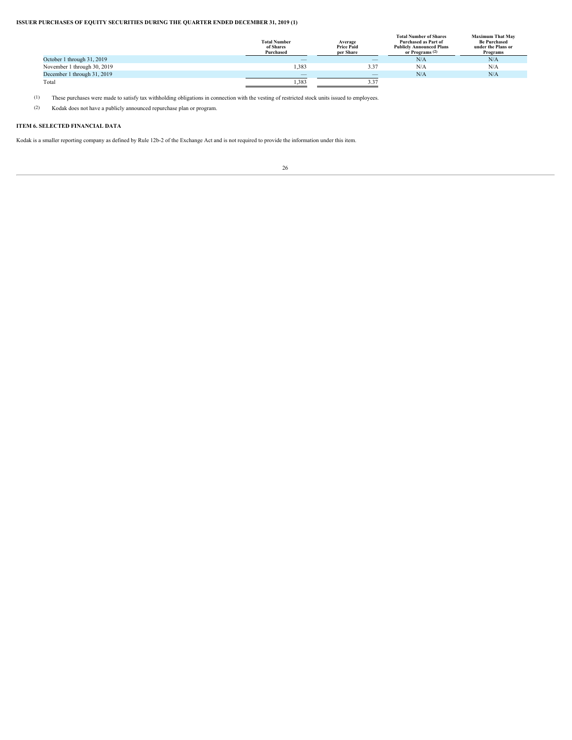**ISSUER PURCHASES OF EQUITY SECURITIES DURING THE QUARTER ENDED DECEMBER 31, 2019 (1)**

| | Total Number of Shares Purchased | Average Price Paid per Share | Total Number of Shares Purchased as Part of Publicly Announced Plans or Programs (2) | Maximum That May Be Purchased under the Plans or Programs |
|---|---|---|---|---|
| October 1 through 31, 2019 | — | — | N/A | N/A |
| November 1 through 30, 2019 | 1,383 | 3.37 | N/A | N/A |
| December 1 through 31, 2019 | — | — | N/A | N/A |
| Total | 1,383 | 3.37 | | |

(1) These purchases were made to satisfy tax withholding obligations in connection with the vesting of restricted stock units issued to employees.

(2) Kodak does not have a publicly announced repurchase plan or program.

**ITEM 6. SELECTED FINANCIAL DATA**

Kodak is a smaller reporting company as defined by Rule 12b-2 of the Exchange Act and is not required to provide the information under this item.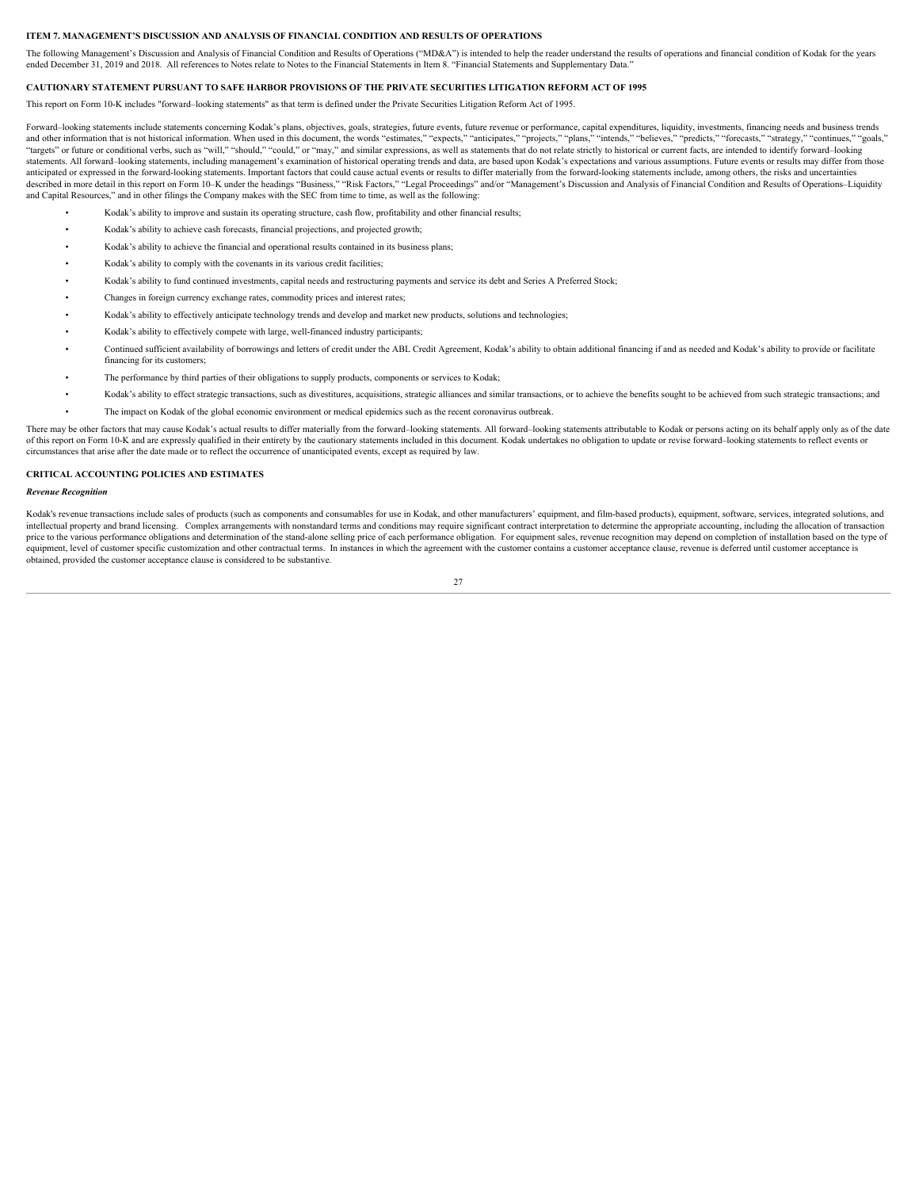## ITEM 7. MANAGEMENT'S DISCUSSION AND ANALYSIS OF FINANCIAL CONDITION AND RESULTS OF OPERATIONS

The following Management's Discussion and Analysis of Financial Condition and Results of Operations ("MD&A") is intended to help the reader understand the results of operations and financial condition of Kodak for the years ended December 31, 2019 and 2018. All references to Notes relate to Notes to the Financial Statements in Item 8. "Financial Statements and Supplementary Data."

## CAUTIONARY STATEMENT PURSUANT TO SAFE HARBOR PROVISIONS OF THE PRIVATE SECURITIES LITIGATION REFORM ACT OF 1995

This report on Form 10-K includes "forward–looking statements" as that term is defined under the Private Securities Litigation Reform Act of 1995.

Forward–looking statements include statements concerning Kodak's plans, objectives, goals, strategies, future events, future revenue or performance, capital expenditures, liquidity, investments, financing needs and business trends and other information that is not historical information. When used in this document, the words "estimates," "expects," "anticipates," "projects," "plans," "intends," "believes," "predicts," "forecasts," "strategy," "continues," "goals," "targets" or future or conditional verbs, such as "will," "should," "could," or "may," and similar expressions, as well as statements that do not relate strictly to historical or current facts, are intended to identify forward–looking statements. All forward–looking statements, including management's examination of historical operating trends and data, are based upon Kodak's expectations and various assumptions. Future events or results may differ from those anticipated or expressed in the forward-looking statements. Important factors that could cause actual events or results to differ materially from the forward-looking statements include, among others, the risks and uncertainties described in more detail in this report on Form 10–K under the headings "Business," "Risk Factors," "Legal Proceedings" and/or "Management's Discussion and Analysis of Financial Condition and Results of Operations–Liquidity and Capital Resources," and in other filings the Company makes with the SEC from time to time, as well as the following:

- Kodak's ability to improve and sustain its operating structure, cash flow, profitability and other financial results;
- Kodak's ability to achieve cash forecasts, financial projections, and projected growth;
- Kodak's ability to achieve the financial and operational results contained in its business plans;
- Kodak's ability to comply with the covenants in its various credit facilities;
- Kodak's ability to fund continued investments, capital needs and restructuring payments and service its debt and Series A Preferred Stock;
- Changes in foreign currency exchange rates, commodity prices and interest rates;
- Kodak's ability to effectively anticipate technology trends and develop and market new products, solutions and technologies;
- Kodak's ability to effectively compete with large, well-financed industry participants;
- Continued sufficient availability of borrowings and letters of credit under the ABL Credit Agreement, Kodak's ability to obtain additional financing if and as needed and Kodak's ability to provide or facilitate financing for its customers;
- The performance by third parties of their obligations to supply products, components or services to Kodak;
- Kodak's ability to effect strategic transactions, such as divestitures, acquisitions, strategic alliances and similar transactions, or to achieve the benefits sought to be achieved from such strategic transactions; and
- The impact on Kodak of the global economic environment or medical epidemics such as the recent coronavirus outbreak.

There may be other factors that may cause Kodak's actual results to differ materially from the forward–looking statements. All forward–looking statements attributable to Kodak or persons acting on its behalf apply only as of the date of this report on Form 10-K and are expressly qualified in their entirety by the cautionary statements included in this document. Kodak undertakes no obligation to update or revise forward–looking statements to reflect events or circumstances that arise after the date made or to reflect the occurrence of unanticipated events, except as required by law.

## CRITICAL ACCOUNTING POLICIES AND ESTIMATES

### *Revenue Recognition*

Kodak's revenue transactions include sales of products (such as components and consumables for use in Kodak, and other manufacturers' equipment, and film-based products), equipment, software, services, integrated solutions, and intellectual property and brand licensing. Complex arrangements with nonstandard terms and conditions may require significant contract interpretation to determine the appropriate accounting, including the allocation of transaction price to the various performance obligations and determination of the stand-alone selling price of each performance obligation. For equipment sales, revenue recognition may depend on completion of installation based on the type of equipment, level of customer specific customization and other contractual terms. In instances in which the agreement with the customer contains a customer acceptance clause, revenue is deferred until customer acceptance is obtained, provided the customer acceptance clause is considered to be substantive.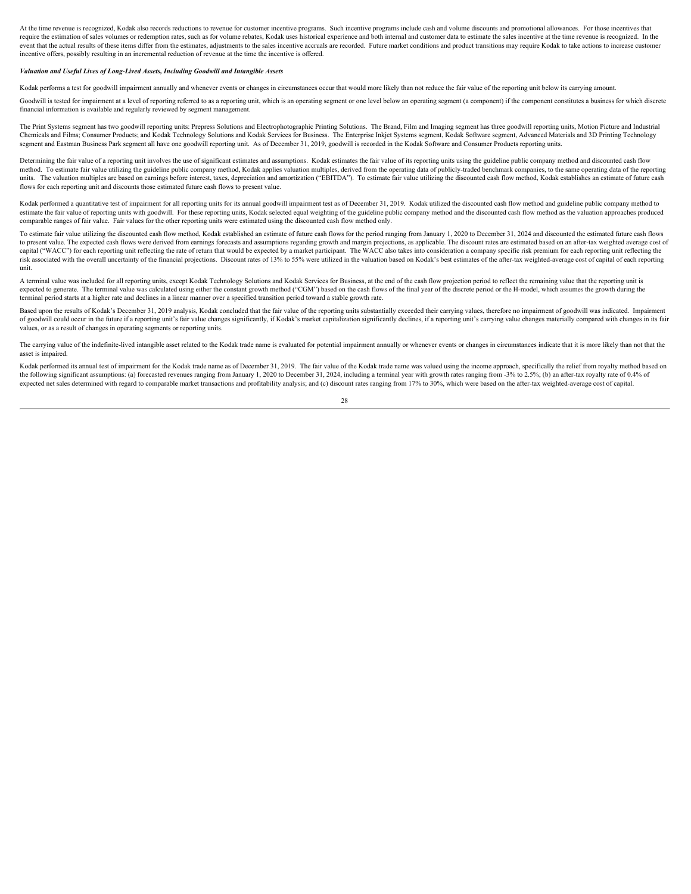At the time revenue is recognized, Kodak also records reductions to revenue for customer incentive programs. Such incentive programs include cash and volume discounts and promotional allowances. For those incentives that require the estimation of sales volumes or redemption rates, such as for volume rebates, Kodak uses historical experience and both internal and customer data to estimate the sales incentive at the time revenue is recognized. In the event that the actual results of these items differ from the estimates, adjustments to the sales incentive accruals are recorded. Future market conditions and product transitions may require Kodak to take actions to increase customer incentive offers, possibly resulting in an incremental reduction of revenue at the time the incentive is offered.

***Valuation and Useful Lives of Long-Lived Assets, Including Goodwill and Intangible Assets***

Kodak performs a test for goodwill impairment annually and whenever events or changes in circumstances occur that would more likely than not reduce the fair value of the reporting unit below its carrying amount.

Goodwill is tested for impairment at a level of reporting referred to as a reporting unit, which is an operating segment or one level below an operating segment (a component) if the component constitutes a business for which discrete financial information is available and regularly reviewed by segment management.

The Print Systems segment has two goodwill reporting units: Prepress Solutions and Electrophotographic Printing Solutions. The Brand, Film and Imaging segment has three goodwill reporting units, Motion Picture and Industrial Chemicals and Films; Consumer Products; and Kodak Technology Solutions and Kodak Services for Business. The Enterprise Inkjet Systems segment, Kodak Software segment, Advanced Materials and 3D Printing Technology segment and Eastman Business Park segment all have one goodwill reporting unit. As of December 31, 2019, goodwill is recorded in the Kodak Software and Consumer Products reporting units.

Determining the fair value of a reporting unit involves the use of significant estimates and assumptions. Kodak estimates the fair value of its reporting units using the guideline public company method and discounted cash flow method. To estimate fair value utilizing the guideline public company method, Kodak applies valuation multiples, derived from the operating data of publicly-traded benchmark companies, to the same operating data of the reporting units. The valuation multiples are based on earnings before interest, taxes, depreciation and amortization ("EBITDA"). To estimate fair value utilizing the discounted cash flow method, Kodak establishes an estimate of future cash flows for each reporting unit and discounts those estimated future cash flows to present value.

Kodak performed a quantitative test of impairment for all reporting units for its annual goodwill impairment test as of December 31, 2019. Kodak utilized the discounted cash flow method and guideline public company method to estimate the fair value of reporting units with goodwill. For these reporting units, Kodak selected equal weighting of the guideline public company method and the discounted cash flow method as the valuation approaches produced comparable ranges of fair value. Fair values for the other reporting units were estimated using the discounted cash flow method only.

To estimate fair value utilizing the discounted cash flow method, Kodak established an estimate of future cash flows for the period ranging from January 1, 2020 to December 31, 2024 and discounted the estimated future cash flows to present value. The expected cash flows were derived from earnings forecasts and assumptions regarding growth and margin projections, as applicable. The discount rates are estimated based on an after-tax weighted average cost of capital ("WACC") for each reporting unit reflecting the rate of return that would be expected by a market participant. The WACC also takes into consideration a company specific risk premium for each reporting unit reflecting the risk associated with the overall uncertainty of the financial projections. Discount rates of 13% to 55% were utilized in the valuation based on Kodak's best estimates of the after-tax weighted-average cost of capital of each reporting unit.

A terminal value was included for all reporting units, except Kodak Technology Solutions and Kodak Services for Business, at the end of the cash flow projection period to reflect the remaining value that the reporting unit is expected to generate. The terminal value was calculated using either the constant growth method ("CGM") based on the cash flows of the final year of the discrete period or the H-model, which assumes the growth during the terminal period starts at a higher rate and declines in a linear manner over a specified transition period toward a stable growth rate.

Based upon the results of Kodak's December 31, 2019 analysis, Kodak concluded that the fair value of the reporting units substantially exceeded their carrying values, therefore no impairment of goodwill was indicated. Impairment of goodwill could occur in the future if a reporting unit's fair value changes significantly, if Kodak's market capitalization significantly declines, if a reporting unit's carrying value changes materially compared with changes in its fair values, or as a result of changes in operating segments or reporting units.

The carrying value of the indefinite-lived intangible asset related to the Kodak trade name is evaluated for potential impairment annually or whenever events or changes in circumstances indicate that it is more likely than not that the asset is impaired.

Kodak performed its annual test of impairment for the Kodak trade name as of December 31, 2019. The fair value of the Kodak trade name was valued using the income approach, specifically the relief from royalty method based on the following significant assumptions: (a) forecasted revenues ranging from January 1, 2020 to December 31, 2024, including a terminal year with growth rates ranging from -3% to 2.5%; (b) an after-tax royalty rate of 0.4% of expected net sales determined with regard to comparable market transactions and profitability analysis; and (c) discount rates ranging from 17% to 30%, which were based on the after-tax weighted-average cost of capital.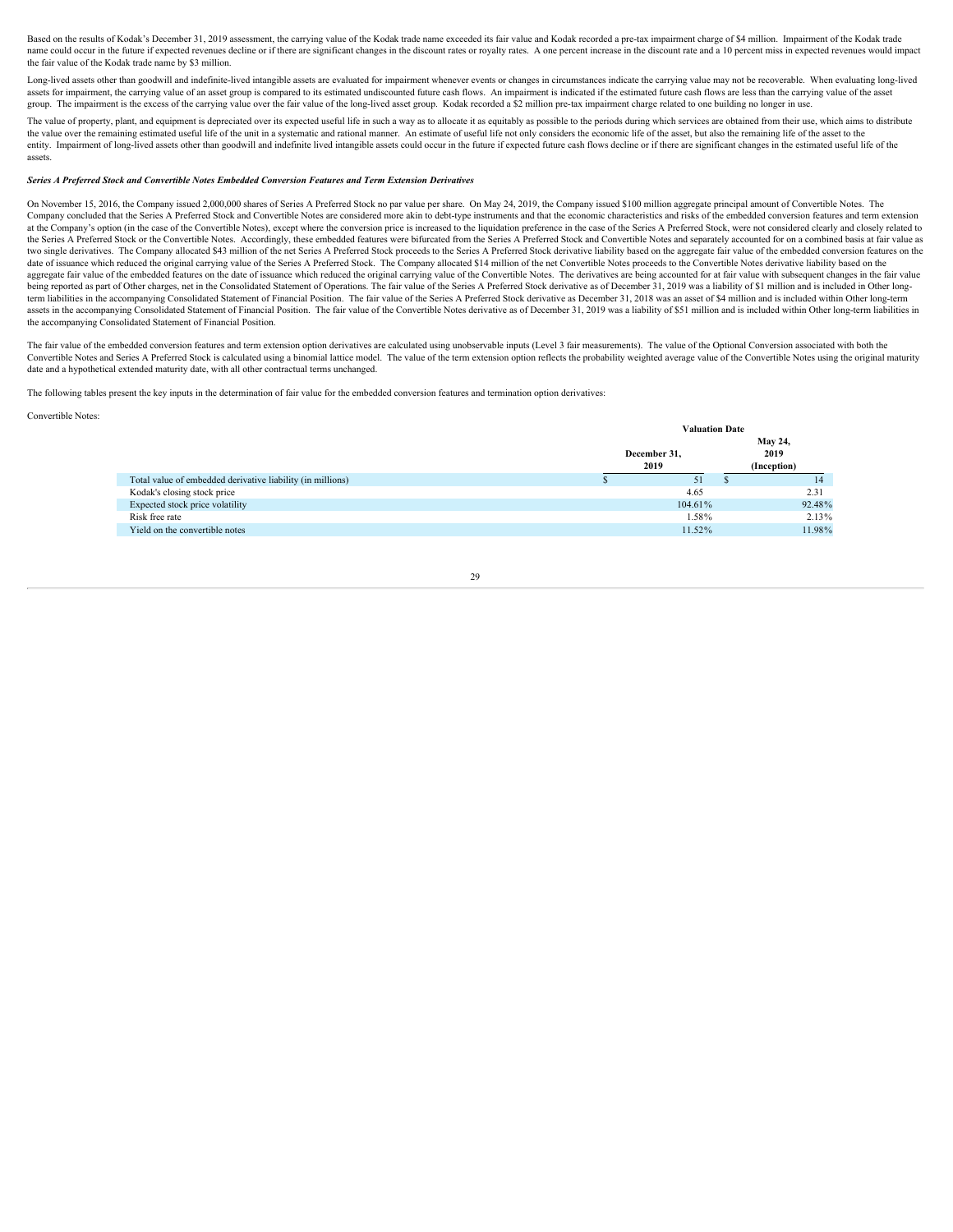Based on the results of Kodak's December 31, 2019 assessment, the carrying value of the Kodak trade name exceeded its fair value and Kodak recorded a pre-tax impairment charge of $4 million. Impairment of the Kodak trade name could occur in the future if expected revenues decline or if there are significant changes in the discount rates or royalty rates. A one percent increase in the discount rate and a 10 percent miss in expected revenues would impact the fair value of the Kodak trade name by $3 million.

Long-lived assets other than goodwill and indefinite-lived intangible assets are evaluated for impairment whenever events or changes in circumstances indicate the carrying value may not be recoverable. When evaluating long-lived assets for impairment, the carrying value of an asset group is compared to its estimated undiscounted future cash flows. An impairment is indicated if the estimated future cash flows are less than the carrying value of the asset group. The impairment is the excess of the carrying value over the fair value of the long-lived asset group. Kodak recorded a $2 million pre-tax impairment charge related to one building no longer in use.

The value of property, plant, and equipment is depreciated over its expected useful life in such a way as to allocate it as equitably as possible to the periods during which services are obtained from their use, which aims to distribute the value over the remaining estimated useful life of the unit in a systematic and rational manner. An estimate of useful life not only considers the economic life of the asset, but also the remaining life of the asset to the entity. Impairment of long-lived assets other than goodwill and indefinite lived intangible assets could occur in the future if expected future cash flows decline or if there are significant changes in the estimated useful life of the assets.

***Series A Preferred Stock and Convertible Notes Embedded Conversion Features and Term Extension Derivatives***

On November 15, 2016, the Company issued 2,000,000 shares of Series A Preferred Stock no par value per share. On May 24, 2019, the Company issued $100 million aggregate principal amount of Convertible Notes. The Company concluded that the Series A Preferred Stock and Convertible Notes are considered more akin to debt-type instruments and that the economic characteristics and risks of the embedded conversion features and term extension at the Company's option (in the case of the Convertible Notes), except where the conversion price is increased to the liquidation preference in the case of the Series A Preferred Stock, were not considered clearly and closely related to the Series A Preferred Stock or the Convertible Notes. Accordingly, these embedded features were bifurcated from the Series A Preferred Stock and Convertible Notes and separately accounted for on a combined basis at fair value as two single derivatives. The Company allocated $43 million of the net Series A Preferred Stock proceeds to the Series A Preferred Stock derivative liability based on the aggregate fair value of the embedded conversion features on the date of issuance which reduced the original carrying value of the Series A Preferred Stock. The Company allocated $14 million of the net Convertible Notes proceeds to the Convertible Notes derivative liability based on the aggregate fair value of the embedded features on the date of issuance which reduced the original carrying value of the Convertible Notes. The derivatives are being accounted for at fair value with subsequent changes in the fair value being reported as part of Other charges, net in the Consolidated Statement of Operations. The fair value of the Series A Preferred Stock derivative as of December 31, 2019 was a liability of $1 million and is included in Other long-term liabilities in the accompanying Consolidated Statement of Financial Position. The fair value of the Series A Preferred Stock derivative as December 31, 2018 was an asset of $4 million and is included within Other long-term assets in the accompanying Consolidated Statement of Financial Position. The fair value of the Convertible Notes derivative as of December 31, 2019 was a liability of $51 million and is included within Other long-term liabilities in the accompanying Consolidated Statement of Financial Position.

The fair value of the embedded conversion features and term extension option derivatives are calculated using unobservable inputs (Level 3 fair measurements). The value of the Optional Conversion associated with both the Convertible Notes and Series A Preferred Stock is calculated using a binomial lattice model. The value of the term extension option reflects the probability weighted average value of the Convertible Notes using the original maturity date and a hypothetical extended maturity date, with all other contractual terms unchanged.

The following tables present the key inputs in the determination of fair value for the embedded conversion features and termination option derivatives:

Convertible Notes:

| | Valuation Date | |
|---|---|---|
| | December 31, 2019 | May 24, 2019 (Inception) |
| Total value of embedded derivative liability (in millions) | $ 51 | $ 14 |
| Kodak's closing stock price | 4.65 | 2.31 |
| Expected stock price volatility | 104.61% | 92.48% |
| Risk free rate | 1.58% | 2.13% |
| Yield on the convertible notes | 11.52% | 11.98% |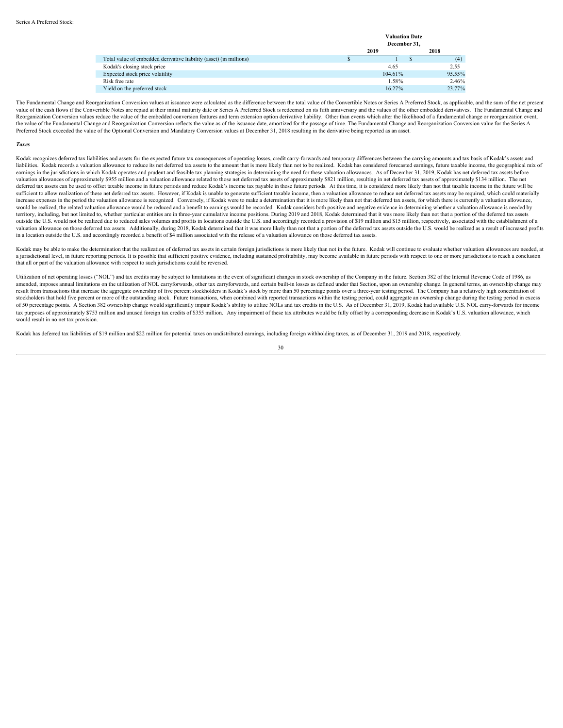Series A Preferred Stock:

| | Valuation Date December 31, | |
|---|---|---|
| | 2019 | 2018 |
| Total value of embedded derivative liability (asset) (in millions) | $ 1 | $ (4) |
| Kodak's closing stock price | 4.65 | 2.55 |
| Expected stock price volatility | 104.61% | 95.55% |
| Risk free rate | 1.58% | 2.46% |
| Yield on the preferred stock | 16.27% | 23.77% |

The Fundamental Change and Reorganization Conversion values at issuance were calculated as the difference between the total value of the Convertible Notes or Series A Preferred Stock, as applicable, and the sum of the net present value of the cash flows if the Convertible Notes are repaid at their initial maturity date or Series A Preferred Stock is redeemed on its fifth anniversary and the values of the other embedded derivatives. The Fundamental Change and Reorganization Conversion values reduce the value of the embedded conversion features and term extension option derivative liability. Other than events which alter the likelihood of a fundamental change or reorganization event, the value of the Fundamental Change and Reorganization Conversion reflects the value as of the issuance date, amortized for the passage of time. The Fundamental Change and Reorganization Conversion value for the Series A Preferred Stock exceeded the value of the Optional Conversion and Mandatory Conversion values at December 31, 2018 resulting in the derivative being reported as an asset.

***Taxes***

Kodak recognizes deferred tax liabilities and assets for the expected future tax consequences of operating losses, credit carry-forwards and temporary differences between the carrying amounts and tax basis of Kodak's assets and liabilities. Kodak records a valuation allowance to reduce its net deferred tax assets to the amount that is more likely than not to be realized. Kodak has considered forecasted earnings, future taxable income, the geographical mix of earnings in the jurisdictions in which Kodak operates and prudent and feasible tax planning strategies in determining the need for these valuation allowances. As of December 31, 2019, Kodak has net deferred tax assets before valuation allowances of approximately $955 million and a valuation allowance related to those net deferred tax assets of approximately $821 million, resulting in net deferred tax assets of approximately $134 million. The net deferred tax assets can be used to offset taxable income in future periods and reduce Kodak's income tax payable in those future periods. At this time, it is considered more likely than not that taxable income in the future will be sufficient to allow realization of these net deferred tax assets. However, if Kodak is unable to generate sufficient taxable income, then a valuation allowance to reduce net deferred tax assets may be required, which could materially increase expenses in the period the valuation allowance is recognized. Conversely, if Kodak were to make a determination that it is more likely than not that deferred tax assets, for which there is currently a valuation allowance, would be realized, the related valuation allowance would be reduced and a benefit to earnings would be recorded. Kodak considers both positive and negative evidence in determining whether a valuation allowance is needed by territory, including, but not limited to, whether particular entities are in three-year cumulative income positions. During 2019 and 2018, Kodak determined that it was more likely than not that a portion of the deferred tax assets outside the U.S. would not be realized due to reduced sales volumes and profits in locations outside the U.S. and accordingly recorded a provision of $19 million and $15 million, respectively, associated with the establishment of a valuation allowance on those deferred tax assets. Additionally, during 2018, Kodak determined that it was more likely than not that a portion of the deferred tax assets outside the U.S. would be realized as a result of increased profits in a location outside the U.S. and accordingly recorded a benefit of $4 million associated with the release of a valuation allowance on those deferred tax assets.

Kodak may be able to make the determination that the realization of deferred tax assets in certain foreign jurisdictions is more likely than not in the future. Kodak will continue to evaluate whether valuation allowances are needed, at a jurisdictional level, in future reporting periods. It is possible that sufficient positive evidence, including sustained profitability, may become available in future periods with respect to one or more jurisdictions to reach a conclusion that all or part of the valuation allowance with respect to such jurisdictions could be reversed.

Utilization of net operating losses ("NOL") and tax credits may be subject to limitations in the event of significant changes in stock ownership of the Company in the future. Section 382 of the Internal Revenue Code of 1986, as amended, imposes annual limitations on the utilization of NOL carryforwards, other tax carryforwards, and certain built-in losses as defined under that Section, upon an ownership change. In general terms, an ownership change may result from transactions that increase the aggregate ownership of five percent stockholders in Kodak's stock by more than 50 percentage points over a three-year testing period. The Company has a relatively high concentration of stockholders that hold five percent or more of the outstanding stock. Future transactions, when combined with reported transactions within the testing period, could aggregate an ownership change during the testing period in excess of 50 percentage points. A Section 382 ownership change would significantly impair Kodak's ability to utilize NOLs and tax credits in the U.S. As of December 31, 2019, Kodak had available U.S. NOL carry-forwards for income tax purposes of approximately $753 million and unused foreign tax credits of $355 million. Any impairment of these tax attributes would be fully offset by a corresponding decrease in Kodak's U.S. valuation allowance, which would result in no net tax provision.

Kodak has deferred tax liabilities of $19 million and $22 million for potential taxes on undistributed earnings, including foreign withholding taxes, as of December 31, 2019 and 2018, respectively.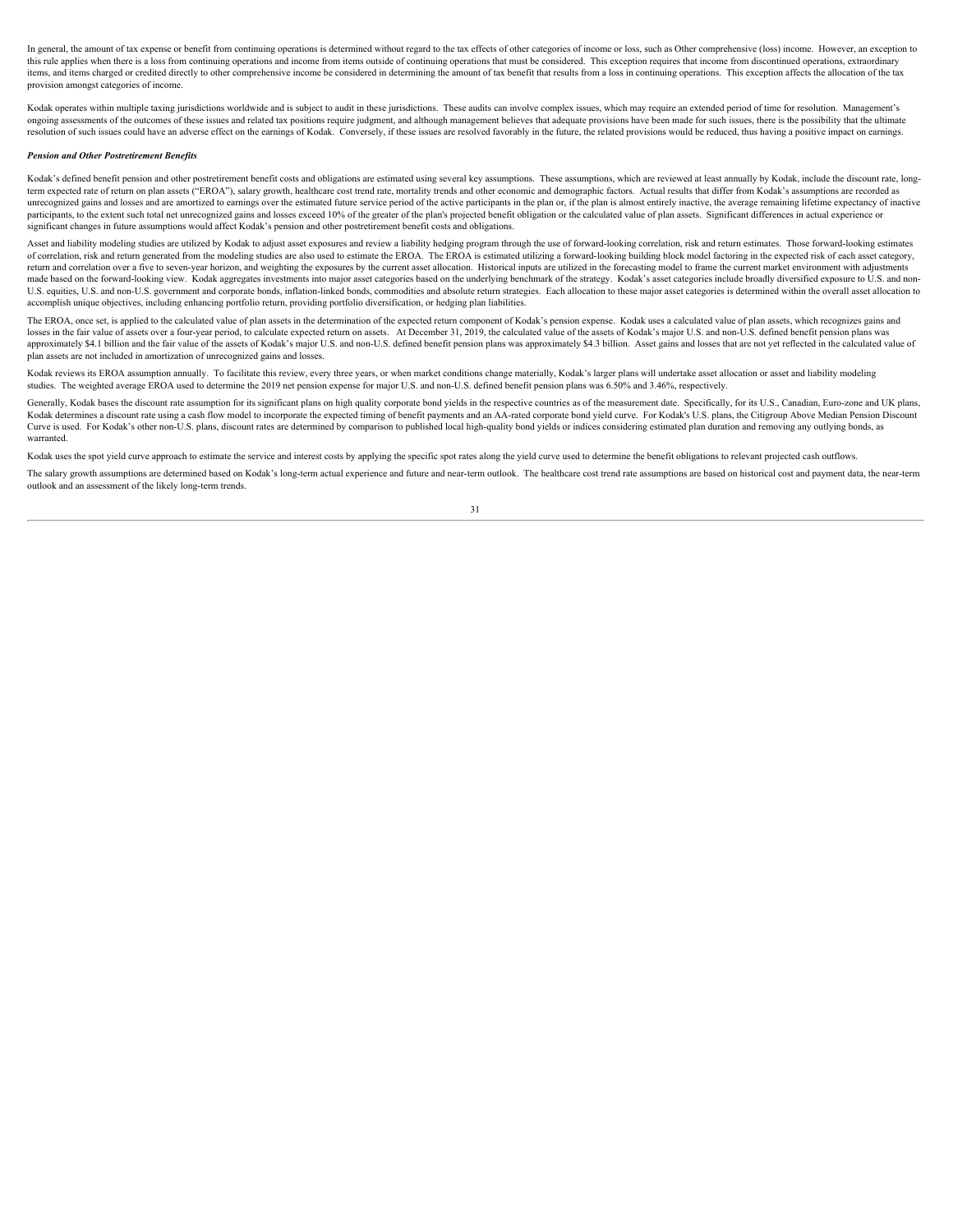In general, the amount of tax expense or benefit from continuing operations is determined without regard to the tax effects of other categories of income or loss, such as Other comprehensive (loss) income. However, an exception to this rule applies when there is a loss from continuing operations and income from items outside of continuing operations that must be considered. This exception requires that income from discontinued operations, extraordinary items, and items charged or credited directly to other comprehensive income be considered in determining the amount of tax benefit that results from a loss in continuing operations. This exception affects the allocation of the tax provision amongst categories of income.

Kodak operates within multiple taxing jurisdictions worldwide and is subject to audit in these jurisdictions. These audits can involve complex issues, which may require an extended period of time for resolution. Management's ongoing assessments of the outcomes of these issues and related tax positions require judgment, and although management believes that adequate provisions have been made for such issues, there is the possibility that the ultimate resolution of such issues could have an adverse effect on the earnings of Kodak. Conversely, if these issues are resolved favorably in the future, the related provisions would be reduced, thus having a positive impact on earnings.

***Pension and Other Postretirement Benefits***

Kodak's defined benefit pension and other postretirement benefit costs and obligations are estimated using several key assumptions. These assumptions, which are reviewed at least annually by Kodak, include the discount rate, long-term expected rate of return on plan assets ("EROA"), salary growth, healthcare cost trend rate, mortality trends and other economic and demographic factors. Actual results that differ from Kodak's assumptions are recorded as unrecognized gains and losses and are amortized to earnings over the estimated future service period of the active participants in the plan or, if the plan is almost entirely inactive, the average remaining lifetime expectancy of inactive participants, to the extent such total net unrecognized gains and losses exceed 10% of the greater of the plan's projected benefit obligation or the calculated value of plan assets. Significant differences in actual experience or significant changes in future assumptions would affect Kodak's pension and other postretirement benefit costs and obligations.

Asset and liability modeling studies are utilized by Kodak to adjust asset exposures and review a liability hedging program through the use of forward-looking correlation, risk and return estimates. Those forward-looking estimates of correlation, risk and return generated from the modeling studies are also used to estimate the EROA. The EROA is estimated utilizing a forward-looking building block model factoring in the expected risk of each asset category, return and correlation over a five to seven-year horizon, and weighting the exposures by the current asset allocation. Historical inputs are utilized in the forecasting model to frame the current market environment with adjustments made based on the forward-looking view. Kodak aggregates investments into major asset categories based on the underlying benchmark of the strategy. Kodak's asset categories include broadly diversified exposure to U.S. and non-U.S. equities, U.S. and non-U.S. government and corporate bonds, inflation-linked bonds, commodities and absolute return strategies. Each allocation to these major asset categories is determined within the overall asset allocation to accomplish unique objectives, including enhancing portfolio return, providing portfolio diversification, or hedging plan liabilities.

The EROA, once set, is applied to the calculated value of plan assets in the determination of the expected return component of Kodak's pension expense. Kodak uses a calculated value of plan assets, which recognizes gains and losses in the fair value of assets over a four-year period, to calculate expected return on assets. At December 31, 2019, the calculated value of the assets of Kodak's major U.S. and non-U.S. defined benefit pension plans was approximately $4.1 billion and the fair value of the assets of Kodak's major U.S. and non-U.S. defined benefit pension plans was approximately $4.3 billion. Asset gains and losses that are not yet reflected in the calculated value of plan assets are not included in amortization of unrecognized gains and losses.

Kodak reviews its EROA assumption annually. To facilitate this review, every three years, or when market conditions change materially, Kodak's larger plans will undertake asset allocation or asset and liability modeling studies. The weighted average EROA used to determine the 2019 net pension expense for major U.S. and non-U.S. defined benefit pension plans was 6.50% and 3.46%, respectively.

Generally, Kodak bases the discount rate assumption for its significant plans on high quality corporate bond yields in the respective countries as of the measurement date. Specifically, for its U.S., Canadian, Euro-zone and UK plans, Kodak determines a discount rate using a cash flow model to incorporate the expected timing of benefit payments and an AA-rated corporate bond yield curve. For Kodak's U.S. plans, the Citigroup Above Median Pension Discount Curve is used. For Kodak's other non-U.S. plans, discount rates are determined by comparison to published local high-quality bond yields or indices considering estimated plan duration and removing any outlying bonds, as warranted.

Kodak uses the spot yield curve approach to estimate the service and interest costs by applying the specific spot rates along the yield curve used to determine the benefit obligations to relevant projected cash outflows.

The salary growth assumptions are determined based on Kodak's long-term actual experience and future and near-term outlook. The healthcare cost trend rate assumptions are based on historical cost and payment data, the near-term outlook and an assessment of the likely long-term trends.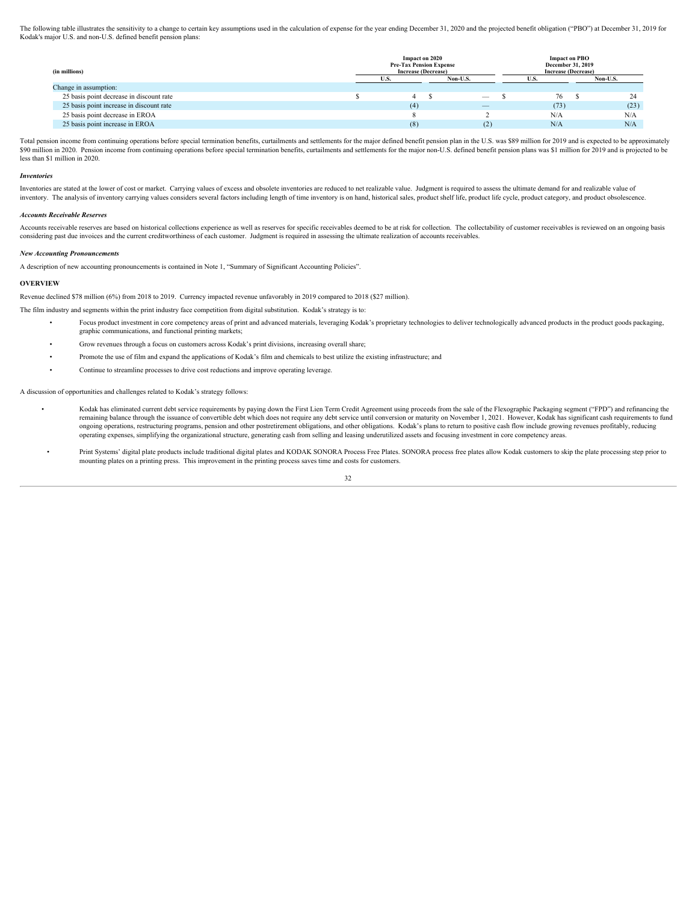The following table illustrates the sensitivity to a change to certain key assumptions used in the calculation of expense for the year ending December 31, 2020 and the projected benefit obligation ("PBO") at December 31, 2019 for Kodak's major U.S. and non-U.S. defined benefit pension plans:

| (in millions) | Impact on 2020 Pre-Tax Pension Expense Increase (Decrease) | | Impact on PBO December 31, 2019 Increase (Decrease) | |
|---|---|---|---|---|
| | U.S. | Non-U.S. | U.S. | Non-U.S. |
| Change in assumption: | | | | |
| 25 basis point decrease in discount rate | $ 4 | $ — | $ 76 | $ 24 |
| 25 basis point increase in discount rate | (4) | — | (73) | (23) |
| 25 basis point decrease in EROA | 8 | 2 | N/A | N/A |
| 25 basis point increase in EROA | (8) | (2) | N/A | N/A |

Total pension income from continuing operations before special termination benefits, curtailments and settlements for the major defined benefit pension plan in the U.S. was $89 million for 2019 and is expected to be approximately $90 million in 2020. Pension income from continuing operations before special termination benefits, curtailments and settlements for the major non-U.S. defined benefit pension plans was $1 million for 2019 and is projected to be less than $1 million in 2020.

***Inventories***

Inventories are stated at the lower of cost or market. Carrying values of excess and obsolete inventories are reduced to net realizable value. Judgment is required to assess the ultimate demand for and realizable value of inventory. The analysis of inventory carrying values considers several factors including length of time inventory is on hand, historical sales, product shelf life, product life cycle, product category, and product obsolescence.

***Accounts Receivable Reserves***

Accounts receivable reserves are based on historical collections experience as well as reserves for specific receivables deemed to be at risk for collection. The collectability of customer receivables is reviewed on an ongoing basis considering past due invoices and the current creditworthiness of each customer. Judgment is required in assessing the ultimate realization of accounts receivables.

***New Accounting Pronouncements***

A description of new accounting pronouncements is contained in Note 1, "Summary of Significant Accounting Policies".

**OVERVIEW**

Revenue declined $78 million (6%) from 2018 to 2019. Currency impacted revenue unfavorably in 2019 compared to 2018 ($27 million).

The film industry and segments within the print industry face competition from digital substitution. Kodak's strategy is to:

- Focus product investment in core competency areas of print and advanced materials, leveraging Kodak's proprietary technologies to deliver technologically advanced products in the product goods packaging, graphic communications, and functional printing markets;
- Grow revenues through a focus on customers across Kodak's print divisions, increasing overall share;
- Promote the use of film and expand the applications of Kodak's film and chemicals to best utilize the existing infrastructure; and
- Continue to streamline processes to drive cost reductions and improve operating leverage.

A discussion of opportunities and challenges related to Kodak's strategy follows:

- Kodak has eliminated current debt service requirements by paying down the First Lien Term Credit Agreement using proceeds from the sale of the Flexographic Packaging segment ("FPD") and refinancing the remaining balance through the issuance of convertible debt which does not require any debt service until conversion or maturity on November 1, 2021. However, Kodak has significant cash requirements to fund ongoing operations, restructuring programs, pension and other postretirement obligations, and other obligations. Kodak's plans to return to positive cash flow include growing revenues profitably, reducing operating expenses, simplifying the organizational structure, generating cash from selling and leasing underutilized assets and focusing investment in core competency areas.
- Print Systems' digital plate products include traditional digital plates and KODAK SONORA Process Free Plates. SONORA process free plates allow Kodak customers to skip the plate processing step prior to mounting plates on a printing press. This improvement in the printing process saves time and costs for customers.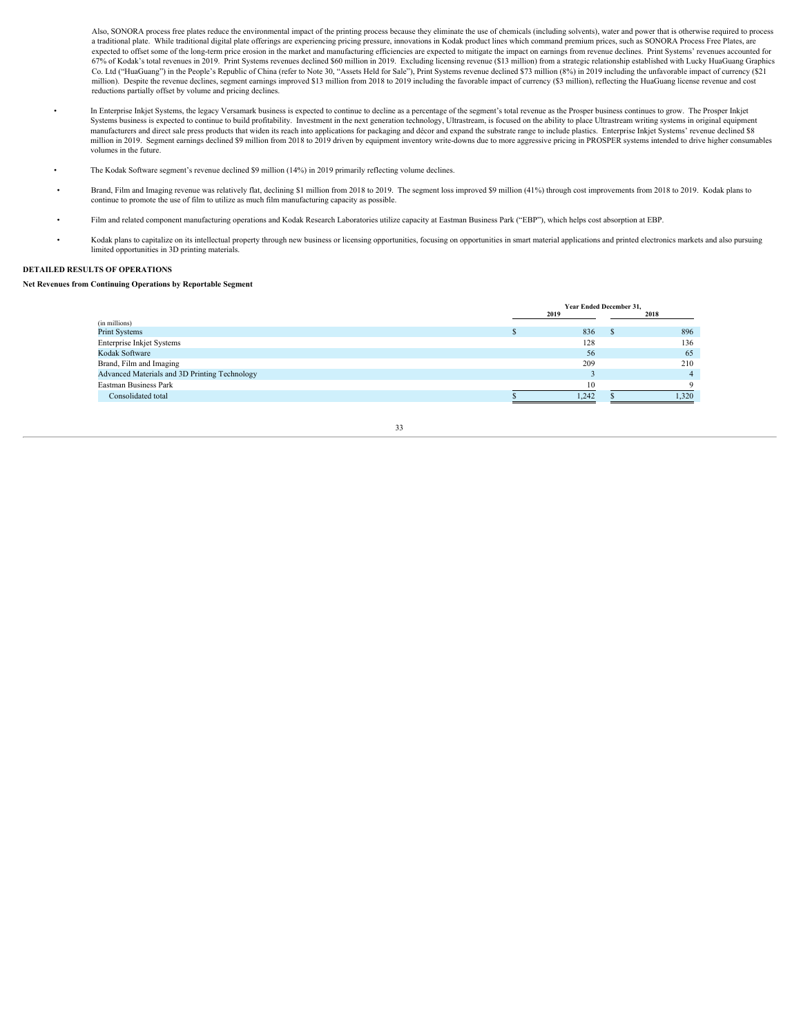Also, SONORA process free plates reduce the environmental impact of the printing process because they eliminate the use of chemicals (including solvents), water and power that is otherwise required to process a traditional plate. While traditional digital plate offerings are experiencing pricing pressure, innovations in Kodak product lines which command premium prices, such as SONORA Process Free Plates, are expected to offset some of the long-term price erosion in the market and manufacturing efficiencies are expected to mitigate the impact on earnings from revenue declines. Print Systems' revenues accounted for 67% of Kodak's total revenues in 2019. Print Systems revenues declined $60 million in 2019. Excluding licensing revenue ($13 million) from a strategic relationship established with Lucky HuaGuang Graphics Co. Ltd ("HuaGuang") in the People's Republic of China (refer to Note 30, "Assets Held for Sale"), Print Systems revenue declined $73 million (8%) in 2019 including the unfavorable impact of currency ($21 million). Despite the revenue declines, segment earnings improved $13 million from 2018 to 2019 including the favorable impact of currency ($3 million), reflecting the HuaGuang license revenue and cost reductions partially offset by volume and pricing declines.

- In Enterprise Inkjet Systems, the legacy Versamark business is expected to continue to decline as a percentage of the segment's total revenue as the Prosper business continues to grow. The Prosper Inkjet Systems business is expected to continue to build profitability. Investment in the next generation technology, Ultrastream, is focused on the ability to place Ultrastream writing systems in original equipment manufacturers and direct sale press products that widen its reach into applications for packaging and décor and expand the substrate range to include plastics. Enterprise Inkjet Systems' revenue declined $8 million in 2019. Segment earnings declined $9 million from 2018 to 2019 driven by equipment inventory write-downs due to more aggressive pricing in PROSPER systems intended to drive higher consumables volumes in the future.

- The Kodak Software segment's revenue declined $9 million (14%) in 2019 primarily reflecting volume declines.

- Brand, Film and Imaging revenue was relatively flat, declining $1 million from 2018 to 2019. The segment loss improved $9 million (41%) through cost improvements from 2018 to 2019. Kodak plans to continue to promote the use of film to utilize as much film manufacturing capacity as possible.

- Film and related component manufacturing operations and Kodak Research Laboratories utilize capacity at Eastman Business Park ("EBP"), which helps cost absorption at EBP.

- Kodak plans to capitalize on its intellectual property through new business or licensing opportunities, focusing on opportunities in smart material applications and printed electronics markets and also pursuing limited opportunities in 3D printing materials.

**DETAILED RESULTS OF OPERATIONS**

**Net Revenues from Continuing Operations by Reportable Segment**

| | Year Ended December 31, | |
|---|---|---|
| (in millions) | 2019 | 2018 |
| Print Systems | $ 836 | $ 896 |
| Enterprise Inkjet Systems | 128 | 136 |
| Kodak Software | 56 | 65 |
| Brand, Film and Imaging | 209 | 210 |
| Advanced Materials and 3D Printing Technology | 3 | 4 |
| Eastman Business Park | 10 | 9 |
| Consolidated total | $ 1,242 | $ 1,320 |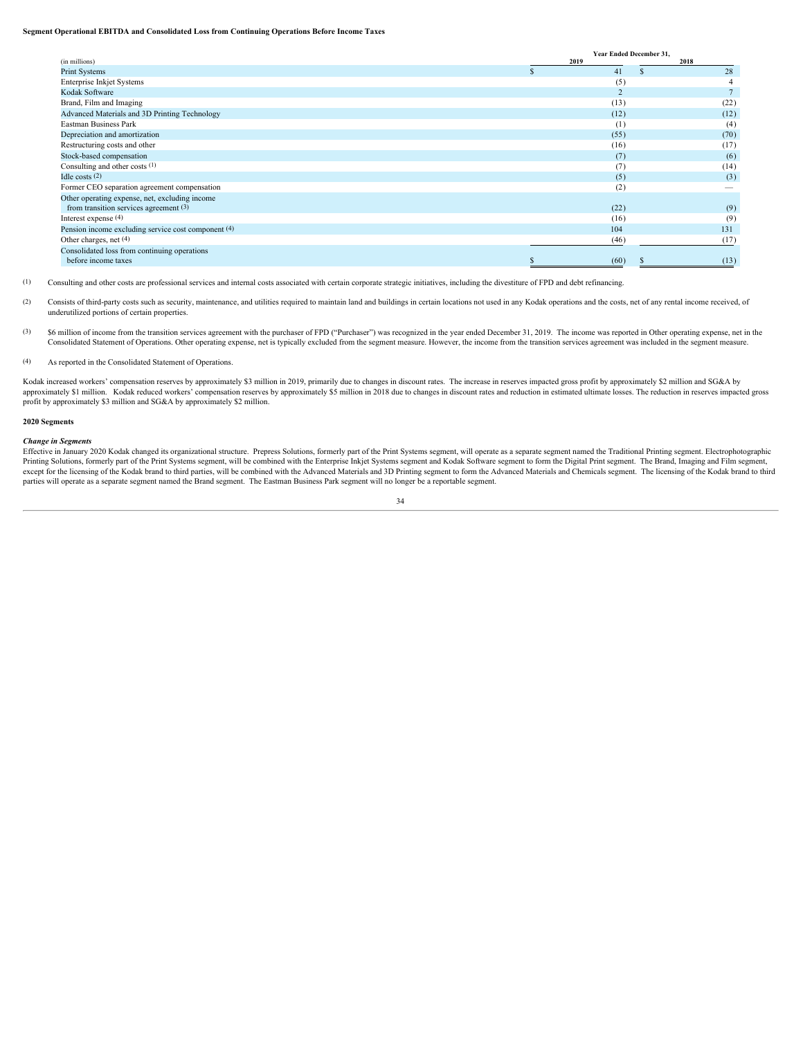**Segment Operational EBITDA and Consolidated Loss from Continuing Operations Before Income Taxes**

| (in millions) | Year Ended December 31, 2019 | 2018 |
|---|---|---|
| Print Systems | $ 41 | $ 28 |
| Enterprise Inkjet Systems | (5) | 4 |
| Kodak Software | 2 | 7 |
| Brand, Film and Imaging | (13) | (22) |
| Advanced Materials and 3D Printing Technology | (12) | (12) |
| Eastman Business Park | (1) | (4) |
| Depreciation and amortization | (55) | (70) |
| Restructuring costs and other | (16) | (17) |
| Stock-based compensation | (7) | (6) |
| Consulting and other costs [(1)] | (7) | (14) |
| Idle costs [(2)] | (5) | (3) |
| Former CEO separation agreement compensation | (2) | — |
| Other operating expense, net, excluding income from transition services agreement [(3)] | (22) | (9) |
| Interest expense [(4)] | (16) | (9) |
| Pension income excluding service cost component [(4)] | 104 | 131 |
| Other charges, net [(4)] | (46) | (17) |
| Consolidated loss from continuing operations before income taxes | $ (60) | $ (13) |

(1) Consulting and other costs are professional services and internal costs associated with certain corporate strategic initiatives, including the divestiture of FPD and debt refinancing.

(2) Consists of third-party costs such as security, maintenance, and utilities required to maintain land and buildings in certain locations not used in any Kodak operations and the costs, net of any rental income received, of underutilized portions of certain properties.

(3) $6 million of income from the transition services agreement with the purchaser of FPD ("Purchaser") was recognized in the year ended December 31, 2019. The income was reported in Other operating expense, net in the Consolidated Statement of Operations. Other operating expense, net is typically excluded from the segment measure. However, the income from the transition services agreement was included in the segment measure.

(4) As reported in the Consolidated Statement of Operations.

Kodak increased workers' compensation reserves by approximately $3 million in 2019, primarily due to changes in discount rates. The increase in reserves impacted gross profit by approximately $2 million and SG&A by approximately $1 million. Kodak reduced workers' compensation reserves by approximately $5 million in 2018 due to changes in discount rates and reduction in estimated ultimate losses. The reduction in reserves impacted gross profit by approximately $3 million and SG&A by approximately $2 million.

**2020 Segments**

***Change in Segments***

Effective in January 2020 Kodak changed its organizational structure. Prepress Solutions, formerly part of the Print Systems segment, will operate as a separate segment named the Traditional Printing segment. Electrophotographic Printing Solutions, formerly part of the Print Systems segment, will be combined with the Enterprise Inkjet Systems segment and Kodak Software segment to form the Digital Print segment. The Brand, Imaging and Film segment, except for the licensing of the Kodak brand to third parties, will be combined with the Advanced Materials and 3D Printing segment to form the Advanced Materials and Chemicals segment. The licensing of the Kodak brand to third parties will operate as a separate segment named the Brand segment. The Eastman Business Park segment will no longer be a reportable segment.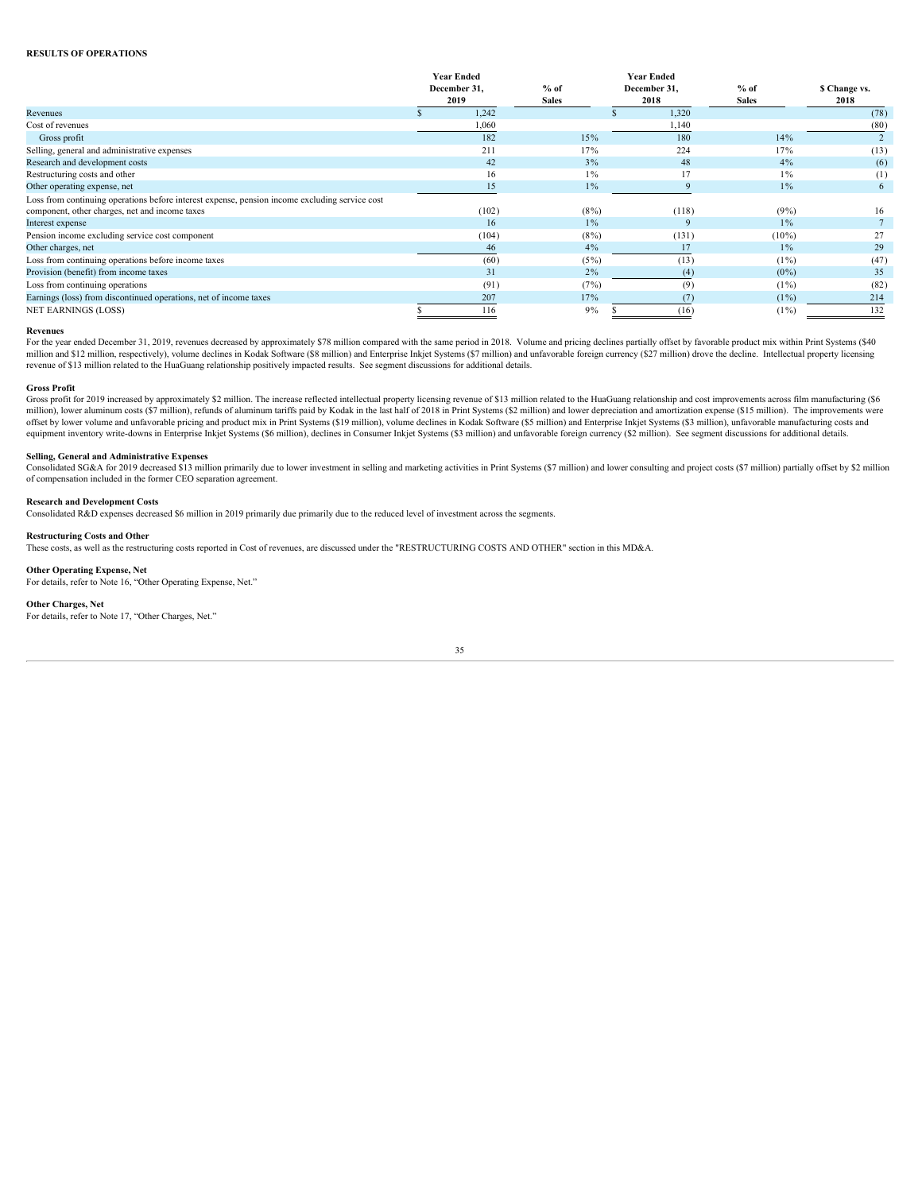**RESULTS OF OPERATIONS**

| | Year Ended December 31, 2019 | % of Sales | Year Ended December 31, 2018 | % of Sales | $ Change vs. 2018 |
|---|---|---|---|---|---|
| Revenues | $ 1,242 | | $ 1,320 | | (78) |
| Cost of revenues | 1,060 | | 1,140 | | (80) |
| Gross profit | 182 | 15% | 180 | 14% | 2 |
| Selling, general and administrative expenses | 211 | 17% | 224 | 17% | (13) |
| Research and development costs | 42 | 3% | 48 | 4% | (6) |
| Restructuring costs and other | 16 | 1% | 17 | 1% | (1) |
| Other operating expense, net | 15 | 1% | 9 | 1% | 6 |
| Loss from continuing operations before interest expense, pension income excluding service cost component, other charges, net and income taxes | (102) | (8%) | (118) | (9%) | 16 |
| Interest expense | 16 | 1% | 9 | 1% | 7 |
| Pension income excluding service cost component | (104) | (8%) | (131) | (10%) | 27 |
| Other charges, net | 46 | 4% | 17 | 1% | 29 |
| Loss from continuing operations before income taxes | (60) | (5%) | (13) | (1%) | (47) |
| Provision (benefit) from income taxes | 31 | 2% | (4) | (0%) | 35 |
| Loss from continuing operations | (91) | (7%) | (9) | (1%) | (82) |
| Earnings (loss) from discontinued operations, net of income taxes | 207 | 17% | (7) | (1%) | 214 |
| NET EARNINGS (LOSS) | $ 116 | 9% | $ (16) | (1%) | 132 |

**Revenues**

For the year ended December 31, 2019, revenues decreased by approximately $78 million compared with the same period in 2018. Volume and pricing declines partially offset by favorable product mix within Print Systems ($40 million and $12 million, respectively), volume declines in Kodak Software ($8 million) and Enterprise Inkjet Systems ($7 million) and unfavorable foreign currency ($27 million) drove the decline. Intellectual property licensing revenue of $13 million related to the HuaGuang relationship positively impacted results. See segment discussions for additional details.

**Gross Profit**

Gross profit for 2019 increased by approximately $2 million. The increase reflected intellectual property licensing revenue of $13 million related to the HuaGuang relationship and cost improvements across film manufacturing ($6 million), lower aluminum costs ($7 million), refunds of aluminum tariffs paid by Kodak in the last half of 2018 in Print Systems ($2 million) and lower depreciation and amortization expense ($15 million). The improvements were offset by lower volume and unfavorable pricing and product mix in Print Systems ($19 million), volume declines in Kodak Software ($5 million) and Enterprise Inkjet Systems ($3 million), unfavorable manufacturing costs and equipment inventory write-downs in Enterprise Inkjet Systems ($6 million), declines in Consumer Inkjet Systems ($3 million) and unfavorable foreign currency ($2 million). See segment discussions for additional details.

**Selling, General and Administrative Expenses**

Consolidated SG&A for 2019 decreased $13 million primarily due to lower investment in selling and marketing activities in Print Systems ($7 million) and lower consulting and project costs ($7 million) partially offset by $2 million of compensation included in the former CEO separation agreement.

**Research and Development Costs**

Consolidated R&D expenses decreased $6 million in 2019 primarily due primarily due to the reduced level of investment across the segments.

**Restructuring Costs and Other**

These costs, as well as the restructuring costs reported in Cost of revenues, are discussed under the "RESTRUCTURING COSTS AND OTHER" section in this MD&A.

**Other Operating Expense, Net**

For details, refer to Note 16, "Other Operating Expense, Net."

**Other Charges, Net**

For details, refer to Note 17, "Other Charges, Net."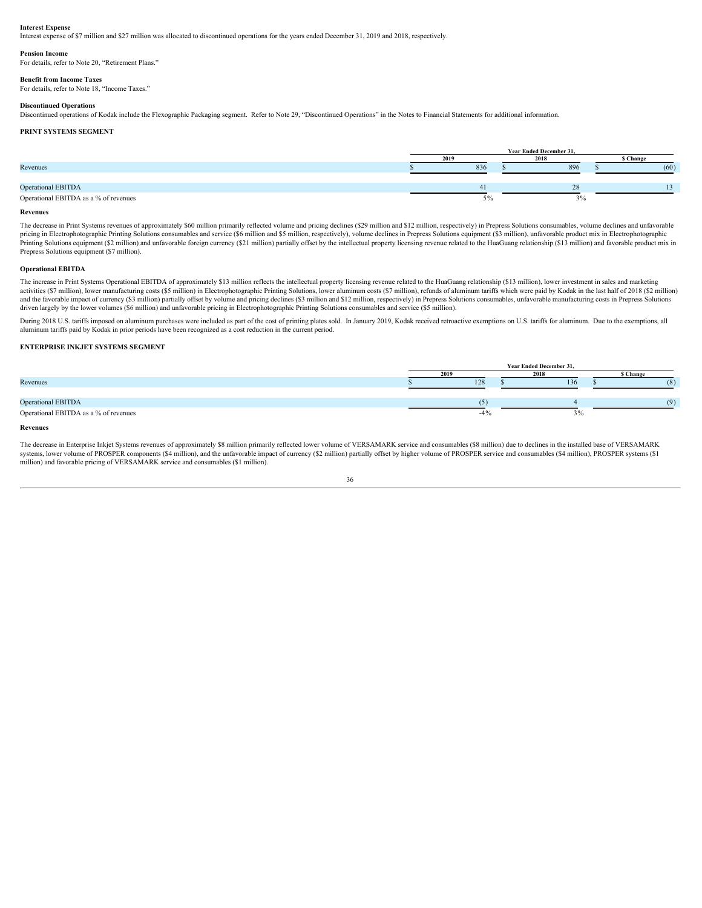**Interest Expense**

Interest expense of $7 million and $27 million was allocated to discontinued operations for the years ended December 31, 2019 and 2018, respectively.

**Pension Income**

For details, refer to Note 20, "Retirement Plans."

**Benefit from Income Taxes**

For details, refer to Note 18, "Income Taxes."

**Discontinued Operations**

Discontinued operations of Kodak include the Flexographic Packaging segment. Refer to Note 29, "Discontinued Operations" in the Notes to Financial Statements for additional information.

**PRINT SYSTEMS SEGMENT**

| | Year Ended December 31, | | |
|---|---|---|---|
| | 2019 | 2018 | $ Change |
| Revenues | $ 836 | $ 896 | $ (60) |
| Operational EBITDA | 41 | 28 | 13 |
| Operational EBITDA as a % of revenues | 5% | 3% | |

**Revenues**

The decrease in Print Systems revenues of approximately $60 million primarily reflected volume and pricing declines ($29 million and $12 million, respectively) in Prepress Solutions consumables, volume declines and unfavorable pricing in Electrophotographic Printing Solutions consumables and service ($6 million and $5 million, respectively), volume declines in Prepress Solutions equipment ($3 million), unfavorable product mix in Electrophotographic Printing Solutions equipment ($2 million) and unfavorable foreign currency ($21 million) partially offset by the intellectual property licensing revenue related to the HuaGuang relationship ($13 million) and favorable product mix in Prepress Solutions equipment ($7 million).

**Operational EBITDA**

The increase in Print Systems Operational EBITDA of approximately $13 million reflects the intellectual property licensing revenue related to the HuaGuang relationship ($13 million), lower investment in sales and marketing activities ($7 million), lower manufacturing costs ($5 million) in Electrophotographic Printing Solutions, lower aluminum costs ($7 million), refunds of aluminum tariffs which were paid by Kodak in the last half of 2018 ($2 million) and the favorable impact of currency ($3 million) partially offset by volume and pricing declines ($3 million and $12 million, respectively) in Prepress Solutions consumables, unfavorable manufacturing costs in Prepress Solutions driven largely by the lower volumes ($6 million) and unfavorable pricing in Electrophotographic Printing Solutions consumables and service ($5 million).

During 2018 U.S. tariffs imposed on aluminum purchases were included as part of the cost of printing plates sold. In January 2019, Kodak received retroactive exemptions on U.S. tariffs for aluminum. Due to the exemptions, all aluminum tariffs paid by Kodak in prior periods have been recognized as a cost reduction in the current period.

**ENTERPRISE INKJET SYSTEMS SEGMENT**

| | Year Ended December 31, | | |
|---|---|---|---|
| | 2019 | 2018 | $ Change |
| Revenues | $ 128 | $ 136 | $ (8) |
| Operational EBITDA | (5) | 4 | (9) |
| Operational EBITDA as a % of revenues | -4% | 3% | |

**Revenues**

The decrease in Enterprise Inkjet Systems revenues of approximately $8 million primarily reflected lower volume of VERSAMARK service and consumables ($8 million) due to declines in the installed base of VERSAMARK systems, lower volume of PROSPER components ($4 million), and the unfavorable impact of currency ($2 million) partially offset by higher volume of PROSPER service and consumables ($4 million), PROSPER systems ($1 million) and favorable pricing of VERSAMARK service and consumables ($1 million).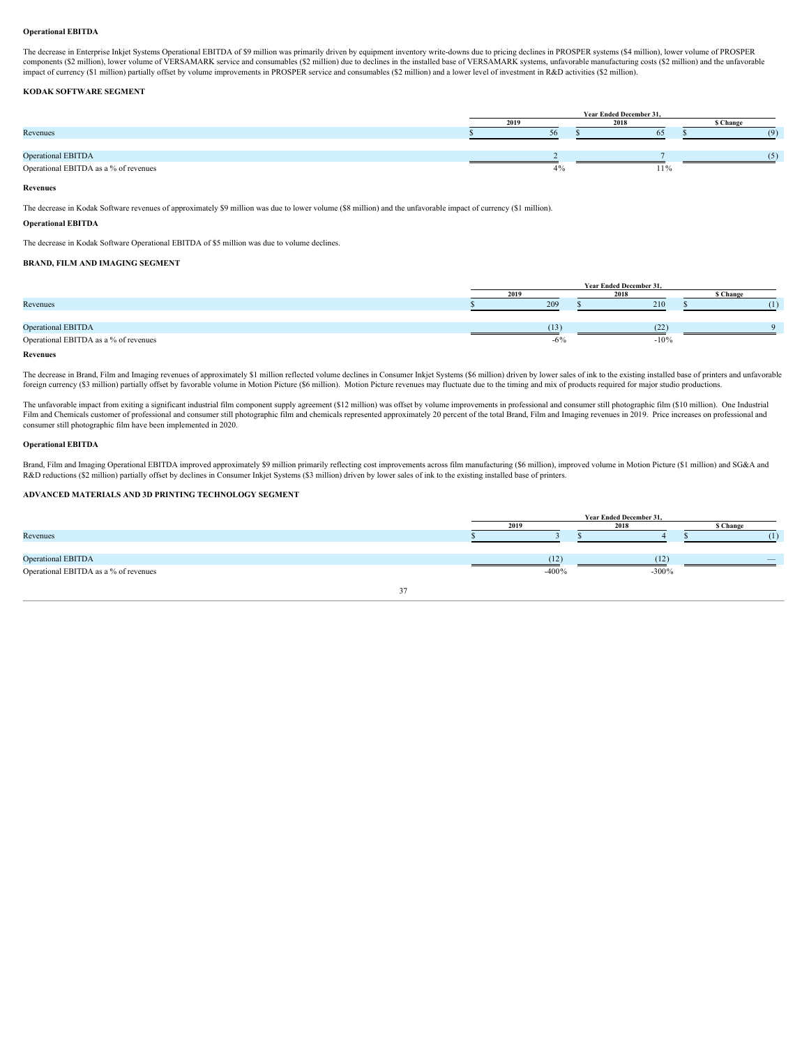### Operational EBITDA

The decrease in Enterprise Inkjet Systems Operational EBITDA of $9 million was primarily driven by equipment inventory write-downs due to pricing declines in PROSPER systems ($4 million), lower volume of PROSPER components ($2 million), lower volume of VERSAMARK service and consumables ($2 million) due to declines in the installed base of VERSAMARK systems, unfavorable manufacturing costs ($2 million) and the unfavorable impact of currency ($1 million) partially offset by volume improvements in PROSPER service and consumables ($2 million) and a lower level of investment in R&D activities ($2 million).

## KODAK SOFTWARE SEGMENT

| | Year Ended December 31, | | |
|---|---|---|---|
| | 2019 | 2018 | $ Change |
| Revenues | $ 56 | $ 65 | $ (9) |
| Operational EBITDA | 2 | 7 | (5) |
| Operational EBITDA as a % of revenues | 4% | 11% | |

### Revenues

The decrease in Kodak Software revenues of approximately $9 million was due to lower volume ($8 million) and the unfavorable impact of currency ($1 million).

### Operational EBITDA

The decrease in Kodak Software Operational EBITDA of $5 million was due to volume declines.

## BRAND, FILM AND IMAGING SEGMENT

| | Year Ended December 31, | | |
|---|---|---|---|
| | 2019 | 2018 | $ Change |
| Revenues | $ 209 | $ 210 | $ (1) |
| Operational EBITDA | (13) | (22) | 9 |
| Operational EBITDA as a % of revenues | -6% | -10% | |

### Revenues

The decrease in Brand, Film and Imaging revenues of approximately $1 million reflected volume declines in Consumer Inkjet Systems ($6 million) driven by lower sales of ink to the existing installed base of printers and unfavorable foreign currency ($3 million) partially offset by favorable volume in Motion Picture ($6 million). Motion Picture revenues may fluctuate due to the timing and mix of products required for major studio productions.

The unfavorable impact from exiting a significant industrial film component supply agreement ($12 million) was offset by volume improvements in professional and consumer still photographic film ($10 million). One Industrial Film and Chemicals customer of professional and consumer still photographic film and chemicals represented approximately 20 percent of the total Brand, Film and Imaging revenues in 2019. Price increases on professional and consumer still photographic film have been implemented in 2020.

### Operational EBITDA

Brand, Film and Imaging Operational EBITDA improved approximately $9 million primarily reflecting cost improvements across film manufacturing ($6 million), improved volume in Motion Picture ($1 million) and SG&A and R&D reductions ($2 million) partially offset by declines in Consumer Inkjet Systems ($3 million) driven by lower sales of ink to the existing installed base of printers.

## ADVANCED MATERIALS AND 3D PRINTING TECHNOLOGY SEGMENT

| | Year Ended December 31, | | |
|---|---|---|---|
| | 2019 | 2018 | $ Change |
| Revenues | $ 3 | $ 4 | $ (1) |
| Operational EBITDA | (12) | (12) | — |
| Operational EBITDA as a % of revenues | -400% | -300% | |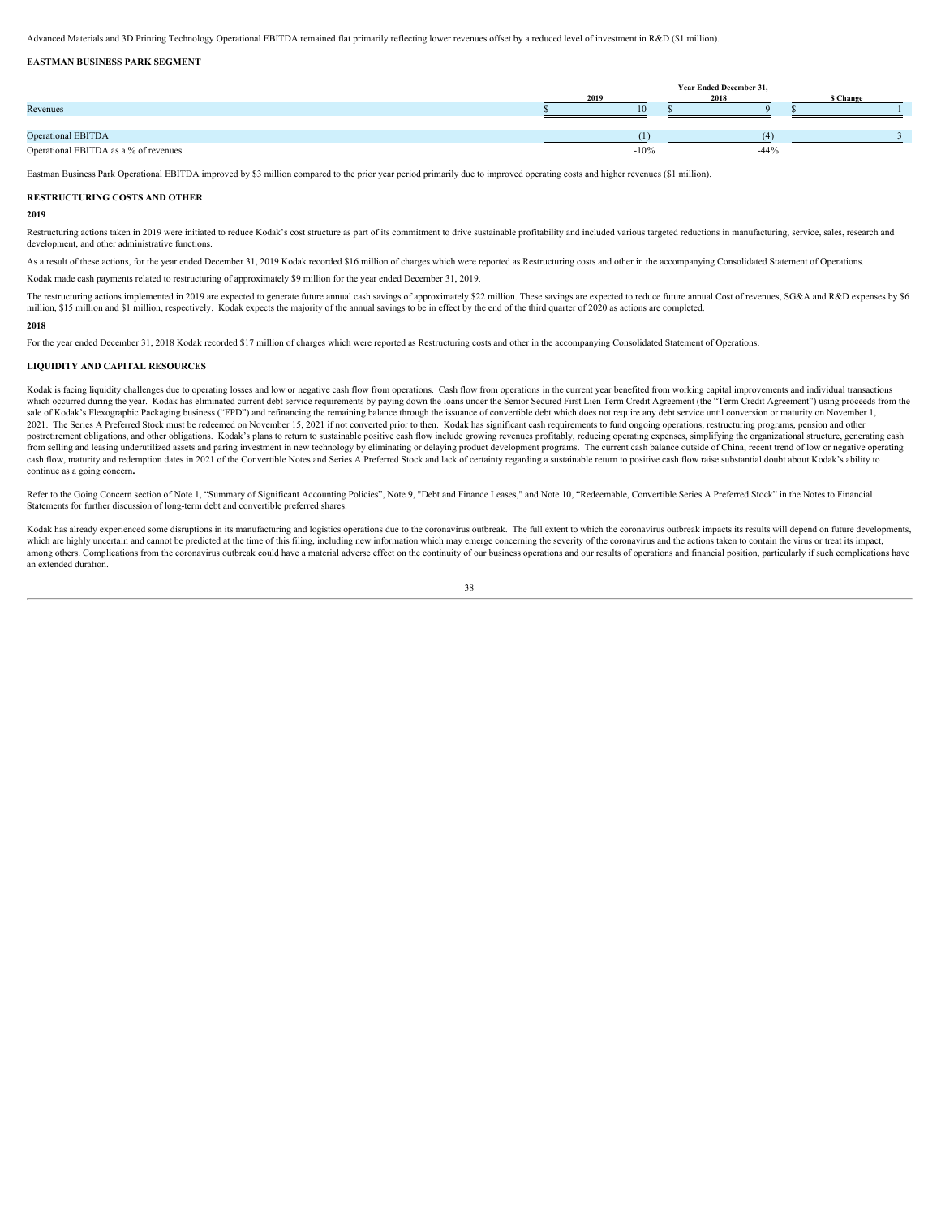Advanced Materials and 3D Printing Technology Operational EBITDA remained flat primarily reflecting lower revenues offset by a reduced level of investment in R&D ($1 million).

**EASTMAN BUSINESS PARK SEGMENT**

| | Year Ended December 31, | | |
|---|---|---|---|
| | 2019 | 2018 | $ Change |
| Revenues | $ 10 | $ 9 | $ 1 |
| Operational EBITDA | (1) | (4) | 3 |
| Operational EBITDA as a % of revenues | -10% | -44% | |

Eastman Business Park Operational EBITDA improved by $3 million compared to the prior year period primarily due to improved operating costs and higher revenues ($1 million).

**RESTRUCTURING COSTS AND OTHER**

**2019**

Restructuring actions taken in 2019 were initiated to reduce Kodak's cost structure as part of its commitment to drive sustainable profitability and included various targeted reductions in manufacturing, service, sales, research and development, and other administrative functions.

As a result of these actions, for the year ended December 31, 2019 Kodak recorded $16 million of charges which were reported as Restructuring costs and other in the accompanying Consolidated Statement of Operations.

Kodak made cash payments related to restructuring of approximately $9 million for the year ended December 31, 2019.

The restructuring actions implemented in 2019 are expected to generate future annual cash savings of approximately $22 million. These savings are expected to reduce future annual Cost of revenues, SG&A and R&D expenses by $6 million, $15 million and $1 million, respectively. Kodak expects the majority of the annual savings to be in effect by the end of the third quarter of 2020 as actions are completed.

**2018**

For the year ended December 31, 2018 Kodak recorded $17 million of charges which were reported as Restructuring costs and other in the accompanying Consolidated Statement of Operations.

**LIQUIDITY AND CAPITAL RESOURCES**

Kodak is facing liquidity challenges due to operating losses and low or negative cash flow from operations. Cash flow from operations in the current year benefited from working capital improvements and individual transactions which occurred during the year. Kodak has eliminated current debt service requirements by paying down the loans under the Senior Secured First Lien Term Credit Agreement (the "Term Credit Agreement") using proceeds from the sale of Kodak's Flexographic Packaging business ("FPD") and refinancing the remaining balance through the issuance of convertible debt which does not require any debt service until conversion or maturity on November 1, 2021. The Series A Preferred Stock must be redeemed on November 15, 2021 if not converted prior to then. Kodak has significant cash requirements to fund ongoing operations, restructuring programs, pension and other postretirement obligations, and other obligations. Kodak's plans to return to sustainable positive cash flow include growing revenues profitably, reducing operating expenses, simplifying the organizational structure, generating cash from selling and leasing underutilized assets and paring investment in new technology by eliminating or delaying product development programs. The current cash balance outside of China, recent trend of low or negative operating cash flow, maturity and redemption dates in 2021 of the Convertible Notes and Series A Preferred Stock and lack of certainty regarding a sustainable return to positive cash flow raise substantial doubt about Kodak's ability to continue as a going concern**.**

Refer to the Going Concern section of Note 1, "Summary of Significant Accounting Policies", Note 9, "Debt and Finance Leases," and Note 10, "Redeemable, Convertible Series A Preferred Stock" in the Notes to Financial Statements for further discussion of long-term debt and convertible preferred shares.

Kodak has already experienced some disruptions in its manufacturing and logistics operations due to the coronavirus outbreak. The full extent to which the coronavirus outbreak impacts its results will depend on future developments, which are highly uncertain and cannot be predicted at the time of this filing, including new information which may emerge concerning the severity of the coronavirus and the actions taken to contain the virus or treat its impact, among others. Complications from the coronavirus outbreak could have a material adverse effect on the continuity of our business operations and our results of operations and financial position, particularly if such complications have an extended duration.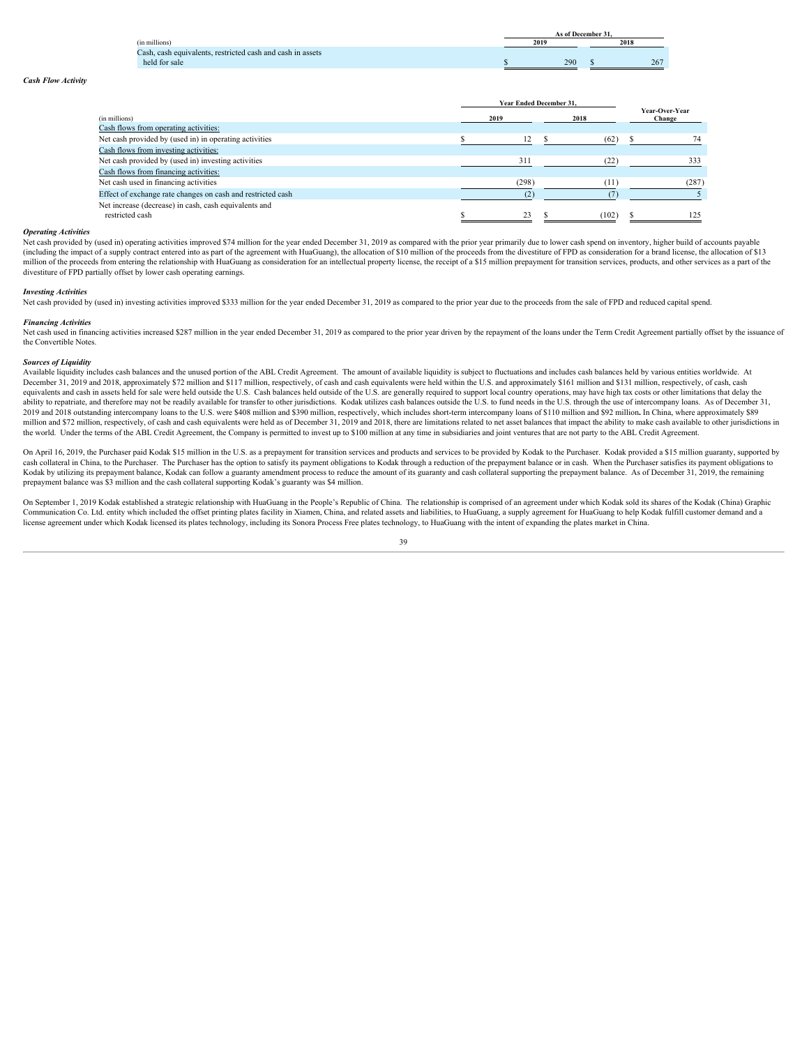| (in millions) | As of December 31, 2019 | As of December 31, 2018 |
| --- | --- | --- |
| Cash, cash equivalents, restricted cash and cash in assets held for sale | $ 290 | $ 267 |

***Cash Flow Activity***

| (in millions) | Year Ended December 31, 2019 | Year Ended December 31, 2018 | Year-Over-Year Change |
| --- | --- | --- | --- |
| Cash flows from operating activities: | | | |
| Net cash provided by (used in) operating activities | $ 12 | $ (62) | $ 74 |
| Cash flows from investing activities: | | | |
| Net cash provided by (used in) investing activities | 311 | (22) | 333 |
| Cash flows from financing activities: | | | |
| Net cash used in financing activities | (298) | (11) | (287) |
| Effect of exchange rate changes on cash and restricted cash | (2) | (7) | 5 |
| Net increase (decrease) in cash, cash equivalents and restricted cash | $ 23 | $ (102) | $ 125 |

***Operating Activities***

Net cash provided by (used in) operating activities improved $74 million for the year ended December 31, 2019 as compared with the prior year primarily due to lower cash spend on inventory, higher build of accounts payable (including the impact of a supply contract entered into as part of the agreement with HuaGuang), the allocation of $10 million of the proceeds from the divestiture of FPD as consideration for a brand license, the allocation of $13 million of the proceeds from entering the relationship with HuaGuang as consideration for an intellectual property license, the receipt of a $15 million prepayment for transition services, products, and other services as a part of the divestiture of FPD partially offset by lower cash operating earnings.

***Investing Activities***

Net cash provided by (used in) investing activities improved $333 million for the year ended December 31, 2019 as compared to the prior year due to the proceeds from the sale of FPD and reduced capital spend.

***Financing Activities***

Net cash used in financing activities increased $287 million in the year ended December 31, 2019 as compared to the prior year driven by the repayment of the loans under the Term Credit Agreement partially offset by the issuance of the Convertible Notes.

***Sources of Liquidity***

Available liquidity includes cash balances and the unused portion of the ABL Credit Agreement. The amount of available liquidity is subject to fluctuations and includes cash balances held by various entities worldwide. At December 31, 2019 and 2018, approximately $72 million and $117 million, respectively, of cash and cash equivalents were held within the U.S. and approximately $161 million and $131 million, respectively, of cash, cash equivalents and cash in assets held for sale were held outside the U.S. Cash balances held outside of the U.S. are generally required to support local country operations, may have high tax costs or other limitations that delay the ability to repatriate, and therefore may not be readily available for transfer to other jurisdictions. Kodak utilizes cash balances outside the U.S. to fund needs in the U.S. through the use of intercompany loans. As of December 31, 2019 and 2018 outstanding intercompany loans to the U.S. were $408 million and $390 million, respectively, which includes short-term intercompany loans of $110 million and $92 million**.** In China, where approximately $89 million and $72 million, respectively, of cash and cash equivalents were held as of December 31, 2019 and 2018, there are limitations related to net asset balances that impact the ability to make cash available to other jurisdictions in the world. Under the terms of the ABL Credit Agreement, the Company is permitted to invest up to $100 million at any time in subsidiaries and joint ventures that are not party to the ABL Credit Agreement.

On April 16, 2019, the Purchaser paid Kodak $15 million in the U.S. as a prepayment for transition services and products and services to be provided by Kodak to the Purchaser. Kodak provided a $15 million guaranty, supported by cash collateral in China, to the Purchaser. The Purchaser has the option to satisfy its payment obligations to Kodak through a reduction of the prepayment balance or in cash. When the Purchaser satisfies its payment obligations to Kodak by utilizing its prepayment balance, Kodak can follow a guaranty amendment process to reduce the amount of its guaranty and cash collateral supporting the prepayment balance. As of December 31, 2019, the remaining prepayment balance was $3 million and the cash collateral supporting Kodak's guaranty was $4 million.

On September 1, 2019 Kodak established a strategic relationship with HuaGuang in the People's Republic of China. The relationship is comprised of an agreement under which Kodak sold its shares of the Kodak (China) Graphic Communication Co. Ltd. entity which included the offset printing plates facility in Xiamen, China, and related assets and liabilities, to HuaGuang, a supply agreement for HuaGuang to help Kodak fulfill customer demand and a license agreement under which Kodak licensed its plates technology, including its Sonora Process Free plates technology, to HuaGuang with the intent of expanding the plates market in China.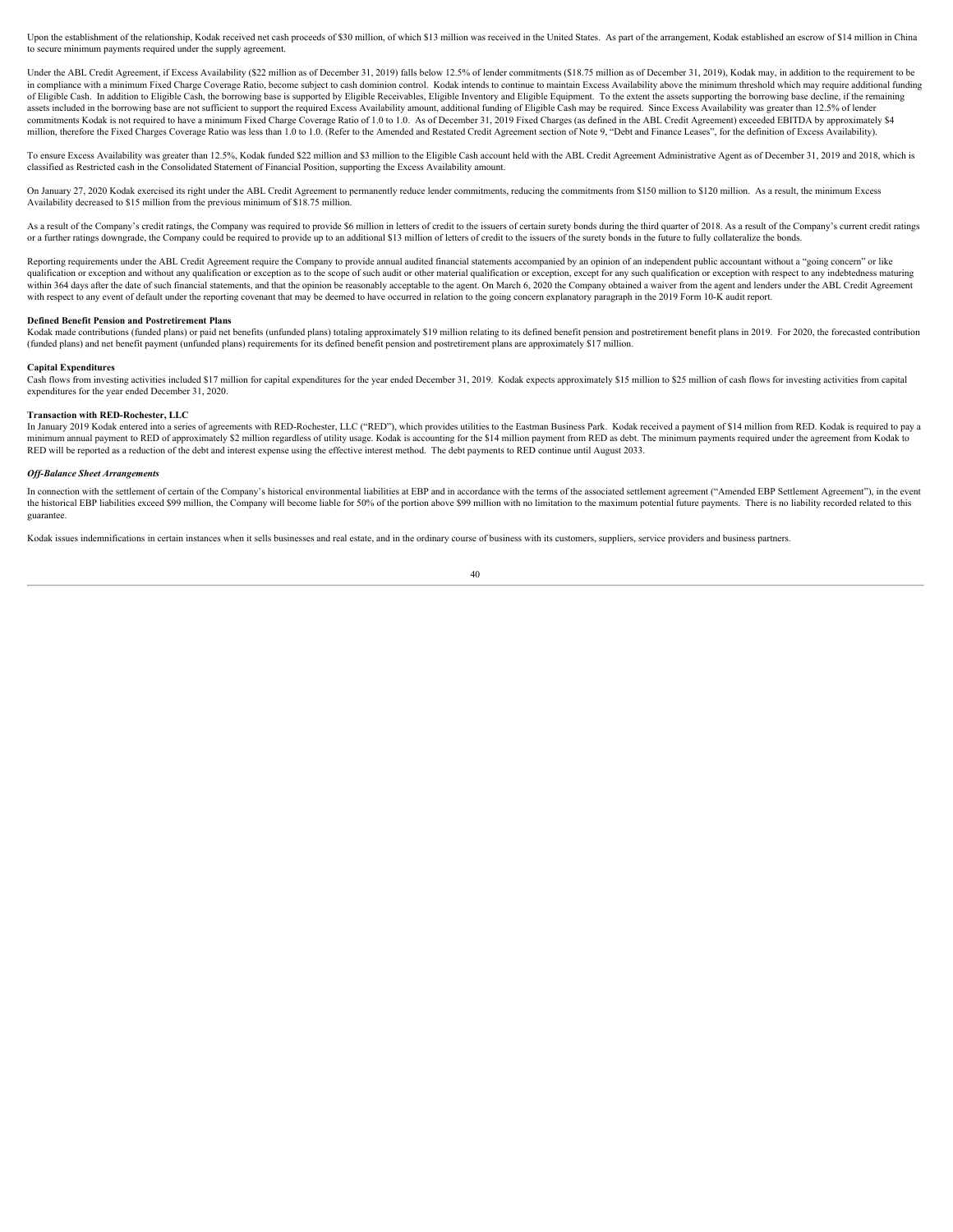Upon the establishment of the relationship, Kodak received net cash proceeds of $30 million, of which $13 million was received in the United States. As part of the arrangement, Kodak established an escrow of $14 million in China to secure minimum payments required under the supply agreement.

Under the ABL Credit Agreement, if Excess Availability ($22 million as of December 31, 2019) falls below 12.5% of lender commitments ($18.75 million as of December 31, 2019), Kodak may, in addition to the requirement to be in compliance with a minimum Fixed Charge Coverage Ratio, become subject to cash dominion control. Kodak intends to continue to maintain Excess Availability above the minimum threshold which may require additional funding of Eligible Cash. In addition to Eligible Cash, the borrowing base is supported by Eligible Receivables, Eligible Inventory and Eligible Equipment. To the extent the assets supporting the borrowing base decline, if the remaining assets included in the borrowing base are not sufficient to support the required Excess Availability amount, additional funding of Eligible Cash may be required. Since Excess Availability was greater than 12.5% of lender commitments Kodak is not required to have a minimum Fixed Charge Coverage Ratio of 1.0 to 1.0. As of December 31, 2019 Fixed Charges (as defined in the ABL Credit Agreement) exceeded EBITDA by approximately $4 million, therefore the Fixed Charges Coverage Ratio was less than 1.0 to 1.0. (Refer to the Amended and Restated Credit Agreement section of Note 9, "Debt and Finance Leases", for the definition of Excess Availability).

To ensure Excess Availability was greater than 12.5%, Kodak funded $22 million and $3 million to the Eligible Cash account held with the ABL Credit Agreement Administrative Agent as of December 31, 2019 and 2018, which is classified as Restricted cash in the Consolidated Statement of Financial Position, supporting the Excess Availability amount.

On January 27, 2020 Kodak exercised its right under the ABL Credit Agreement to permanently reduce lender commitments, reducing the commitments from $150 million to $120 million. As a result, the minimum Excess Availability decreased to $15 million from the previous minimum of $18.75 million.

As a result of the Company's credit ratings, the Company was required to provide $6 million in letters of credit to the issuers of certain surety bonds during the third quarter of 2018. As a result of the Company's current credit ratings or a further ratings downgrade, the Company could be required to provide up to an additional $13 million of letters of credit to the issuers of the surety bonds in the future to fully collateralize the bonds.

Reporting requirements under the ABL Credit Agreement require the Company to provide annual audited financial statements accompanied by an opinion of an independent public accountant without a "going concern" or like qualification or exception and without any qualification or exception as to the scope of such audit or other material qualification or exception, except for any such qualification or exception with respect to any indebtedness maturing within 364 days after the date of such financial statements, and that the opinion be reasonably acceptable to the agent. On March 6, 2020 the Company obtained a waiver from the agent and lenders under the ABL Credit Agreement with respect to any event of default under the reporting covenant that may be deemed to have occurred in relation to the going concern explanatory paragraph in the 2019 Form 10-K audit report.

**Defined Benefit Pension and Postretirement Plans**

Kodak made contributions (funded plans) or paid net benefits (unfunded plans) totaling approximately $19 million relating to its defined benefit pension and postretirement benefit plans in 2019. For 2020, the forecasted contribution (funded plans) and net benefit payment (unfunded plans) requirements for its defined benefit pension and postretirement plans are approximately $17 million.

**Capital Expenditures**

Cash flows from investing activities included $17 million for capital expenditures for the year ended December 31, 2019. Kodak expects approximately $15 million to $25 million of cash flows for investing activities from capital expenditures for the year ended December 31, 2020.

**Transaction with RED-Rochester, LLC**

In January 2019 Kodak entered into a series of agreements with RED-Rochester, LLC ("RED"), which provides utilities to the Eastman Business Park. Kodak received a payment of $14 million from RED. Kodak is required to pay a minimum annual payment to RED of approximately $2 million regardless of utility usage. Kodak is accounting for the $14 million payment from RED as debt. The minimum payments required under the agreement from Kodak to RED will be reported as a reduction of the debt and interest expense using the effective interest method. The debt payments to RED continue until August 2033.

***Off-Balance Sheet Arrangements***

In connection with the settlement of certain of the Company's historical environmental liabilities at EBP and in accordance with the terms of the associated settlement agreement ("Amended EBP Settlement Agreement"), in the event the historical EBP liabilities exceed $99 million, the Company will become liable for 50% of the portion above $99 million with no limitation to the maximum potential future payments. There is no liability recorded related to this guarantee.

Kodak issues indemnifications in certain instances when it sells businesses and real estate, and in the ordinary course of business with its customers, suppliers, service providers and business partners.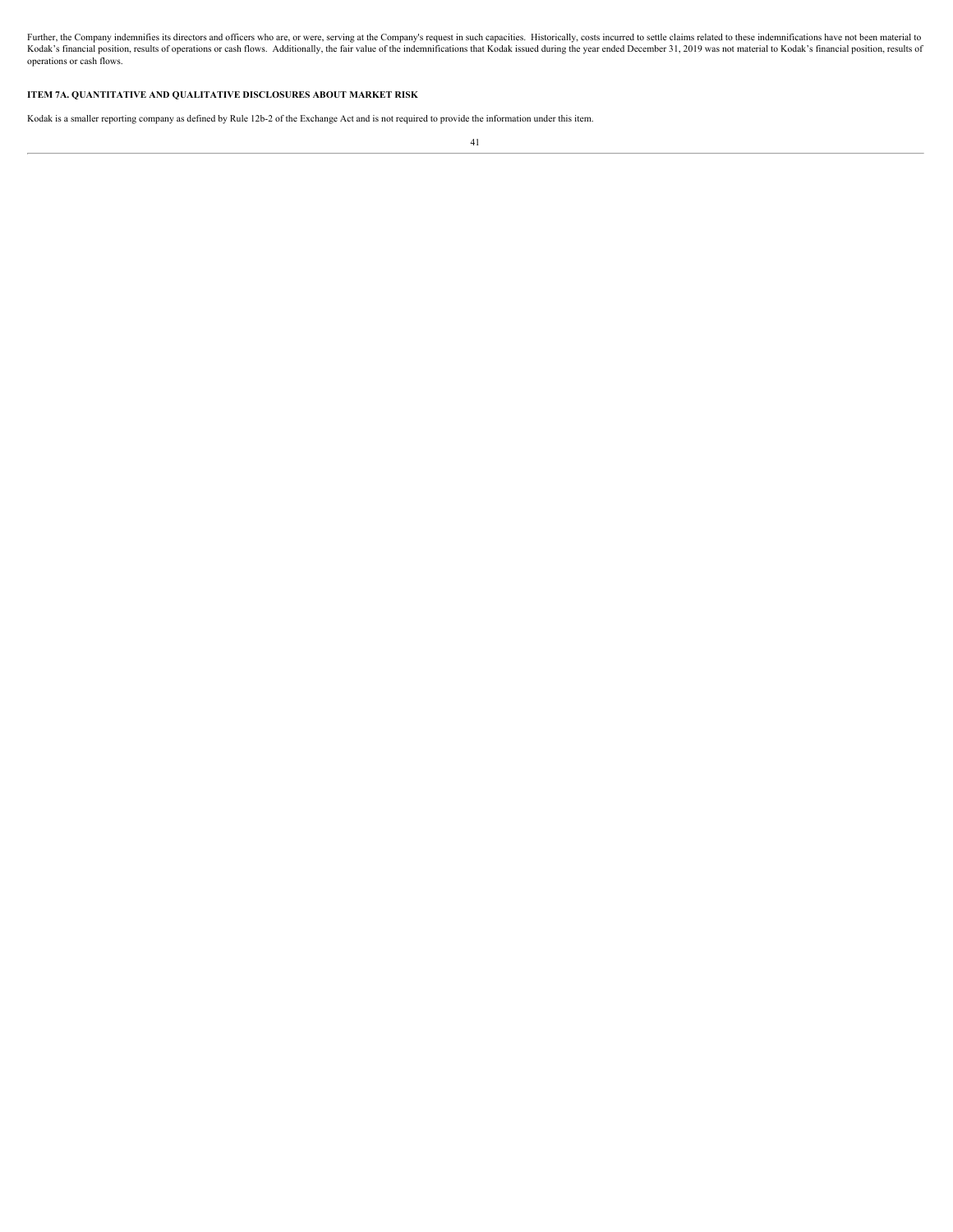Further, the Company indemnifies its directors and officers who are, or were, serving at the Company's request in such capacities. Historically, costs incurred to settle claims related to these indemnifications have not been material to Kodak's financial position, results of operations or cash flows. Additionally, the fair value of the indemnifications that Kodak issued during the year ended December 31, 2019 was not material to Kodak's financial position, results of operations or cash flows.

**ITEM 7A. QUANTITATIVE AND QUALITATIVE DISCLOSURES ABOUT MARKET RISK**

Kodak is a smaller reporting company as defined by Rule 12b-2 of the Exchange Act and is not required to provide the information under this item.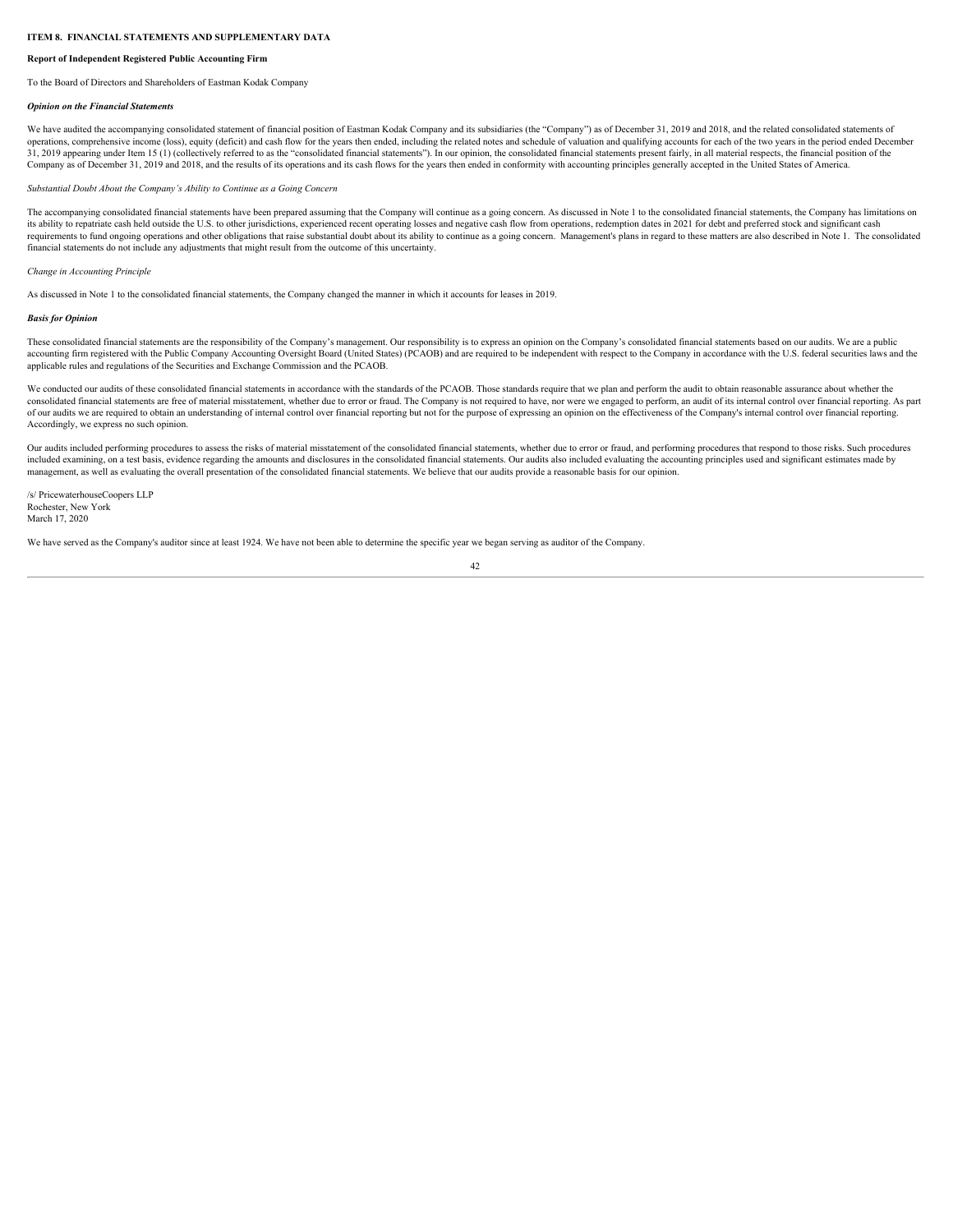**ITEM 8. FINANCIAL STATEMENTS AND SUPPLEMENTARY DATA**

**Report of Independent Registered Public Accounting Firm**

To the Board of Directors and Shareholders of Eastman Kodak Company

***Opinion on the Financial Statements***

We have audited the accompanying consolidated statement of financial position of Eastman Kodak Company and its subsidiaries (the "Company") as of December 31, 2019 and 2018, and the related consolidated statements of operations, comprehensive income (loss), equity (deficit) and cash flow for the years then ended, including the related notes and schedule of valuation and qualifying accounts for each of the two years in the period ended December 31, 2019 appearing under Item 15 (1) (collectively referred to as the "consolidated financial statements"). In our opinion, the consolidated financial statements present fairly, in all material respects, the financial position of the Company as of December 31, 2019 and 2018, and the results of its operations and its cash flows for the years then ended in conformity with accounting principles generally accepted in the United States of America.

*Substantial Doubt About the Company's Ability to Continue as a Going Concern*

The accompanying consolidated financial statements have been prepared assuming that the Company will continue as a going concern. As discussed in Note 1 to the consolidated financial statements, the Company has limitations on its ability to repatriate cash held outside the U.S. to other jurisdictions, experienced recent operating losses and negative cash flow from operations, redemption dates in 2021 for debt and preferred stock and significant cash requirements to fund ongoing operations and other obligations that raise substantial doubt about its ability to continue as a going concern. Management's plans in regard to these matters are also described in Note 1. The consolidated financial statements do not include any adjustments that might result from the outcome of this uncertainty.

*Change in Accounting Principle*

As discussed in Note 1 to the consolidated financial statements, the Company changed the manner in which it accounts for leases in 2019.

***Basis for Opinion***

These consolidated financial statements are the responsibility of the Company's management. Our responsibility is to express an opinion on the Company's consolidated financial statements based on our audits. We are a public accounting firm registered with the Public Company Accounting Oversight Board (United States) (PCAOB) and are required to be independent with respect to the Company in accordance with the U.S. federal securities laws and the applicable rules and regulations of the Securities and Exchange Commission and the PCAOB.

We conducted our audits of these consolidated financial statements in accordance with the standards of the PCAOB. Those standards require that we plan and perform the audit to obtain reasonable assurance about whether the consolidated financial statements are free of material misstatement, whether due to error or fraud. The Company is not required to have, nor were we engaged to perform, an audit of its internal control over financial reporting. As part of our audits we are required to obtain an understanding of internal control over financial reporting but not for the purpose of expressing an opinion on the effectiveness of the Company's internal control over financial reporting. Accordingly, we express no such opinion.

Our audits included performing procedures to assess the risks of material misstatement of the consolidated financial statements, whether due to error or fraud, and performing procedures that respond to those risks. Such procedures included examining, on a test basis, evidence regarding the amounts and disclosures in the consolidated financial statements. Our audits also included evaluating the accounting principles used and significant estimates made by management, as well as evaluating the overall presentation of the consolidated financial statements. We believe that our audits provide a reasonable basis for our opinion.

/s/ PricewaterhouseCoopers LLP
Rochester, New York
March 17, 2020

We have served as the Company's auditor since at least 1924. We have not been able to determine the specific year we began serving as auditor of the Company.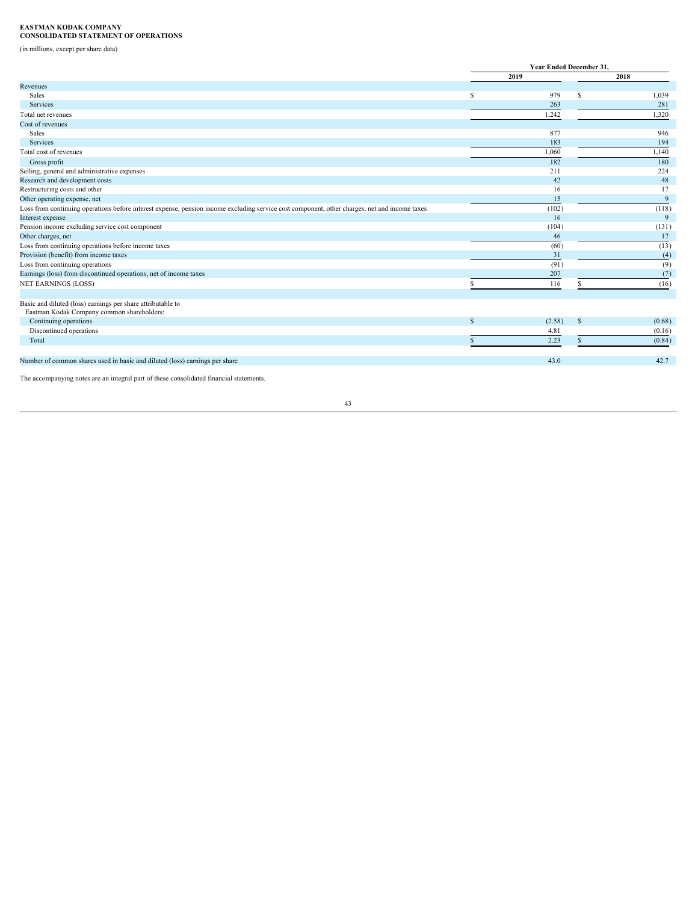**EASTMAN KODAK COMPANY**
**CONSOLIDATED STATEMENT OF OPERATIONS**

(in millions, except per share data)

| | Year Ended December 31, | |
|---|---|---|
| | 2019 | 2018 |
| Revenues | | |
| Sales | $ 979 | $ 1,039 |
| Services | 263 | 281 |
| Total net revenues | 1,242 | 1,320 |
| Cost of revenues | | |
| Sales | 877 | 946 |
| Services | 183 | 194 |
| Total cost of revenues | 1,060 | 1,140 |
| Gross profit | 182 | 180 |
| Selling, general and administrative expenses | 211 | 224 |
| Research and development costs | 42 | 48 |
| Restructuring costs and other | 16 | 17 |
| Other operating expense, net | 15 | 9 |
| Loss from continuing operations before interest expense, pension income excluding service cost component, other charges, net and income taxes | (102) | (118) |
| Interest expense | 16 | 9 |
| Pension income excluding service cost component | (104) | (131) |
| Other charges, net | 46 | 17 |
| Loss from continuing operations before income taxes | (60) | (13) |
| Provision (benefit) from income taxes | 31 | (4) |
| Loss from continuing operations | (91) | (9) |
| Earnings (loss) from discontinued operations, net of income taxes | 207 | (7) |
| NET EARNINGS (LOSS) | $ 116 | $ (16) |
| | | |
| Basic and diluted (loss) earnings per share attributable to Eastman Kodak Company common shareholders: | | |
| Continuing operations | $ (2.58) | $ (0.68) |
| Discontinued operations | 4.81 | (0.16) |
| Total | $ 2.23 | $ (0.84) |
| | | |
| Number of common shares used in basic and diluted (loss) earnings per share | 43.0 | 42.7 |

The accompanying notes are an integral part of these consolidated financial statements.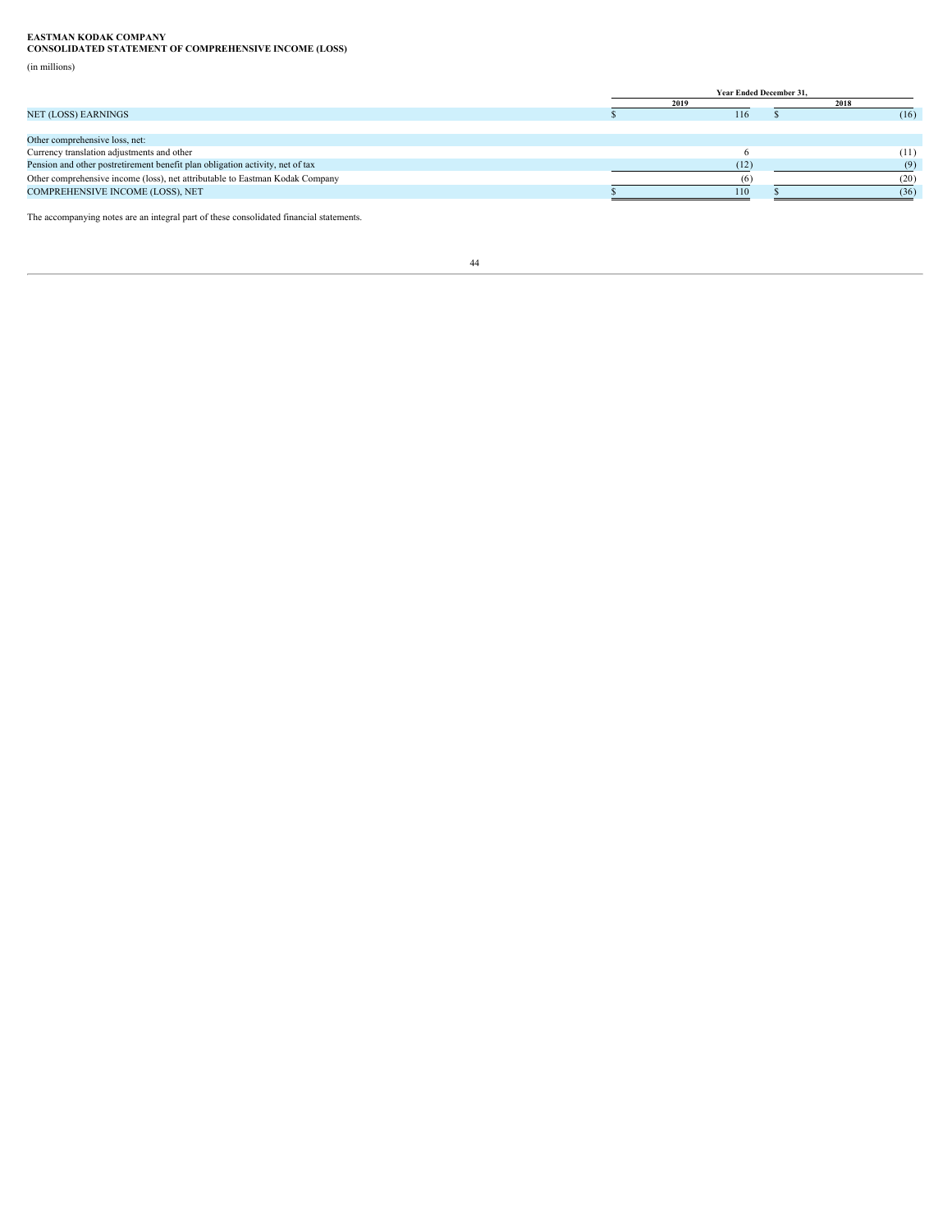**EASTMAN KODAK COMPANY**
**CONSOLIDATED STATEMENT OF COMPREHENSIVE INCOME (LOSS)**

(in millions)

| | Year Ended December 31, | |
|---|---|---|
| | 2019 | 2018 |
| NET (LOSS) EARNINGS | $ 116 | $ (16) |
| | | |
| Other comprehensive loss, net: | | |
| Currency translation adjustments and other | 6 | (11) |
| Pension and other postretirement benefit plan obligation activity, net of tax | (12) | (9) |
| Other comprehensive income (loss), net attributable to Eastman Kodak Company | (6) | (20) |
| COMPREHENSIVE INCOME (LOSS), NET | $ 110 | $ (36) |

The accompanying notes are an integral part of these consolidated financial statements.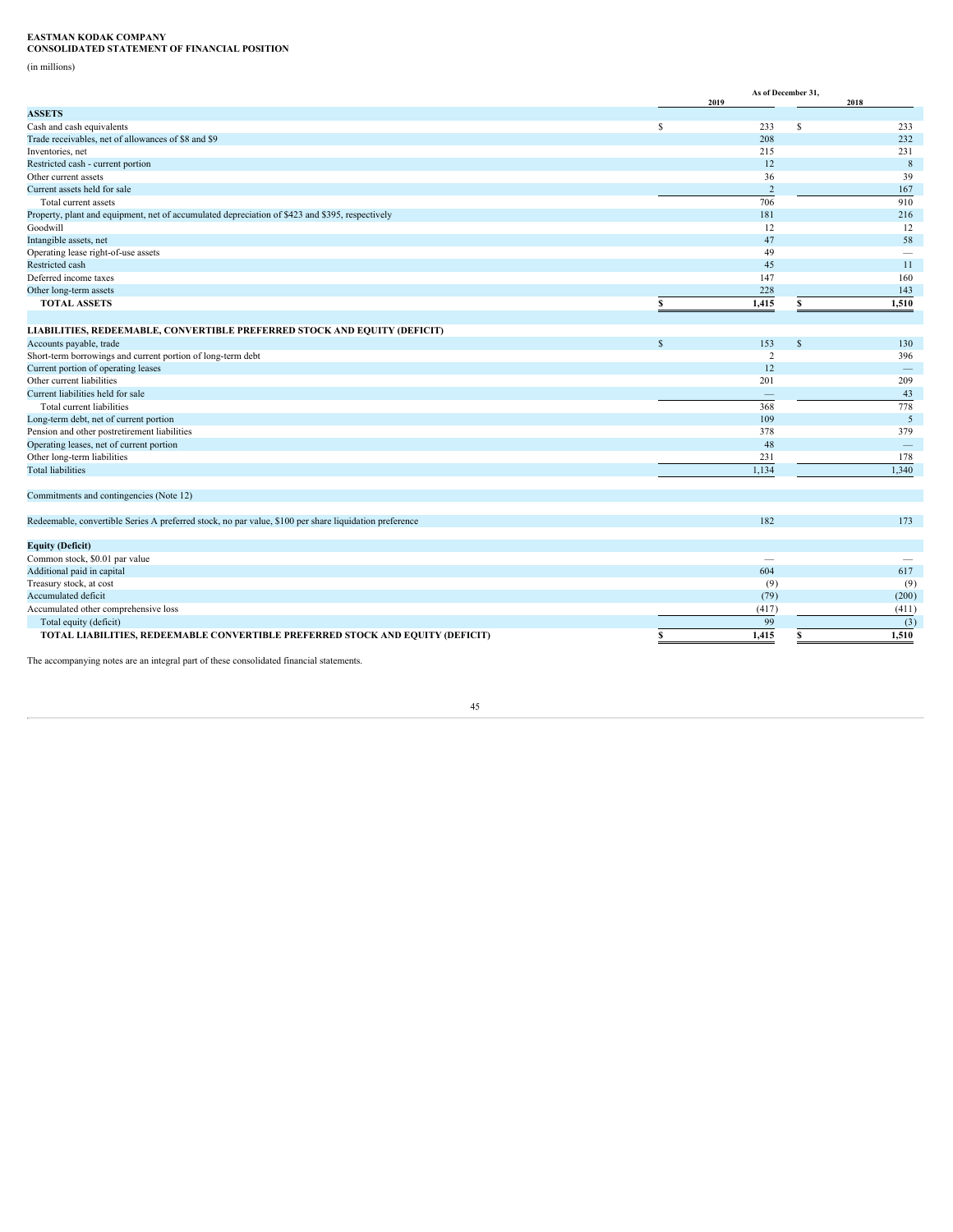**EASTMAN KODAK COMPANY**
**CONSOLIDATED STATEMENT OF FINANCIAL POSITION**

(in millions)

| | As of December 31, | |
|---|---|---|
| | 2019 | 2018 |
| **ASSETS** | | |
| Cash and cash equivalents | $ 233 | $ 233 |
| Trade receivables, net of allowances of $8 and $9 | 208 | 232 |
| Inventories, net | 215 | 231 |
| Restricted cash - current portion | 12 | 8 |
| Other current assets | 36 | 39 |
| Current assets held for sale | 2 | 167 |
| Total current assets | 706 | 910 |
| Property, plant and equipment, net of accumulated depreciation of $423 and $395, respectively | 181 | 216 |
| Goodwill | 12 | 12 |
| Intangible assets, net | 47 | 58 |
| Operating lease right-of-use assets | 49 | — |
| Restricted cash | 45 | 11 |
| Deferred income taxes | 147 | 160 |
| Other long-term assets | 228 | 143 |
| **TOTAL ASSETS** | **$ 1,415** | **$ 1,510** |
| | | |
| **LIABILITIES, REDEEMABLE, CONVERTIBLE PREFERRED STOCK AND EQUITY (DEFICIT)** | | |
| Accounts payable, trade | $ 153 | $ 130 |
| Short-term borrowings and current portion of long-term debt | 2 | 396 |
| Current portion of operating leases | 12 | — |
| Other current liabilities | 201 | 209 |
| Current liabilities held for sale | — | 43 |
| Total current liabilities | 368 | 778 |
| Long-term debt, net of current portion | 109 | 5 |
| Pension and other postretirement liabilities | 378 | 379 |
| Operating leases, net of current portion | 48 | — |
| Other long-term liabilities | 231 | 178 |
| Total liabilities | 1,134 | 1,340 |
| | | |
| Commitments and contingencies (Note 12) | | |
| | | |
| Redeemable, convertible Series A preferred stock, no par value, $100 per share liquidation preference | 182 | 173 |
| | | |
| **Equity (Deficit)** | | |
| Common stock, $0.01 par value | — | — |
| Additional paid in capital | 604 | 617 |
| Treasury stock, at cost | (9) | (9) |
| Accumulated deficit | (79) | (200) |
| Accumulated other comprehensive loss | (417) | (411) |
| Total equity (deficit) | 99 | (3) |
| **TOTAL LIABILITIES, REDEEMABLE CONVERTIBLE PREFERRED STOCK AND EQUITY (DEFICIT)** | **$ 1,415** | **$ 1,510** |

The accompanying notes are an integral part of these consolidated financial statements.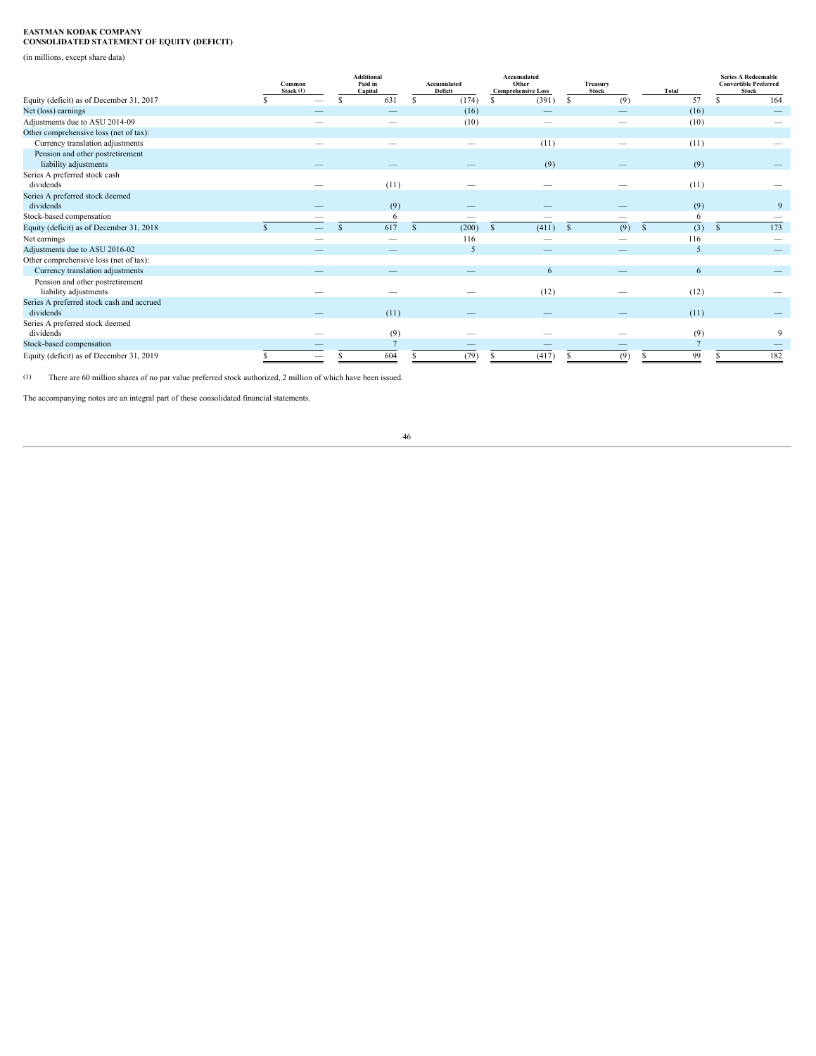**EASTMAN KODAK COMPANY**
**CONSOLIDATED STATEMENT OF EQUITY (DEFICIT)**

(in millions, except share data)

| | Common Stock (1) | Additional Paid in Capital | Accumulated Deficit | Accumulated Other Comprehensive Loss | Treasury Stock | Total | Series A Redeemable Convertible Preferred Stock |
|---|---|---|---|---|---|---|---|
| Equity (deficit) as of December 31, 2017 | $ — | $ 631 | $ (174) | $ (391) | $ (9) | 57 | $ 164 |
| Net (loss) earnings | — | — | (16) | — | — | (16) | — |
| Adjustments due to ASU 2014-09 | — | — | (10) | — | — | (10) | — |
| Other comprehensive loss (net of tax): | | | | | | | |
| Currency translation adjustments | — | — | — | (11) | — | (11) | — |
| Pension and other postretirement liability adjustments | — | — | — | (9) | — | (9) | — |
| Series A preferred stock cash dividends | — | (11) | — | — | — | (11) | — |
| Series A preferred stock deemed dividends | — | (9) | — | — | — | (9) | 9 |
| Stock-based compensation | — | 6 | — | — | — | 6 | — |
| Equity (deficit) as of December 31, 2018 | $ — | $ 617 | $ (200) | $ (411) | $ (9) | $ (3) | $ 173 |
| Net earnings | — | — | 116 | — | — | 116 | — |
| Adjustments due to ASU 2016-02 | — | — | 5 | — | — | 5 | — |
| Other comprehensive loss (net of tax): | | | | | | | |
| Currency translation adjustments | — | — | — | 6 | — | 6 | — |
| Pension and other postretirement liability adjustments | — | — | — | (12) | — | (12) | — |
| Series A preferred stock cash and accrued dividends | — | (11) | — | — | — | (11) | — |
| Series A preferred stock deemed dividends | — | (9) | — | — | — | (9) | 9 |
| Stock-based compensation | — | 7 | — | — | — | 7 | — |
| Equity (deficit) as of December 31, 2019 | $ — | $ 604 | $ (79) | $ (417) | $ (9) | $ 99 | $ 182 |

(1) There are 60 million shares of no par value preferred stock authorized, 2 million of which have been issued.

The accompanying notes are an integral part of these consolidated financial statements.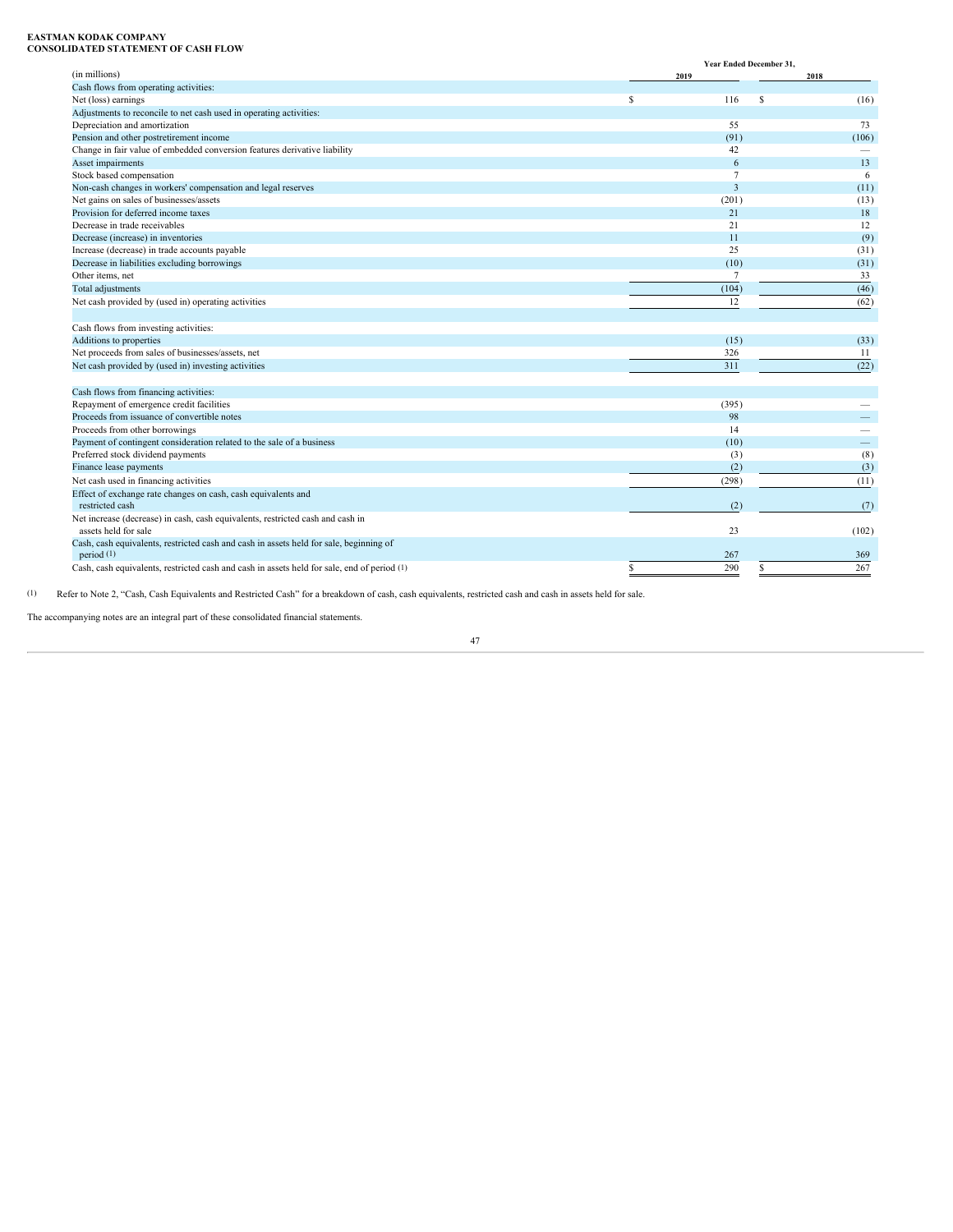**EASTMAN KODAK COMPANY**
**CONSOLIDATED STATEMENT OF CASH FLOW**

| (in millions) | Year Ended December 31, 2019 | 2018 |
|---|---|---|
| Cash flows from operating activities: | | |
| Net (loss) earnings | $ 116 | $ (16) |
| Adjustments to reconcile to net cash used in operating activities: | | |
| Depreciation and amortization | 55 | 73 |
| Pension and other postretirement income | (91) | (106) |
| Change in fair value of embedded conversion features derivative liability | 42 | — |
| Asset impairments | 6 | 13 |
| Stock based compensation | 7 | 6 |
| Non-cash changes in workers' compensation and legal reserves | 3 | (11) |
| Net gains on sales of businesses/assets | (201) | (13) |
| Provision for deferred income taxes | 21 | 18 |
| Decrease in trade receivables | 21 | 12 |
| Decrease (increase) in inventories | 11 | (9) |
| Increase (decrease) in trade accounts payable | 25 | (31) |
| Decrease in liabilities excluding borrowings | (10) | (31) |
| Other items, net | 7 | 33 |
| Total adjustments | (104) | (46) |
| Net cash provided by (used in) operating activities | 12 | (62) |
| | | |
| Cash flows from investing activities: | | |
| Additions to properties | (15) | (33) |
| Net proceeds from sales of businesses/assets, net | 326 | 11 |
| Net cash provided by (used in) investing activities | 311 | (22) |
| | | |
| Cash flows from financing activities: | | |
| Repayment of emergence credit facilities | (395) | — |
| Proceeds from issuance of convertible notes | 98 | — |
| Proceeds from other borrowings | 14 | — |
| Payment of contingent consideration related to the sale of a business | (10) | — |
| Preferred stock dividend payments | (3) | (8) |
| Finance lease payments | (2) | (3) |
| Net cash used in financing activities | (298) | (11) |
| Effect of exchange rate changes on cash, cash equivalents and restricted cash | (2) | (7) |
| Net increase (decrease) in cash, cash equivalents, restricted cash and cash in assets held for sale | 23 | (102) |
| Cash, cash equivalents, restricted cash and cash in assets held for sale, beginning of period (1) | 267 | 369 |
| Cash, cash equivalents, restricted cash and cash in assets held for sale, end of period (1) | $ 290 | $ 267 |

(1) Refer to Note 2, "Cash, Cash Equivalents and Restricted Cash" for a breakdown of cash, cash equivalents, restricted cash and cash in assets held for sale.

The accompanying notes are an integral part of these consolidated financial statements.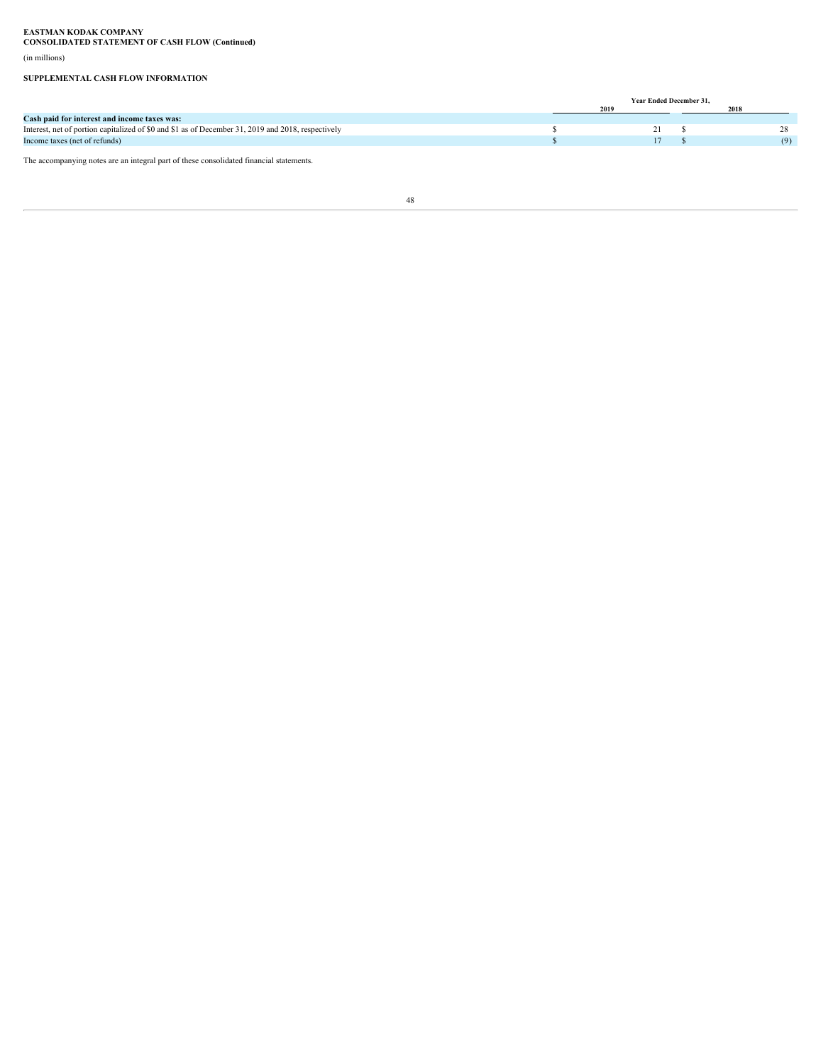**EASTMAN KODAK COMPANY**
**CONSOLIDATED STATEMENT OF CASH FLOW (Continued)**

(in millions)

**SUPPLEMENTAL CASH FLOW INFORMATION**

| | Year Ended December 31, | |
|---|---|---|
| | 2019 | 2018 |
| **Cash paid for interest and income taxes was:** | | |
| Interest, net of portion capitalized of $0 and $1 as of December 31, 2019 and 2018, respectively | $ 21 | $ 28 |
| Income taxes (net of refunds) | $ 17 | $ (9) |

The accompanying notes are an integral part of these consolidated financial statements.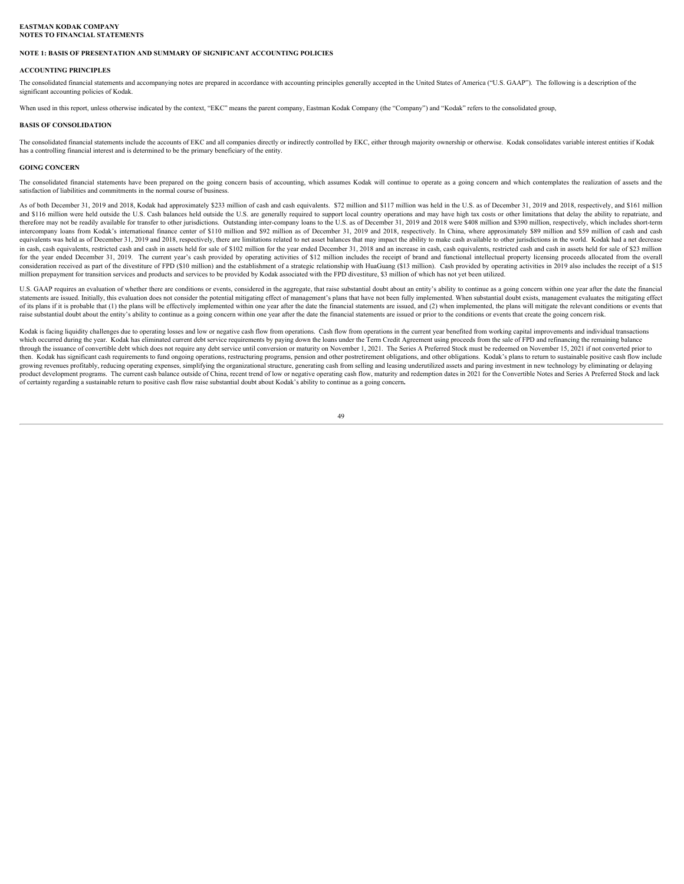**EASTMAN KODAK COMPANY**
**NOTES TO FINANCIAL STATEMENTS**

## NOTE 1: BASIS OF PRESENTATION AND SUMMARY OF SIGNIFICANT ACCOUNTING POLICIES

### ACCOUNTING PRINCIPLES

The consolidated financial statements and accompanying notes are prepared in accordance with accounting principles generally accepted in the United States of America ("U.S. GAAP"). The following is a description of the significant accounting policies of Kodak.

When used in this report, unless otherwise indicated by the context, "EKC" means the parent company, Eastman Kodak Company (the "Company") and "Kodak" refers to the consolidated group,

### BASIS OF CONSOLIDATION

The consolidated financial statements include the accounts of EKC and all companies directly or indirectly controlled by EKC, either through majority ownership or otherwise. Kodak consolidates variable interest entities if Kodak has a controlling financial interest and is determined to be the primary beneficiary of the entity.

### GOING CONCERN

The consolidated financial statements have been prepared on the going concern basis of accounting, which assumes Kodak will continue to operate as a going concern and which contemplates the realization of assets and the satisfaction of liabilities and commitments in the normal course of business.

As of both December 31, 2019 and 2018, Kodak had approximately $233 million of cash and cash equivalents. $72 million and $117 million was held in the U.S. as of December 31, 2019 and 2018, respectively, and $161 million and $116 million were held outside the U.S. Cash balances held outside the U.S. are generally required to support local country operations and may have high tax costs or other limitations that delay the ability to repatriate, and therefore may not be readily available for transfer to other jurisdictions. Outstanding inter-company loans to the U.S. as of December 31, 2019 and 2018 were $408 million and $390 million, respectively, which includes short-term intercompany loans from Kodak's international finance center of $110 million and $92 million as of December 31, 2019 and 2018, respectively. In China, where approximately $89 million and $59 million of cash and cash equivalents was held as of December 31, 2019 and 2018, respectively, there are limitations related to net asset balances that may impact the ability to make cash available to other jurisdictions in the world. Kodak had a net decrease in cash, cash equivalents, restricted cash and cash in assets held for sale of $102 million for the year ended December 31, 2018 and an increase in cash, cash equivalents, restricted cash and cash in assets held for sale of $23 million for the year ended December 31, 2019. The current year's cash provided by operating activities of $12 million includes the receipt of brand and functional intellectual property licensing proceeds allocated from the overall consideration received as part of the divestiture of FPD ($10 million) and the establishment of a strategic relationship with HuaGuang ($13 million). Cash provided by operating activities in 2019 also includes the receipt of a $15 million prepayment for transition services and products and services to be provided by Kodak associated with the FPD divestiture, $3 million of which has not yet been utilized.

U.S. GAAP requires an evaluation of whether there are conditions or events, considered in the aggregate, that raise substantial doubt about an entity's ability to continue as a going concern within one year after the date the financial statements are issued. Initially, this evaluation does not consider the potential mitigating effect of management's plans that have not been fully implemented. When substantial doubt exists, management evaluates the mitigating effect of its plans if it is probable that (1) the plans will be effectively implemented within one year after the date the financial statements are issued, and (2) when implemented, the plans will mitigate the relevant conditions or events that raise substantial doubt about the entity's ability to continue as a going concern within one year after the date the financial statements are issued or prior to the conditions or events that create the going concern risk.

Kodak is facing liquidity challenges due to operating losses and low or negative cash flow from operations. Cash flow from operations in the current year benefited from working capital improvements and individual transactions which occurred during the year. Kodak has eliminated current debt service requirements by paying down the loans under the Term Credit Agreement using proceeds from the sale of FPD and refinancing the remaining balance through the issuance of convertible debt which does not require any debt service until conversion or maturity on November 1, 2021. The Series A Preferred Stock must be redeemed on November 15, 2021 if not converted prior to then. Kodak has significant cash requirements to fund ongoing operations, restructuring programs, pension and other postretirement obligations, and other obligations. Kodak's plans to return to sustainable positive cash flow include growing revenues profitably, reducing operating expenses, simplifying the organizational structure, generating cash from selling and leasing underutilized assets and paring investment in new technology by eliminating or delaying product development programs. The current cash balance outside of China, recent trend of low or negative operating cash flow, maturity and redemption dates in 2021 for the Convertible Notes and Series A Preferred Stock and lack of certainty regarding a sustainable return to positive cash flow raise substantial doubt about Kodak's ability to continue as a going concern.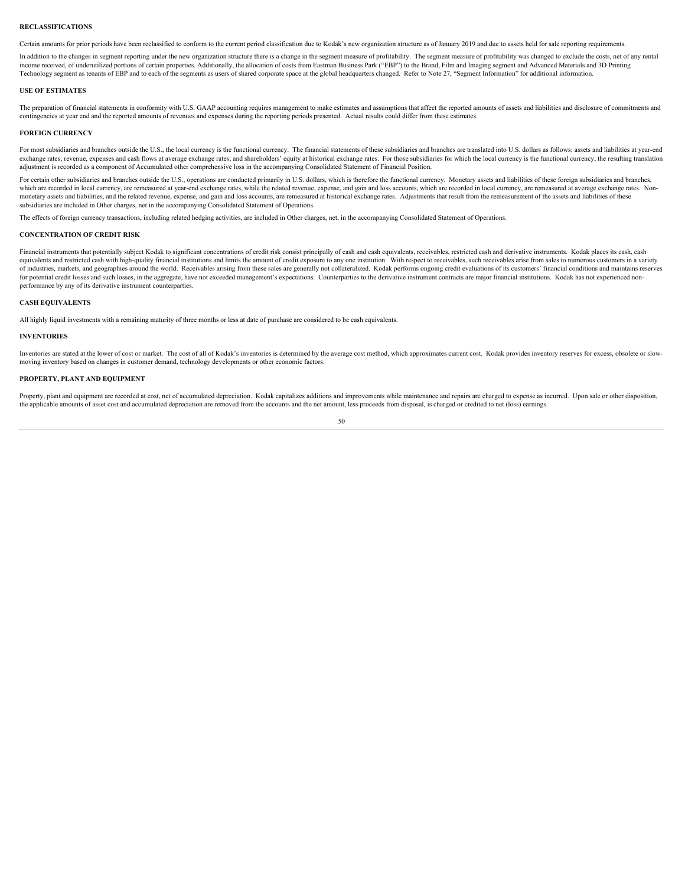#### RECLASSIFICATIONS

Certain amounts for prior periods have been reclassified to conform to the current period classification due to Kodak's new organization structure as of January 2019 and due to assets held for sale reporting requirements.

In addition to the changes in segment reporting under the new organization structure there is a change in the segment measure of profitability. The segment measure of profitability was changed to exclude the costs, net of any rental income received, of underutilized portions of certain properties. Additionally, the allocation of costs from Eastman Business Park ("EBP") to the Brand, Film and Imaging segment and Advanced Materials and 3D Printing Technology segment as tenants of EBP and to each of the segments as users of shared corporate space at the global headquarters changed. Refer to Note 27, "Segment Information" for additional information.

#### USE OF ESTIMATES

The preparation of financial statements in conformity with U.S. GAAP accounting requires management to make estimates and assumptions that affect the reported amounts of assets and liabilities and disclosure of commitments and contingencies at year end and the reported amounts of revenues and expenses during the reporting periods presented. Actual results could differ from these estimates.

#### FOREIGN CURRENCY

For most subsidiaries and branches outside the U.S., the local currency is the functional currency. The financial statements of these subsidiaries and branches are translated into U.S. dollars as follows: assets and liabilities at year-end exchange rates; revenue, expenses and cash flows at average exchange rates; and shareholders' equity at historical exchange rates. For those subsidiaries for which the local currency is the functional currency, the resulting translation adjustment is recorded as a component of Accumulated other comprehensive loss in the accompanying Consolidated Statement of Financial Position.

For certain other subsidiaries and branches outside the U.S., operations are conducted primarily in U.S. dollars, which is therefore the functional currency. Monetary assets and liabilities of these foreign subsidiaries and branches, which are recorded in local currency, are remeasured at year-end exchange rates, while the related revenue, expense, and gain and loss accounts, which are recorded in local currency, are remeasured at average exchange rates. Non-monetary assets and liabilities, and the related revenue, expense, and gain and loss accounts, are remeasured at historical exchange rates. Adjustments that result from the remeasurement of the assets and liabilities of these subsidiaries are included in Other charges, net in the accompanying Consolidated Statement of Operations.

The effects of foreign currency transactions, including related hedging activities, are included in Other charges, net, in the accompanying Consolidated Statement of Operations.

#### CONCENTRATION OF CREDIT RISK

Financial instruments that potentially subject Kodak to significant concentrations of credit risk consist principally of cash and cash equivalents, receivables, restricted cash and derivative instruments. Kodak places its cash, cash equivalents and restricted cash with high-quality financial institutions and limits the amount of credit exposure to any one institution. With respect to receivables, such receivables arise from sales to numerous customers in a variety of industries, markets, and geographies around the world. Receivables arising from these sales are generally not collateralized. Kodak performs ongoing credit evaluations of its customers' financial conditions and maintains reserves for potential credit losses and such losses, in the aggregate, have not exceeded management's expectations. Counterparties to the derivative instrument contracts are major financial institutions. Kodak has not experienced non-performance by any of its derivative instrument counterparties.

#### CASH EQUIVALENTS

All highly liquid investments with a remaining maturity of three months or less at date of purchase are considered to be cash equivalents.

#### INVENTORIES

Inventories are stated at the lower of cost or market. The cost of all of Kodak's inventories is determined by the average cost method, which approximates current cost. Kodak provides inventory reserves for excess, obsolete or slow-moving inventory based on changes in customer demand, technology developments or other economic factors.

#### PROPERTY, PLANT AND EQUIPMENT

Property, plant and equipment are recorded at cost, net of accumulated depreciation. Kodak capitalizes additions and improvements while maintenance and repairs are charged to expense as incurred. Upon sale or other disposition, the applicable amounts of asset cost and accumulated depreciation are removed from the accounts and the net amount, less proceeds from disposal, is charged or credited to net (loss) earnings.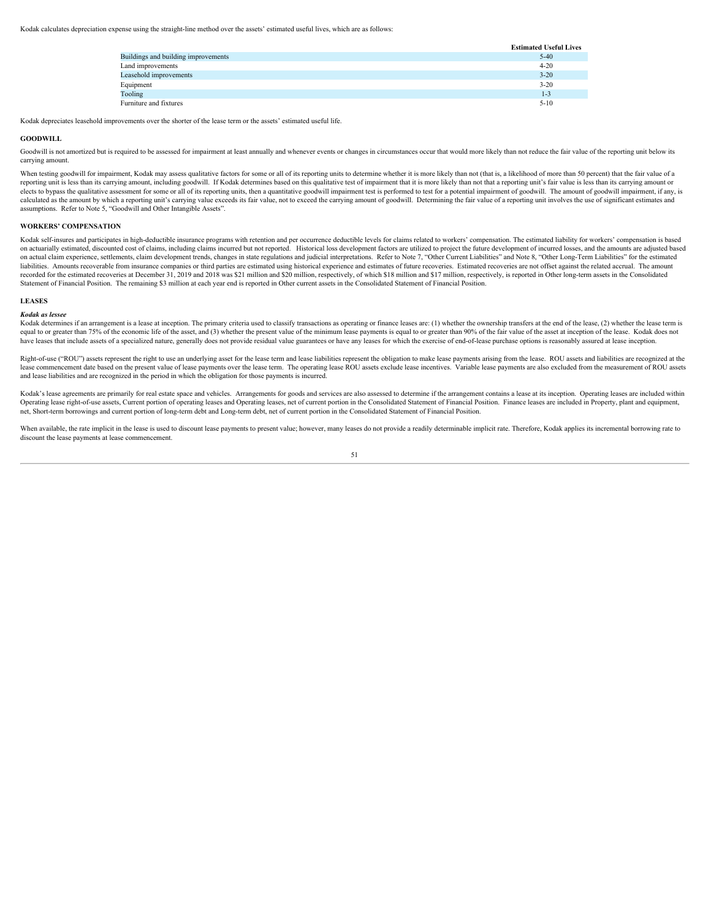Kodak calculates depreciation expense using the straight-line method over the assets' estimated useful lives, which are as follows:

| | Estimated Useful Lives |
|---|---|
| Buildings and building improvements | 5-40 |
| Land improvements | 4-20 |
| Leasehold improvements | 3-20 |
| Equipment | 3-20 |
| Tooling | 1-3 |
| Furniture and fixtures | 5-10 |

Kodak depreciates leasehold improvements over the shorter of the lease term or the assets' estimated useful life.

**GOODWILL**

Goodwill is not amortized but is required to be assessed for impairment at least annually and whenever events or changes in circumstances occur that would more likely than not reduce the fair value of the reporting unit below its carrying amount.

When testing goodwill for impairment, Kodak may assess qualitative factors for some or all of its reporting units to determine whether it is more likely than not (that is, a likelihood of more than 50 percent) that the fair value of a reporting unit is less than its carrying amount, including goodwill. If Kodak determines based on this qualitative test of impairment that it is more likely than not that a reporting unit's fair value is less than its carrying amount or elects to bypass the qualitative assessment for some or all of its reporting units, then a quantitative goodwill impairment test is performed to test for a potential impairment of goodwill. The amount of goodwill impairment, if any, is calculated as the amount by which a reporting unit's carrying value exceeds its fair value, not to exceed the carrying amount of goodwill. Determining the fair value of a reporting unit involves the use of significant estimates and assumptions. Refer to Note 5, "Goodwill and Other Intangible Assets".

**WORKERS' COMPENSATION**

Kodak self-insures and participates in high-deductible insurance programs with retention and per occurrence deductible levels for claims related to workers' compensation. The estimated liability for workers' compensation is based on actuarially estimated, discounted cost of claims, including claims incurred but not reported. Historical loss development factors are utilized to project the future development of incurred losses, and the amounts are adjusted based on actual claim experience, settlements, claim development trends, changes in state regulations and judicial interpretations. Refer to Note 7, "Other Current Liabilities" and Note 8, "Other Long-Term Liabilities" for the estimated liabilities. Amounts recoverable from insurance companies or third parties are estimated using historical experience and estimates of future recoveries. Estimated recoveries are not offset against the related accrual. The amount recorded for the estimated recoveries at December 31, 2019 and 2018 was $21 million and $20 million, respectively, of which $18 million and $17 million, respectively, is reported in Other long-term assets in the Consolidated Statement of Financial Position. The remaining $3 million at each year end is reported in Other current assets in the Consolidated Statement of Financial Position.

**LEASES**

***Kodak as lessee***

Kodak determines if an arrangement is a lease at inception. The primary criteria used to classify transactions as operating or finance leases are: (1) whether the ownership transfers at the end of the lease, (2) whether the lease term is equal to or greater than 75% of the economic life of the asset, and (3) whether the present value of the minimum lease payments is equal to or greater than 90% of the fair value of the asset at inception of the lease. Kodak does not have leases that include assets of a specialized nature, generally does not provide residual value guarantees or have any leases for which the exercise of end-of-lease purchase options is reasonably assured at lease inception.

Right-of-use ("ROU") assets represent the right to use an underlying asset for the lease term and lease liabilities represent the obligation to make lease payments arising from the lease. ROU assets and liabilities are recognized at the lease commencement date based on the present value of lease payments over the lease term. The operating lease ROU assets exclude lease incentives. Variable lease payments are also excluded from the measurement of ROU assets and lease liabilities and are recognized in the period in which the obligation for those payments is incurred.

Kodak's lease agreements are primarily for real estate space and vehicles. Arrangements for goods and services are also assessed to determine if the arrangement contains a lease at its inception. Operating leases are included within Operating lease right-of-use assets, Current portion of operating leases and Operating leases, net of current portion in the Consolidated Statement of Financial Position. Finance leases are included in Property, plant and equipment, net, Short-term borrowings and current portion of long-term debt and Long-term debt, net of current portion in the Consolidated Statement of Financial Position.

When available, the rate implicit in the lease is used to discount lease payments to present value; however, many leases do not provide a readily determinable implicit rate. Therefore, Kodak applies its incremental borrowing rate to discount the lease payments at lease commencement.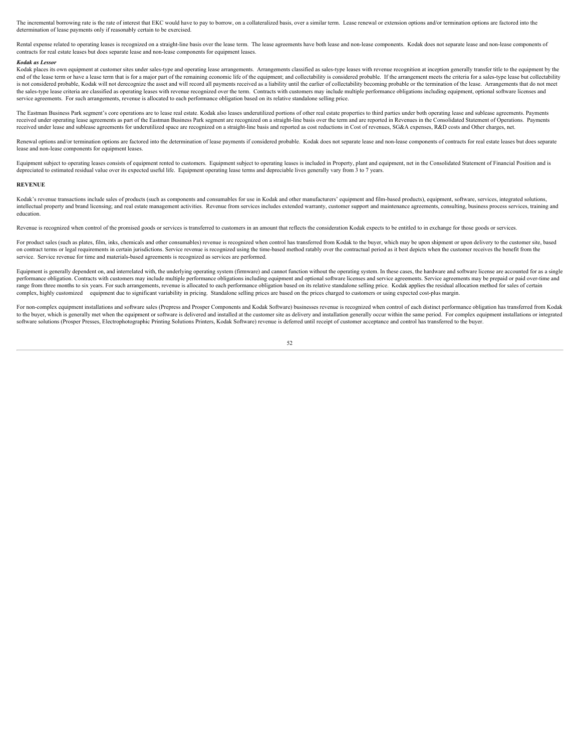The incremental borrowing rate is the rate of interest that EKC would have to pay to borrow, on a collateralized basis, over a similar term. Lease renewal or extension options and/or termination options are factored into the determination of lease payments only if reasonably certain to be exercised.

Rental expense related to operating leases is recognized on a straight-line basis over the lease term. The lease agreements have both lease and non-lease components. Kodak does not separate lease and non-lease components of contracts for real estate leases but does separate lease and non-lease components for equipment leases.

***Kodak as Lessor***

Kodak places its own equipment at customer sites under sales-type and operating lease arrangements. Arrangements classified as sales-type leases with revenue recognition at inception generally transfer title to the equipment by the end of the lease term or have a lease term that is for a major part of the remaining economic life of the equipment; and collectability is considered probable. If the arrangement meets the criteria for a sales-type lease but collectability is not considered probable, Kodak will not derecognize the asset and will record all payments received as a liability until the earlier of collectability becoming probable or the termination of the lease. Arrangements that do not meet the sales-type lease criteria are classified as operating leases with revenue recognized over the term. Contracts with customers may include multiple performance obligations including equipment, optional software licenses and service agreements. For such arrangements, revenue is allocated to each performance obligation based on its relative standalone selling price.

The Eastman Business Park segment's core operations are to lease real estate. Kodak also leases underutilized portions of other real estate properties to third parties under both operating lease and sublease agreements. Payments received under operating lease agreements as part of the Eastman Business Park segment are recognized on a straight-line basis over the term and are reported in Revenues in the Consolidated Statement of Operations. Payments received under lease and sublease agreements for underutilized space are recognized on a straight-line basis and reported as cost reductions in Cost of revenues, SG&A expenses, R&D costs and Other charges, net.

Renewal options and/or termination options are factored into the determination of lease payments if considered probable. Kodak does not separate lease and non-lease components of contracts for real estate leases but does separate lease and non-lease components for equipment leases.

Equipment subject to operating leases consists of equipment rented to customers. Equipment subject to operating leases is included in Property, plant and equipment, net in the Consolidated Statement of Financial Position and is depreciated to estimated residual value over its expected useful life. Equipment operating lease terms and depreciable lives generally vary from 3 to 7 years.

**REVENUE**

Kodak's revenue transactions include sales of products (such as components and consumables for use in Kodak and other manufacturers' equipment and film-based products), equipment, software, services, integrated solutions, intellectual property and brand licensing; and real estate management activities. Revenue from services includes extended warranty, customer support and maintenance agreements, consulting, business process services, training and education.

Revenue is recognized when control of the promised goods or services is transferred to customers in an amount that reflects the consideration Kodak expects to be entitled to in exchange for those goods or services.

For product sales (such as plates, film, inks, chemicals and other consumables) revenue is recognized when control has transferred from Kodak to the buyer, which may be upon shipment or upon delivery to the customer site, based on contract terms or legal requirements in certain jurisdictions. Service revenue is recognized using the time-based method ratably over the contractual period as it best depicts when the customer receives the benefit from the service. Service revenue for time and materials-based agreements is recognized as services are performed.

Equipment is generally dependent on, and interrelated with, the underlying operating system (firmware) and cannot function without the operating system. In these cases, the hardware and software license are accounted for as a single performance obligation. Contracts with customers may include multiple performance obligations including equipment and optional software licenses and service agreements. Service agreements may be prepaid or paid over-time and range from three months to six years. For such arrangements, revenue is allocated to each performance obligation based on its relative standalone selling price. Kodak applies the residual allocation method for sales of certain complex, highly customized equipment due to significant variability in pricing. Standalone selling prices are based on the prices charged to customers or using expected cost-plus margin.

For non-complex equipment installations and software sales (Prepress and Prosper Components and Kodak Software) businesses revenue is recognized when control of each distinct performance obligation has transferred from Kodak to the buyer, which is generally met when the equipment or software is delivered and installed at the customer site as delivery and installation generally occur within the same period. For complex equipment installations or integrated software solutions (Prosper Presses, Electrophotographic Printing Solutions Printers, Kodak Software) revenue is deferred until receipt of customer acceptance and control has transferred to the buyer.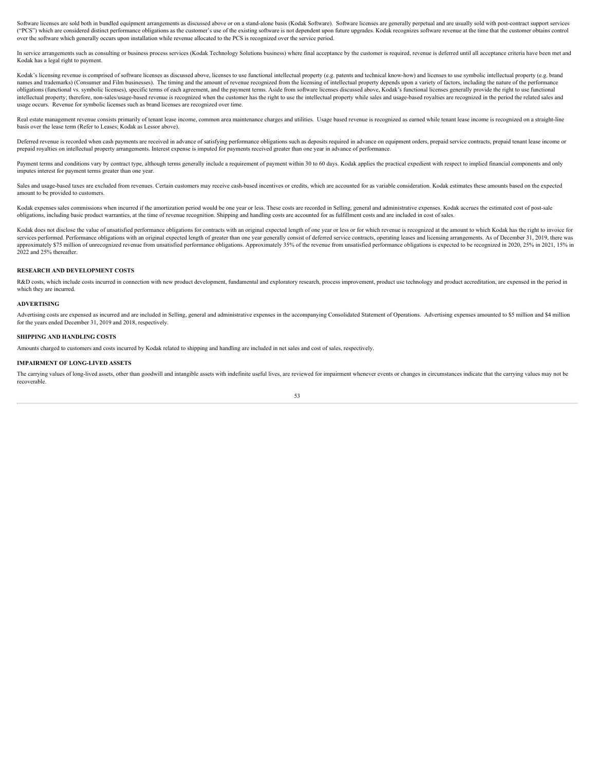Software licenses are sold both in bundled equipment arrangements as discussed above or on a stand-alone basis (Kodak Software). Software licenses are generally perpetual and are usually sold with post-contract support services ("PCS") which are considered distinct performance obligations as the customer's use of the existing software is not dependent upon future upgrades. Kodak recognizes software revenue at the time that the customer obtains control over the software which generally occurs upon installation while revenue allocated to the PCS is recognized over the service period.

In service arrangements such as consulting or business process services (Kodak Technology Solutions business) where final acceptance by the customer is required, revenue is deferred until all acceptance criteria have been met and Kodak has a legal right to payment.

Kodak's licensing revenue is comprised of software licenses as discussed above, licenses to use functional intellectual property (e.g. patents and technical know-how) and licenses to use symbolic intellectual property (e.g. brand names and trademarks) (Consumer and Film businesses). The timing and the amount of revenue recognized from the licensing of intellectual property depends upon a variety of factors, including the nature of the performance obligations (functional vs. symbolic licenses), specific terms of each agreement, and the payment terms. Aside from software licenses discussed above, Kodak's functional licenses generally provide the right to use functional intellectual property; therefore, non-sales/usage-based revenue is recognized when the customer has the right to use the intellectual property while sales and usage-based royalties are recognized in the period the related sales and usage occurs. Revenue for symbolic licenses such as brand licenses are recognized over time.

Real estate management revenue consists primarily of tenant lease income, common area maintenance charges and utilities. Usage based revenue is recognized as earned while tenant lease income is recognized on a straight-line basis over the lease term (Refer to Leases; Kodak as Lessor above).

Deferred revenue is recorded when cash payments are received in advance of satisfying performance obligations such as deposits required in advance on equipment orders, prepaid service contracts, prepaid tenant lease income or prepaid royalties on intellectual property arrangements. Interest expense is imputed for payments received greater than one year in advance of performance.

Payment terms and conditions vary by contract type, although terms generally include a requirement of payment within 30 to 60 days. Kodak applies the practical expedient with respect to implied financial components and only imputes interest for payment terms greater than one year.

Sales and usage-based taxes are excluded from revenues. Certain customers may receive cash-based incentives or credits, which are accounted for as variable consideration. Kodak estimates these amounts based on the expected amount to be provided to customers.

Kodak expenses sales commissions when incurred if the amortization period would be one year or less. These costs are recorded in Selling, general and administrative expenses. Kodak accrues the estimated cost of post-sale obligations, including basic product warranties, at the time of revenue recognition. Shipping and handling costs are accounted for as fulfillment costs and are included in cost of sales.

Kodak does not disclose the value of unsatisfied performance obligations for contracts with an original expected length of one year or less or for which revenue is recognized at the amount to which Kodak has the right to invoice for services performed. Performance obligations with an original expected length of greater than one year generally consist of deferred service contracts, operating leases and licensing arrangements. As of December 31, 2019, there was approximately $75 million of unrecognized revenue from unsatisfied performance obligations. Approximately 35% of the revenue from unsatisfied performance obligations is expected to be recognized in 2020, 25% in 2021, 15% in 2022 and 25% thereafter.

### RESEARCH AND DEVELOPMENT COSTS

R&D costs, which include costs incurred in connection with new product development, fundamental and exploratory research, process improvement, product use technology and product accreditation, are expensed in the period in which they are incurred.

### ADVERTISING

Advertising costs are expensed as incurred and are included in Selling, general and administrative expenses in the accompanying Consolidated Statement of Operations. Advertising expenses amounted to $5 million and $4 million for the years ended December 31, 2019 and 2018, respectively.

### SHIPPING AND HANDLING COSTS

Amounts charged to customers and costs incurred by Kodak related to shipping and handling are included in net sales and cost of sales, respectively.

### IMPAIRMENT OF LONG-LIVED ASSETS

The carrying values of long-lived assets, other than goodwill and intangible assets with indefinite useful lives, are reviewed for impairment whenever events or changes in circumstances indicate that the carrying values may not be recoverable.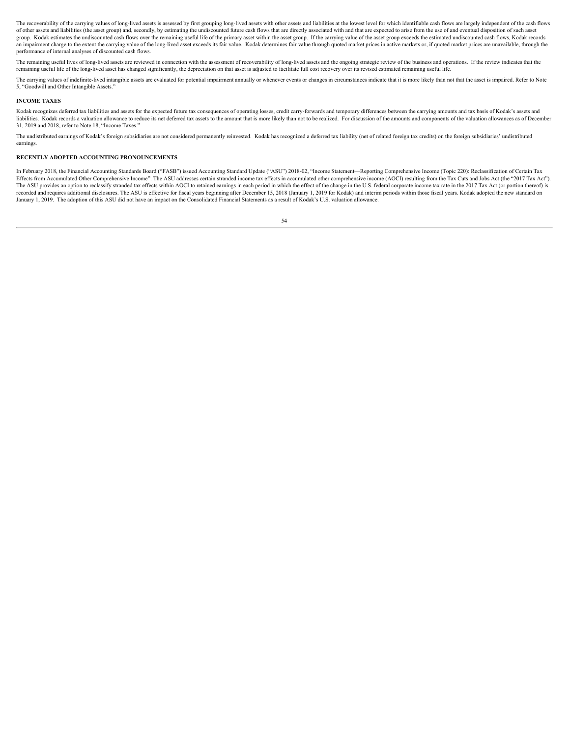The recoverability of the carrying values of long-lived assets is assessed by first grouping long-lived assets with other assets and liabilities at the lowest level for which identifiable cash flows are largely independent of the cash flows of other assets and liabilities (the asset group) and, secondly, by estimating the undiscounted future cash flows that are directly associated with and that are expected to arise from the use of and eventual disposition of such asset group. Kodak estimates the undiscounted cash flows over the remaining useful life of the primary asset within the asset group. If the carrying value of the asset group exceeds the estimated undiscounted cash flows, Kodak records an impairment charge to the extent the carrying value of the long-lived asset exceeds its fair value. Kodak determines fair value through quoted market prices in active markets or, if quoted market prices are unavailable, through the performance of internal analyses of discounted cash flows.

The remaining useful lives of long-lived assets are reviewed in connection with the assessment of recoverability of long-lived assets and the ongoing strategic review of the business and operations. If the review indicates that the remaining useful life of the long-lived asset has changed significantly, the depreciation on that asset is adjusted to facilitate full cost recovery over its revised estimated remaining useful life.

The carrying values of indefinite-lived intangible assets are evaluated for potential impairment annually or whenever events or changes in circumstances indicate that it is more likely than not that the asset is impaired. Refer to Note 5, "Goodwill and Other Intangible Assets."

**INCOME TAXES**

Kodak recognizes deferred tax liabilities and assets for the expected future tax consequences of operating losses, credit carry-forwards and temporary differences between the carrying amounts and tax basis of Kodak's assets and liabilities. Kodak records a valuation allowance to reduce its net deferred tax assets to the amount that is more likely than not to be realized. For discussion of the amounts and components of the valuation allowances as of December 31, 2019 and 2018, refer to Note 18, "Income Taxes."

The undistributed earnings of Kodak's foreign subsidiaries are not considered permanently reinvested. Kodak has recognized a deferred tax liability (net of related foreign tax credits) on the foreign subsidiaries' undistributed earnings.

**RECENTLY ADOPTED ACCOUNTING PRONOUNCEMENTS**

In February 2018, the Financial Accounting Standards Board ("FASB") issued Accounting Standard Update ("ASU") 2018-02, "Income Statement—Reporting Comprehensive Income (Topic 220): Reclassification of Certain Tax Effects from Accumulated Other Comprehensive Income". The ASU addresses certain stranded income tax effects in accumulated other comprehensive income (AOCI) resulting from the Tax Cuts and Jobs Act (the "2017 Tax Act"). The ASU provides an option to reclassify stranded tax effects within AOCI to retained earnings in each period in which the effect of the change in the U.S. federal corporate income tax rate in the 2017 Tax Act (or portion thereof) is recorded and requires additional disclosures. The ASU is effective for fiscal years beginning after December 15, 2018 (January 1, 2019 for Kodak) and interim periods within those fiscal years. Kodak adopted the new standard on January 1, 2019. The adoption of this ASU did not have an impact on the Consolidated Financial Statements as a result of Kodak's U.S. valuation allowance.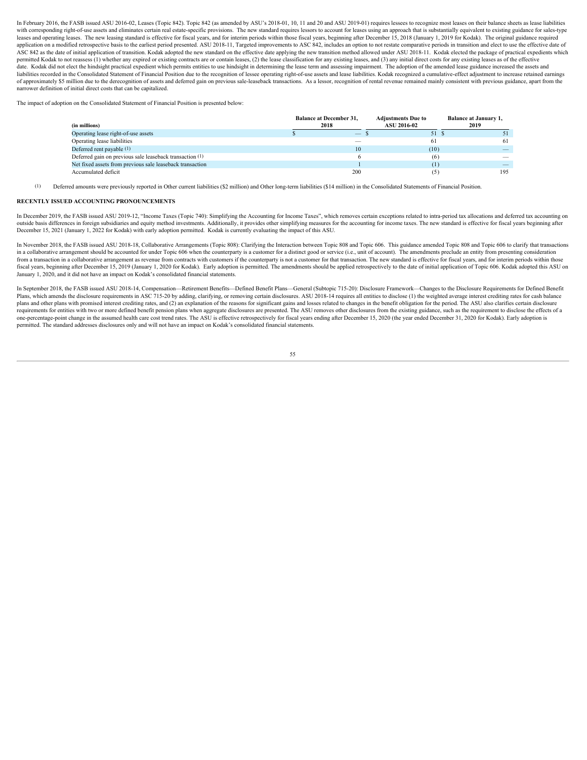In February 2016, the FASB issued ASU 2016-02, Leases (Topic 842). Topic 842 (as amended by ASU's 2018-01, 10, 11 and 20 and ASU 2019-01) requires lessees to recognize most leases on their balance sheets as lease liabilities with corresponding right-of-use assets and eliminates certain real estate-specific provisions. The new standard requires lessors to account for leases using an approach that is substantially equivalent to existing guidance for sales-type leases and operating leases. The new leasing standard is effective for fiscal years, and for interim periods within those fiscal years, beginning after December 15, 2018 (January 1, 2019 for Kodak). The original guidance required application on a modified retrospective basis to the earliest period presented. ASU 2018-11, Targeted improvements to ASC 842, includes an option to not restate comparative periods in transition and elect to use the effective date of ASC 842 as the date of initial application of transition. Kodak adopted the new standard on the effective date applying the new transition method allowed under ASU 2018-11. Kodak elected the package of practical expedients which permitted Kodak to not reassess (1) whether any expired or existing contracts are or contain leases, (2) the lease classification for any existing leases, and (3) any initial direct costs for any existing leases as of the effective date. Kodak did not elect the hindsight practical expedient which permits entities to use hindsight in determining the lease term and assessing impairment. The adoption of the amended lease guidance increased the assets and liabilities recorded in the Consolidated Statement of Financial Position due to the recognition of lessee operating right-of-use assets and lease liabilities. Kodak recognized a cumulative-effect adjustment to increase retained earnings of approximately $5 million due to the derecognition of assets and deferred gain on previous sale-leaseback transactions. As a lessor, recognition of rental revenue remained mainly consistent with previous guidance, apart from the narrower definition of initial direct costs that can be capitalized.

The impact of adoption on the Consolidated Statement of Financial Position is presented below:

| (in millions) | Balance at December 31, 2018 | Adjustments Due to ASU 2016-02 | Balance at January 1, 2019 |
|---|---|---|---|
| Operating lease right-of-use assets | $ — | $ 51 | $ 51 |
| Operating lease liabilities | — | 61 | 61 |
| Deferred rent payable (1) | 10 | (10) | — |
| Deferred gain on previous sale leaseback transaction (1) | 6 | (6) | — |
| Net fixed assets from previous sale leaseback transaction | 1 | (1) | — |
| Accumulated deficit | 200 | (5) | 195 |

(1) Deferred amounts were previously reported in Other current liabilities ($2 million) and Other long-term liabilities ($14 million) in the Consolidated Statements of Financial Position.

**RECENTLY ISSUED ACCOUNTING PRONOUNCEMENTS**

In December 2019, the FASB issued ASU 2019-12, "Income Taxes (Topic 740): Simplifying the Accounting for Income Taxes", which removes certain exceptions related to intra-period tax allocations and deferred tax accounting on outside basis differences in foreign subsidiaries and equity method investments. Additionally, it provides other simplifying measures for the accounting for income taxes. The new standard is effective for fiscal years beginning after December 15, 2021 (January 1, 2022 for Kodak) with early adoption permitted. Kodak is currently evaluating the impact of this ASU.

In November 2018, the FASB issued ASU 2018-18, Collaborative Arrangements (Topic 808): Clarifying the Interaction between Topic 808 and Topic 606. This guidance amended Topic 808 and Topic 606 to clarify that transactions in a collaborative arrangement should be accounted for under Topic 606 when the counterparty is a customer for a distinct good or service (i.e., unit of account). The amendments preclude an entity from presenting consideration from a transaction in a collaborative arrangement as revenue from contracts with customers if the counterparty is not a customer for that transaction. The new standard is effective for fiscal years, and for interim periods within those fiscal years, beginning after December 15, 2019 (January 1, 2020 for Kodak). Early adoption is permitted. The amendments should be applied retrospectively to the date of initial application of Topic 606. Kodak adopted this ASU on January 1, 2020, and it did not have an impact on Kodak's consolidated financial statements.

In September 2018, the FASB issued ASU 2018-14, Compensation—Retirement Benefits—Defined Benefit Plans—General (Subtopic 715-20): Disclosure Framework—Changes to the Disclosure Requirements for Defined Benefit Plans, which amends the disclosure requirements in ASC 715-20 by adding, clarifying, or removing certain disclosures. ASU 2018-14 requires all entities to disclose (1) the weighted average interest crediting rates for cash balance plans and other plans with promised interest crediting rates, and (2) an explanation of the reasons for significant gains and losses related to changes in the benefit obligation for the period. The ASU also clarifies certain disclosure requirements for entities with two or more defined benefit pension plans when aggregate disclosures are presented. The ASU removes other disclosures from the existing guidance, such as the requirement to disclose the effects of a one-percentage-point change in the assumed health care cost trend rates. The ASU is effective retrospectively for fiscal years ending after December 15, 2020 (the year ended December 31, 2020 for Kodak). Early adoption is permitted. The standard addresses disclosures only and will not have an impact on Kodak's consolidated financial statements.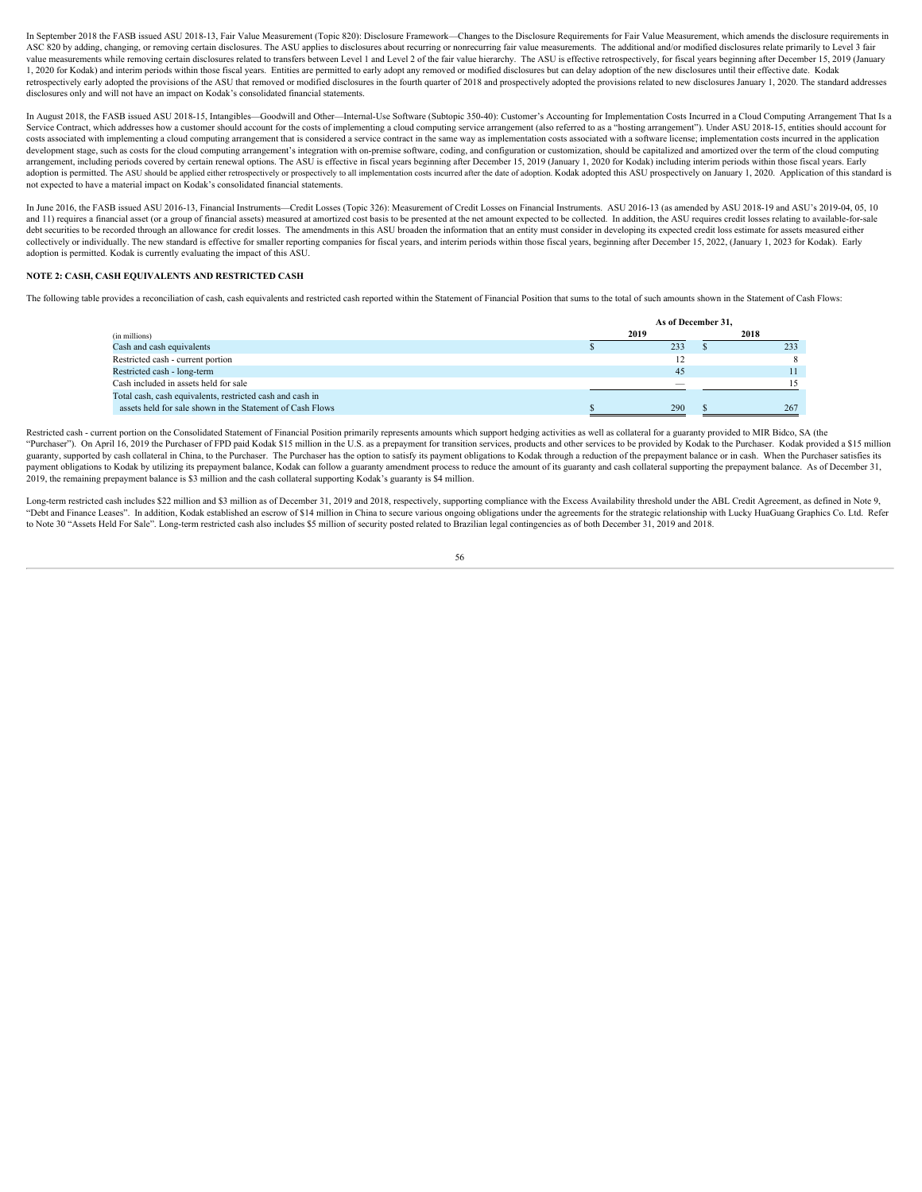In September 2018 the FASB issued ASU 2018-13, Fair Value Measurement (Topic 820): Disclosure Framework—Changes to the Disclosure Requirements for Fair Value Measurement, which amends the disclosure requirements in ASC 820 by adding, changing, or removing certain disclosures. The ASU applies to disclosures about recurring or nonrecurring fair value measurements. The additional and/or modified disclosures relate primarily to Level 3 fair value measurements while removing certain disclosures related to transfers between Level 1 and Level 2 of the fair value hierarchy. The ASU is effective retrospectively, for fiscal years beginning after December 15, 2019 (January 1, 2020 for Kodak) and interim periods within those fiscal years. Entities are permitted to early adopt any removed or modified disclosures but can delay adoption of the new disclosures until their effective date. Kodak retrospectively early adopted the provisions of the ASU that removed or modified disclosures in the fourth quarter of 2018 and prospectively adopted the provisions related to new disclosures January 1, 2020. The standard addresses disclosures only and will not have an impact on Kodak's consolidated financial statements.

In August 2018, the FASB issued ASU 2018-15, Intangibles—Goodwill and Other—Internal-Use Software (Subtopic 350-40): Customer's Accounting for Implementation Costs Incurred in a Cloud Computing Arrangement That Is a Service Contract, which addresses how a customer should account for the costs of implementing a cloud computing service arrangement (also referred to as a "hosting arrangement"). Under ASU 2018-15, entities should account for costs associated with implementing a cloud computing arrangement that is considered a service contract in the same way as implementation costs associated with a software license; implementation costs incurred in the application development stage, such as costs for the cloud computing arrangement's integration with on-premise software, coding, and configuration or customization, should be capitalized and amortized over the term of the cloud computing arrangement, including periods covered by certain renewal options. The ASU is effective in fiscal years beginning after December 15, 2019 (January 1, 2020 for Kodak) including interim periods within those fiscal years. Early adoption is permitted. The ASU should be applied either retrospectively or prospectively to all implementation costs incurred after the date of adoption. Kodak adopted this ASU prospectively on January 1, 2020. Application of this standard is not expected to have a material impact on Kodak's consolidated financial statements.

In June 2016, the FASB issued ASU 2016-13, Financial Instruments—Credit Losses (Topic 326): Measurement of Credit Losses on Financial Instruments. ASU 2016-13 (as amended by ASU 2018-19 and ASU's 2019-04, 05, 10 and 11) requires a financial asset (or a group of financial assets) measured at amortized cost basis to be presented at the net amount expected to be collected. In addition, the ASU requires credit losses relating to available-for-sale debt securities to be recorded through an allowance for credit losses. The amendments in this ASU broaden the information that an entity must consider in developing its expected credit loss estimate for assets measured either collectively or individually. The new standard is effective for smaller reporting companies for fiscal years, and interim periods within those fiscal years, beginning after December 15, 2022, (January 1, 2023 for Kodak). Early adoption is permitted. Kodak is currently evaluating the impact of this ASU.

## NOTE 2: CASH, CASH EQUIVALENTS AND RESTRICTED CASH

The following table provides a reconciliation of cash, cash equivalents and restricted cash reported within the Statement of Financial Position that sums to the total of such amounts shown in the Statement of Cash Flows:

| | As of December 31, | |
|---|---|---|
| (in millions) | 2019 | 2018 |
| Cash and cash equivalents | $ 233 | $ 233 |
| Restricted cash - current portion | 12 | 8 |
| Restricted cash - long-term | 45 | 11 |
| Cash included in assets held for sale | — | 15 |
| Total cash, cash equivalents, restricted cash and cash in assets held for sale shown in the Statement of Cash Flows | $ 290 | $ 267 |

Restricted cash - current portion on the Consolidated Statement of Financial Position primarily represents amounts which support hedging activities as well as collateral for a guaranty provided to MIR Bidco, SA (the "Purchaser"). On April 16, 2019 the Purchaser of FPD paid Kodak $15 million in the U.S. as a prepayment for transition services, products and other services to be provided by Kodak to the Purchaser. Kodak provided a $15 million guaranty, supported by cash collateral in China, to the Purchaser. The Purchaser has the option to satisfy its payment obligations to Kodak through a reduction of the prepayment balance or in cash. When the Purchaser satisfies its payment obligations to Kodak by utilizing its prepayment balance, Kodak can follow a guaranty amendment process to reduce the amount of its guaranty and cash collateral supporting the prepayment balance. As of December 31, 2019, the remaining prepayment balance is $3 million and the cash collateral supporting Kodak's guaranty is $4 million.

Long-term restricted cash includes $22 million and $3 million as of December 31, 2019 and 2018, respectively, supporting compliance with the Excess Availability threshold under the ABL Credit Agreement, as defined in Note 9, "Debt and Finance Leases". In addition, Kodak established an escrow of $14 million in China to secure various ongoing obligations under the agreements for the strategic relationship with Lucky HuaGuang Graphics Co. Ltd. Refer to Note 30 "Assets Held For Sale". Long-term restricted cash also includes $5 million of security posted related to Brazilian legal contingencies as of both December 31, 2019 and 2018.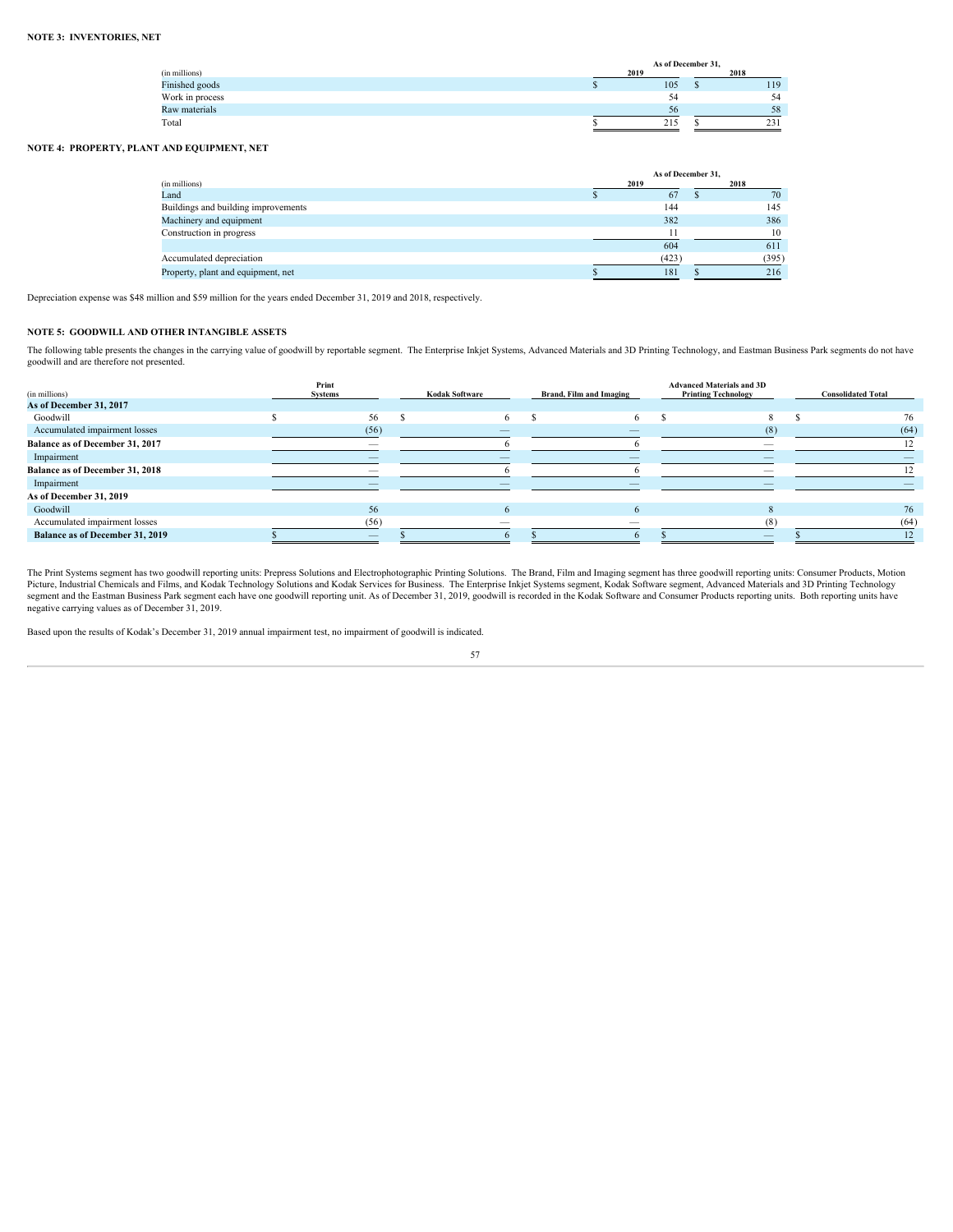**NOTE 3: INVENTORIES, NET**

| (in millions) | As of December 31, 2019 | 2018 |
|---|---|---|
| Finished goods | $ 105 | $ 119 |
| Work in process | 54 | 54 |
| Raw materials | 56 | 58 |
| Total | $ 215 | $ 231 |

**NOTE 4: PROPERTY, PLANT AND EQUIPMENT, NET**

| (in millions) | As of December 31, 2019 | 2018 |
|---|---|---|
| Land | $ 67 | $ 70 |
| Buildings and building improvements | 144 | 145 |
| Machinery and equipment | 382 | 386 |
| Construction in progress | 11 | 10 |
| | 604 | 611 |
| Accumulated depreciation | (423) | (395) |
| Property, plant and equipment, net | $ 181 | $ 216 |

Depreciation expense was $48 million and $59 million for the years ended December 31, 2019 and 2018, respectively.

**NOTE 5: GOODWILL AND OTHER INTANGIBLE ASSETS**

The following table presents the changes in the carrying value of goodwill by reportable segment. The Enterprise Inkjet Systems, Advanced Materials and 3D Printing Technology, and Eastman Business Park segments do not have goodwill and are therefore not presented.

| (in millions) | Print Systems | Kodak Software | Brand, Film and Imaging | Advanced Materials and 3D Printing Technology | Consolidated Total |
|---|---|---|---|---|---|
| **As of December 31, 2017** | | | | | |
| Goodwill | $ 56 | $ 6 | $ 6 | $ 8 | $ 76 |
| Accumulated impairment losses | (56) | — | — | (8) | (64) |
| **Balance as of December 31, 2017** | — | 6 | 6 | — | 12 |
| Impairment | — | — | — | — | — |
| **Balance as of December 31, 2018** | — | 6 | 6 | — | 12 |
| Impairment | — | — | — | — | — |
| **As of December 31, 2019** | | | | | |
| Goodwill | 56 | 6 | 6 | 8 | 76 |
| Accumulated impairment losses | (56) | — | — | (8) | (64) |
| **Balance as of December 31, 2019** | $ — | $ 6 | $ 6 | $ — | $ 12 |

The Print Systems segment has two goodwill reporting units: Prepress Solutions and Electrophotographic Printing Solutions. The Brand, Film and Imaging segment has three goodwill reporting units: Consumer Products, Motion Picture, Industrial Chemicals and Films, and Kodak Technology Solutions and Kodak Services for Business. The Enterprise Inkjet Systems segment, Kodak Software segment, Advanced Materials and 3D Printing Technology segment and the Eastman Business Park segment each have one goodwill reporting unit. As of December 31, 2019, goodwill is recorded in the Kodak Software and Consumer Products reporting units. Both reporting units have negative carrying values as of December 31, 2019.

Based upon the results of Kodak's December 31, 2019 annual impairment test, no impairment of goodwill is indicated.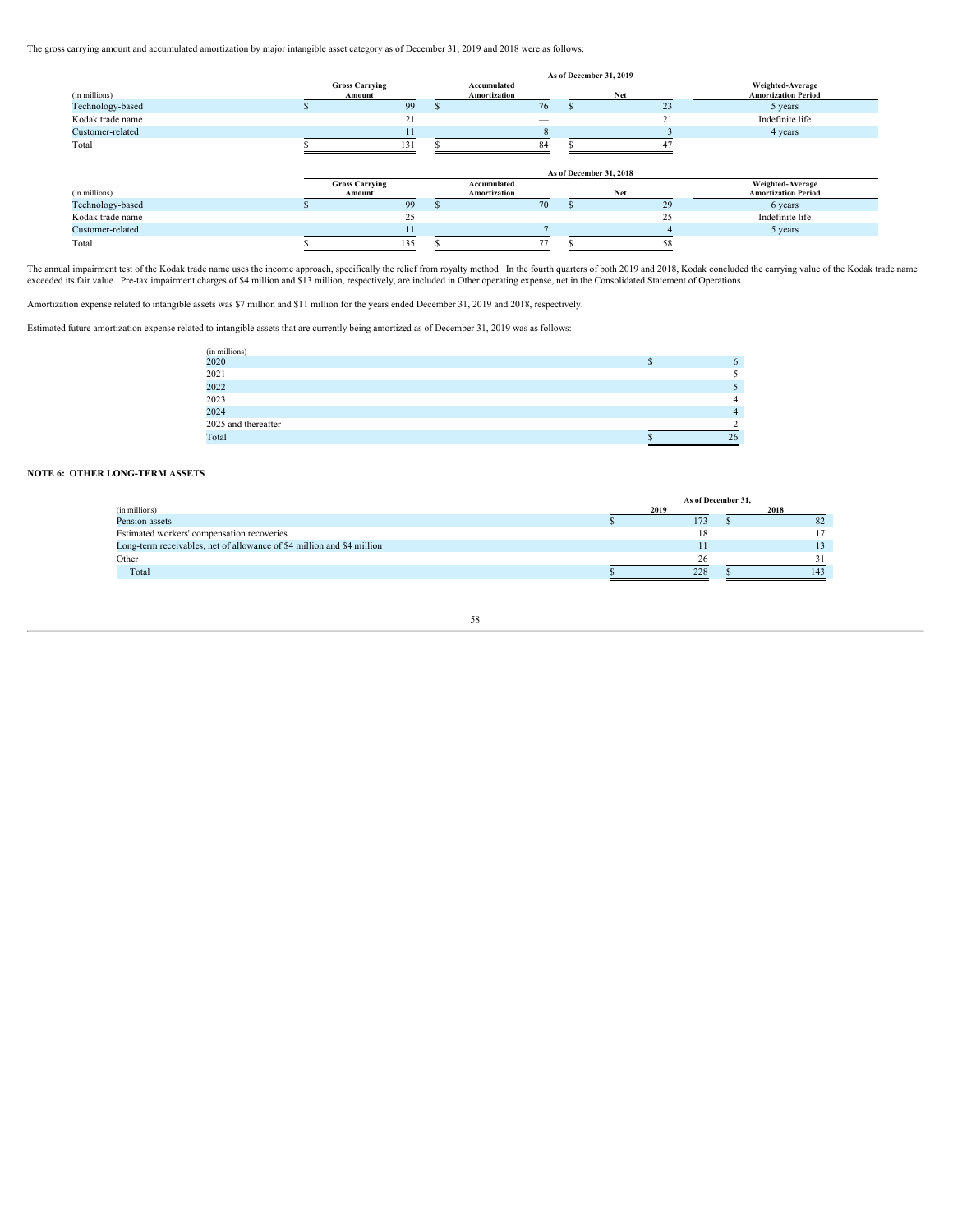The gross carrying amount and accumulated amortization by major intangible asset category as of December 31, 2019 and 2018 were as follows:

| | As of December 31, 2019 | | | |
|---|---|---|---|---|
| (in millions) | Gross Carrying Amount | Accumulated Amortization | Net | Weighted-Average Amortization Period |
| Technology-based | $ 99 | $ 76 | $ 23 | 5 years |
| Kodak trade name | 21 | — | 21 | Indefinite life |
| Customer-related | 11 | 8 | 3 | 4 years |
| Total | $ 131 | $ 84 | $ 47 | |

| | As of December 31, 2018 | | | |
|---|---|---|---|---|
| (in millions) | Gross Carrying Amount | Accumulated Amortization | Net | Weighted-Average Amortization Period |
| Technology-based | $ 99 | $ 70 | $ 29 | 6 years |
| Kodak trade name | 25 | — | 25 | Indefinite life |
| Customer-related | 11 | 7 | 4 | 5 years |
| Total | $ 135 | $ 77 | $ 58 | |

The annual impairment test of the Kodak trade name uses the income approach, specifically the relief from royalty method. In the fourth quarters of both 2019 and 2018, Kodak concluded the carrying value of the Kodak trade name exceeded its fair value. Pre-tax impairment charges of $4 million and $13 million, respectively, are included in Other operating expense, net in the Consolidated Statement of Operations.

Amortization expense related to intangible assets was $7 million and $11 million for the years ended December 31, 2019 and 2018, respectively.

Estimated future amortization expense related to intangible assets that are currently being amortized as of December 31, 2019 was as follows:

| (in millions) | |
|---|---|
| 2020 | $ 6 |
| 2021 | 5 |
| 2022 | 5 |
| 2023 | 4 |
| 2024 | 4 |
| 2025 and thereafter | 2 |
| Total | $ 26 |

## NOTE 6: OTHER LONG-TERM ASSETS

| | As of December 31, | |
|---|---|---|
| (in millions) | 2019 | 2018 |
| Pension assets | $ 173 | $ 82 |
| Estimated workers' compensation recoveries | 18 | 17 |
| Long-term receivables, net of allowance of $4 million and $4 million | 11 | 13 |
| Other | 26 | 31 |
| Total | $ 228 | $ 143 |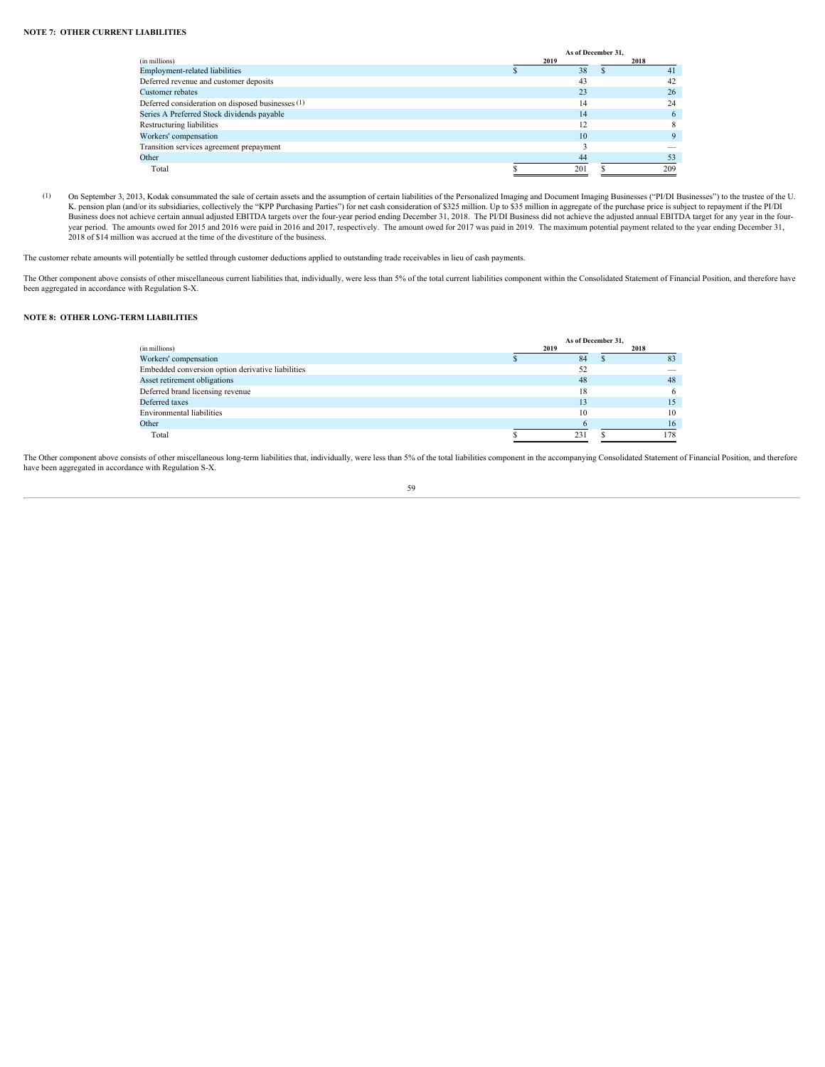**NOTE 7: OTHER CURRENT LIABILITIES**

| (in millions) | As of December 31, 2019 | 2018 |
|---|---|---|
| Employment-related liabilities | $ 38 | $ 41 |
| Deferred revenue and customer deposits | 43 | 42 |
| Customer rebates | 23 | 26 |
| Deferred consideration on disposed businesses (1) | 14 | 24 |
| Series A Preferred Stock dividends payable | 14 | 6 |
| Restructuring liabilities | 12 | 8 |
| Workers' compensation | 10 | 9 |
| Transition services agreement prepayment | 3 | — |
| Other | 44 | 53 |
| Total | $ 201 | $ 209 |

(1) On September 3, 2013, Kodak consummated the sale of certain assets and the assumption of certain liabilities of the Personalized Imaging and Document Imaging Businesses ("PI/DI Businesses") to the trustee of the U. K. pension plan (and/or its subsidiaries, collectively the "KPP Purchasing Parties") for net cash consideration of $325 million. Up to $35 million in aggregate of the purchase price is subject to repayment if the PI/DI Business does not achieve certain annual adjusted EBITDA targets over the four-year period ending December 31, 2018. The PI/DI Business did not achieve the adjusted annual EBITDA target for any year in the four-year period. The amounts owed for 2015 and 2016 were paid in 2016 and 2017, respectively. The amount owed for 2017 was paid in 2019. The maximum potential payment related to the year ending December 31, 2018 of $14 million was accrued at the time of the divestiture of the business.

The customer rebate amounts will potentially be settled through customer deductions applied to outstanding trade receivables in lieu of cash payments.

The Other component above consists of other miscellaneous current liabilities that, individually, were less than 5% of the total current liabilities component within the Consolidated Statement of Financial Position, and therefore have been aggregated in accordance with Regulation S-X.

**NOTE 8: OTHER LONG-TERM LIABILITIES**

| (in millions) | As of December 31, 2019 | 2018 |
|---|---|---|
| Workers' compensation | $ 84 | $ 83 |
| Embedded conversion option derivative liabilities | 52 | — |
| Asset retirement obligations | 48 | 48 |
| Deferred brand licensing revenue | 18 | 6 |
| Deferred taxes | 13 | 15 |
| Environmental liabilities | 10 | 10 |
| Other | 6 | 16 |
| Total | $ 231 | $ 178 |

The Other component above consists of other miscellaneous long-term liabilities that, individually, were less than 5% of the total liabilities component in the accompanying Consolidated Statement of Financial Position, and therefore have been aggregated in accordance with Regulation S-X.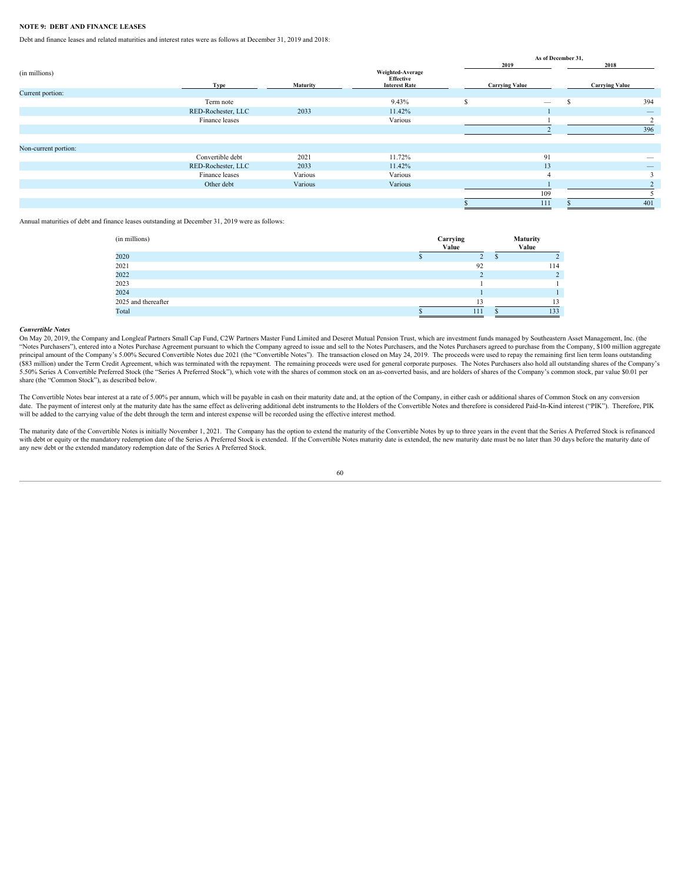**NOTE 9: DEBT AND FINANCE LEASES**

Debt and finance leases and related maturities and interest rates were as follows at December 31, 2019 and 2018:

| (in millions) | Type | Maturity | Weighted-Average Effective Interest Rate | As of December 31, 2019 Carrying Value | 2018 Carrying Value |
|---|---|---|---|---|---|
| Current portion: | | | | | |
| | Term note | | 9.43% | $ — | $ 394 |
| | RED-Rochester, LLC | 2033 | 11.42% | 1 | — |
| | Finance leases | | Various | 1 | 2 |
| | | | | 2 | 396 |
| Non-current portion: | | | | | |
| | Convertible debt | 2021 | 11.72% | 91 | — |
| | RED-Rochester, LLC | 2033 | 11.42% | 13 | — |
| | Finance leases | Various | Various | 4 | 3 |
| | Other debt | Various | Various | 1 | 2 |
| | | | | 109 | 5 |
| | | | | $ 111 | $ 401 |

Annual maturities of debt and finance leases outstanding at December 31, 2019 were as follows:

| (in millions) | Carrying Value | Maturity Value |
|---|---|---|
| 2020 | $ 2 | $ 2 |
| 2021 | 92 | 114 |
| 2022 | 2 | 2 |
| 2023 | 1 | 1 |
| 2024 | 1 | 1 |
| 2025 and thereafter | 13 | 13 |
| Total | $ 111 | $ 133 |

***Convertible Notes***

On May 20, 2019, the Company and Longleaf Partners Small Cap Fund, C2W Partners Master Fund Limited and Deseret Mutual Pension Trust, which are investment funds managed by Southeastern Asset Management, Inc. (the "Notes Purchasers"), entered into a Notes Purchase Agreement pursuant to which the Company agreed to issue and sell to the Notes Purchasers, and the Notes Purchasers agreed to purchase from the Company, $100 million aggregate principal amount of the Company's 5.00% Secured Convertible Notes due 2021 (the "Convertible Notes"). The transaction closed on May 24, 2019. The proceeds were used to repay the remaining first lien term loans outstanding ($83 million) under the Term Credit Agreement, which was terminated with the repayment. The remaining proceeds were used for general corporate purposes. The Notes Purchasers also hold all outstanding shares of the Company's 5.50% Series A Convertible Preferred Stock (the "Series A Preferred Stock"), which vote with the shares of common stock on an as-converted basis, and are holders of shares of the Company's common stock, par value $0.01 per share (the "Common Stock"), as described below.

The Convertible Notes bear interest at a rate of 5.00% per annum, which will be payable in cash on their maturity date and, at the option of the Company, in either cash or additional shares of Common Stock on any conversion date. The payment of interest only at the maturity date has the same effect as delivering additional debt instruments to the Holders of the Convertible Notes and therefore is considered Paid-In-Kind interest ("PIK"). Therefore, PIK will be added to the carrying value of the debt through the term and interest expense will be recorded using the effective interest method.

The maturity date of the Convertible Notes is initially November 1, 2021. The Company has the option to extend the maturity of the Convertible Notes by up to three years in the event that the Series A Preferred Stock is refinanced with debt or equity or the mandatory redemption date of the Series A Preferred Stock is extended. If the Convertible Notes maturity date is extended, the new maturity date must be no later than 30 days before the maturity date of any new debt or the extended mandatory redemption date of the Series A Preferred Stock.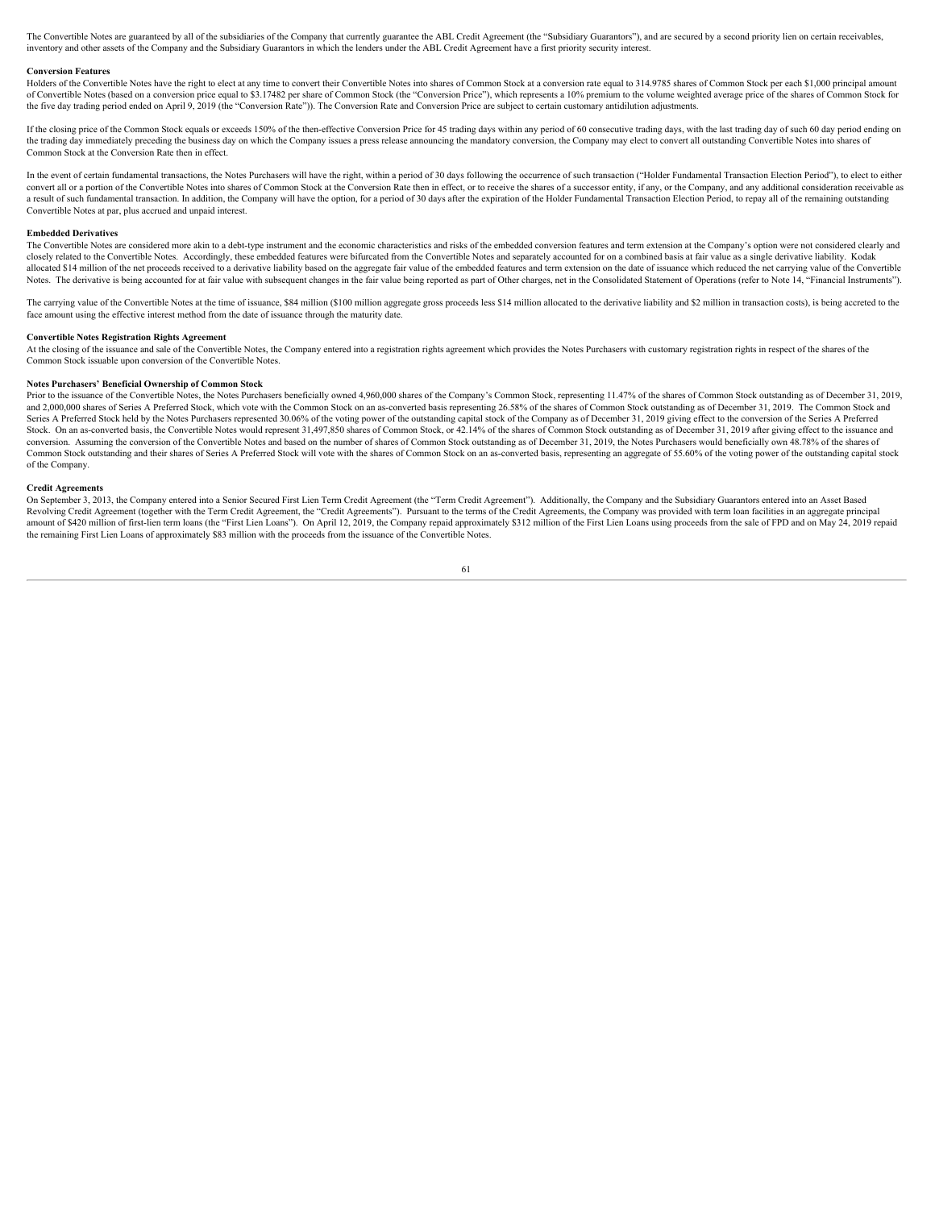The Convertible Notes are guaranteed by all of the subsidiaries of the Company that currently guarantee the ABL Credit Agreement (the "Subsidiary Guarantors"), and are secured by a second priority lien on certain receivables, inventory and other assets of the Company and the Subsidiary Guarantors in which the lenders under the ABL Credit Agreement have a first priority security interest.

**Conversion Features**

Holders of the Convertible Notes have the right to elect at any time to convert their Convertible Notes into shares of Common Stock at a conversion rate equal to 314.9785 shares of Common Stock per each $1,000 principal amount of Convertible Notes (based on a conversion price equal to $3.17482 per share of Common Stock (the "Conversion Price"), which represents a 10% premium to the volume weighted average price of the shares of Common Stock for the five day trading period ended on April 9, 2019 (the "Conversion Rate")). The Conversion Rate and Conversion Price are subject to certain customary antidilution adjustments.

If the closing price of the Common Stock equals or exceeds 150% of the then-effective Conversion Price for 45 trading days within any period of 60 consecutive trading days, with the last trading day of such 60 day period ending on the trading day immediately preceding the business day on which the Company issues a press release announcing the mandatory conversion, the Company may elect to convert all outstanding Convertible Notes into shares of Common Stock at the Conversion Rate then in effect.

In the event of certain fundamental transactions, the Notes Purchasers will have the right, within a period of 30 days following the occurrence of such transaction ("Holder Fundamental Transaction Election Period"), to elect to either convert all or a portion of the Convertible Notes into shares of Common Stock at the Conversion Rate then in effect, or to receive the shares of a successor entity, if any, or the Company, and any additional consideration receivable as a result of such fundamental transaction. In addition, the Company will have the option, for a period of 30 days after the expiration of the Holder Fundamental Transaction Election Period, to repay all of the remaining outstanding Convertible Notes at par, plus accrued and unpaid interest.

**Embedded Derivatives**

The Convertible Notes are considered more akin to a debt-type instrument and the economic characteristics and risks of the embedded conversion features and term extension at the Company's option were not considered clearly and closely related to the Convertible Notes. Accordingly, these embedded features were bifurcated from the Convertible Notes and separately accounted for on a combined basis at fair value as a single derivative liability. Kodak allocated $14 million of the net proceeds received to a derivative liability based on the aggregate fair value of the embedded features and term extension on the date of issuance which reduced the net carrying value of the Convertible Notes. The derivative is being accounted for at fair value with subsequent changes in the fair value being reported as part of Other charges, net in the Consolidated Statement of Operations (refer to Note 14, "Financial Instruments").

The carrying value of the Convertible Notes at the time of issuance, $84 million ($100 million aggregate gross proceeds less $14 million allocated to the derivative liability and $2 million in transaction costs), is being accreted to the face amount using the effective interest method from the date of issuance through the maturity date.

**Convertible Notes Registration Rights Agreement**

At the closing of the issuance and sale of the Convertible Notes, the Company entered into a registration rights agreement which provides the Notes Purchasers with customary registration rights in respect of the shares of the Common Stock issuable upon conversion of the Convertible Notes.

**Notes Purchasers' Beneficial Ownership of Common Stock**

Prior to the issuance of the Convertible Notes, the Notes Purchasers beneficially owned 4,960,000 shares of the Company's Common Stock, representing 11.47% of the shares of Common Stock outstanding as of December 31, 2019, and 2,000,000 shares of Series A Preferred Stock, which vote with the Common Stock on an as-converted basis representing 26.58% of the shares of Common Stock outstanding as of December 31, 2019. The Common Stock and Series A Preferred Stock held by the Notes Purchasers represented 30.06% of the voting power of the outstanding capital stock of the Company as of December 31, 2019 giving effect to the conversion of the Series A Preferred Stock. On an as-converted basis, the Convertible Notes would represent 31,497,850 shares of Common Stock, or 42.14% of the shares of Common Stock outstanding as of December 31, 2019 after giving effect to the issuance and conversion. Assuming the conversion of the Convertible Notes and based on the number of shares of Common Stock outstanding as of December 31, 2019, the Notes Purchasers would beneficially own 48.78% of the shares of Common Stock outstanding and their shares of Series A Preferred Stock will vote with the shares of Common Stock on an as-converted basis, representing an aggregate of 55.60% of the voting power of the outstanding capital stock of the Company.

**Credit Agreements**

On September 3, 2013, the Company entered into a Senior Secured First Lien Term Credit Agreement (the "Term Credit Agreement"). Additionally, the Company and the Subsidiary Guarantors entered into an Asset Based Revolving Credit Agreement (together with the Term Credit Agreement, the "Credit Agreements"). Pursuant to the terms of the Credit Agreements, the Company was provided with term loan facilities in an aggregate principal amount of $420 million of first-lien term loans (the "First Lien Loans"). On April 12, 2019, the Company repaid approximately $312 million of the First Lien Loans using proceeds from the sale of FPD and on May 24, 2019 repaid the remaining First Lien Loans of approximately $83 million with the proceeds from the issuance of the Convertible Notes.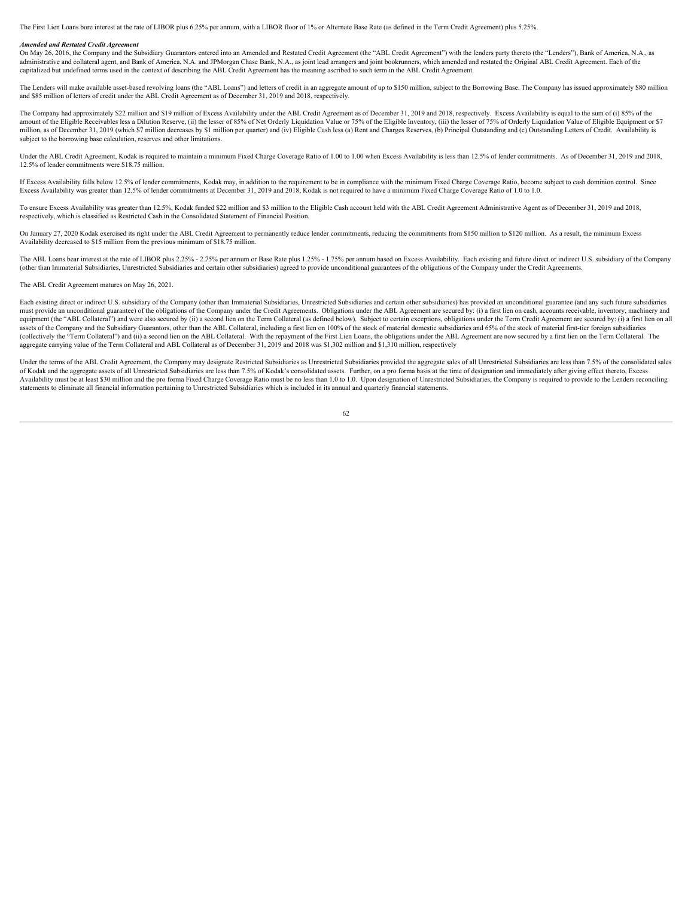The First Lien Loans bore interest at the rate of LIBOR plus 6.25% per annum, with a LIBOR floor of 1% or Alternate Base Rate (as defined in the Term Credit Agreement) plus 5.25%.

***Amended and Restated Credit Agreement***

On May 26, 2016, the Company and the Subsidiary Guarantors entered into an Amended and Restated Credit Agreement (the "ABL Credit Agreement") with the lenders party thereto (the "Lenders"), Bank of America, N.A., as administrative and collateral agent, and Bank of America, N.A. and JPMorgan Chase Bank, N.A., as joint lead arrangers and joint bookrunners, which amended and restated the Original ABL Credit Agreement. Each of the capitalized but undefined terms used in the context of describing the ABL Credit Agreement has the meaning ascribed to such term in the ABL Credit Agreement.

The Lenders will make available asset-based revolving loans (the "ABL Loans") and letters of credit in an aggregate amount of up to $150 million, subject to the Borrowing Base. The Company has issued approximately $80 million and $85 million of letters of credit under the ABL Credit Agreement as of December 31, 2019 and 2018, respectively.

The Company had approximately $22 million and $19 million of Excess Availability under the ABL Credit Agreement as of December 31, 2019 and 2018, respectively. Excess Availability is equal to the sum of (i) 85% of the amount of the Eligible Receivables less a Dilution Reserve, (ii) the lesser of 85% of Net Orderly Liquidation Value or 75% of the Eligible Inventory, (iii) the lesser of 75% of Orderly Liquidation Value of Eligible Equipment or $7 million, as of December 31, 2019 (which $7 million decreases by $1 million per quarter) and (iv) Eligible Cash less (a) Rent and Charges Reserves, (b) Principal Outstanding and (c) Outstanding Letters of Credit. Availability is subject to the borrowing base calculation, reserves and other limitations.

Under the ABL Credit Agreement, Kodak is required to maintain a minimum Fixed Charge Coverage Ratio of 1.00 to 1.00 when Excess Availability is less than 12.5% of lender commitments. As of December 31, 2019 and 2018, 12.5% of lender commitments were $18.75 million.

If Excess Availability falls below 12.5% of lender commitments, Kodak may, in addition to the requirement to be in compliance with the minimum Fixed Charge Coverage Ratio, become subject to cash dominion control. Since Excess Availability was greater than 12.5% of lender commitments at December 31, 2019 and 2018, Kodak is not required to have a minimum Fixed Charge Coverage Ratio of 1.0 to 1.0.

To ensure Excess Availability was greater than 12.5%, Kodak funded $22 million and $3 million to the Eligible Cash account held with the ABL Credit Agreement Administrative Agent as of December 31, 2019 and 2018, respectively, which is classified as Restricted Cash in the Consolidated Statement of Financial Position.

On January 27, 2020 Kodak exercised its right under the ABL Credit Agreement to permanently reduce lender commitments, reducing the commitments from $150 million to $120 million. As a result, the minimum Excess Availability decreased to $15 million from the previous minimum of $18.75 million.

The ABL Loans bear interest at the rate of LIBOR plus 2.25% - 2.75% per annum or Base Rate plus 1.25% - 1.75% per annum based on Excess Availability. Each existing and future direct or indirect U.S. subsidiary of the Company (other than Immaterial Subsidiaries, Unrestricted Subsidiaries and certain other subsidiaries) agreed to provide unconditional guarantees of the obligations of the Company under the Credit Agreements.

The ABL Credit Agreement matures on May 26, 2021.

Each existing direct or indirect U.S. subsidiary of the Company (other than Immaterial Subsidiaries, Unrestricted Subsidiaries and certain other subsidiaries) has provided an unconditional guarantee (and any such future subsidiaries must provide an unconditional guarantee) of the obligations of the Company under the Credit Agreements. Obligations under the ABL Agreement are secured by: (i) a first lien on cash, accounts receivable, inventory, machinery and equipment (the "ABL Collateral") and were also secured by (ii) a second lien on the Term Collateral (as defined below). Subject to certain exceptions, obligations under the Term Credit Agreement are secured by: (i) a first lien on all assets of the Company and the Subsidiary Guarantors, other than the ABL Collateral, including a first lien on 100% of the stock of material domestic subsidiaries and 65% of the stock of material first-tier foreign subsidiaries (collectively the "Term Collateral") and (ii) a second lien on the ABL Collateral. With the repayment of the First Lien Loans, the obligations under the ABL Agreement are now secured by a first lien on the Term Collateral. The aggregate carrying value of the Term Collateral and ABL Collateral as of December 31, 2019 and 2018 was $1,302 million and $1,310 million, respectively

Under the terms of the ABL Credit Agreement, the Company may designate Restricted Subsidiaries as Unrestricted Subsidiaries provided the aggregate sales of all Unrestricted Subsidiaries are less than 7.5% of the consolidated sales of Kodak and the aggregate assets of all Unrestricted Subsidiaries are less than 7.5% of Kodak's consolidated assets. Further, on a pro forma basis at the time of designation and immediately after giving effect thereto, Excess Availability must be at least $30 million and the pro forma Fixed Charge Coverage Ratio must be no less than 1.0 to 1.0. Upon designation of Unrestricted Subsidiaries, the Company is required to provide to the Lenders reconciling statements to eliminate all financial information pertaining to Unrestricted Subsidiaries which is included in its annual and quarterly financial statements.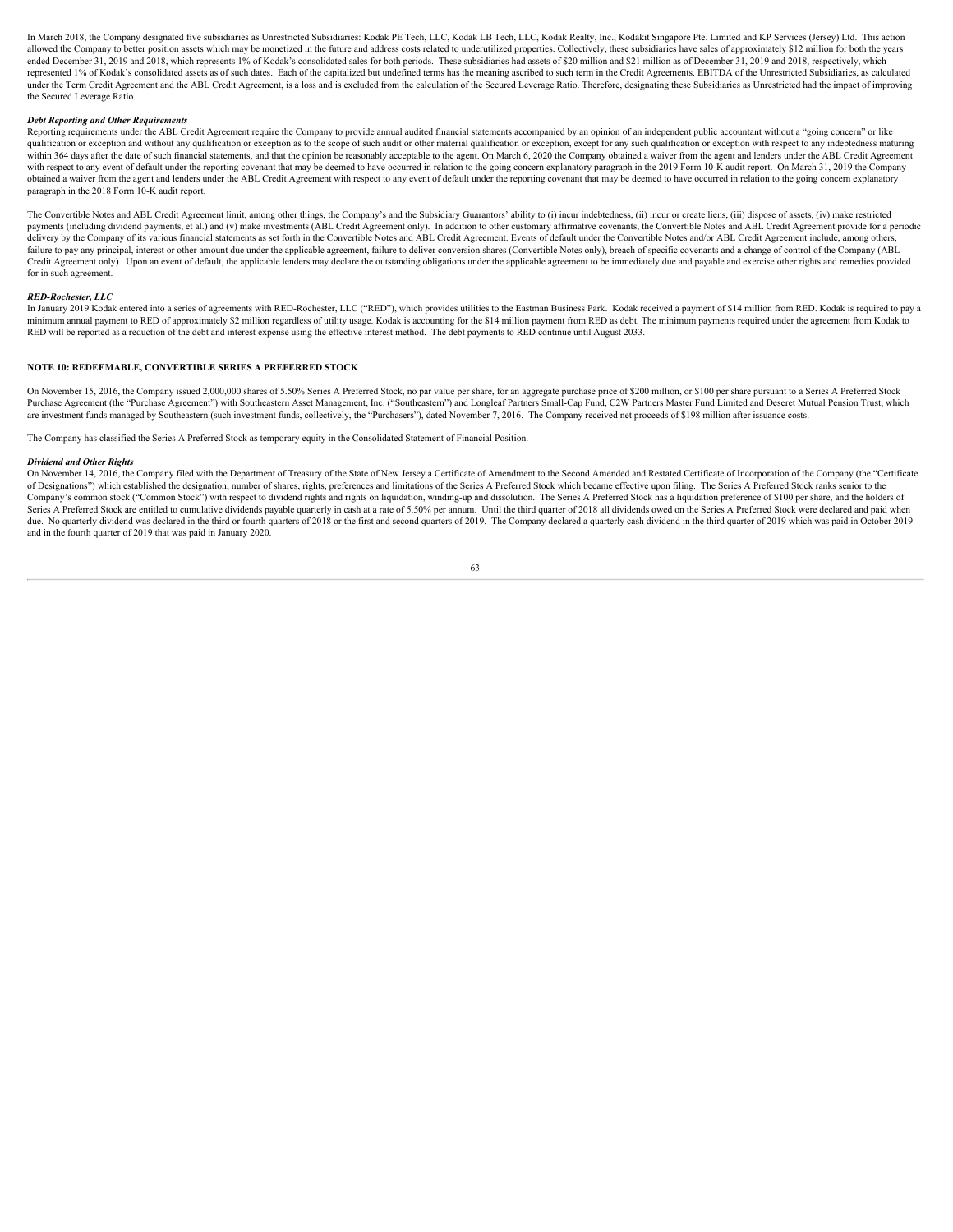In March 2018, the Company designated five subsidiaries as Unrestricted Subsidiaries: Kodak PE Tech, LLC, Kodak LB Tech, LLC, Kodak Realty, Inc., Kodakit Singapore Pte. Limited and KP Services (Jersey) Ltd. This action allowed the Company to better position assets which may be monetized in the future and address costs related to underutilized properties. Collectively, these subsidiaries have sales of approximately $12 million for both the years ended December 31, 2019 and 2018, which represents 1% of Kodak's consolidated sales for both periods. These subsidiaries had assets of $20 million and $21 million as of December 31, 2019 and 2018, respectively, which represented 1% of Kodak's consolidated assets as of such dates. Each of the capitalized but undefined terms has the meaning ascribed to such term in the Credit Agreements. EBITDA of the Unrestricted Subsidiaries, as calculated under the Term Credit Agreement and the ABL Credit Agreement, is a loss and is excluded from the calculation of the Secured Leverage Ratio. Therefore, designating these Subsidiaries as Unrestricted had the impact of improving the Secured Leverage Ratio.

***Debt Reporting and Other Requirements***

Reporting requirements under the ABL Credit Agreement require the Company to provide annual audited financial statements accompanied by an opinion of an independent public accountant without a "going concern" or like qualification or exception and without any qualification or exception as to the scope of such audit or other material qualification or exception, except for any such qualification or exception with respect to any indebtedness maturing within 364 days after the date of such financial statements, and that the opinion be reasonably acceptable to the agent. On March 6, 2020 the Company obtained a waiver from the agent and lenders under the ABL Credit Agreement with respect to any event of default under the reporting covenant that may be deemed to have occurred in relation to the going concern explanatory paragraph in the 2019 Form 10-K audit report. On March 31, 2019 the Company obtained a waiver from the agent and lenders under the ABL Credit Agreement with respect to any event of default under the reporting covenant that may be deemed to have occurred in relation to the going concern explanatory paragraph in the 2018 Form 10-K audit report.

The Convertible Notes and ABL Credit Agreement limit, among other things, the Company's and the Subsidiary Guarantors' ability to (i) incur indebtedness, (ii) incur or create liens, (iii) dispose of assets, (iv) make restricted payments (including dividend payments, et al.) and (v) make investments (ABL Credit Agreement only). In addition to other customary affirmative covenants, the Convertible Notes and ABL Credit Agreement provide for a periodic delivery by the Company of its various financial statements as set forth in the Convertible Notes and ABL Credit Agreement. Events of default under the Convertible Notes and/or ABL Credit Agreement include, among others, failure to pay any principal, interest or other amount due under the applicable agreement, failure to deliver conversion shares (Convertible Notes only), breach of specific covenants and a change of control of the Company (ABL Credit Agreement only). Upon an event of default, the applicable lenders may declare the outstanding obligations under the applicable agreement to be immediately due and payable and exercise other rights and remedies provided for in such agreement.

***RED-Rochester, LLC***

In January 2019 Kodak entered into a series of agreements with RED-Rochester, LLC ("RED"), which provides utilities to the Eastman Business Park. Kodak received a payment of $14 million from RED. Kodak is required to pay a minimum annual payment to RED of approximately $2 million regardless of utility usage. Kodak is accounting for the $14 million payment from RED as debt. The minimum payments required under the agreement from Kodak to RED will be reported as a reduction of the debt and interest expense using the effective interest method. The debt payments to RED continue until August 2033.

## NOTE 10: REDEEMABLE, CONVERTIBLE SERIES A PREFERRED STOCK

On November 15, 2016, the Company issued 2,000,000 shares of 5.50% Series A Preferred Stock, no par value per share, for an aggregate purchase price of $200 million, or $100 per share pursuant to a Series A Preferred Stock Purchase Agreement (the "Purchase Agreement") with Southeastern Asset Management, Inc. ("Southeastern") and Longleaf Partners Small-Cap Fund, C2W Partners Master Fund Limited and Deseret Mutual Pension Trust, which are investment funds managed by Southeastern (such investment funds, collectively, the "Purchasers"), dated November 7, 2016. The Company received net proceeds of $198 million after issuance costs.

The Company has classified the Series A Preferred Stock as temporary equity in the Consolidated Statement of Financial Position.

***Dividend and Other Rights***

On November 14, 2016, the Company filed with the Department of Treasury of the State of New Jersey a Certificate of Amendment to the Second Amended and Restated Certificate of Incorporation of the Company (the "Certificate of Designations") which established the designation, number of shares, rights, preferences and limitations of the Series A Preferred Stock which became effective upon filing. The Series A Preferred Stock ranks senior to the Company's common stock ("Common Stock") with respect to dividend rights and rights on liquidation, winding-up and dissolution. The Series A Preferred Stock has a liquidation preference of $100 per share, and the holders of Series A Preferred Stock are entitled to cumulative dividends payable quarterly in cash at a rate of 5.50% per annum. Until the third quarter of 2018 all dividends owed on the Series A Preferred Stock were declared and paid when due. No quarterly dividend was declared in the third or fourth quarters of 2018 or the first and second quarters of 2019. The Company declared a quarterly cash dividend in the third quarter of 2019 which was paid in October 2019 and in the fourth quarter of 2019 that was paid in January 2020.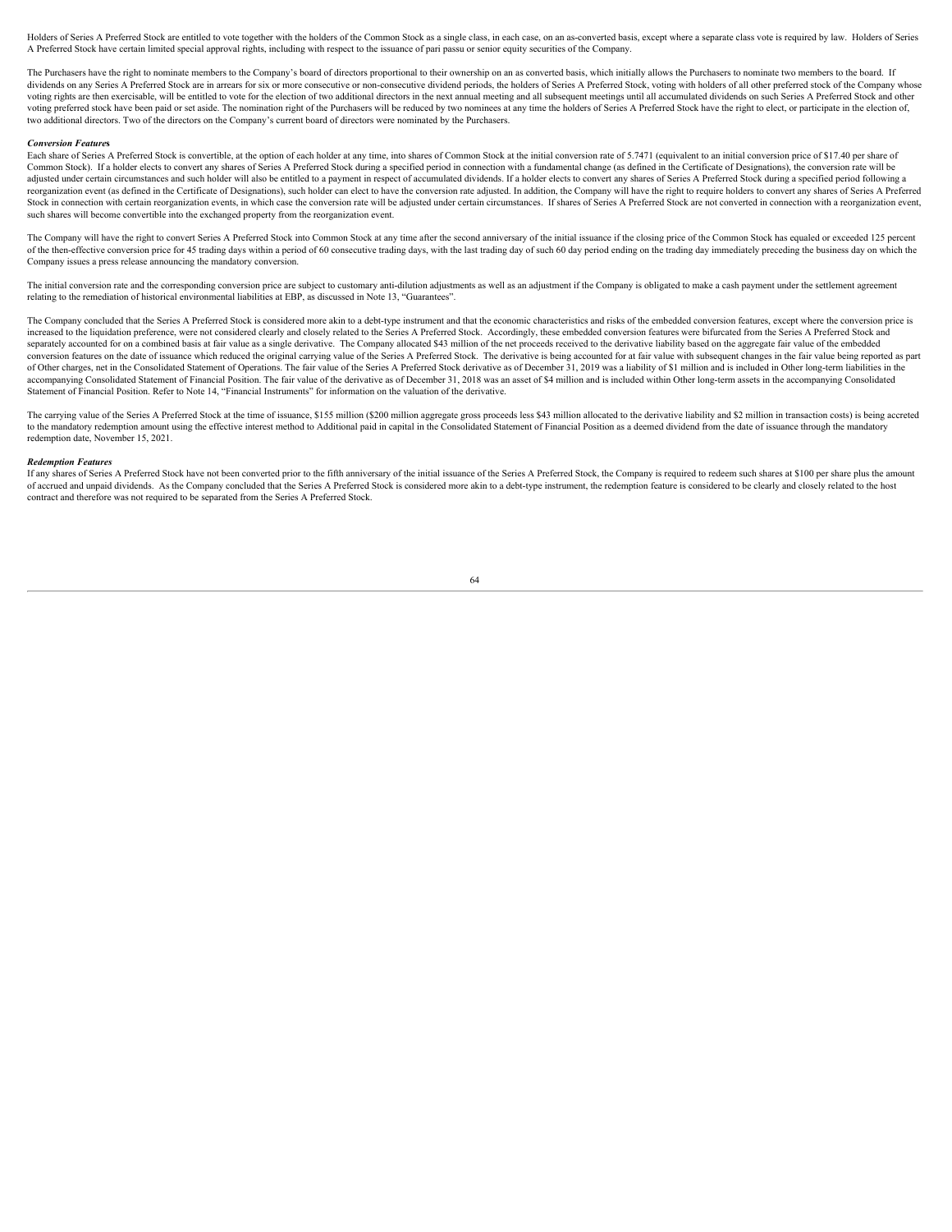Holders of Series A Preferred Stock are entitled to vote together with the holders of the Common Stock as a single class, in each case, on an as-converted basis, except where a separate class vote is required by law. Holders of Series A Preferred Stock have certain limited special approval rights, including with respect to the issuance of pari passu or senior equity securities of the Company.

The Purchasers have the right to nominate members to the Company's board of directors proportional to their ownership on an as converted basis, which initially allows the Purchasers to nominate two members to the board. If dividends on any Series A Preferred Stock are in arrears for six or more consecutive or non-consecutive dividend periods, the holders of Series A Preferred Stock, voting with holders of all other preferred stock of the Company whose voting rights are then exercisable, will be entitled to vote for the election of two additional directors in the next annual meeting and all subsequent meetings until all accumulated dividends on such Series A Preferred Stock and other voting preferred stock have been paid or set aside. The nomination right of the Purchasers will be reduced by two nominees at any time the holders of Series A Preferred Stock have the right to elect, or participate in the election of, two additional directors. Two of the directors on the Company's current board of directors were nominated by the Purchasers.

***Conversion Features***

Each share of Series A Preferred Stock is convertible, at the option of each holder at any time, into shares of Common Stock at the initial conversion rate of 5.7471 (equivalent to an initial conversion price of $17.40 per share of Common Stock). If a holder elects to convert any shares of Series A Preferred Stock during a specified period in connection with a fundamental change (as defined in the Certificate of Designations), the conversion rate will be adjusted under certain circumstances and such holder will also be entitled to a payment in respect of accumulated dividends. If a holder elects to convert any shares of Series A Preferred Stock during a specified period following a reorganization event (as defined in the Certificate of Designations), such holder can elect to have the conversion rate adjusted. In addition, the Company will have the right to require holders to convert any shares of Series A Preferred Stock in connection with certain reorganization events, in which case the conversion rate will be adjusted under certain circumstances. If shares of Series A Preferred Stock are not converted in connection with a reorganization event, such shares will become convertible into the exchanged property from the reorganization event.

The Company will have the right to convert Series A Preferred Stock into Common Stock at any time after the second anniversary of the initial issuance if the closing price of the Common Stock has equaled or exceeded 125 percent of the then-effective conversion price for 45 trading days within a period of 60 consecutive trading days, with the last trading day of such 60 day period ending on the trading day immediately preceding the business day on which the Company issues a press release announcing the mandatory conversion.

The initial conversion rate and the corresponding conversion price are subject to customary anti-dilution adjustments as well as an adjustment if the Company is obligated to make a cash payment under the settlement agreement relating to the remediation of historical environmental liabilities at EBP, as discussed in Note 13, "Guarantees".

The Company concluded that the Series A Preferred Stock is considered more akin to a debt-type instrument and that the economic characteristics and risks of the embedded conversion features, except where the conversion price is increased to the liquidation preference, were not considered clearly and closely related to the Series A Preferred Stock. Accordingly, these embedded conversion features were bifurcated from the Series A Preferred Stock and separately accounted for on a combined basis at fair value as a single derivative. The Company allocated $43 million of the net proceeds received to the derivative liability based on the aggregate fair value of the embedded conversion features on the date of issuance which reduced the original carrying value of the Series A Preferred Stock. The derivative is being accounted for at fair value with subsequent changes in the fair value being reported as part of Other charges, net in the Consolidated Statement of Operations. The fair value of the Series A Preferred Stock derivative as of December 31, 2019 was a liability of $1 million and is included in Other long-term liabilities in the accompanying Consolidated Statement of Financial Position. The fair value of the derivative as of December 31, 2018 was an asset of $4 million and is included within Other long-term assets in the accompanying Consolidated Statement of Financial Position. Refer to Note 14, "Financial Instruments" for information on the valuation of the derivative.

The carrying value of the Series A Preferred Stock at the time of issuance, $155 million ($200 million aggregate gross proceeds less $43 million allocated to the derivative liability and $2 million in transaction costs) is being accreted to the mandatory redemption amount using the effective interest method to Additional paid in capital in the Consolidated Statement of Financial Position as a deemed dividend from the date of issuance through the mandatory redemption date, November 15, 2021.

***Redemption Features***

If any shares of Series A Preferred Stock have not been converted prior to the fifth anniversary of the initial issuance of the Series A Preferred Stock, the Company is required to redeem such shares at $100 per share plus the amount of accrued and unpaid dividends. As the Company concluded that the Series A Preferred Stock is considered more akin to a debt-type instrument, the redemption feature is considered to be clearly and closely related to the host contract and therefore was not required to be separated from the Series A Preferred Stock.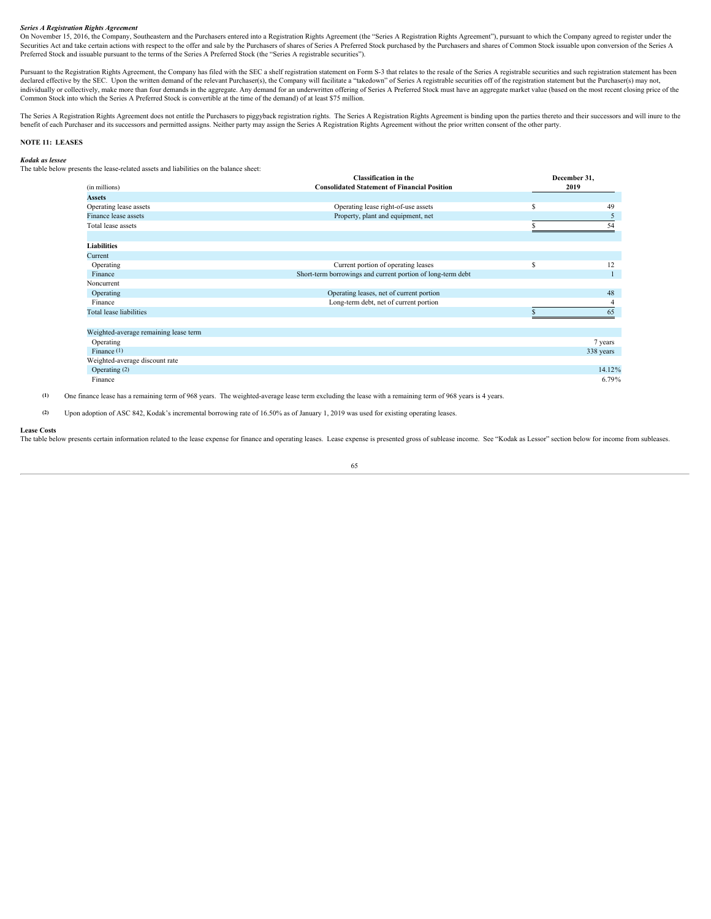***Series A Registration Rights Agreement***

On November 15, 2016, the Company, Southeastern and the Purchasers entered into a Registration Rights Agreement (the "Series A Registration Rights Agreement"), pursuant to which the Company agreed to register under the Securities Act and take certain actions with respect to the offer and sale by the Purchasers of shares of Series A Preferred Stock purchased by the Purchasers and shares of Common Stock issuable upon conversion of the Series A Preferred Stock and issuable pursuant to the terms of the Series A Preferred Stock (the "Series A registrable securities").

Pursuant to the Registration Rights Agreement, the Company has filed with the SEC a shelf registration statement on Form S-3 that relates to the resale of the Series A registrable securities and such registration statement has been declared effective by the SEC. Upon the written demand of the relevant Purchaser(s), the Company will facilitate a "takedown" of Series A registrable securities off of the registration statement but the Purchaser(s) may not, individually or collectively, make more than four demands in the aggregate. Any demand for an underwritten offering of Series A Preferred Stock must have an aggregate market value (based on the most recent closing price of the Common Stock into which the Series A Preferred Stock is convertible at the time of the demand) of at least $75 million.

The Series A Registration Rights Agreement does not entitle the Purchasers to piggyback registration rights. The Series A Registration Rights Agreement is binding upon the parties thereto and their successors and will inure to the benefit of each Purchaser and its successors and permitted assigns. Neither party may assign the Series A Registration Rights Agreement without the prior written consent of the other party.

**NOTE 11: LEASES**

***Kodak as lessee***

The table below presents the lease-related assets and liabilities on the balance sheet:

| (in millions) | Classification in the Consolidated Statement of Financial Position | December 31, 2019 |
|---|---|---|
| **Assets** | | |
| Operating lease assets | Operating lease right-of-use assets | $ 49 |
| Finance lease assets | Property, plant and equipment, net | 5 |
| Total lease assets | | $ 54 |
| | | |
| **Liabilities** | | |
| Current | | |
| Operating | Current portion of operating leases | $ 12 |
| Finance | Short-term borrowings and current portion of long-term debt | 1 |
| Noncurrent | | |
| Operating | Operating leases, net of current portion | 48 |
| Finance | Long-term debt, net of current portion | 4 |
| Total lease liabilities | | $ 65 |
| | | |
| Weighted-average remaining lease term | | |
| Operating | | 7 years |
| Finance (1) | | 338 years |
| Weighted-average discount rate | | |
| Operating (2) | | 14.12% |
| Finance | | 6.79% |

(1) One finance lease has a remaining term of 968 years. The weighted-average lease term excluding the lease with a remaining term of 968 years is 4 years.

(2) Upon adoption of ASC 842, Kodak's incremental borrowing rate of 16.50% as of January 1, 2019 was used for existing operating leases.

**Lease Costs**

The table below presents certain information related to the lease expense for finance and operating leases. Lease expense is presented gross of sublease income. See "Kodak as Lessor" section below for income from subleases.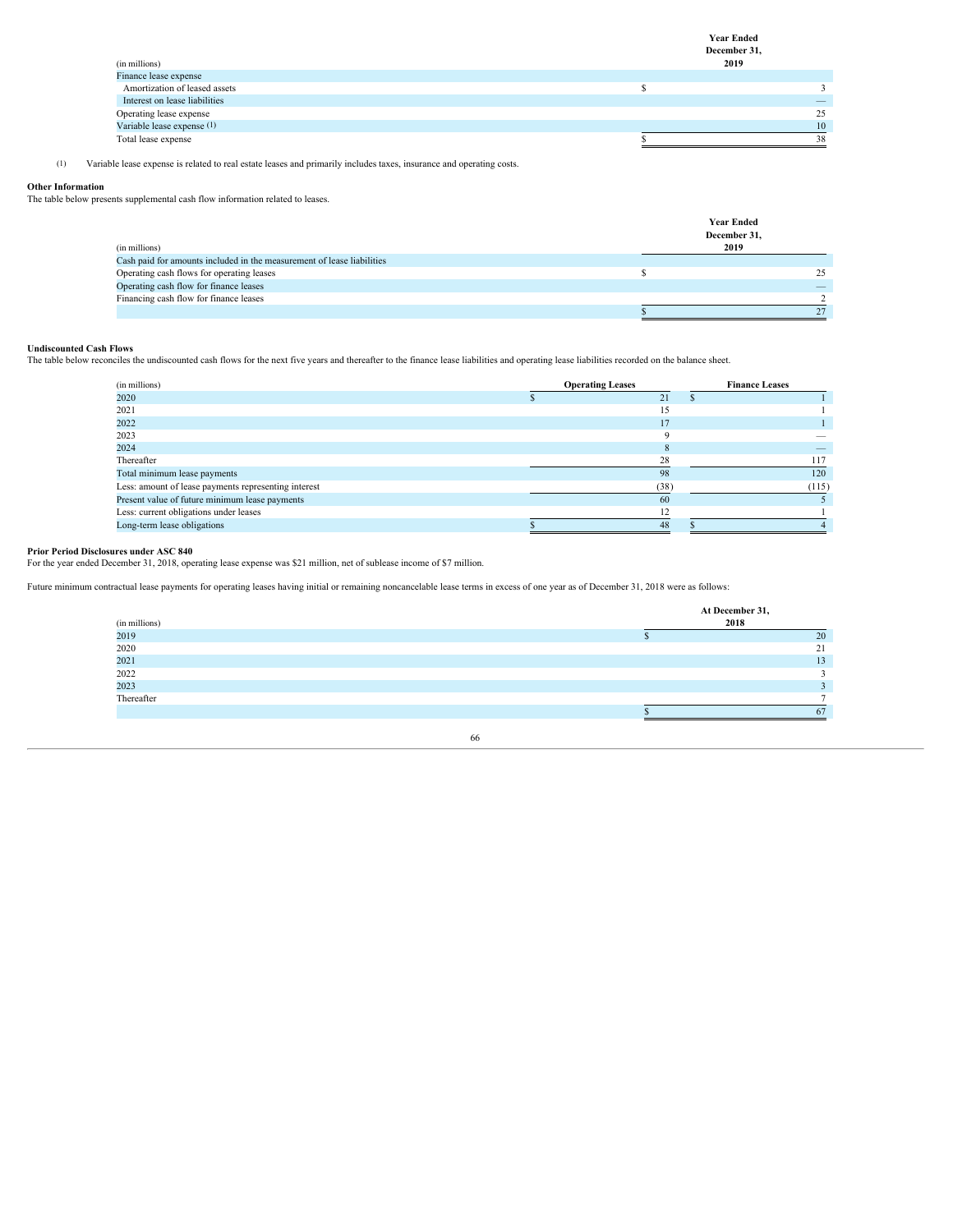| (in millions) | Year Ended December 31, 2019 |
|---|---|
| Finance lease expense | |
| Amortization of leased assets | $ 3 |
| Interest on lease liabilities | — |
| Operating lease expense | 25 |
| Variable lease expense (1) | 10 |
| Total lease expense | $ 38 |

(1) Variable lease expense is related to real estate leases and primarily includes taxes, insurance and operating costs.

**Other Information**

The table below presents supplemental cash flow information related to leases.

| (in millions) | Year Ended December 31, 2019 |
|---|---|
| Cash paid for amounts included in the measurement of lease liabilities | |
| Operating cash flows for operating leases | $ 25 |
| Operating cash flow for finance leases | — |
| Financing cash flow for finance leases | 2 |
| | $ 27 |

**Undiscounted Cash Flows**

The table below reconciles the undiscounted cash flows for the next five years and thereafter to the finance lease liabilities and operating lease liabilities recorded on the balance sheet.

| (in millions) | Operating Leases | Finance Leases |
|---|---|---|
| 2020 | $ 21 | $ 1 |
| 2021 | 15 | 1 |
| 2022 | 17 | 1 |
| 2023 | 9 | — |
| 2024 | 8 | — |
| Thereafter | 28 | 117 |
| Total minimum lease payments | 98 | 120 |
| Less: amount of lease payments representing interest | (38) | (115) |
| Present value of future minimum lease payments | 60 | 5 |
| Less: current obligations under leases | 12 | 1 |
| Long-term lease obligations | $ 48 | $ 4 |

**Prior Period Disclosures under ASC 840**

For the year ended December 31, 2018, operating lease expense was $21 million, net of sublease income of $7 million.

Future minimum contractual lease payments for operating leases having initial or remaining noncancelable lease terms in excess of one year as of December 31, 2018 were as follows:

| (in millions) | At December 31, 2018 |
|---|---|
| 2019 | $ 20 |
| 2020 | 21 |
| 2021 | 13 |
| 2022 | 3 |
| 2023 | 3 |
| Thereafter | 7 |
| | $ 67 |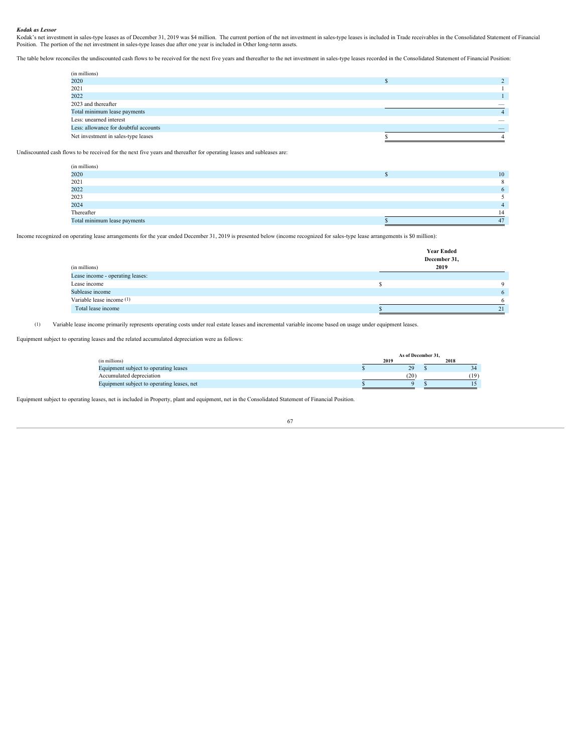***Kodak as Lessor***

Kodak's net investment in sales-type leases as of December 31, 2019 was $4 million. The current portion of the net investment in sales-type leases is included in Trade receivables in the Consolidated Statement of Financial Position. The portion of the net investment in sales-type leases due after one year is included in Other long-term assets.

The table below reconciles the undiscounted cash flows to be received for the next five years and thereafter to the net investment in sales-type leases recorded in the Consolidated Statement of Financial Position:

| (in millions) | |
|---|---|
| 2020 | $ 2 |
| 2021 | 1 |
| 2022 | 1 |
| 2023 and thereafter | — |
| Total minimum lease payments | 4 |
| Less: unearned interest | — |
| Less: allowance for doubtful accounts | — |
| Net investment in sales-type leases | $ 4 |

Undiscounted cash flows to be received for the next five years and thereafter for operating leases and subleases are:

| (in millions) | |
|---|---|
| 2020 | $ 10 |
| 2021 | 8 |
| 2022 | 6 |
| 2023 | 5 |
| 2024 | 4 |
| Thereafter | 14 |
| Total minimum lease payments | $ 47 |

Income recognized on operating lease arrangements for the year ended December 31, 2019 is presented below (income recognized for sales-type lease arrangements is $0 million):

| (in millions) | Year Ended December 31, 2019 |
|---|---|
| Lease income - operating leases: | |
| Lease income | $ 9 |
| Sublease income | 6 |
| Variable lease income (1) | 6 |
| Total lease income | $ 21 |

(1) Variable lease income primarily represents operating costs under real estate leases and incremental variable income based on usage under equipment leases.

Equipment subject to operating leases and the related accumulated depreciation were as follows:

| | As of December 31, | |
|---|---|---|
| (in millions) | 2019 | 2018 |
| Equipment subject to operating leases | $ 29 | $ 34 |
| Accumulated depreciation | (20) | (19) |
| Equipment subject to operating leases, net | $ 9 | $ 15 |

Equipment subject to operating leases, net is included in Property, plant and equipment, net in the Consolidated Statement of Financial Position.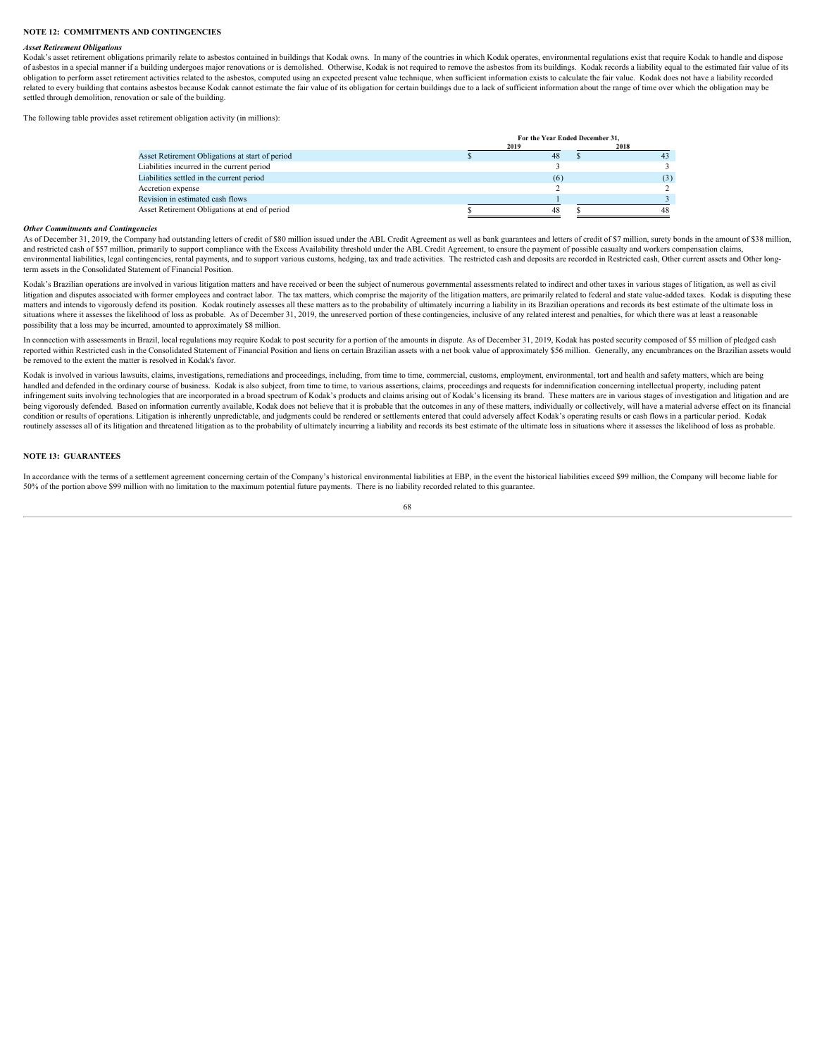## NOTE 12: COMMITMENTS AND CONTINGENCIES

### *Asset Retirement Obligations*

Kodak's asset retirement obligations primarily relate to asbestos contained in buildings that Kodak owns. In many of the countries in which Kodak operates, environmental regulations exist that require Kodak to handle and dispose of asbestos in a special manner if a building undergoes major renovations or is demolished. Otherwise, Kodak is not required to remove the asbestos from its buildings. Kodak records a liability equal to the estimated fair value of its obligation to perform asset retirement activities related to the asbestos, computed using an expected present value technique, when sufficient information exists to calculate the fair value. Kodak does not have a liability recorded related to every building that contains asbestos because Kodak cannot estimate the fair value of its obligation for certain buildings due to a lack of sufficient information about the range of time over which the obligation may be settled through demolition, renovation or sale of the building.

The following table provides asset retirement obligation activity (in millions):

| | For the Year Ended December 31, | |
|---|---|---|
| | 2019 | 2018 |
| Asset Retirement Obligations at start of period | $ 48 | $ 43 |
| Liabilities incurred in the current period | 3 | 3 |
| Liabilities settled in the current period | (6) | (3) |
| Accretion expense | 2 | 2 |
| Revision in estimated cash flows | 1 | 3 |
| Asset Retirement Obligations at end of period | $ 48 | $ 48 |

### *Other Commitments and Contingencies*

As of December 31, 2019, the Company had outstanding letters of credit of $80 million issued under the ABL Credit Agreement as well as bank guarantees and letters of credit of $7 million, surety bonds in the amount of $38 million, and restricted cash of $57 million, primarily to support compliance with the Excess Availability threshold under the ABL Credit Agreement, to ensure the payment of possible casualty and workers compensation claims, environmental liabilities, legal contingencies, rental payments, and to support various customs, hedging, tax and trade activities. The restricted cash and deposits are recorded in Restricted cash, Other current assets and Other long-term assets in the Consolidated Statement of Financial Position.

Kodak's Brazilian operations are involved in various litigation matters and have received or been the subject of numerous governmental assessments related to indirect and other taxes in various stages of litigation, as well as civil litigation and disputes associated with former employees and contract labor. The tax matters, which comprise the majority of the litigation matters, are primarily related to federal and state value-added taxes. Kodak is disputing these matters and intends to vigorously defend its position. Kodak routinely assesses all these matters as to the probability of ultimately incurring a liability in its Brazilian operations and records its best estimate of the ultimate loss in situations where it assesses the likelihood of loss as probable. As of December 31, 2019, the unreserved portion of these contingencies, inclusive of any related interest and penalties, for which there was at least a reasonable possibility that a loss may be incurred, amounted to approximately $8 million.

In connection with assessments in Brazil, local regulations may require Kodak to post security for a portion of the amounts in dispute. As of December 31, 2019, Kodak has posted security composed of $5 million of pledged cash reported within Restricted cash in the Consolidated Statement of Financial Position and liens on certain Brazilian assets with a net book value of approximately $56 million. Generally, any encumbrances on the Brazilian assets would be removed to the extent the matter is resolved in Kodak's favor.

Kodak is involved in various lawsuits, claims, investigations, remediations and proceedings, including, from time to time, commercial, customs, employment, environmental, tort and health and safety matters, which are being handled and defended in the ordinary course of business. Kodak is also subject, from time to time, to various assertions, claims, proceedings and requests for indemnification concerning intellectual property, including patent infringement suits involving technologies that are incorporated in a broad spectrum of Kodak's products and claims arising out of Kodak's licensing its brand. These matters are in various stages of investigation and litigation and are being vigorously defended. Based on information currently available, Kodak does not believe that it is probable that the outcomes in any of these matters, individually or collectively, will have a material adverse effect on its financial condition or results of operations. Litigation is inherently unpredictable, and judgments could be rendered or settlements entered that could adversely affect Kodak's operating results or cash flows in a particular period. Kodak routinely assesses all of its litigation and threatened litigation as to the probability of ultimately incurring a liability and records its best estimate of the ultimate loss in situations where it assesses the likelihood of loss as probable.

## NOTE 13: GUARANTEES

In accordance with the terms of a settlement agreement concerning certain of the Company's historical environmental liabilities at EBP, in the event the historical liabilities exceed $99 million, the Company will become liable for 50% of the portion above $99 million with no limitation to the maximum potential future payments. There is no liability recorded related to this guarantee.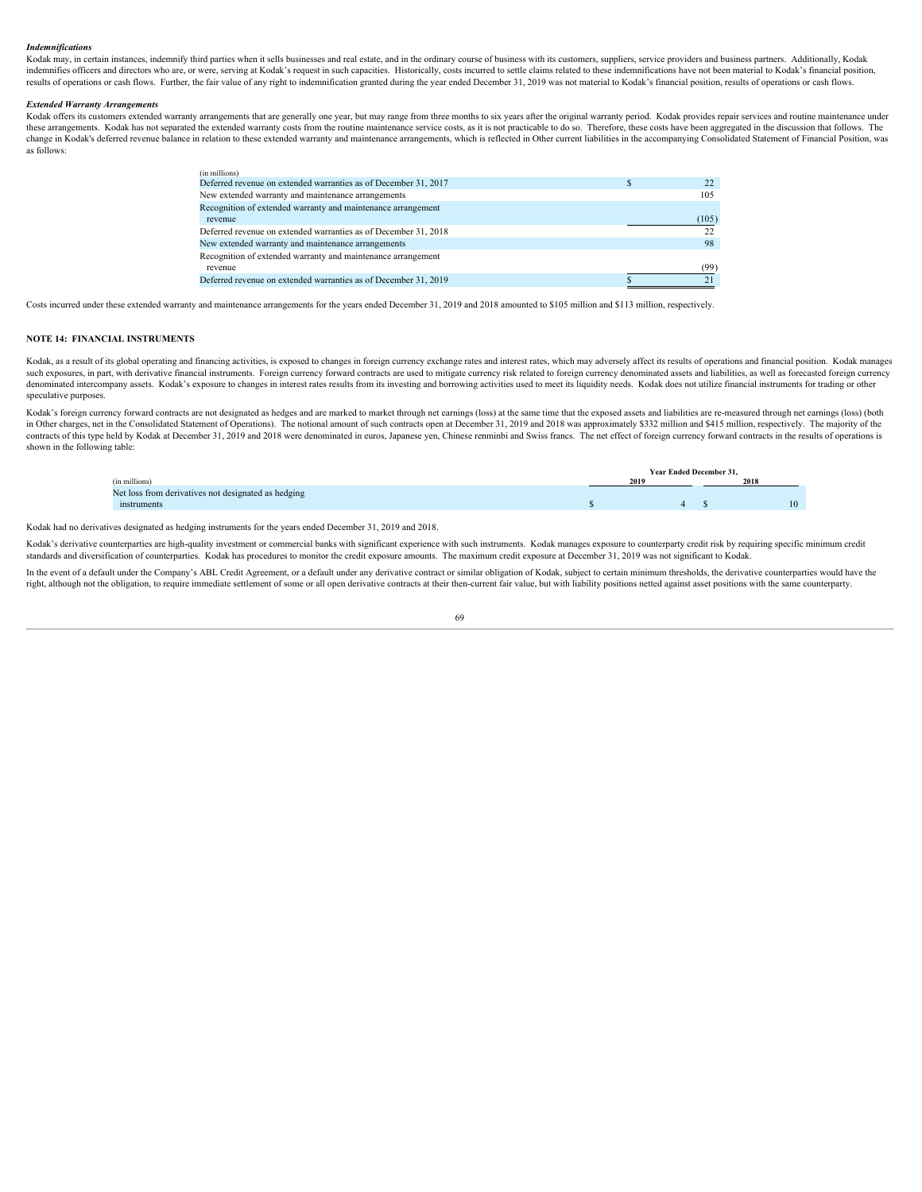### *Indemnifications*

Kodak may, in certain instances, indemnify third parties when it sells businesses and real estate, and in the ordinary course of business with its customers, suppliers, service providers and business partners. Additionally, Kodak indemnifies officers and directors who are, or were, serving at Kodak's request in such capacities. Historically, costs incurred to settle claims related to these indemnifications have not been material to Kodak's financial position, results of operations or cash flows. Further, the fair value of any right to indemnification granted during the year ended December 31, 2019 was not material to Kodak's financial position, results of operations or cash flows.

### *Extended Warranty Arrangements*

Kodak offers its customers extended warranty arrangements that are generally one year, but may range from three months to six years after the original warranty period. Kodak provides repair services and routine maintenance under these arrangements. Kodak has not separated the extended warranty costs from the routine maintenance service costs, as it is not practicable to do so. Therefore, these costs have been aggregated in the discussion that follows. The change in Kodak's deferred revenue balance in relation to these extended warranty and maintenance arrangements, which is reflected in Other current liabilities in the accompanying Consolidated Statement of Financial Position, was as follows:

| (in millions) | | |
|---|---|---|
| Deferred revenue on extended warranties as of December 31, 2017 | $ | 22 |
| New extended warranty and maintenance arrangements | | 105 |
| Recognition of extended warranty and maintenance arrangement revenue | | (105) |
| Deferred revenue on extended warranties as of December 31, 2018 | | 22 |
| New extended warranty and maintenance arrangements | | 98 |
| Recognition of extended warranty and maintenance arrangement revenue | | (99) |
| Deferred revenue on extended warranties as of December 31, 2019 | $ | 21 |

Costs incurred under these extended warranty and maintenance arrangements for the years ended December 31, 2019 and 2018 amounted to $105 million and $113 million, respectively.

## NOTE 14: FINANCIAL INSTRUMENTS

Kodak, as a result of its global operating and financing activities, is exposed to changes in foreign currency exchange rates and interest rates, which may adversely affect its results of operations and financial position. Kodak manages such exposures, in part, with derivative financial instruments. Foreign currency forward contracts are used to mitigate currency risk related to foreign currency denominated assets and liabilities, as well as forecasted foreign currency denominated intercompany assets. Kodak's exposure to changes in interest rates results from its investing and borrowing activities used to meet its liquidity needs. Kodak does not utilize financial instruments for trading or other speculative purposes.

Kodak's foreign currency forward contracts are not designated as hedges and are marked to market through net earnings (loss) at the same time that the exposed assets and liabilities are re-measured through net earnings (loss) (both in Other charges, net in the Consolidated Statement of Operations). The notional amount of such contracts open at December 31, 2019 and 2018 was approximately $332 million and $415 million, respectively. The majority of the contracts of this type held by Kodak at December 31, 2019 and 2018 were denominated in euros, Japanese yen, Chinese renminbi and Swiss francs. The net effect of foreign currency forward contracts in the results of operations is shown in the following table:

| | Year Ended December 31, | | | |
|---|---|---|---|---|
| (in millions) | 2019 | | 2018 | |
| Net loss from derivatives not designated as hedging instruments | $ | 4 | $ | 10 |

Kodak had no derivatives designated as hedging instruments for the years ended December 31, 2019 and 2018.

Kodak's derivative counterparties are high-quality investment or commercial banks with significant experience with such instruments. Kodak manages exposure to counterparty credit risk by requiring specific minimum credit standards and diversification of counterparties. Kodak has procedures to monitor the credit exposure amounts. The maximum credit exposure at December 31, 2019 was not significant to Kodak.

In the event of a default under the Company's ABL Credit Agreement, or a default under any derivative contract or similar obligation of Kodak, subject to certain minimum thresholds, the derivative counterparties would have the right, although not the obligation, to require immediate settlement of some or all open derivative contracts at their then-current fair value, but with liability positions netted against asset positions with the same counterparty.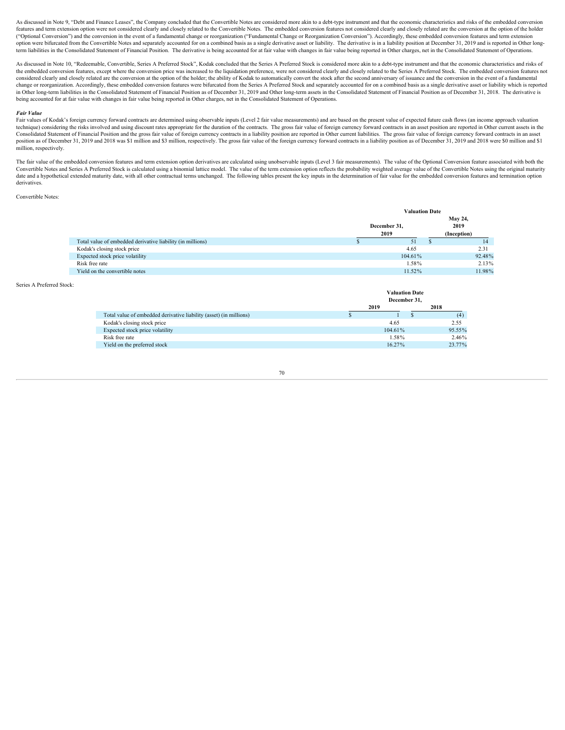As discussed in Note 9, "Debt and Finance Leases", the Company concluded that the Convertible Notes are considered more akin to a debt-type instrument and that the economic characteristics and risks of the embedded conversion features and term extension option were not considered clearly and closely related to the Convertible Notes. The embedded conversion features not considered clearly and closely related are the conversion at the option of the holder ("Optional Conversion") and the conversion in the event of a fundamental change or reorganization ("Fundamental Change or Reorganization Conversion"). Accordingly, these embedded conversion features and term extension option were bifurcated from the Convertible Notes and separately accounted for on a combined basis as a single derivative asset or liability. The derivative is in a liability position at December 31, 2019 and is reported in Other long-term liabilities in the Consolidated Statement of Financial Position. The derivative is being accounted for at fair value with changes in fair value being reported in Other charges, net in the Consolidated Statement of Operations.

As discussed in Note 10, "Redeemable, Convertible, Series A Preferred Stock", Kodak concluded that the Series A Preferred Stock is considered more akin to a debt-type instrument and that the economic characteristics and risks of the embedded conversion features, except where the conversion price was increased to the liquidation preference, were not considered clearly and closely related to the Series A Preferred Stock. The embedded conversion features not considered clearly and closely related are the conversion at the option of the holder; the ability of Kodak to automatically convert the stock after the second anniversary of issuance and the conversion in the event of a fundamental change or reorganization. Accordingly, these embedded conversion features were bifurcated from the Series A Preferred Stock and separately accounted for on a combined basis as a single derivative asset or liability which is reported in Other long-term liabilities in the Consolidated Statement of Financial Position as of December 31, 2019 and Other long-term assets in the Consolidated Statement of Financial Position as of December 31, 2018. The derivative is being accounted for at fair value with changes in fair value being reported in Other charges, net in the Consolidated Statement of Operations.

***Fair Value***

Fair values of Kodak's foreign currency forward contracts are determined using observable inputs (Level 2 fair value measurements) and are based on the present value of expected future cash flows (an income approach valuation technique) considering the risks involved and using discount rates appropriate for the duration of the contracts. The gross fair value of foreign currency forward contracts in an asset position are reported in Other current assets in the Consolidated Statement of Financial Position and the gross fair value of foreign currency contracts in a liability position are reported in Other current liabilities. The gross fair value of foreign currency forward contracts in an asset position as of December 31, 2019 and 2018 was $1 million and $3 million, respectively. The gross fair value of the foreign currency forward contracts in a liability position as of December 31, 2019 and 2018 were $0 million and $1 million, respectively.

The fair value of the embedded conversion features and term extension option derivatives are calculated using unobservable inputs (Level 3 fair measurements). The value of the Optional Conversion feature associated with both the Convertible Notes and Series A Preferred Stock is calculated using a binomial lattice model. The value of the term extension option reflects the probability weighted average value of the Convertible Notes using the original maturity date and a hypothetical extended maturity date, with all other contractual terms unchanged. The following tables present the key inputs in the determination of fair value for the embedded conversion features and termination option derivatives.

Convertible Notes:

| | Valuation Date | |
|---|---|---|
| | December 31, 2019 | May 24, 2019 (Inception) |
| Total value of embedded derivative liability (in millions) | $ 51 | $ 14 |
| Kodak's closing stock price | 4.65 | 2.31 |
| Expected stock price volatility | 104.61% | 92.48% |
| Risk free rate | 1.58% | 2.13% |
| Yield on the convertible notes | 11.52% | 11.98% |

Series A Preferred Stock:

| | Valuation Date December 31, | |
|---|---|---|
| | 2019 | 2018 |
| Total value of embedded derivative liability (asset) (in millions) | $ 1 | $ (4) |
| Kodak's closing stock price | 4.65 | 2.55 |
| Expected stock price volatility | 104.61% | 95.55% |
| Risk free rate | 1.58% | 2.46% |
| Yield on the preferred stock | 16.27% | 23.77% |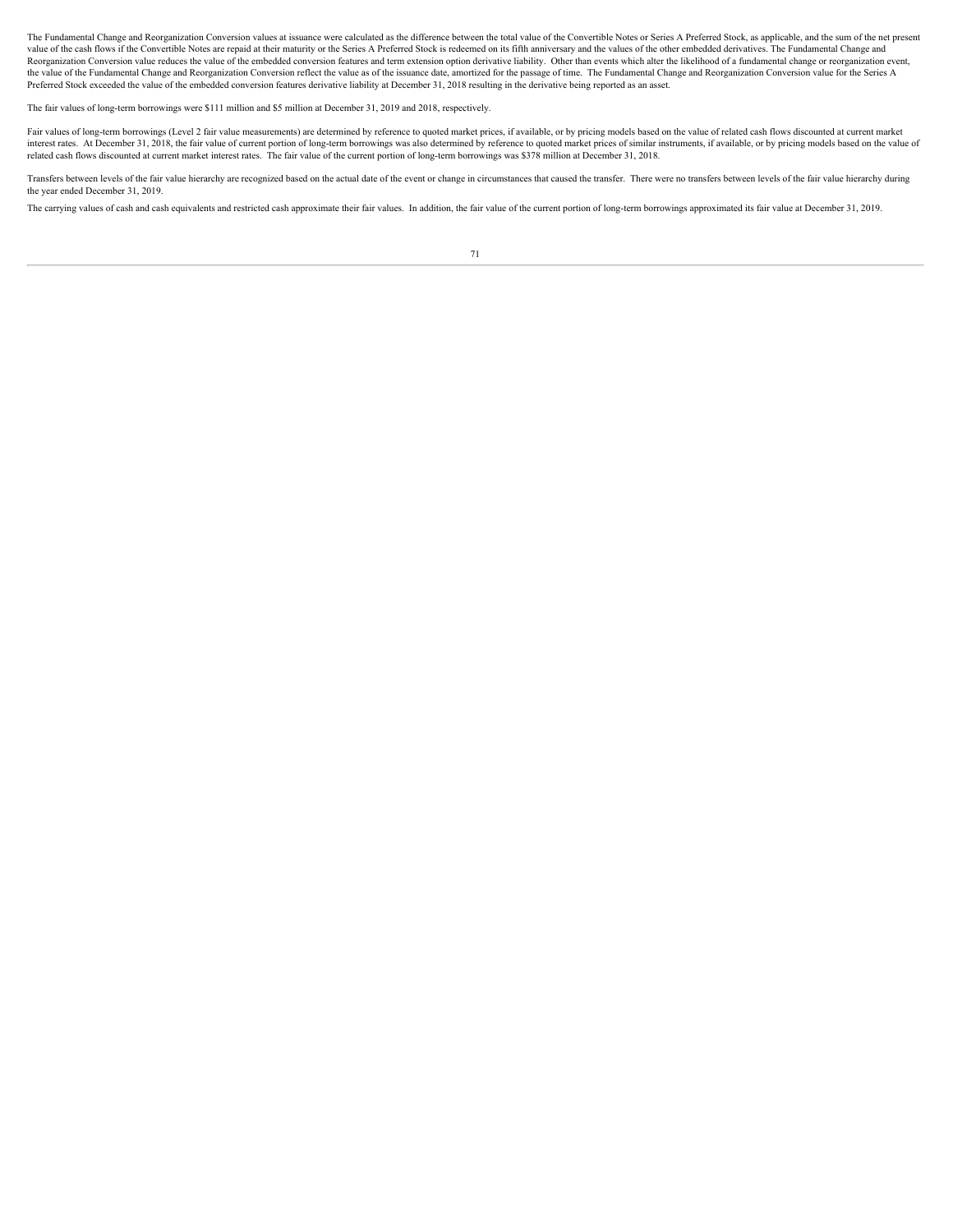The Fundamental Change and Reorganization Conversion values at issuance were calculated as the difference between the total value of the Convertible Notes or Series A Preferred Stock, as applicable, and the sum of the net present value of the cash flows if the Convertible Notes are repaid at their maturity or the Series A Preferred Stock is redeemed on its fifth anniversary and the values of the other embedded derivatives. The Fundamental Change and Reorganization Conversion value reduces the value of the embedded conversion features and term extension option derivative liability. Other than events which alter the likelihood of a fundamental change or reorganization event, the value of the Fundamental Change and Reorganization Conversion reflect the value as of the issuance date, amortized for the passage of time. The Fundamental Change and Reorganization Conversion value for the Series A Preferred Stock exceeded the value of the embedded conversion features derivative liability at December 31, 2018 resulting in the derivative being reported as an asset.

The fair values of long-term borrowings were $111 million and $5 million at December 31, 2019 and 2018, respectively.

Fair values of long-term borrowings (Level 2 fair value measurements) are determined by reference to quoted market prices, if available, or by pricing models based on the value of related cash flows discounted at current market interest rates. At December 31, 2018, the fair value of current portion of long-term borrowings was also determined by reference to quoted market prices of similar instruments, if available, or by pricing models based on the value of related cash flows discounted at current market interest rates. The fair value of the current portion of long-term borrowings was $378 million at December 31, 2018.

Transfers between levels of the fair value hierarchy are recognized based on the actual date of the event or change in circumstances that caused the transfer. There were no transfers between levels of the fair value hierarchy during the year ended December 31, 2019.

The carrying values of cash and cash equivalents and restricted cash approximate their fair values. In addition, the fair value of the current portion of long-term borrowings approximated its fair value at December 31, 2019.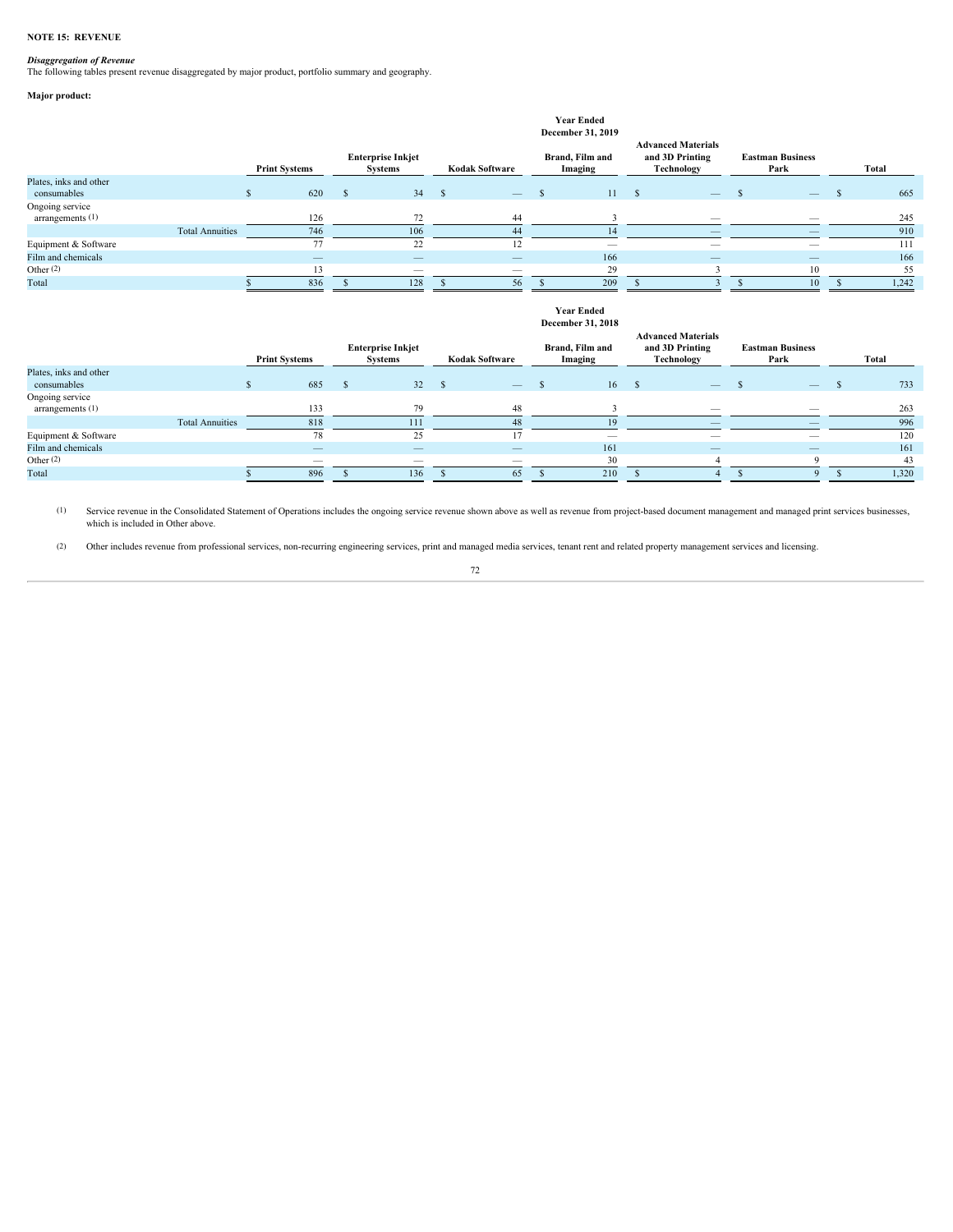**NOTE 15: REVENUE**

***Disaggregation of Revenue***

The following tables present revenue disaggregated by major product, portfolio summary and geography.

**Major product:**

**Year Ended December 31, 2019**

| | Print Systems | Enterprise Inkjet Systems | Kodak Software | Brand, Film and Imaging | Advanced Materials and 3D Printing Technology | Eastman Business Park | Total |
|---|---|---|---|---|---|---|---|
| Plates, inks and other consumables | $ 620 | $ 34 | $ — | $ 11 | $ — | $ — | $ 665 |
| Ongoing service arrangements (1) | 126 | 72 | 44 | 3 | — | — | 245 |
| Total Annuities | 746 | 106 | 44 | 14 | — | — | 910 |
| Equipment & Software | 77 | 22 | 12 | — | — | — | 111 |
| Film and chemicals | — | — | — | 166 | — | — | 166 |
| Other (2) | 13 | — | — | 29 | 3 | 10 | 55 |
| Total | $ 836 | $ 128 | $ 56 | $ 209 | $ 3 | $ 10 | $ 1,242 |

**Year Ended December 31, 2018**

| | Print Systems | Enterprise Inkjet Systems | Kodak Software | Brand, Film and Imaging | Advanced Materials and 3D Printing Technology | Eastman Business Park | Total |
|---|---|---|---|---|---|---|---|
| Plates, inks and other consumables | $ 685 | $ 32 | $ — | $ 16 | $ — | $ — | $ 733 |
| Ongoing service arrangements (1) | 133 | 79 | 48 | 3 | — | — | 263 |
| Total Annuities | 818 | 111 | 48 | 19 | — | — | 996 |
| Equipment & Software | 78 | 25 | 17 | — | — | — | 120 |
| Film and chemicals | — | — | — | 161 | — | — | 161 |
| Other (2) | — | — | — | 30 | 4 | 9 | 43 |
| Total | $ 896 | $ 136 | $ 65 | $ 210 | $ 4 | $ 9 | $ 1,320 |

(1) Service revenue in the Consolidated Statement of Operations includes the ongoing service revenue shown above as well as revenue from project-based document management and managed print services businesses, which is included in Other above.

(2) Other includes revenue from professional services, non-recurring engineering services, print and managed media services, tenant rent and related property management services and licensing.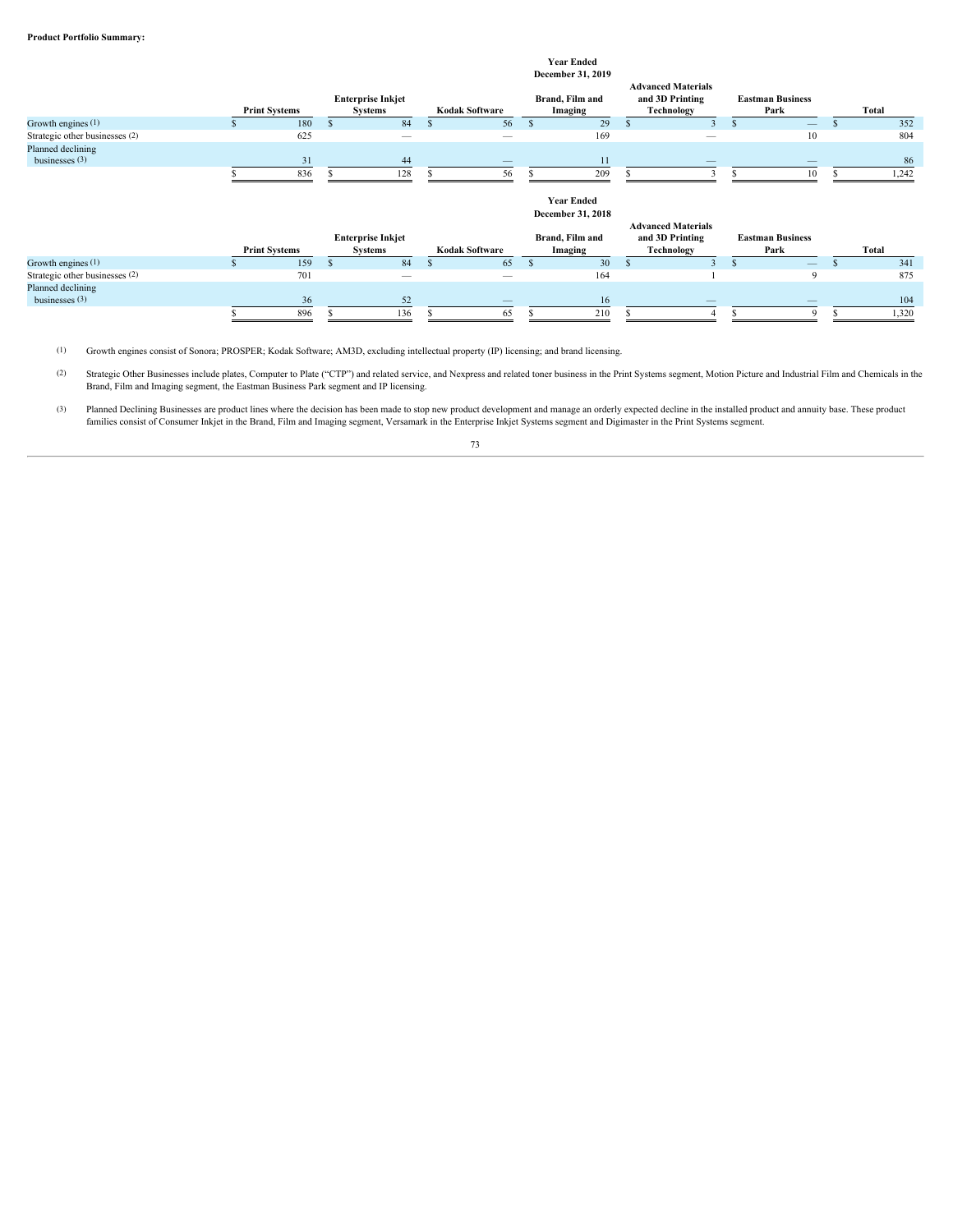**Product Portfolio Summary:**

| | Year Ended December 31, 2019 | | | | | | |
|---|---|---|---|---|---|---|---|
| | Print Systems | Enterprise Inkjet Systems | Kodak Software | Brand, Film and Imaging | Advanced Materials and 3D Printing Technology | Eastman Business Park | Total |
| Growth engines (1) | $ 180 | $ 84 | $ 56 | $ 29 | $ 3 | $ — | $ 352 |
| Strategic other businesses (2) | 625 | — | — | 169 | — | 10 | 804 |
| Planned declining businesses (3) | 31 | 44 | — | 11 | — | — | 86 |
| | $ 836 | $ 128 | $ 56 | $ 209 | $ 3 | $ 10 | $ 1,242 |

| | Year Ended December 31, 2018 | | | | | | |
|---|---|---|---|---|---|---|---|
| | Print Systems | Enterprise Inkjet Systems | Kodak Software | Brand, Film and Imaging | Advanced Materials and 3D Printing Technology | Eastman Business Park | Total |
| Growth engines (1) | $ 159 | $ 84 | $ 65 | $ 30 | $ 3 | $ — | $ 341 |
| Strategic other businesses (2) | 701 | — | — | 164 | 1 | 9 | 875 |
| Planned declining businesses (3) | 36 | 52 | — | 16 | — | — | 104 |
| | $ 896 | $ 136 | $ 65 | $ 210 | $ 4 | $ 9 | $ 1,320 |

(1) Growth engines consist of Sonora; PROSPER; Kodak Software; AM3D, excluding intellectual property (IP) licensing; and brand licensing.

(2) Strategic Other Businesses include plates, Computer to Plate ("CTP") and related service, and Nexpress and related toner business in the Print Systems segment, Motion Picture and Industrial Film and Chemicals in the Brand, Film and Imaging segment, the Eastman Business Park segment and IP licensing.

(3) Planned Declining Businesses are product lines where the decision has been made to stop new product development and manage an orderly expected decline in the installed product and annuity base. These product families consist of Consumer Inkjet in the Brand, Film and Imaging segment, Versamark in the Enterprise Inkjet Systems segment and Digimaster in the Print Systems segment.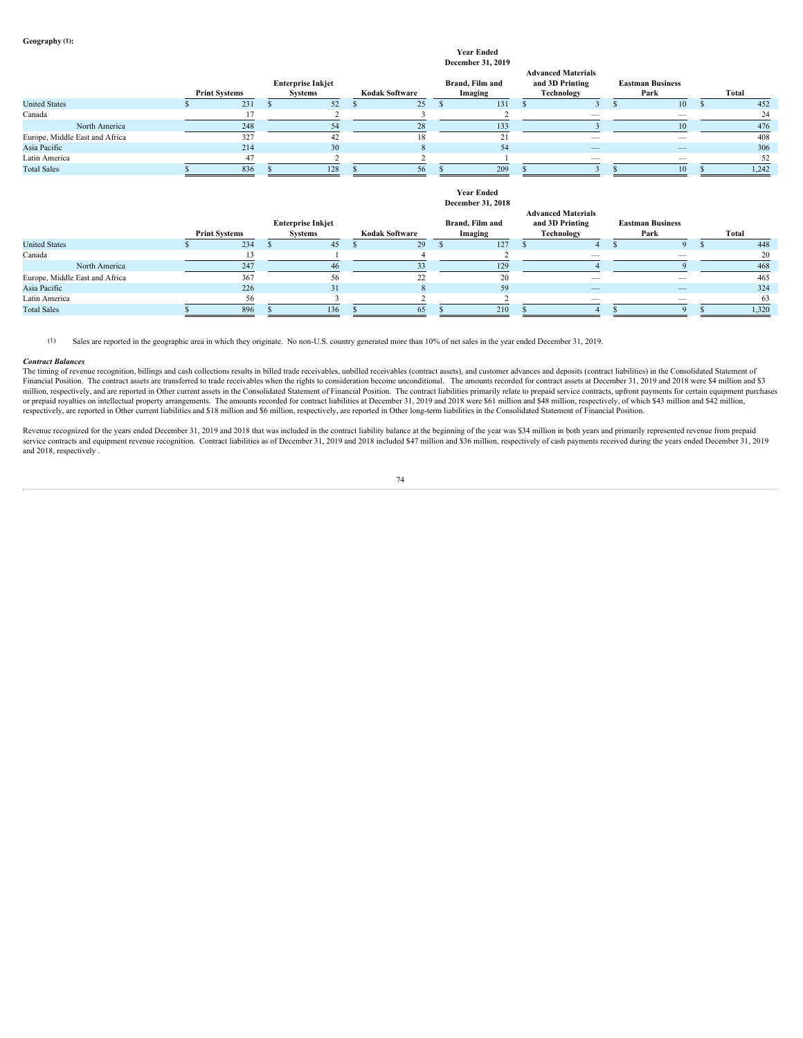**Geography (1):**

| Year Ended December 31, 2019 | Print Systems | Enterprise Inkjet Systems | Kodak Software | Brand, Film and Imaging | Advanced Materials and 3D Printing Technology | Eastman Business Park | Total |
|---|---|---|---|---|---|---|---|
| United States | $ 231 | $ 52 | $ 25 | $ 131 | $ 3 | $ 10 | $ 452 |
| Canada | 17 | 2 | 3 | 2 | — | — | 24 |
| North America | 248 | 54 | 28 | 133 | 3 | 10 | 476 |
| Europe, Middle East and Africa | 327 | 42 | 18 | 21 | — | — | 408 |
| Asia Pacific | 214 | 30 | 8 | 54 | — | — | 306 |
| Latin America | 47 | 2 | 2 | 1 | — | — | 52 |
| Total Sales | $ 836 | $ 128 | $ 56 | $ 209 | $ 3 | $ 10 | $ 1,242 |

| Year Ended December 31, 2018 | Print Systems | Enterprise Inkjet Systems | Kodak Software | Brand, Film and Imaging | Advanced Materials and 3D Printing Technology | Eastman Business Park | Total |
|---|---|---|---|---|---|---|---|
| United States | $ 234 | $ 45 | $ 29 | $ 127 | $ 4 | $ 9 | $ 448 |
| Canada | 13 | 1 | 4 | 2 | — | — | 20 |
| North America | 247 | 46 | 33 | 129 | 4 | 9 | 468 |
| Europe, Middle East and Africa | 367 | 56 | 22 | 20 | — | — | 465 |
| Asia Pacific | 226 | 31 | 8 | 59 | — | — | 324 |
| Latin America | 56 | 3 | 2 | 2 | — | — | 63 |
| Total Sales | $ 896 | $ 136 | $ 65 | $ 210 | $ 4 | $ 9 | $ 1,320 |

(1) Sales are reported in the geographic area in which they originate. No non-U.S. country generated more than 10% of net sales in the year ended December 31, 2019.

***Contract Balances***

The timing of revenue recognition, billings and cash collections results in billed trade receivables, unbilled receivables (contract assets), and customer advances and deposits (contract liabilities) in the Consolidated Statement of Financial Position. The contract assets are transferred to trade receivables when the rights to consideration become unconditional. The amounts recorded for contract assets at December 31, 2019 and 2018 were $4 million and $3 million, respectively, and are reported in Other current assets in the Consolidated Statement of Financial Position. The contract liabilities primarily relate to prepaid service contracts, upfront payments for certain equipment purchases or prepaid royalties on intellectual property arrangements. The amounts recorded for contract liabilities at December 31, 2019 and 2018 were $61 million and $48 million, respectively, of which $43 million and $42 million, respectively, are reported in Other current liabilities and $18 million and $6 million, respectively, are reported in Other long-term liabilities in the Consolidated Statement of Financial Position.

Revenue recognized for the years ended December 31, 2019 and 2018 that was included in the contract liability balance at the beginning of the year was $34 million in both years and primarily represented revenue from prepaid service contracts and equipment revenue recognition. Contract liabilities as of December 31, 2019 and 2018 included $47 million and $36 million, respectively of cash payments received during the years ended December 31, 2019 and 2018, respectively .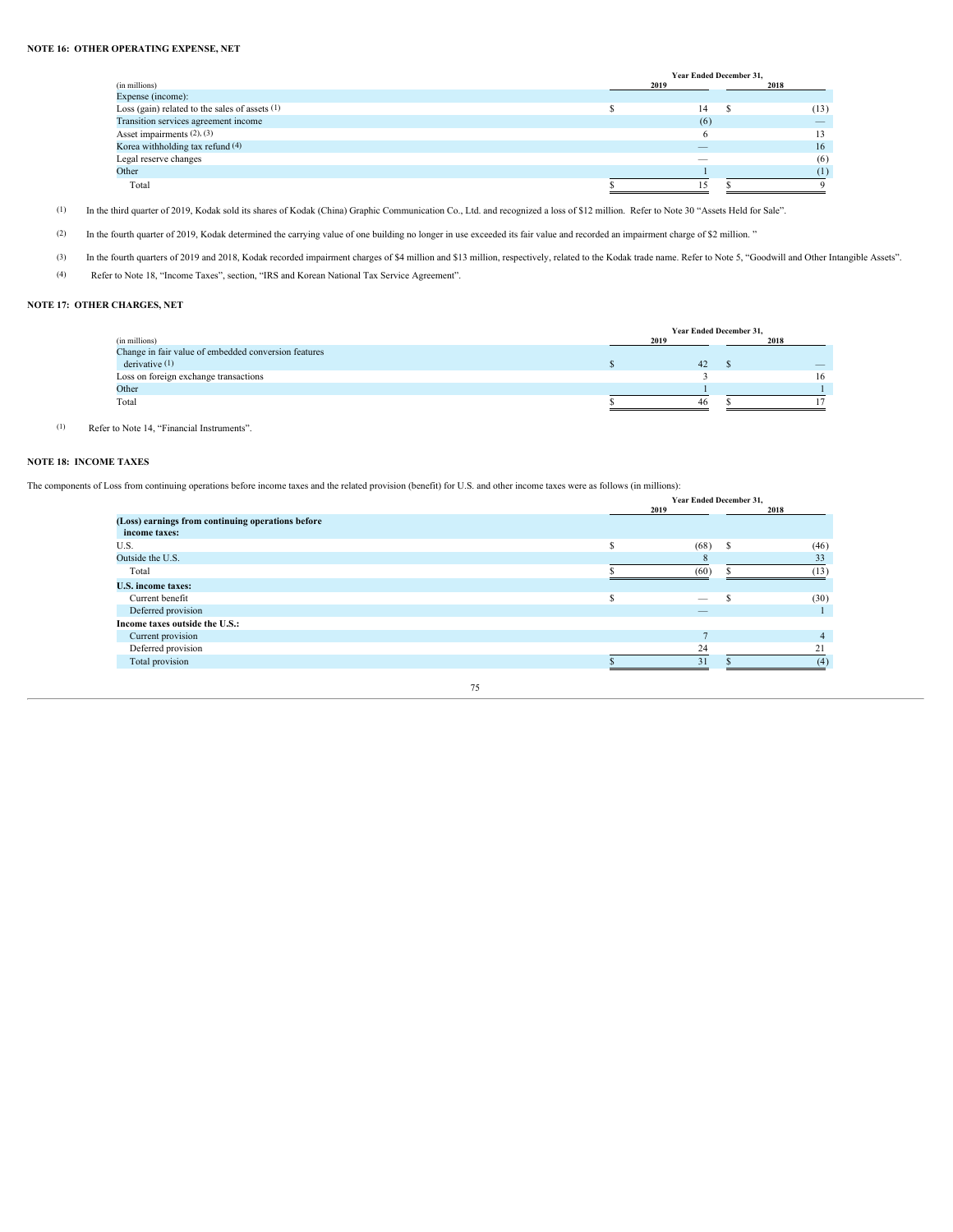## NOTE 16: OTHER OPERATING EXPENSE, NET

| (in millions) | Year Ended December 31, 2019 | 2018 |
|---|---|---|
| Expense (income): | | |
| Loss (gain) related to the sales of assets [1] | $ 14 | $ (13) |
| Transition services agreement income | (6) | — |
| Asset impairments [2], [3] | 6 | 13 |
| Korea withholding tax refund [4] | — | 16 |
| Legal reserve changes | — | (6) |
| Other | 1 | (1) |
| Total | $ 15 | $ 9 |

(1) In the third quarter of 2019, Kodak sold its shares of Kodak (China) Graphic Communication Co., Ltd. and recognized a loss of $12 million. Refer to Note 30 "Assets Held for Sale".

(2) In the fourth quarter of 2019, Kodak determined the carrying value of one building no longer in use exceeded its fair value and recorded an impairment charge of $2 million. "

(3) In the fourth quarters of 2019 and 2018, Kodak recorded impairment charges of $4 million and $13 million, respectively, related to the Kodak trade name. Refer to Note 5, "Goodwill and Other Intangible Assets".

(4) Refer to Note 18, "Income Taxes", section, "IRS and Korean National Tax Service Agreement".

## NOTE 17: OTHER CHARGES, NET

| (in millions) | Year Ended December 31, 2019 | 2018 |
|---|---|---|
| Change in fair value of embedded conversion features derivative [1] | $ 42 | $ — |
| Loss on foreign exchange transactions | 3 | 16 |
| Other | 1 | 1 |
| Total | $ 46 | $ 17 |

(1) Refer to Note 14, "Financial Instruments".

## NOTE 18: INCOME TAXES

The components of Loss from continuing operations before income taxes and the related provision (benefit) for U.S. and other income taxes were as follows (in millions):

| | Year Ended December 31, 2019 | 2018 |
|---|---|---|
| **(Loss) earnings from continuing operations before income taxes:** | | |
| U.S. | $ (68) | $ (46) |
| Outside the U.S. | 8 | 33 |
| Total | $ (60) | $ (13) |
| **U.S. income taxes:** | | |
| Current benefit | $ — | $ (30) |
| Deferred provision | — | 1 |
| **Income taxes outside the U.S.:** | | |
| Current provision | 7 | 4 |
| Deferred provision | 24 | 21 |
| Total provision | $ 31 | $ (4) |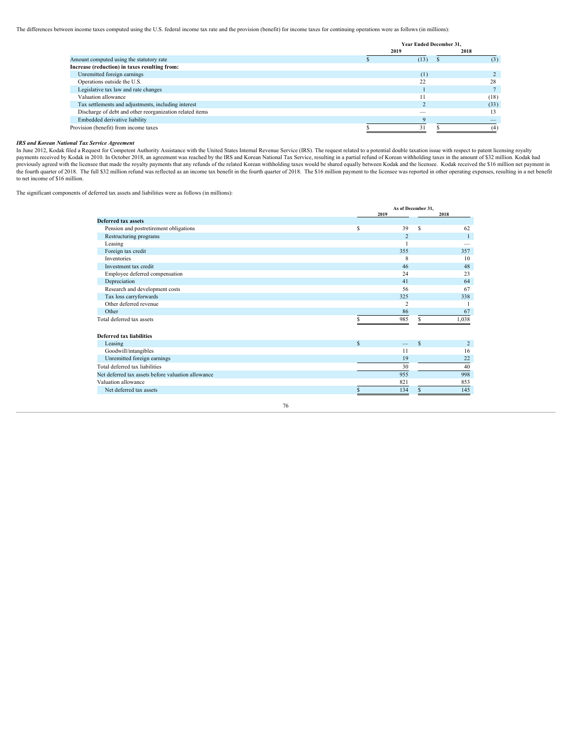The differences between income taxes computed using the U.S. federal income tax rate and the provision (benefit) for income taxes for continuing operations were as follows (in millions):

| | Year Ended December 31, | |
|---|---|---|
| | 2019 | 2018 |
| Amount computed using the statutory rate | $ (13) | $ (3) |
| **Increase (reduction) in taxes resulting from:** | | |
| Unremitted foreign earnings | (1) | 2 |
| Operations outside the U.S. | 22 | 28 |
| Legislative tax law and rate changes | 1 | 7 |
| Valuation allowance | 11 | (18) |
| Tax settlements and adjustments, including interest | 2 | (33) |
| Discharge of debt and other reorganization related items | — | 13 |
| Embedded derivative liability | 9 | — |
| Provision (benefit) from income taxes | $ 31 | $ (4) |

***IRS and Korean National Tax Service Agreement***

In June 2012, Kodak filed a Request for Competent Authority Assistance with the United States Internal Revenue Service (IRS). The request related to a potential double taxation issue with respect to patent licensing royalty payments received by Kodak in 2010. In October 2018, an agreement was reached by the IRS and Korean National Tax Service, resulting in a partial refund of Korean withholding taxes in the amount of $32 million. Kodak had previously agreed with the licensee that made the royalty payments that any refunds of the related Korean withholding taxes would be shared equally between Kodak and the licensee. Kodak received the $16 million net payment in the fourth quarter of 2018. The full $32 million refund was reflected as an income tax benefit in the fourth quarter of 2018. The $16 million payment to the licensee was reported in other operating expenses, resulting in a net benefit to net income of $16 million.

The significant components of deferred tax assets and liabilities were as follows (in millions):

| | As of December 31, | |
|---|---|---|
| | 2019 | 2018 |
| **Deferred tax assets** | | |
| Pension and postretirement obligations | $ 39 | $ 62 |
| Restructuring programs | 2 | 1 |
| Leasing | 1 | — |
| Foreign tax credit | 355 | 357 |
| Inventories | 8 | 10 |
| Investment tax credit | 46 | 48 |
| Employee deferred compensation | 24 | 23 |
| Depreciation | 41 | 64 |
| Research and development costs | 56 | 67 |
| Tax loss carryforwards | 325 | 338 |
| Other deferred revenue | 2 | 1 |
| Other | 86 | 67 |
| Total deferred tax assets | $ 985 | $ 1,038 |
| | | |
| **Deferred tax liabilities** | | |
| Leasing | $ — | $ 2 |
| Goodwill/intangibles | 11 | 16 |
| Unremitted foreign earnings | 19 | 22 |
| Total deferred tax liabilities | 30 | 40 |
| Net deferred tax assets before valuation allowance | 955 | 998 |
| Valuation allowance | 821 | 853 |
| Net deferred tax assets | $ 134 | $ 145 |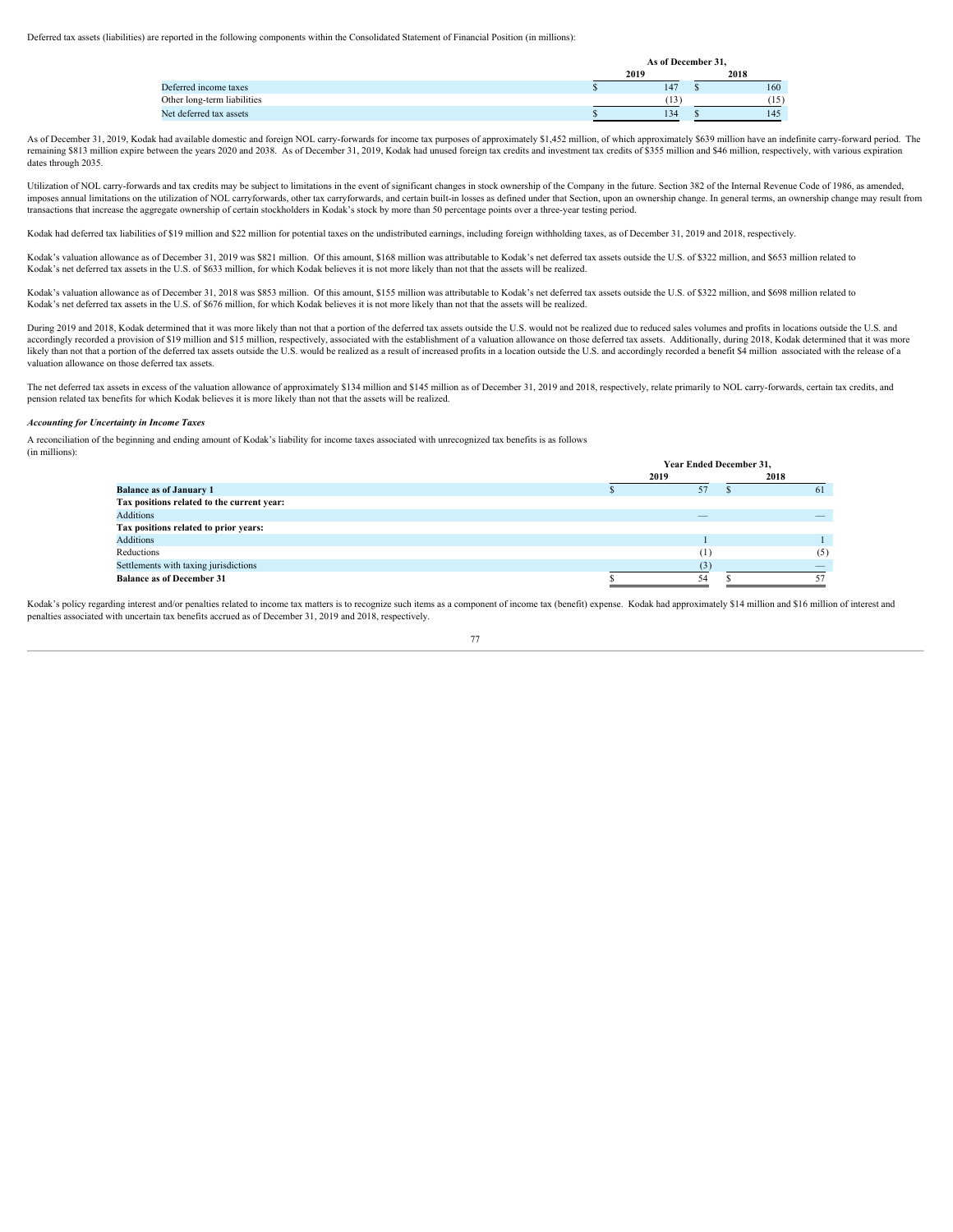Deferred tax assets (liabilities) are reported in the following components within the Consolidated Statement of Financial Position (in millions):

| | As of December 31, | |
|---|---|---|
| | 2019 | 2018 |
| Deferred income taxes | $ 147 | $ 160 |
| Other long-term liabilities | (13) | (15) |
| Net deferred tax assets | $ 134 | $ 145 |

As of December 31, 2019, Kodak had available domestic and foreign NOL carry-forwards for income tax purposes of approximately $1,452 million, of which approximately $639 million have an indefinite carry-forward period. The remaining $813 million expire between the years 2020 and 2038. As of December 31, 2019, Kodak had unused foreign tax credits and investment tax credits of $355 million and $46 million, respectively, with various expiration dates through 2035.

Utilization of NOL carry-forwards and tax credits may be subject to limitations in the event of significant changes in stock ownership of the Company in the future. Section 382 of the Internal Revenue Code of 1986, as amended, imposes annual limitations on the utilization of NOL carryforwards, other tax carryforwards, and certain built-in losses as defined under that Section, upon an ownership change. In general terms, an ownership change may result from transactions that increase the aggregate ownership of certain stockholders in Kodak's stock by more than 50 percentage points over a three-year testing period.

Kodak had deferred tax liabilities of $19 million and $22 million for potential taxes on the undistributed earnings, including foreign withholding taxes, as of December 31, 2019 and 2018, respectively.

Kodak's valuation allowance as of December 31, 2019 was $821 million. Of this amount, $168 million was attributable to Kodak's net deferred tax assets outside the U.S. of $322 million, and $653 million related to Kodak's net deferred tax assets in the U.S. of $633 million, for which Kodak believes it is not more likely than not that the assets will be realized.

Kodak's valuation allowance as of December 31, 2018 was $853 million. Of this amount, $155 million was attributable to Kodak's net deferred tax assets outside the U.S. of $322 million, and $698 million related to Kodak's net deferred tax assets in the U.S. of $676 million, for which Kodak believes it is not more likely than not that the assets will be realized.

During 2019 and 2018, Kodak determined that it was more likely than not that a portion of the deferred tax assets outside the U.S. would not be realized due to reduced sales volumes and profits in locations outside the U.S. and accordingly recorded a provision of $19 million and $15 million, respectively, associated with the establishment of a valuation allowance on those deferred tax assets. Additionally, during 2018, Kodak determined that it was more likely than not that a portion of the deferred tax assets outside the U.S. would be realized as a result of increased profits in a location outside the U.S. and accordingly recorded a benefit $4 million associated with the release of a valuation allowance on those deferred tax assets.

The net deferred tax assets in excess of the valuation allowance of approximately $134 million and $145 million as of December 31, 2019 and 2018, respectively, relate primarily to NOL carry-forwards, certain tax credits, and pension related tax benefits for which Kodak believes it is more likely than not that the assets will be realized.

***Accounting for Uncertainty in Income Taxes***

A reconciliation of the beginning and ending amount of Kodak's liability for income taxes associated with unrecognized tax benefits is as follows (in millions):

| | Year Ended December 31, | |
|---|---|---|
| | 2019 | 2018 |
| **Balance as of January 1** | $ 57 | $ 61 |
| **Tax positions related to the current year:** | | |
| Additions | — | — |
| **Tax positions related to prior years:** | | |
| Additions | 1 | 1 |
| Reductions | (1) | (5) |
| Settlements with taxing jurisdictions | (3) | — |
| **Balance as of December 31** | $ 54 | $ 57 |

Kodak's policy regarding interest and/or penalties related to income tax matters is to recognize such items as a component of income tax (benefit) expense. Kodak had approximately $14 million and $16 million of interest and penalties associated with uncertain tax benefits accrued as of December 31, 2019 and 2018, respectively.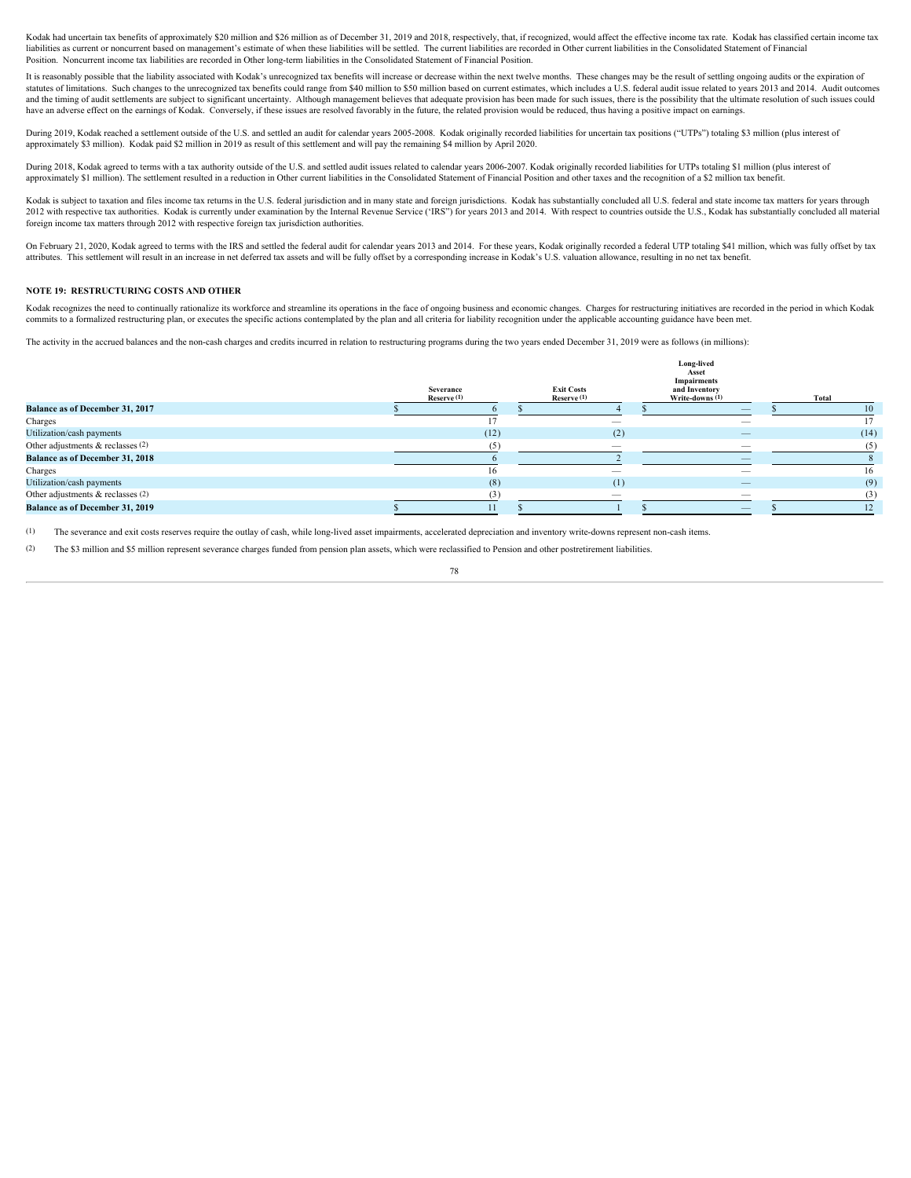Kodak had uncertain tax benefits of approximately $20 million and $26 million as of December 31, 2019 and 2018, respectively, that, if recognized, would affect the effective income tax rate. Kodak has classified certain income tax liabilities as current or noncurrent based on management's estimate of when these liabilities will be settled. The current liabilities are recorded in Other current liabilities in the Consolidated Statement of Financial Position. Noncurrent income tax liabilities are recorded in Other long-term liabilities in the Consolidated Statement of Financial Position.

It is reasonably possible that the liability associated with Kodak's unrecognized tax benefits will increase or decrease within the next twelve months. These changes may be the result of settling ongoing audits or the expiration of statutes of limitations. Such changes to the unrecognized tax benefits could range from $40 million to $50 million based on current estimates, which includes a U.S. federal audit issue related to years 2013 and 2014. Audit outcomes and the timing of audit settlements are subject to significant uncertainty. Although management believes that adequate provision has been made for such issues, there is the possibility that the ultimate resolution of such issues could have an adverse effect on the earnings of Kodak. Conversely, if these issues are resolved favorably in the future, the related provision would be reduced, thus having a positive impact on earnings.

During 2019, Kodak reached a settlement outside of the U.S. and settled an audit for calendar years 2005-2008. Kodak originally recorded liabilities for uncertain tax positions ("UTPs") totaling $3 million (plus interest of approximately $3 million). Kodak paid $2 million in 2019 as result of this settlement and will pay the remaining $4 million by April 2020.

During 2018, Kodak agreed to terms with a tax authority outside of the U.S. and settled audit issues related to calendar years 2006-2007. Kodak originally recorded liabilities for UTPs totaling $1 million (plus interest of approximately $1 million). The settlement resulted in a reduction in Other current liabilities in the Consolidated Statement of Financial Position and other taxes and the recognition of a $2 million tax benefit.

Kodak is subject to taxation and files income tax returns in the U.S. federal jurisdiction and in many state and foreign jurisdictions. Kodak has substantially concluded all U.S. federal and state income tax matters for years through 2012 with respective tax authorities. Kodak is currently under examination by the Internal Revenue Service ('IRS") for years 2013 and 2014. With respect to countries outside the U.S., Kodak has substantially concluded all material foreign income tax matters through 2012 with respective foreign tax jurisdiction authorities.

On February 21, 2020, Kodak agreed to terms with the IRS and settled the federal audit for calendar years 2013 and 2014. For these years, Kodak originally recorded a federal UTP totaling $41 million, which was fully offset by tax attributes. This settlement will result in an increase in net deferred tax assets and will be fully offset by a corresponding increase in Kodak's U.S. valuation allowance, resulting in no net tax benefit.

## NOTE 19: RESTRUCTURING COSTS AND OTHER

Kodak recognizes the need to continually rationalize its workforce and streamline its operations in the face of ongoing business and economic changes. Charges for restructuring initiatives are recorded in the period in which Kodak commits to a formalized restructuring plan, or executes the specific actions contemplated by the plan and all criteria for liability recognition under the applicable accounting guidance have been met.

The activity in the accrued balances and the non-cash charges and credits incurred in relation to restructuring programs during the two years ended December 31, 2019 were as follows (in millions):

| | Severance Reserve (1) | Exit Costs Reserve (1) | Long-lived Asset Impairments and Inventory Write-downs (1) | Total |
|---|---|---|---|---|
| **Balance as of December 31, 2017** | $ 6 | $ 4 | $ — | $ 10 |
| Charges | 17 | — | — | 17 |
| Utilization/cash payments | (12) | (2) | — | (14) |
| Other adjustments & reclasses (2) | (5) | — | — | (5) |
| **Balance as of December 31, 2018** | 6 | 2 | — | 8 |
| Charges | 16 | — | — | 16 |
| Utilization/cash payments | (8) | (1) | — | (9) |
| Other adjustments & reclasses (2) | (3) | — | — | (3) |
| **Balance as of December 31, 2019** | $ 11 | $ 1 | $ — | $ 12 |

(1) The severance and exit costs reserves require the outlay of cash, while long-lived asset impairments, accelerated depreciation and inventory write-downs represent non-cash items.

(2) The $3 million and $5 million represent severance charges funded from pension plan assets, which were reclassified to Pension and other postretirement liabilities.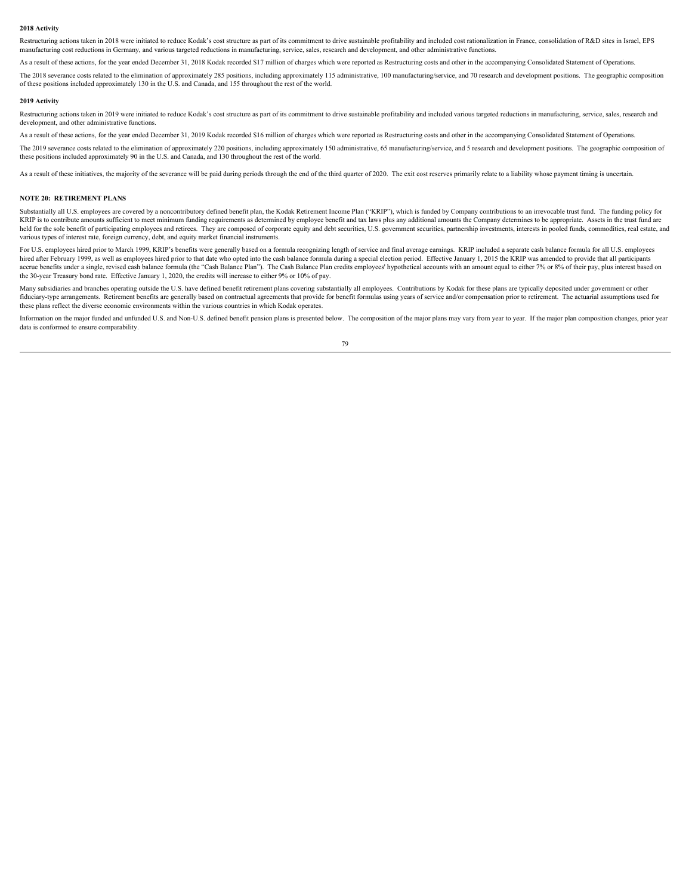**2018 Activity**

Restructuring actions taken in 2018 were initiated to reduce Kodak's cost structure as part of its commitment to drive sustainable profitability and included cost rationalization in France, consolidation of R&D sites in Israel, EPS manufacturing cost reductions in Germany, and various targeted reductions in manufacturing, service, sales, research and development, and other administrative functions.

As a result of these actions, for the year ended December 31, 2018 Kodak recorded $17 million of charges which were reported as Restructuring costs and other in the accompanying Consolidated Statement of Operations.

The 2018 severance costs related to the elimination of approximately 285 positions, including approximately 115 administrative, 100 manufacturing/service, and 70 research and development positions. The geographic composition of these positions included approximately 130 in the U.S. and Canada, and 155 throughout the rest of the world.

**2019 Activity**

Restructuring actions taken in 2019 were initiated to reduce Kodak's cost structure as part of its commitment to drive sustainable profitability and included various targeted reductions in manufacturing, service, sales, research and development, and other administrative functions.

As a result of these actions, for the year ended December 31, 2019 Kodak recorded $16 million of charges which were reported as Restructuring costs and other in the accompanying Consolidated Statement of Operations.

The 2019 severance costs related to the elimination of approximately 220 positions, including approximately 150 administrative, 65 manufacturing/service, and 5 research and development positions. The geographic composition of these positions included approximately 90 in the U.S. and Canada, and 130 throughout the rest of the world.

As a result of these initiatives, the majority of the severance will be paid during periods through the end of the third quarter of 2020. The exit cost reserves primarily relate to a liability whose payment timing is uncertain.

## NOTE 20: RETIREMENT PLANS

Substantially all U.S. employees are covered by a noncontributory defined benefit plan, the Kodak Retirement Income Plan ("KRIP"), which is funded by Company contributions to an irrevocable trust fund. The funding policy for KRIP is to contribute amounts sufficient to meet minimum funding requirements as determined by employee benefit and tax laws plus any additional amounts the Company determines to be appropriate. Assets in the trust fund are held for the sole benefit of participating employees and retirees. They are composed of corporate equity and debt securities, U.S. government securities, partnership investments, interests in pooled funds, commodities, real estate, and various types of interest rate, foreign currency, debt, and equity market financial instruments.

For U.S. employees hired prior to March 1999, KRIP's benefits were generally based on a formula recognizing length of service and final average earnings. KRIP included a separate cash balance formula for all U.S. employees hired after February 1999, as well as employees hired prior to that date who opted into the cash balance formula during a special election period. Effective January 1, 2015 the KRIP was amended to provide that all participants accrue benefits under a single, revised cash balance formula (the "Cash Balance Plan"). The Cash Balance Plan credits employees' hypothetical accounts with an amount equal to either 7% or 8% of their pay, plus interest based on the 30-year Treasury bond rate. Effective January 1, 2020, the credits will increase to either 9% or 10% of pay.

Many subsidiaries and branches operating outside the U.S. have defined benefit retirement plans covering substantially all employees. Contributions by Kodak for these plans are typically deposited under government or other fiduciary-type arrangements. Retirement benefits are generally based on contractual agreements that provide for benefit formulas using years of service and/or compensation prior to retirement. The actuarial assumptions used for these plans reflect the diverse economic environments within the various countries in which Kodak operates.

Information on the major funded and unfunded U.S. and Non-U.S. defined benefit pension plans is presented below. The composition of the major plans may vary from year to year. If the major plan composition changes, prior year data is conformed to ensure comparability.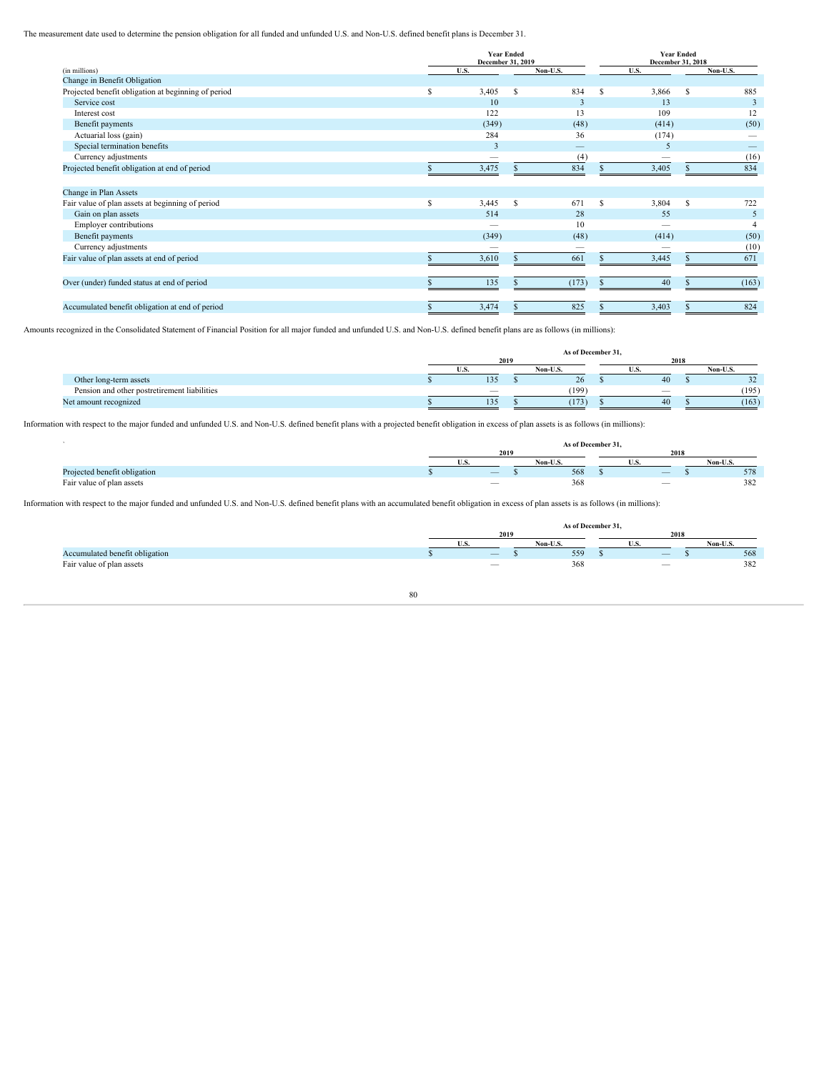The measurement date used to determine the pension obligation for all funded and unfunded U.S. and Non-U.S. defined benefit plans is December 31.

| (in millions) | Year Ended December 31, 2019 | | Year Ended December 31, 2018 | |
|---|---|---|---|---|
| | U.S. | Non-U.S. | U.S. | Non-U.S. |
| Change in Benefit Obligation | | | | |
| Projected benefit obligation at beginning of period | $ 3,405 | $ 834 | $ 3,866 | $ 885 |
| Service cost | 10 | 3 | 13 | 3 |
| Interest cost | 122 | 13 | 109 | 12 |
| Benefit payments | (349) | (48) | (414) | (50) |
| Actuarial loss (gain) | 284 | 36 | (174) | — |
| Special termination benefits | 3 | — | 5 | — |
| Currency adjustments | — | (4) | — | (16) |
| Projected benefit obligation at end of period | $ 3,475 | $ 834 | $ 3,405 | $ 834 |
| | | | | |
| Change in Plan Assets | | | | |
| Fair value of plan assets at beginning of period | $ 3,445 | $ 671 | $ 3,804 | $ 722 |
| Gain on plan assets | 514 | 28 | 55 | 5 |
| Employer contributions | — | 10 | — | 4 |
| Benefit payments | (349) | (48) | (414) | (50) |
| Currency adjustments | — | — | — | (10) |
| Fair value of plan assets at end of period | $ 3,610 | $ 661 | $ 3,445 | $ 671 |
| | | | | |
| Over (under) funded status at end of period | $ 135 | $ (173) | $ 40 | $ (163) |
| | | | | |
| Accumulated benefit obligation at end of period | $ 3,474 | $ 825 | $ 3,403 | $ 824 |

Amounts recognized in the Consolidated Statement of Financial Position for all major funded and unfunded U.S. and Non-U.S. defined benefit plans are as follows (in millions):

| | As of December 31, | | | |
|---|---|---|---|---|
| | 2019 | | 2018 | |
| | U.S. | Non-U.S. | U.S. | Non-U.S. |
| Other long-term assets | $ 135 | $ 26 | $ 40 | $ 32 |
| Pension and other postretirement liabilities | — | (199) | — | (195) |
| Net amount recognized | $ 135 | $ (173) | $ 40 | $ (163) |

Information with respect to the major funded and unfunded U.S. and Non-U.S. defined benefit plans with a projected benefit obligation in excess of plan assets is as follows (in millions):

| | As of December 31, | | | |
|---|---|---|---|---|
| | 2019 | | 2018 | |
| | U.S. | Non-U.S. | U.S. | Non-U.S. |
| Projected benefit obligation | $ — | $ 568 | $ — | $ 578 |
| Fair value of plan assets | — | 368 | — | 382 |

Information with respect to the major funded and unfunded U.S. and Non-U.S. defined benefit plans with an accumulated benefit obligation in excess of plan assets is as follows (in millions):

| | As of December 31, | | | |
|---|---|---|---|---|
| | 2019 | | 2018 | |
| | U.S. | Non-U.S. | U.S. | Non-U.S. |
| Accumulated benefit obligation | $ — | $ 559 | $ — | $ 568 |
| Fair value of plan assets | — | 368 | — | 382 |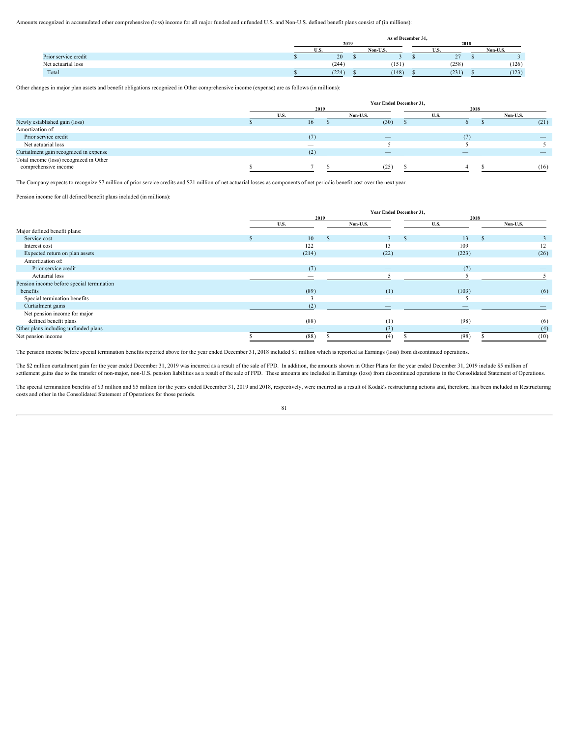Amounts recognized in accumulated other comprehensive (loss) income for all major funded and unfunded U.S. and Non-U.S. defined benefit plans consist of (in millions):

| | As of December 31, | | | |
|---|---|---|---|---|
| | 2019 | | 2018 | |
| | U.S. | Non-U.S. | U.S. | Non-U.S. |
| Prior service credit | $ 20 | $ 3 | $ 27 | $ 3 |
| Net actuarial loss | (244) | (151) | (258) | (126) |
| Total | $ (224) | $ (148) | $ (231) | $ (123) |

Other changes in major plan assets and benefit obligations recognized in Other comprehensive income (expense) are as follows (in millions):

| | Year Ended December 31, | | | |
|---|---|---|---|---|
| | 2019 | | 2018 | |
| | U.S. | Non-U.S. | U.S. | Non-U.S. |
| Newly established gain (loss) | $ 16 | $ (30) | $ 6 | $ (21) |
| Amortization of: | | | | |
| Prior service credit | (7) | — | (7) | — |
| Net actuarial loss | — | 5 | 5 | 5 |
| Curtailment gain recognized in expense | (2) | — | — | — |
| Total income (loss) recognized in Other comprehensive income | $ 7 | $ (25) | $ 4 | $ (16) |

The Company expects to recognize $7 million of prior service credits and $21 million of net actuarial losses as components of net periodic benefit cost over the next year.

Pension income for all defined benefit plans included (in millions):

| | Year Ended December 31, | | | |
|---|---|---|---|---|
| | 2019 | | 2018 | |
| | U.S. | Non-U.S. | U.S. | Non-U.S. |
| Major defined benefit plans: | | | | |
| Service cost | $ 10 | $ 3 | $ 13 | $ 3 |
| Interest cost | 122 | 13 | 109 | 12 |
| Expected return on plan assets | (214) | (22) | (223) | (26) |
| Amortization of: | | | | |
| Prior service credit | (7) | — | (7) | — |
| Actuarial loss | — | 5 | 5 | 5 |
| Pension income before special termination benefits | (89) | (1) | (103) | (6) |
| Special termination benefits | 3 | — | 5 | — |
| Curtailment gains | (2) | — | — | — |
| Net pension income for major defined benefit plans | (88) | (1) | (98) | (6) |
| Other plans including unfunded plans | — | (3) | — | (4) |
| Net pension income | $ (88) | $ (4) | $ (98) | $ (10) |

The pension income before special termination benefits reported above for the year ended December 31, 2018 included $1 million which is reported as Earnings (loss) from discontinued operations.

The $2 million curtailment gain for the year ended December 31, 2019 was incurred as a result of the sale of FPD. In addition, the amounts shown in Other Plans for the year ended December 31, 2019 include $5 million of settlement gains due to the transfer of non-major, non-U.S. pension liabilities as a result of the sale of FPD. These amounts are included in Earnings (loss) from discontinued operations in the Consolidated Statement of Operations.

The special termination benefits of $3 million and $5 million for the years ended December 31, 2019 and 2018, respectively, were incurred as a result of Kodak's restructuring actions and, therefore, has been included in Restructuring costs and other in the Consolidated Statement of Operations for those periods.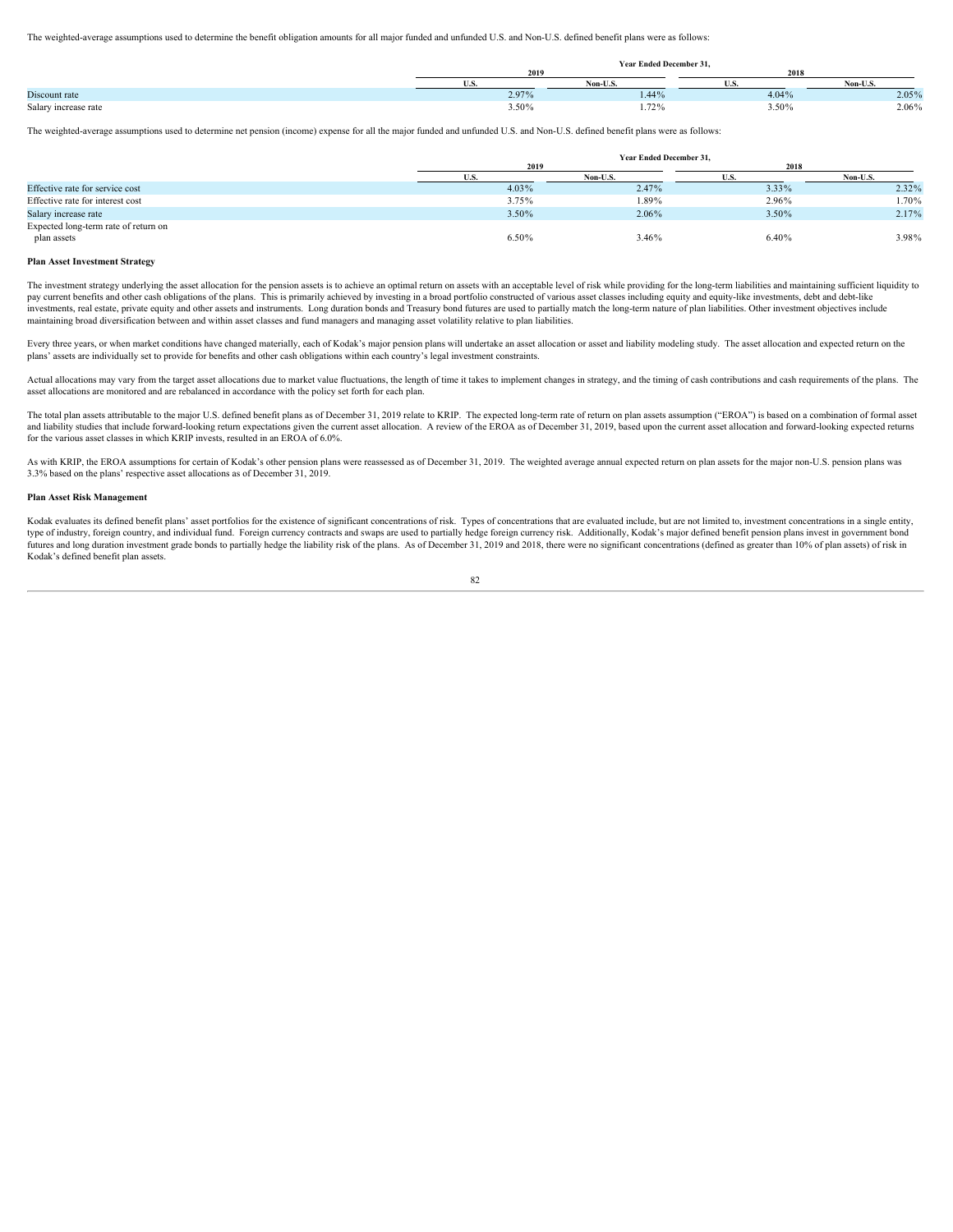The weighted-average assumptions used to determine the benefit obligation amounts for all major funded and unfunded U.S. and Non-U.S. defined benefit plans were as follows:

| | Year Ended December 31, | | | |
|---|---|---|---|---|
| | 2019 | | 2018 | |
| | U.S. | Non-U.S. | U.S. | Non-U.S. |
| Discount rate | 2.97% | 1.44% | 4.04% | 2.05% |
| Salary increase rate | 3.50% | 1.72% | 3.50% | 2.06% |

The weighted-average assumptions used to determine net pension (income) expense for all the major funded and unfunded U.S. and Non-U.S. defined benefit plans were as follows:

| | Year Ended December 31, | | | |
|---|---|---|---|---|
| | 2019 | | 2018 | |
| | U.S. | Non-U.S. | U.S. | Non-U.S. |
| Effective rate for service cost | 4.03% | 2.47% | 3.33% | 2.32% |
| Effective rate for interest cost | 3.75% | 1.89% | 2.96% | 1.70% |
| Salary increase rate | 3.50% | 2.06% | 3.50% | 2.17% |
| Expected long-term rate of return on plan assets | 6.50% | 3.46% | 6.40% | 3.98% |

**Plan Asset Investment Strategy**

The investment strategy underlying the asset allocation for the pension assets is to achieve an optimal return on assets with an acceptable level of risk while providing for the long-term liabilities and maintaining sufficient liquidity to pay current benefits and other cash obligations of the plans. This is primarily achieved by investing in a broad portfolio constructed of various asset classes including equity and equity-like investments, debt and debt-like investments, real estate, private equity and other assets and instruments. Long duration bonds and Treasury bond futures are used to partially match the long-term nature of plan liabilities. Other investment objectives include maintaining broad diversification between and within asset classes and fund managers and managing asset volatility relative to plan liabilities.

Every three years, or when market conditions have changed materially, each of Kodak's major pension plans will undertake an asset allocation or asset and liability modeling study. The asset allocation and expected return on the plans' assets are individually set to provide for benefits and other cash obligations within each country's legal investment constraints.

Actual allocations may vary from the target asset allocations due to market value fluctuations, the length of time it takes to implement changes in strategy, and the timing of cash contributions and cash requirements of the plans. The asset allocations are monitored and are rebalanced in accordance with the policy set forth for each plan.

The total plan assets attributable to the major U.S. defined benefit plans as of December 31, 2019 relate to KRIP. The expected long-term rate of return on plan assets assumption ("EROA") is based on a combination of formal asset and liability studies that include forward-looking return expectations given the current asset allocation. A review of the EROA as of December 31, 2019, based upon the current asset allocation and forward-looking expected returns for the various asset classes in which KRIP invests, resulted in an EROA of 6.0%.

As with KRIP, the EROA assumptions for certain of Kodak's other pension plans were reassessed as of December 31, 2019. The weighted average annual expected return on plan assets for the major non-U.S. pension plans was 3.3% based on the plans' respective asset allocations as of December 31, 2019.

**Plan Asset Risk Management**

Kodak evaluates its defined benefit plans' asset portfolios for the existence of significant concentrations of risk. Types of concentrations that are evaluated include, but are not limited to, investment concentrations in a single entity, type of industry, foreign country, and individual fund. Foreign currency contracts and swaps are used to partially hedge foreign currency risk. Additionally, Kodak's major defined benefit pension plans invest in government bond futures and long duration investment grade bonds to partially hedge the liability risk of the plans. As of December 31, 2019 and 2018, there were no significant concentrations (defined as greater than 10% of plan assets) of risk in Kodak's defined benefit plan assets.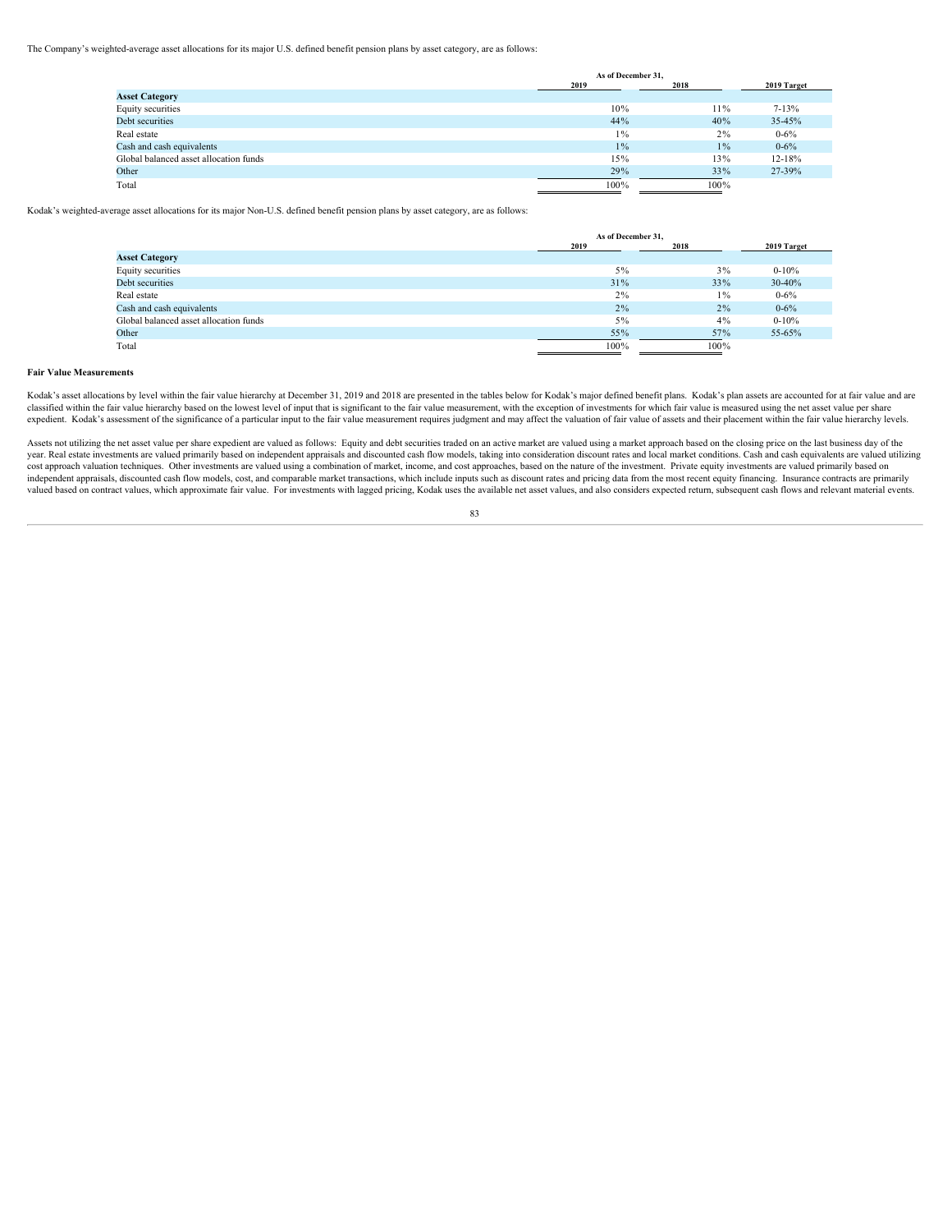The Company's weighted-average asset allocations for its major U.S. defined benefit pension plans by asset category, are as follows:

| | As of December 31, | | |
|---|---|---|---|
| | 2019 | 2018 | 2019 Target |
| **Asset Category** | | | |
| Equity securities | 10% | 11% | 7-13% |
| Debt securities | 44% | 40% | 35-45% |
| Real estate | 1% | 2% | 0-6% |
| Cash and cash equivalents | 1% | 1% | 0-6% |
| Global balanced asset allocation funds | 15% | 13% | 12-18% |
| Other | 29% | 33% | 27-39% |
| Total | 100% | 100% | |

Kodak's weighted-average asset allocations for its major Non-U.S. defined benefit pension plans by asset category, are as follows:

| | As of December 31, | | |
|---|---|---|---|
| | 2019 | 2018 | 2019 Target |
| **Asset Category** | | | |
| Equity securities | 5% | 3% | 0-10% |
| Debt securities | 31% | 33% | 30-40% |
| Real estate | 2% | 1% | 0-6% |
| Cash and cash equivalents | 2% | 2% | 0-6% |
| Global balanced asset allocation funds | 5% | 4% | 0-10% |
| Other | 55% | 57% | 55-65% |
| Total | 100% | 100% | |

**Fair Value Measurements**

Kodak's asset allocations by level within the fair value hierarchy at December 31, 2019 and 2018 are presented in the tables below for Kodak's major defined benefit plans. Kodak's plan assets are accounted for at fair value and are classified within the fair value hierarchy based on the lowest level of input that is significant to the fair value measurement, with the exception of investments for which fair value is measured using the net asset value per share expedient. Kodak's assessment of the significance of a particular input to the fair value measurement requires judgment and may affect the valuation of fair value of assets and their placement within the fair value hierarchy levels.

Assets not utilizing the net asset value per share expedient are valued as follows: Equity and debt securities traded on an active market are valued using a market approach based on the closing price on the last business day of the year. Real estate investments are valued primarily based on independent appraisals and discounted cash flow models, taking into consideration discount rates and local market conditions. Cash and cash equivalents are valued utilizing cost approach valuation techniques. Other investments are valued using a combination of market, income, and cost approaches, based on the nature of the investment. Private equity investments are valued primarily based on independent appraisals, discounted cash flow models, cost, and comparable market transactions, which include inputs such as discount rates and pricing data from the most recent equity financing. Insurance contracts are primarily valued based on contract values, which approximate fair value. For investments with lagged pricing, Kodak uses the available net asset values, and also considers expected return, subsequent cash flows and relevant material events.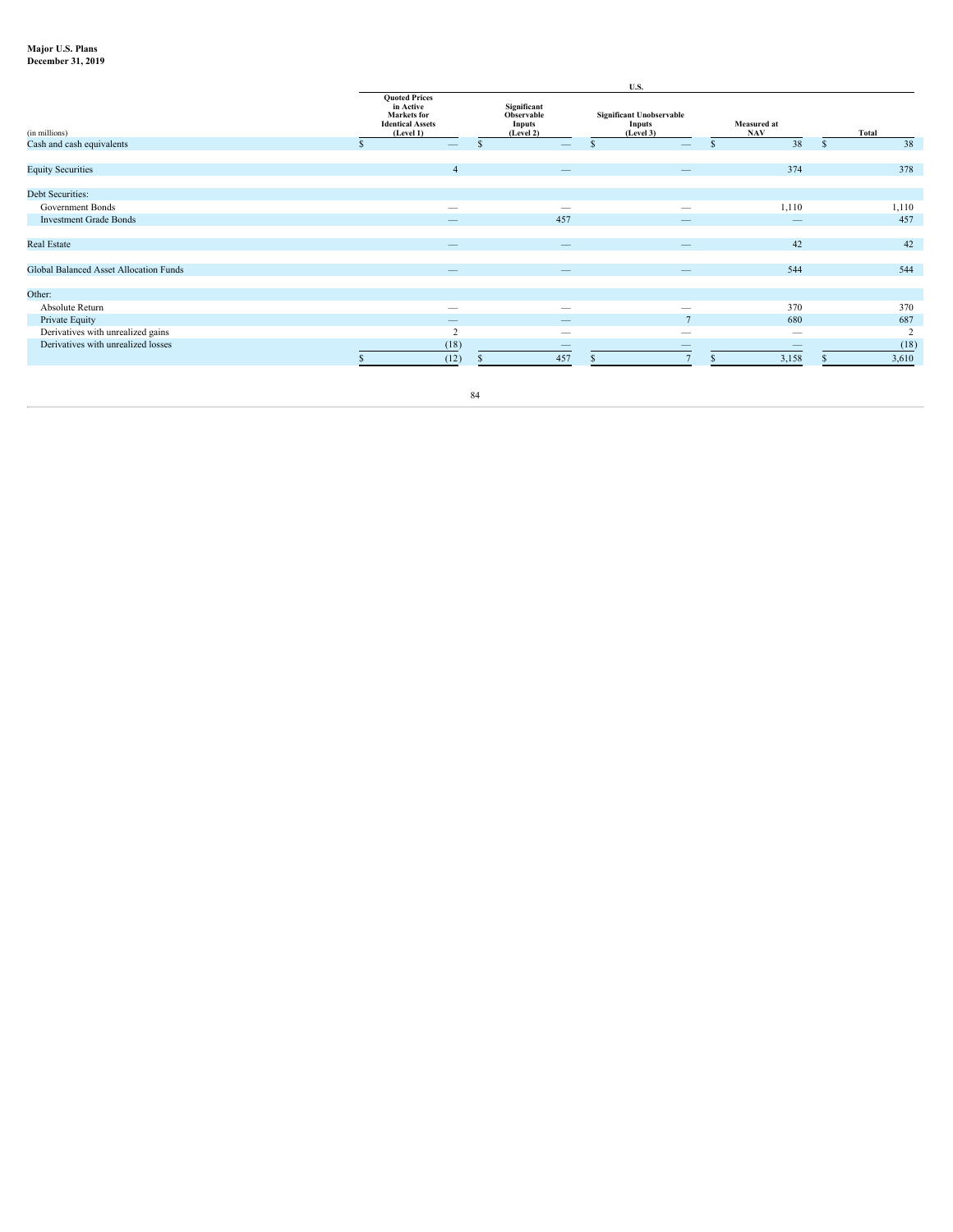**Major U.S. Plans**
**December 31, 2019**

| | U.S. | | | | |
|---|---|---|---|---|---|
| (in millions) | Quoted Prices in Active Markets for Identical Assets (Level 1) | Significant Observable Inputs (Level 2) | Significant Unobservable Inputs (Level 3) | Measured at NAV | Total |
| Cash and cash equivalents | $ — | $ — | $ — | $ 38 | $ 38 |
| Equity Securities | 4 | — | — | 374 | 378 |
| Debt Securities: | | | | | |
| Government Bonds | — | — | — | 1,110 | 1,110 |
| Investment Grade Bonds | — | 457 | — | — | 457 |
| Real Estate | — | — | — | 42 | 42 |
| Global Balanced Asset Allocation Funds | — | — | — | 544 | 544 |
| Other: | | | | | |
| Absolute Return | — | — | — | 370 | 370 |
| Private Equity | — | — | 7 | 680 | 687 |
| Derivatives with unrealized gains | 2 | — | — | — | 2 |
| Derivatives with unrealized losses | (18) | — | — | — | (18) |
| | $ (12) | $ 457 | $ 7 | $ 3,158 | $ 3,610 |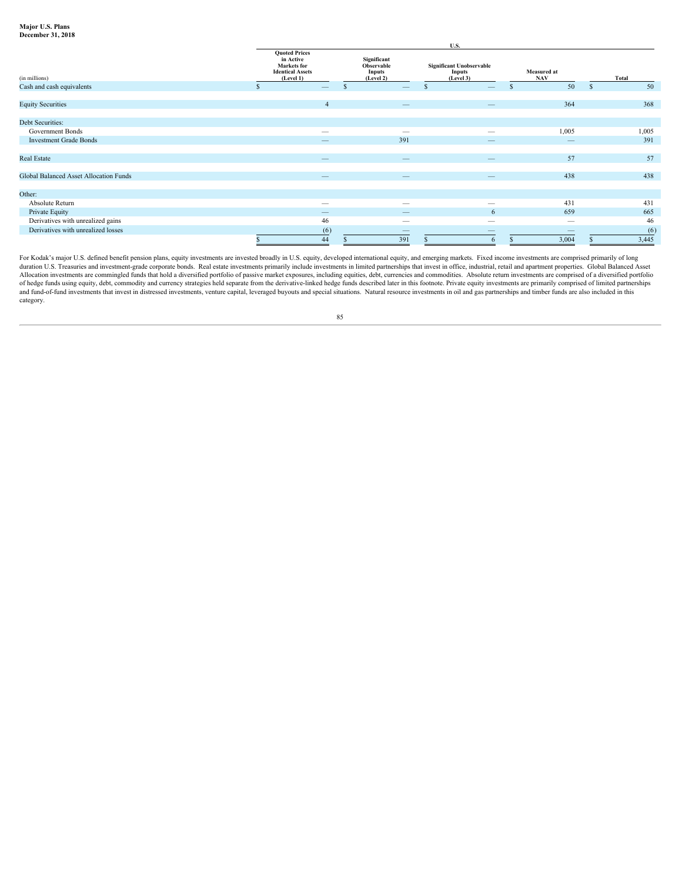**Major U.S. Plans**
**December 31, 2018**

| (in millions) | U.S. | | | | |
|---|---|---|---|---|---|
| | Quoted Prices in Active Markets for Identical Assets (Level 1) | Significant Observable Inputs (Level 2) | Significant Unobservable Inputs (Level 3) | Measured at NAV | Total |
| Cash and cash equivalents | $ — | $ — | $ — | $ 50 | $ 50 |
| Equity Securities | 4 | — | — | 364 | 368 |
| Debt Securities: | | | | | |
| Government Bonds | — | — | — | 1,005 | 1,005 |
| Investment Grade Bonds | — | 391 | — | — | 391 |
| Real Estate | — | — | — | 57 | 57 |
| Global Balanced Asset Allocation Funds | — | — | — | 438 | 438 |
| Other: | | | | | |
| Absolute Return | — | — | — | 431 | 431 |
| Private Equity | — | — | 6 | 659 | 665 |
| Derivatives with unrealized gains | 46 | — | — | — | 46 |
| Derivatives with unrealized losses | (6) | — | — | — | (6) |
| | $ 44 | $ 391 | $ 6 | $ 3,004 | $ 3,445 |

For Kodak's major U.S. defined benefit pension plans, equity investments are invested broadly in U.S. equity, developed international equity, and emerging markets. Fixed income investments are comprised primarily of long duration U.S. Treasuries and investment-grade corporate bonds. Real estate investments primarily include investments in limited partnerships that invest in office, industrial, retail and apartment properties. Global Balanced Asset Allocation investments are commingled funds that hold a diversified portfolio of passive market exposures, including equities, debt, currencies and commodities. Absolute return investments are comprised of a diversified portfolio of hedge funds using equity, debt, commodity and currency strategies held separate from the derivative-linked hedge funds described later in this footnote. Private equity investments are primarily comprised of limited partnerships and fund-of-fund investments that invest in distressed investments, venture capital, leveraged buyouts and special situations. Natural resource investments in oil and gas partnerships and timber funds are also included in this category.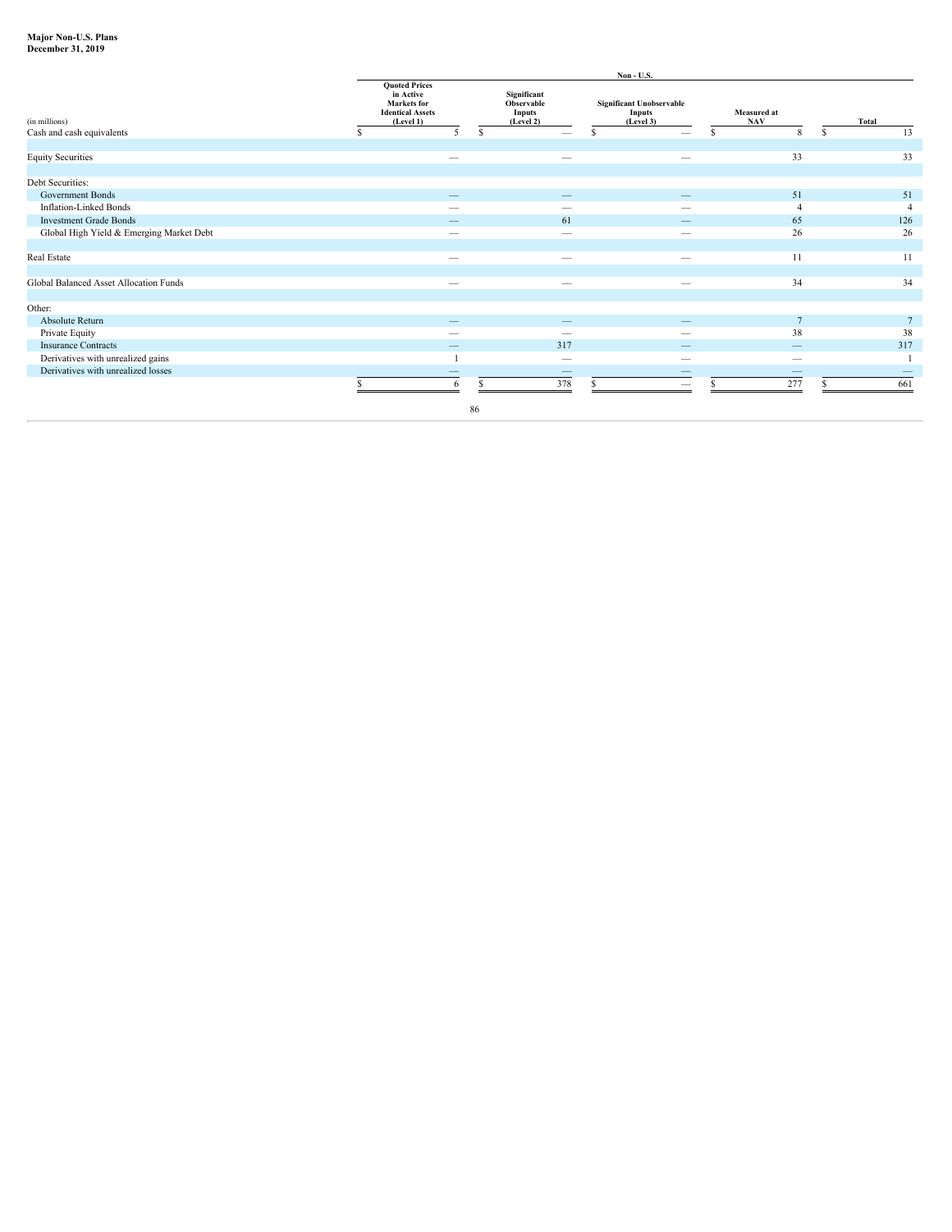**Major Non-U.S. Plans**
**December 31, 2019**

| | Non - U.S. | | | | |
|---|---|---|---|---|---|
| (in millions) | Quoted Prices in Active Markets for Identical Assets (Level 1) | Significant Observable Inputs (Level 2) | Significant Unobservable Inputs (Level 3) | Measured at NAV | Total |
| Cash and cash equivalents | $ 5 | $ — | $ — | $ 8 | $ 13 |
| | | | | | |
| Equity Securities | — | — | — | 33 | 33 |
| | | | | | |
| Debt Securities: | | | | | |
| Government Bonds | — | — | — | 51 | 51 |
| Inflation-Linked Bonds | — | — | — | 4 | 4 |
| Investment Grade Bonds | — | 61 | — | 65 | 126 |
| Global High Yield & Emerging Market Debt | — | — | — | 26 | 26 |
| | | | | | |
| Real Estate | — | — | — | 11 | 11 |
| | | | | | |
| Global Balanced Asset Allocation Funds | — | — | — | 34 | 34 |
| | | | | | |
| Other: | | | | | |
| Absolute Return | — | — | — | 7 | 7 |
| Private Equity | — | — | — | 38 | 38 |
| Insurance Contracts | — | 317 | — | — | 317 |
| Derivatives with unrealized gains | 1 | — | — | — | 1 |
| Derivatives with unrealized losses | — | — | — | — | — |
| | $ 6 | $ 378 | $ — | $ 277 | $ 661 |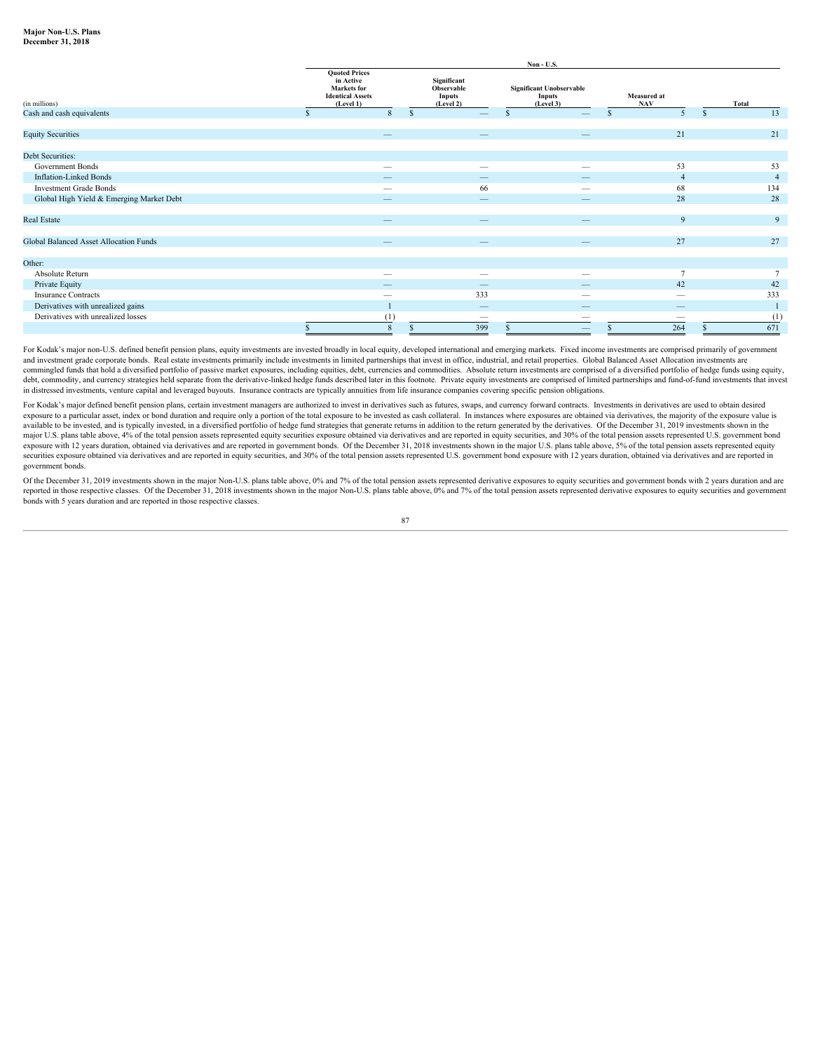**Major Non-U.S. Plans**
**December 31, 2018**

| (in millions) | Non - U.S. | | | | |
|---|---|---|---|---|---|
| | Quoted Prices in Active Markets for Identical Assets (Level 1) | Significant Observable Inputs (Level 2) | Significant Unobservable Inputs (Level 3) | Measured at NAV | Total |
| Cash and cash equivalents | $ 8 | $ — | $ — | $ 5 | $ 13 |
| Equity Securities | — | — | — | 21 | 21 |
| Debt Securities: | | | | | |
| Government Bonds | — | — | — | 53 | 53 |
| Inflation-Linked Bonds | — | — | — | 4 | 4 |
| Investment Grade Bonds | — | 66 | — | 68 | 134 |
| Global High Yield & Emerging Market Debt | — | — | — | 28 | 28 |
| Real Estate | — | — | — | 9 | 9 |
| Global Balanced Asset Allocation Funds | — | — | — | 27 | 27 |
| Other: | | | | | |
| Absolute Return | — | — | — | 7 | 7 |
| Private Equity | — | — | — | 42 | 42 |
| Insurance Contracts | — | 333 | — | — | 333 |
| Derivatives with unrealized gains | 1 | — | — | — | 1 |
| Derivatives with unrealized losses | (1) | — | — | — | (1) |
| | $ 8 | $ 399 | $ — | $ 264 | $ 671 |

For Kodak's major non-U.S. defined benefit pension plans, equity investments are invested broadly in local equity, developed international and emerging markets. Fixed income investments are comprised primarily of government and investment grade corporate bonds. Real estate investments primarily include investments in limited partnerships that invest in office, industrial, and retail properties. Global Balanced Asset Allocation investments are commingled funds that hold a diversified portfolio of passive market exposures, including equities, debt, currencies and commodities. Absolute return investments are comprised of a diversified portfolio of hedge funds using equity, debt, commodity, and currency strategies held separate from the derivative-linked hedge funds described later in this footnote. Private equity investments are comprised of limited partnerships and fund-of-fund investments that invest in distressed investments, venture capital and leveraged buyouts. Insurance contracts are typically annuities from life insurance companies covering specific pension obligations.

For Kodak's major defined benefit pension plans, certain investment managers are authorized to invest in derivatives such as futures, swaps, and currency forward contracts. Investments in derivatives are used to obtain desired exposure to a particular asset, index or bond duration and require only a portion of the total exposure to be invested as cash collateral. In instances where exposures are obtained via derivatives, the majority of the exposure value is available to be invested, and is typically invested, in a diversified portfolio of hedge fund strategies that generate returns in addition to the return generated by the derivatives. Of the December 31, 2019 investments shown in the major U.S. plans table above, 4% of the total pension assets represented equity securities exposure obtained via derivatives and are reported in equity securities, and 30% of the total pension assets represented U.S. government bond exposure with 12 years duration, obtained via derivatives and are reported in government bonds. Of the December 31, 2018 investments shown in the major U.S. plans table above, 5% of the total pension assets represented equity securities exposure obtained via derivatives and are reported in equity securities, and 30% of the total pension assets represented U.S. government bond exposure with 12 years duration, obtained via derivatives and are reported in government bonds.

Of the December 31, 2019 investments shown in the major Non-U.S. plans table above, 0% and 7% of the total pension assets represented derivative exposures to equity securities and government bonds with 2 years duration and are reported in those respective classes. Of the December 31, 2018 investments shown in the major Non-U.S. plans table above, 0% and 7% of the total pension assets represented derivative exposures to equity securities and government bonds with 5 years duration and are reported in those respective classes.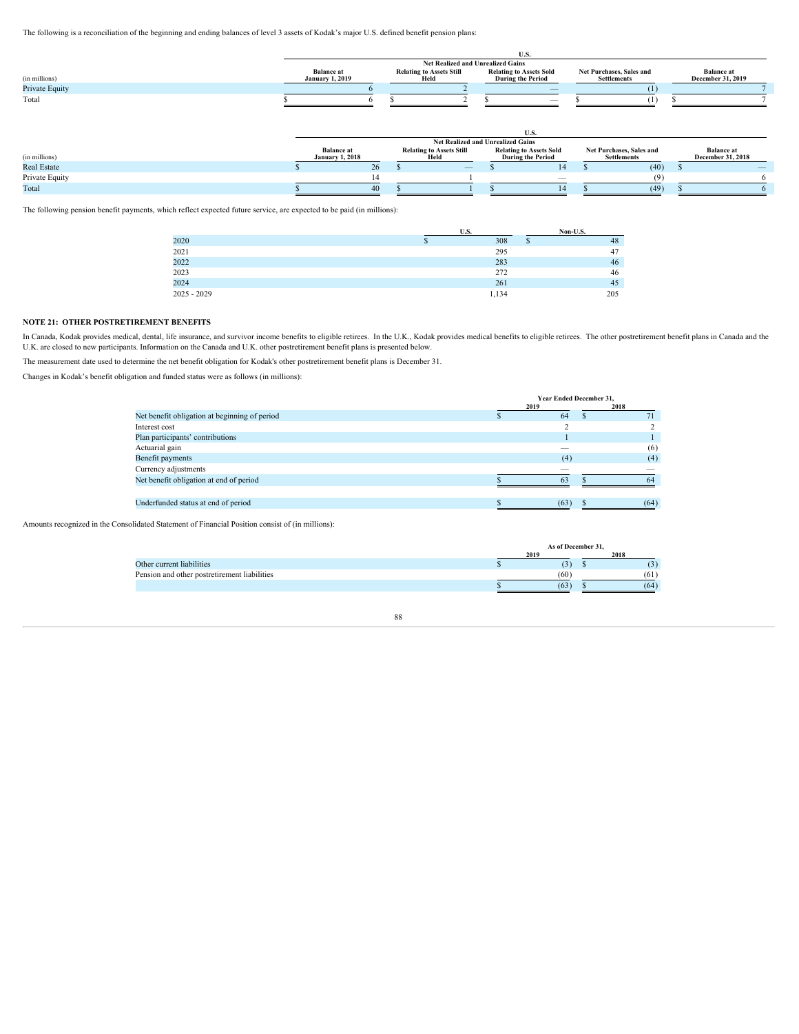The following is a reconciliation of the beginning and ending balances of level 3 assets of Kodak's major U.S. defined benefit pension plans:

| | U.S. | | | | |
|---|---|---|---|---|---|
| | | Net Realized and Unrealized Gains | | | |
| (in millions) | Balance at January 1, 2019 | Relating to Assets Still Held | Relating to Assets Sold During the Period | Net Purchases, Sales and Settlements | Balance at December 31, 2019 |
| Private Equity | 6 | 2 | — | (1) | 7 |
| Total | $ 6 | $ 2 | $ — | $ (1) | $ 7 |

| | U.S. | | | | |
|---|---|---|---|---|---|
| | | Net Realized and Unrealized Gains | | | |
| (in millions) | Balance at January 1, 2018 | Relating to Assets Still Held | Relating to Assets Sold During the Period | Net Purchases, Sales and Settlements | Balance at December 31, 2018 |
| Real Estate | $ 26 | $ — | $ 14 | $ (40) | $ — |
| Private Equity | 14 | 1 | — | (9) | 6 |
| Total | $ 40 | $ 1 | $ 14 | $ (49) | $ 6 |

The following pension benefit payments, which reflect expected future service, are expected to be paid (in millions):

| | U.S. | Non-U.S. |
|---|---|---|
| 2020 | $ 308 | $ 48 |
| 2021 | 295 | 47 |
| 2022 | 283 | 46 |
| 2023 | 272 | 46 |
| 2024 | 261 | 45 |
| 2025 - 2029 | 1,134 | 205 |

## NOTE 21: OTHER POSTRETIREMENT BENEFITS

In Canada, Kodak provides medical, dental, life insurance, and survivor income benefits to eligible retirees. In the U.K., Kodak provides medical benefits to eligible retirees. The other postretirement benefit plans in Canada and the U.K. are closed to new participants. Information on the Canada and U.K. other postretirement benefit plans is presented below.

The measurement date used to determine the net benefit obligation for Kodak's other postretirement benefit plans is December 31.

Changes in Kodak's benefit obligation and funded status were as follows (in millions):

| | Year Ended December 31, | |
|---|---|---|
| | 2019 | 2018 |
| Net benefit obligation at beginning of period | $ 64 | $ 71 |
| Interest cost | 2 | 2 |
| Plan participants' contributions | 1 | 1 |
| Actuarial gain | — | (6) |
| Benefit payments | (4) | (4) |
| Currency adjustments | — | — |
| Net benefit obligation at end of period | $ 63 | $ 64 |
| | | |
| Underfunded status at end of period | $ (63) | $ (64) |

Amounts recognized in the Consolidated Statement of Financial Position consist of (in millions):

| | As of December 31, | |
|---|---|---|
| | 2019 | 2018 |
| Other current liabilities | $ (3) | $ (3) |
| Pension and other postretirement liabilities | (60) | (61) |
| | $ (63) | $ (64) |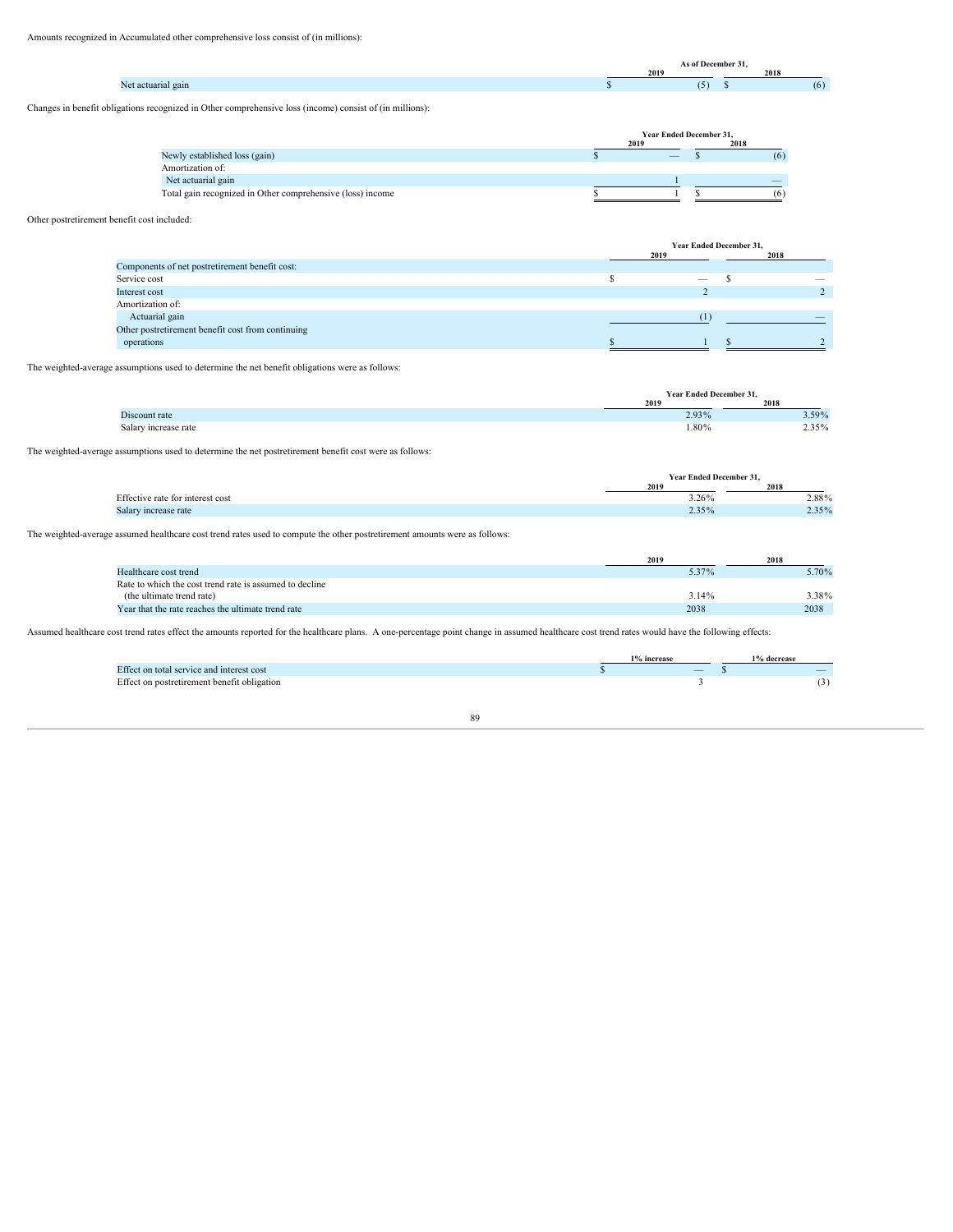Amounts recognized in Accumulated other comprehensive loss consist of (in millions):

| | As of December 31, 2019 | As of December 31, 2018 |
|---|---|---|
| Net actuarial gain | $ (5) | $ (6) |

Changes in benefit obligations recognized in Other comprehensive loss (income) consist of (in millions):

| | Year Ended December 31, 2019 | Year Ended December 31, 2018 |
|---|---|---|
| Newly established loss (gain) | $ — | $ (6) |
| Amortization of: | | |
| Net actuarial gain | 1 | — |
| Total gain recognized in Other comprehensive (loss) income | $ 1 | $ (6) |

Other postretirement benefit cost included:

| | Year Ended December 31, 2019 | Year Ended December 31, 2018 |
|---|---|---|
| Components of net postretirement benefit cost: | | |
| Service cost | $ — | $ — |
| Interest cost | 2 | 2 |
| Amortization of: | | |
| Actuarial gain | (1) | — |
| Other postretirement benefit cost from continuing operations | $ 1 | $ 2 |

The weighted-average assumptions used to determine the net benefit obligations were as follows:

| | Year Ended December 31, 2019 | Year Ended December 31, 2018 |
|---|---|---|
| Discount rate | 2.93% | 3.59% |
| Salary increase rate | 1.80% | 2.35% |

The weighted-average assumptions used to determine the net postretirement benefit cost were as follows:

| | Year Ended December 31, 2019 | Year Ended December 31, 2018 |
|---|---|---|
| Effective rate for interest cost | 3.26% | 2.88% |
| Salary increase rate | 2.35% | 2.35% |

The weighted-average assumed healthcare cost trend rates used to compute the other postretirement amounts were as follows:

| | 2019 | 2018 |
|---|---|---|
| Healthcare cost trend | 5.37% | 5.70% |
| Rate to which the cost trend rate is assumed to decline (the ultimate trend rate) | 3.14% | 3.38% |
| Year that the rate reaches the ultimate trend rate | 2038 | 2038 |

Assumed healthcare cost trend rates effect the amounts reported for the healthcare plans. A one-percentage point change in assumed healthcare cost trend rates would have the following effects:

| | 1% increase | 1% decrease |
|---|---|---|
| Effect on total service and interest cost | $ — | $ — |
| Effect on postretirement benefit obligation | 3 | (3) |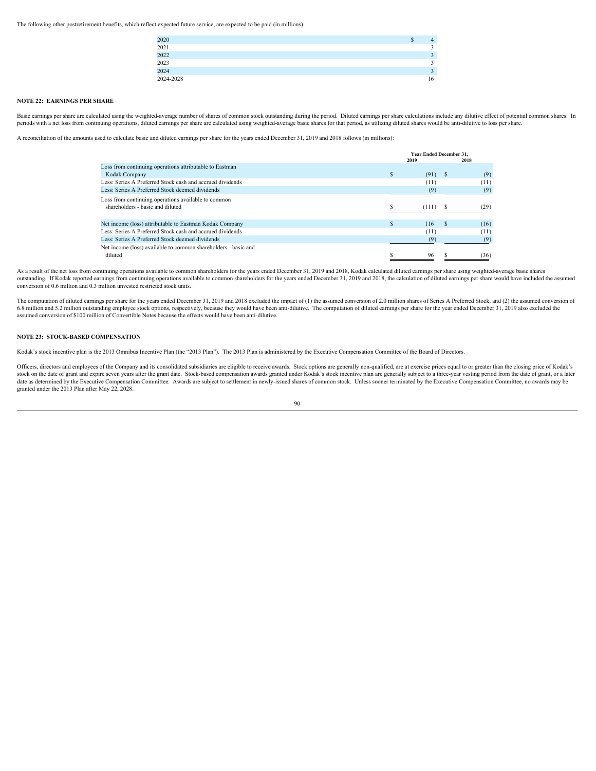The following other postretirement benefits, which reflect expected future service, are expected to be paid (in millions):

| | |
|---|---|
| 2020 | $ 4 |
| 2021 | 3 |
| 2022 | 3 |
| 2023 | 3 |
| 2024 | 3 |
| 2024-2028 | 16 |

**NOTE 22: EARNINGS PER SHARE**

Basic earnings per share are calculated using the weighted-average number of shares of common stock outstanding during the period. Diluted earnings per share calculations include any dilutive effect of potential common shares. In periods with a net loss from continuing operations, diluted earnings per share are calculated using weighted-average basic shares for that period, as utilizing diluted shares would be anti-dilutive to loss per share.

A reconciliation of the amounts used to calculate basic and diluted earnings per share for the years ended December 31, 2019 and 2018 follows (in millions):

| | Year Ended December 31, 2019 | 2018 |
|---|---|---|
| Loss from continuing operations attributable to Eastman Kodak Company | $ (91) | $ (9) |
| Less: Series A Preferred Stock cash and accrued dividends | (11) | (11) |
| Less: Series A Preferred Stock deemed dividends | (9) | (9) |
| Loss from continuing operations available to common shareholders - basic and diluted | $ (111) | $ (29) |
| Net income (loss) attributable to Eastman Kodak Company | $ 116 | $ (16) |
| Less: Series A Preferred Stock cash and accrued dividends | (11) | (11) |
| Less: Series A Preferred Stock deemed dividends | (9) | (9) |
| Net income (loss) available to common shareholders - basic and diluted | $ 96 | $ (36) |

As a result of the net loss from continuing operations available to common shareholders for the years ended December 31, 2019 and 2018, Kodak calculated diluted earnings per share using weighted-average basic shares outstanding. If Kodak reported earnings from continuing operations available to common shareholders for the years ended December 31, 2019 and 2018, the calculation of diluted earnings per share would have included the assumed conversion of 0.6 million and 0.3 million unvested restricted stock units.

The computation of diluted earnings per share for the years ended December 31, 2019 and 2018 excluded the impact of (1) the assumed conversion of 2.0 million shares of Series A Preferred Stock, and (2) the assumed conversion of 6.8 million and 5.2 million outstanding employee stock options, respectively, because they would have been anti-dilutive. The computation of diluted earnings per share for the year ended December 31, 2019 also excluded the assumed conversion of $100 million of Convertible Notes because the effects would have been anti-dilutive.

**NOTE 23: STOCK-BASED COMPENSATION**

Kodak's stock incentive plan is the 2013 Omnibus Incentive Plan (the "2013 Plan"). The 2013 Plan is administered by the Executive Compensation Committee of the Board of Directors.

Officers, directors and employees of the Company and its consolidated subsidiaries are eligible to receive awards. Stock options are generally non-qualified, are at exercise prices equal to or greater than the closing price of Kodak's stock on the date of grant and expire seven years after the grant date. Stock-based compensation awards granted under Kodak's stock incentive plan are generally subject to a three-year vesting period from the date of grant, or a later date as determined by the Executive Compensation Committee. Awards are subject to settlement in newly-issued shares of common stock. Unless sooner terminated by the Executive Compensation Committee, no awards may be granted under the 2013 Plan after May 22, 2028.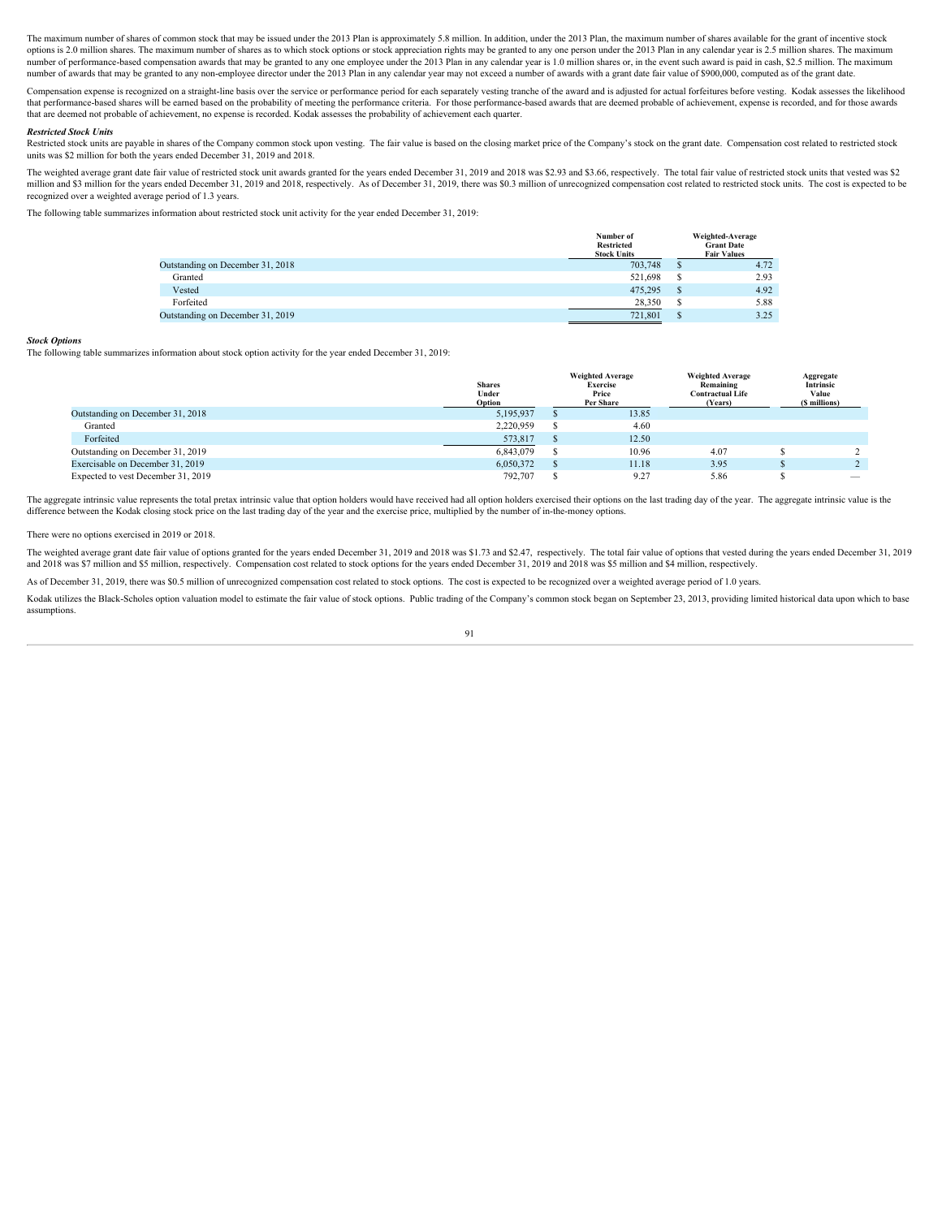The maximum number of shares of common stock that may be issued under the 2013 Plan is approximately 5.8 million. In addition, under the 2013 Plan, the maximum number of shares available for the grant of incentive stock options is 2.0 million shares. The maximum number of shares as to which stock options or stock appreciation rights may be granted to any one person under the 2013 Plan in any calendar year is 2.5 million shares. The maximum number of performance-based compensation awards that may be granted to any one employee under the 2013 Plan in any calendar year is 1.0 million shares or, in the event such award is paid in cash, $2.5 million. The maximum number of awards that may be granted to any non-employee director under the 2013 Plan in any calendar year may not exceed a number of awards with a grant date fair value of $900,000, computed as of the grant date.

Compensation expense is recognized on a straight-line basis over the service or performance period for each separately vesting tranche of the award and is adjusted for actual forfeitures before vesting. Kodak assesses the likelihood that performance-based shares will be earned based on the probability of meeting the performance criteria. For those performance-based awards that are deemed probable of achievement, expense is recorded, and for those awards that are deemed not probable of achievement, no expense is recorded. Kodak assesses the probability of achievement each quarter.

***Restricted Stock Units***

Restricted stock units are payable in shares of the Company common stock upon vesting. The fair value is based on the closing market price of the Company's stock on the grant date. Compensation cost related to restricted stock units was $2 million for both the years ended December 31, 2019 and 2018.

The weighted average grant date fair value of restricted stock unit awards granted for the years ended December 31, 2019 and 2018 was $2.93 and $3.66, respectively. The total fair value of restricted stock units that vested was $2 million and $3 million for the years ended December 31, 2019 and 2018, respectively. As of December 31, 2019, there was $0.3 million of unrecognized compensation cost related to restricted stock units. The cost is expected to be recognized over a weighted average period of 1.3 years.

The following table summarizes information about restricted stock unit activity for the year ended December 31, 2019:

| | Number of Restricted Stock Units | Weighted-Average Grant Date Fair Values |
|---|---|---|
| Outstanding on December 31, 2018 | 703,748 | $ 4.72 |
| Granted | 521,698 | $ 2.93 |
| Vested | 475,295 | $ 4.92 |
| Forfeited | 28,350 | $ 5.88 |
| Outstanding on December 31, 2019 | 721,801 | $ 3.25 |

***Stock Options***

The following table summarizes information about stock option activity for the year ended December 31, 2019:

| | Shares Under Option | Weighted Average Exercise Price Per Share | Weighted Average Remaining Contractual Life (Years) | Aggregate Intrinsic Value ($ millions) |
|---|---|---|---|---|
| Outstanding on December 31, 2018 | 5,195,937 | $ 13.85 | | |
| Granted | 2,220,959 | $ 4.60 | | |
| Forfeited | 573,817 | $ 12.50 | | |
| Outstanding on December 31, 2019 | 6,843,079 | $ 10.96 | 4.07 | $ 2 |
| Exercisable on December 31, 2019 | 6,050,372 | $ 11.18 | 3.95 | $ 2 |
| Expected to vest December 31, 2019 | 792,707 | $ 9.27 | 5.86 | $ — |

The aggregate intrinsic value represents the total pretax intrinsic value that option holders would have received had all option holders exercised their options on the last trading day of the year. The aggregate intrinsic value is the difference between the Kodak closing stock price on the last trading day of the year and the exercise price, multiplied by the number of in-the-money options.

There were no options exercised in 2019 or 2018.

The weighted average grant date fair value of options granted for the years ended December 31, 2019 and 2018 was $1.73 and $2.47, respectively. The total fair value of options that vested during the years ended December 31, 2019 and 2018 was $7 million and $5 million, respectively. Compensation cost related to stock options for the years ended December 31, 2019 and 2018 was $5 million and $4 million, respectively.

As of December 31, 2019, there was $0.5 million of unrecognized compensation cost related to stock options. The cost is expected to be recognized over a weighted average period of 1.0 years.

Kodak utilizes the Black-Scholes option valuation model to estimate the fair value of stock options. Public trading of the Company's common stock began on September 23, 2013, providing limited historical data upon which to base assumptions.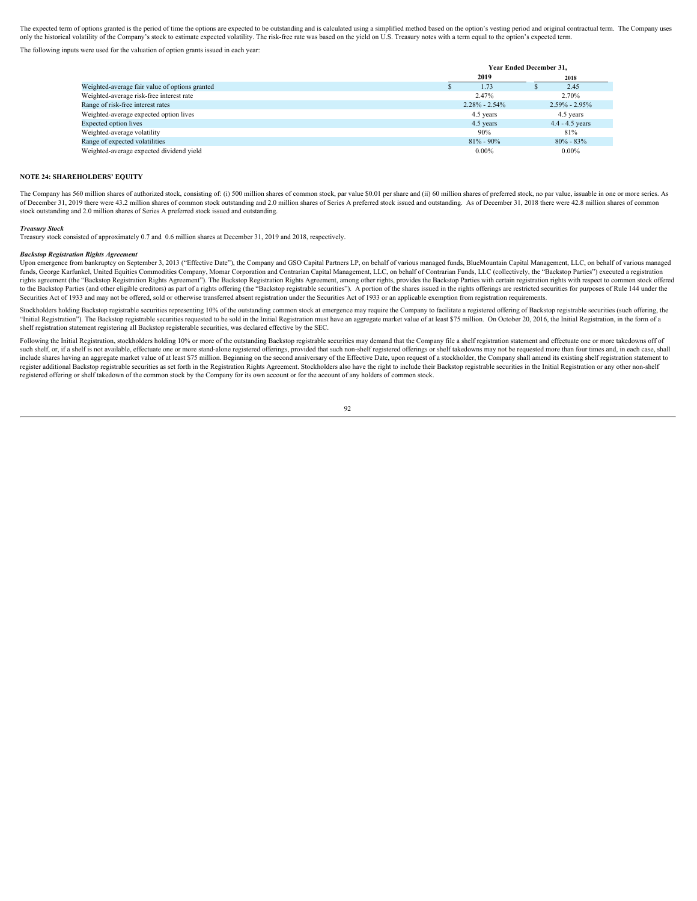The expected term of options granted is the period of time the options are expected to be outstanding and is calculated using a simplified method based on the option's vesting period and original contractual term. The Company uses only the historical volatility of the Company's stock to estimate expected volatility. The risk-free rate was based on the yield on U.S. Treasury notes with a term equal to the option's expected term.

The following inputs were used for the valuation of option grants issued in each year:

| | Year Ended December 31, | |
|---|---|---|
| | 2019 | 2018 |
| Weighted-average fair value of options granted | $ 1.73 | $ 2.45 |
| Weighted-average risk-free interest rate | 2.47% | 2.70% |
| Range of risk-free interest rates | 2.28% - 2.54% | 2.59% - 2.95% |
| Weighted-average expected option lives | 4.5 years | 4.5 years |
| Expected option lives | 4.5 years | 4.4 - 4.5 years |
| Weighted-average volatility | 90% | 81% |
| Range of expected volatilities | 81% - 90% | 80% - 83% |
| Weighted-average expected dividend yield | 0.00% | 0.00% |

**NOTE 24: SHAREHOLDERS' EQUITY**

The Company has 560 million shares of authorized stock, consisting of: (i) 500 million shares of common stock, par value $0.01 per share and (ii) 60 million shares of preferred stock, no par value, issuable in one or more series. As of December 31, 2019 there were 43.2 million shares of common stock outstanding and 2.0 million shares of Series A preferred stock issued and outstanding. As of December 31, 2018 there were 42.8 million shares of common stock outstanding and 2.0 million shares of Series A preferred stock issued and outstanding.

***Treasury Stock***

Treasury stock consisted of approximately 0.7 and 0.6 million shares at December 31, 2019 and 2018, respectively.

***Backstop Registration Rights Agreement***

Upon emergence from bankruptcy on September 3, 2013 ("Effective Date"), the Company and GSO Capital Partners LP, on behalf of various managed funds, BlueMountain Capital Management, LLC, on behalf of various managed funds, George Karfunkel, United Equities Commodities Company, Momar Corporation and Contrarian Capital Management, LLC, on behalf of Contrarian Funds, LLC (collectively, the "Backstop Parties") executed a registration rights agreement (the "Backstop Registration Rights Agreement"). The Backstop Registration Rights Agreement, among other rights, provides the Backstop Parties with certain registration rights with respect to common stock offered to the Backstop Parties (and other eligible creditors) as part of a rights offering (the "Backstop registrable securities"). A portion of the shares issued in the rights offerings are restricted securities for purposes of Rule 144 under the Securities Act of 1933 and may not be offered, sold or otherwise transferred absent registration under the Securities Act of 1933 or an applicable exemption from registration requirements.

Stockholders holding Backstop registrable securities representing 10% of the outstanding common stock at emergence may require the Company to facilitate a registered offering of Backstop registrable securities (such offering, the "Initial Registration"). The Backstop registrable securities requested to be sold in the Initial Registration must have an aggregate market value of at least $75 million. On October 20, 2016, the Initial Registration, in the form of a shelf registration statement registering all Backstop registerable securities, was declared effective by the SEC.

Following the Initial Registration, stockholders holding 10% or more of the outstanding Backstop registrable securities may demand that the Company file a shelf registration statement and effectuate one or more takedowns off of such shelf, or, if a shelf is not available, effectuate one or more stand-alone registered offerings, provided that such non-shelf registered offerings or shelf takedowns may not be requested more than four times and, in each case, shall include shares having an aggregate market value of at least $75 million. Beginning on the second anniversary of the Effective Date, upon request of a stockholder, the Company shall amend its existing shelf registration statement to register additional Backstop registrable securities as set forth in the Registration Rights Agreement. Stockholders also have the right to include their Backstop registrable securities in the Initial Registration or any other non-shelf registered offering or shelf takedown of the common stock by the Company for its own account or for the account of any holders of common stock.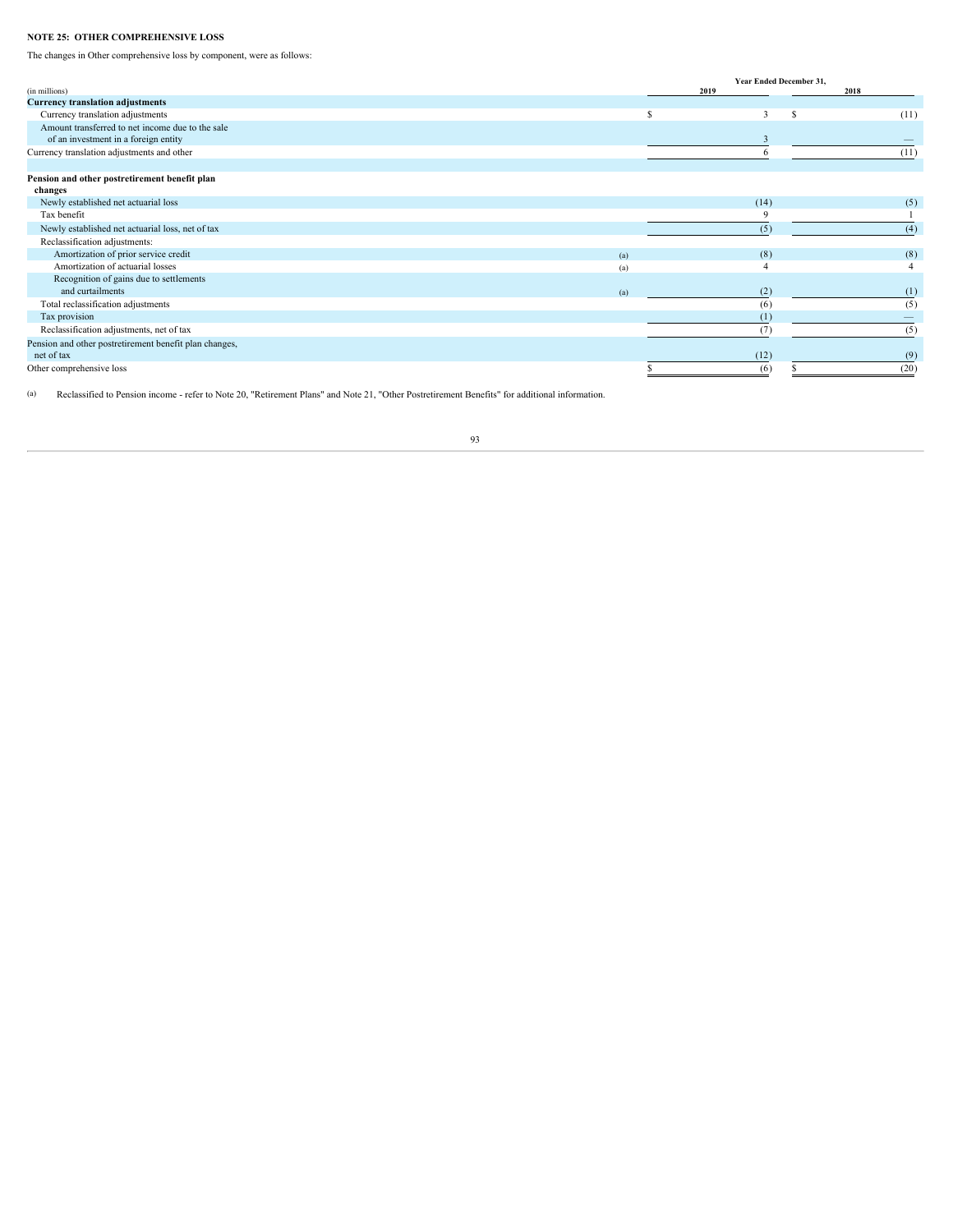**NOTE 25: OTHER COMPREHENSIVE LOSS**

The changes in Other comprehensive loss by component, were as follows:

| (in millions) | | Year Ended December 31, 2019 | 2018 |
|---|---|---|---|
| **Currency translation adjustments** | | | |
| Currency translation adjustments | | $ 3 | $ (11) |
| Amount transferred to net income due to the sale of an investment in a foreign entity | | 3 | — |
| Currency translation adjustments and other | | 6 | (11) |
| | | | |
| **Pension and other postretirement benefit plan changes** | | | |
| Newly established net actuarial loss | | (14) | (5) |
| Tax benefit | | 9 | 1 |
| Newly established net actuarial loss, net of tax | | (5) | (4) |
| Reclassification adjustments: | | | |
| Amortization of prior service credit | (a) | (8) | (8) |
| Amortization of actuarial losses | (a) | 4 | 4 |
| Recognition of gains due to settlements and curtailments | (a) | (2) | (1) |
| Total reclassification adjustments | | (6) | (5) |
| Tax provision | | (1) | — |
| Reclassification adjustments, net of tax | | (7) | (5) |
| Pension and other postretirement benefit plan changes, net of tax | | (12) | (9) |
| Other comprehensive loss | | $ (6) | $ (20) |

(a) Reclassified to Pension income - refer to Note 20, "Retirement Plans" and Note 21, "Other Postretirement Benefits" for additional information.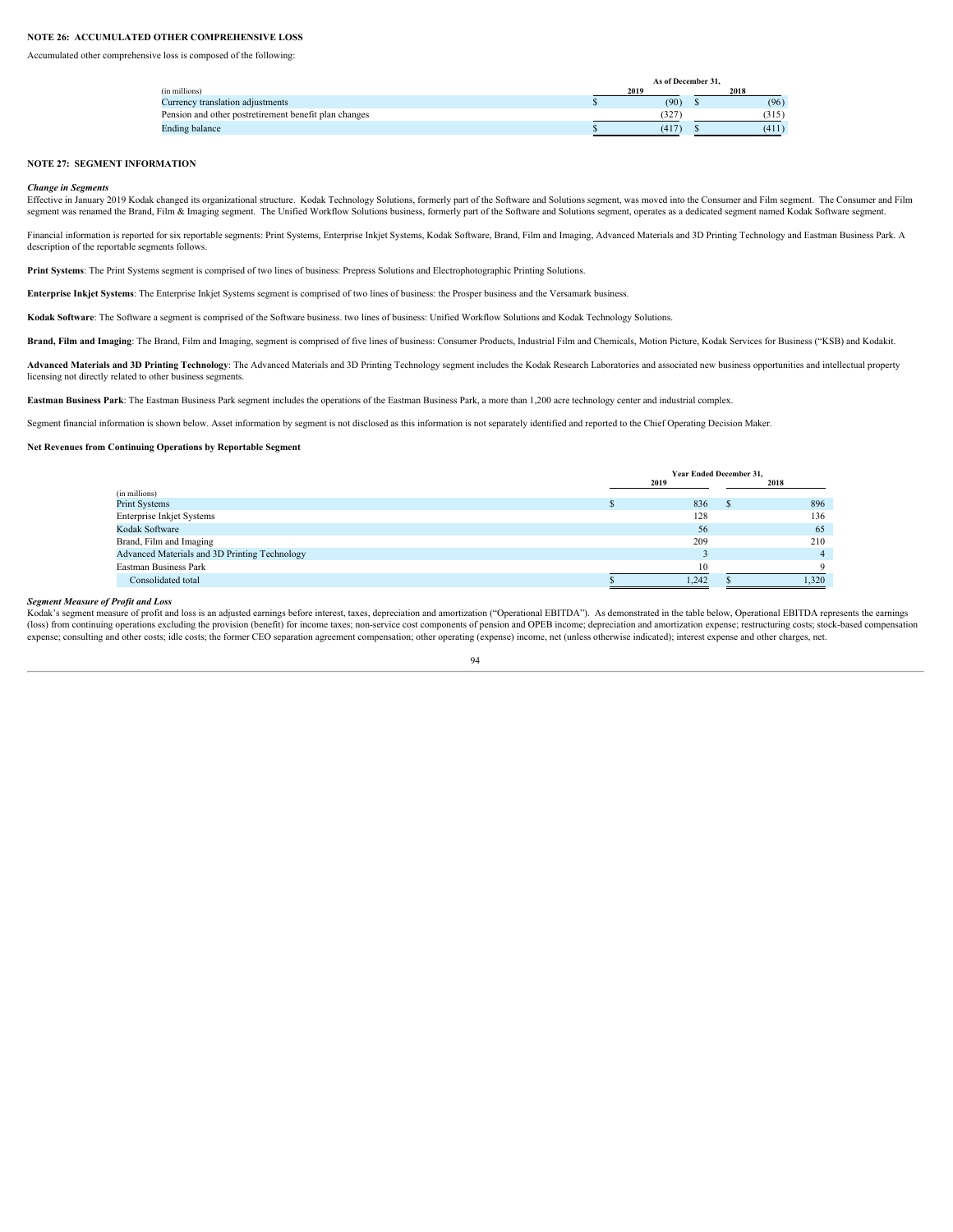### NOTE 26: ACCUMULATED OTHER COMPREHENSIVE LOSS

Accumulated other comprehensive loss is composed of the following:

| (in millions) | As of December 31, 2019 | 2018 |
|---|---|---|
| Currency translation adjustments | $ (90) | $ (96) |
| Pension and other postretirement benefit plan changes | (327) | (315) |
| Ending balance | $ (417) | $ (411) |

### NOTE 27: SEGMENT INFORMATION

***Change in Segments***

Effective in January 2019 Kodak changed its organizational structure. Kodak Technology Solutions, formerly part of the Software and Solutions segment, was moved into the Consumer and Film segment. The Consumer and Film segment was renamed the Brand, Film & Imaging segment. The Unified Workflow Solutions business, formerly part of the Software and Solutions segment, operates as a dedicated segment named Kodak Software segment.

Financial information is reported for six reportable segments: Print Systems, Enterprise Inkjet Systems, Kodak Software, Brand, Film and Imaging, Advanced Materials and 3D Printing Technology and Eastman Business Park. A description of the reportable segments follows.

**Print Systems**: The Print Systems segment is comprised of two lines of business: Prepress Solutions and Electrophotographic Printing Solutions.

**Enterprise Inkjet Systems**: The Enterprise Inkjet Systems segment is comprised of two lines of business: the Prosper business and the Versamark business.

**Kodak Software**: The Software a segment is comprised of the Software business. two lines of business: Unified Workflow Solutions and Kodak Technology Solutions.

**Brand, Film and Imaging**: The Brand, Film and Imaging, segment is comprised of five lines of business: Consumer Products, Industrial Film and Chemicals, Motion Picture, Kodak Services for Business ("KSB) and Kodakit.

**Advanced Materials and 3D Printing Technology**: The Advanced Materials and 3D Printing Technology segment includes the Kodak Research Laboratories and associated new business opportunities and intellectual property licensing not directly related to other business segments.

**Eastman Business Park**: The Eastman Business Park segment includes the operations of the Eastman Business Park, a more than 1,200 acre technology center and industrial complex.

Segment financial information is shown below. Asset information by segment is not disclosed as this information is not separately identified and reported to the Chief Operating Decision Maker.

**Net Revenues from Continuing Operations by Reportable Segment**

| (in millions) | Year Ended December 31, 2019 | 2018 |
|---|---|---|
| Print Systems | $ 836 | $ 896 |
| Enterprise Inkjet Systems | 128 | 136 |
| Kodak Software | 56 | 65 |
| Brand, Film and Imaging | 209 | 210 |
| Advanced Materials and 3D Printing Technology | 3 | 4 |
| Eastman Business Park | 10 | 9 |
| Consolidated total | $ 1,242 | $ 1,320 |

***Segment Measure of Profit and Loss***

Kodak's segment measure of profit and loss is an adjusted earnings before interest, taxes, depreciation and amortization ("Operational EBITDA"). As demonstrated in the table below, Operational EBITDA represents the earnings (loss) from continuing operations excluding the provision (benefit) for income taxes; non-service cost components of pension and OPEB income; depreciation and amortization expense; restructuring costs; stock-based compensation expense; consulting and other costs; idle costs; the former CEO separation agreement compensation; other operating (expense) income, net (unless otherwise indicated); interest expense and other charges, net.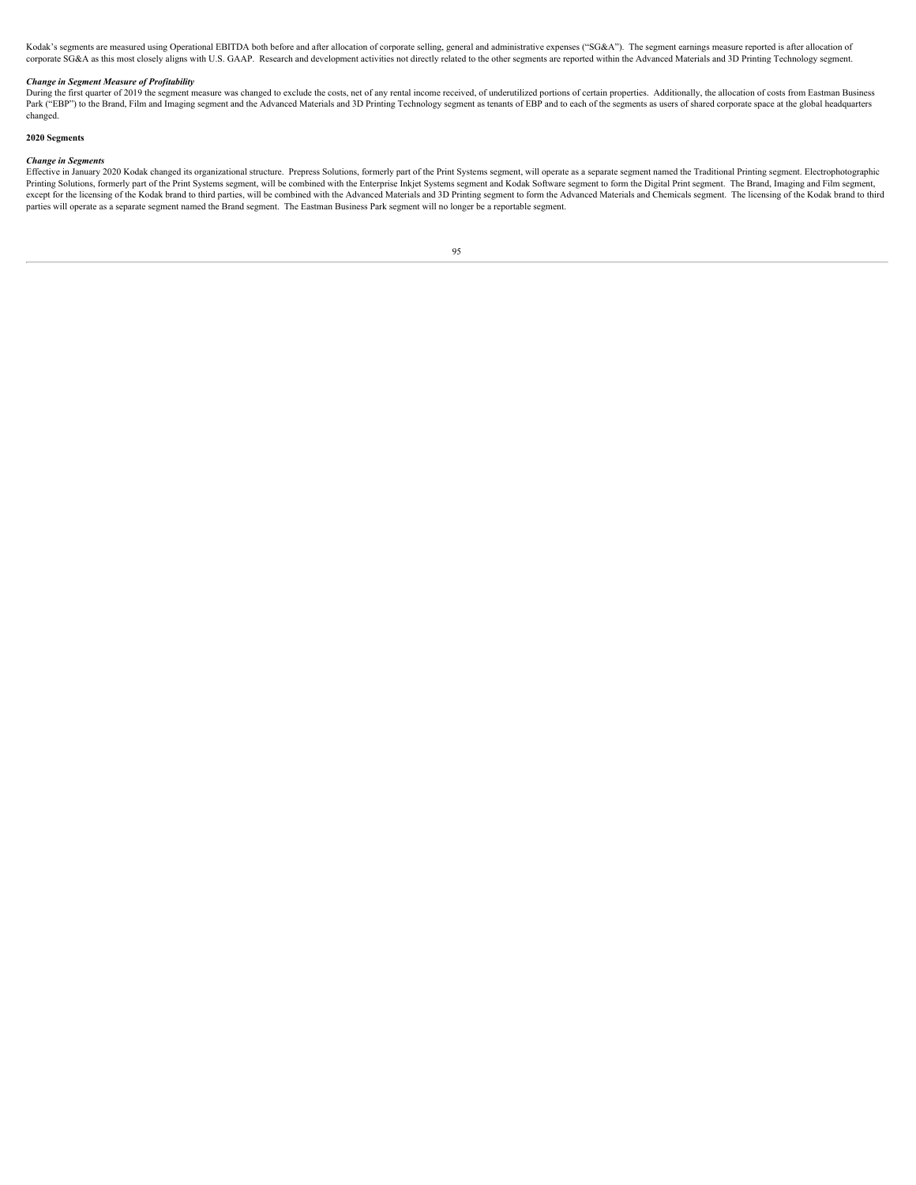Kodak’s segments are measured using Operational EBITDA both before and after allocation of corporate selling, general and administrative expenses (“SG&A”). The segment earnings measure reported is after allocation of corporate SG&A as this most closely aligns with U.S. GAAP. Research and development activities not directly related to the other segments are reported within the Advanced Materials and 3D Printing Technology segment.

***Change in Segment Measure of Profitability***

During the first quarter of 2019 the segment measure was changed to exclude the costs, net of any rental income received, of underutilized portions of certain properties. Additionally, the allocation of costs from Eastman Business Park (“EBP”) to the Brand, Film and Imaging segment and the Advanced Materials and 3D Printing Technology segment as tenants of EBP and to each of the segments as users of shared corporate space at the global headquarters changed.

**2020 Segments**

***Change in Segments***

Effective in January 2020 Kodak changed its organizational structure. Prepress Solutions, formerly part of the Print Systems segment, will operate as a separate segment named the Traditional Printing segment. Electrophotographic Printing Solutions, formerly part of the Print Systems segment, will be combined with the Enterprise Inkjet Systems segment and Kodak Software segment to form the Digital Print segment. The Brand, Imaging and Film segment, except for the licensing of the Kodak brand to third parties, will be combined with the Advanced Materials and 3D Printing segment to form the Advanced Materials and Chemicals segment. The licensing of the Kodak brand to third parties will operate as a separate segment named the Brand segment. The Eastman Business Park segment will no longer be a reportable segment.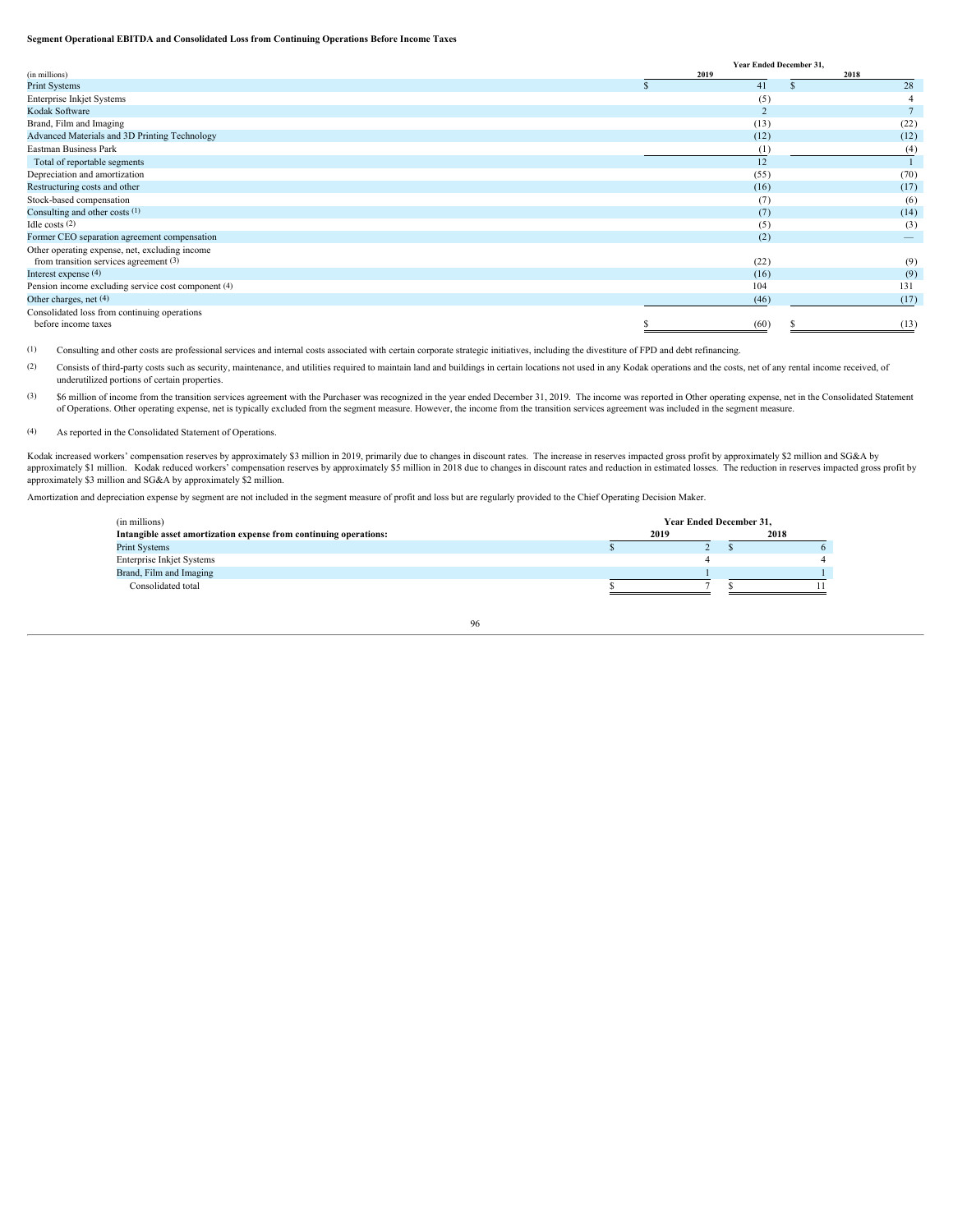**Segment Operational EBITDA and Consolidated Loss from Continuing Operations Before Income Taxes**

| (in millions) | Year Ended December 31, 2019 | 2018 |
|---|---|---|
| Print Systems | $ 41 | $ 28 |
| Enterprise Inkjet Systems | (5) | 4 |
| Kodak Software | 2 | 7 |
| Brand, Film and Imaging | (13) | (22) |
| Advanced Materials and 3D Printing Technology | (12) | (12) |
| Eastman Business Park | (1) | (4) |
| Total of reportable segments | 12 | 1 |
| Depreciation and amortization | (55) | (70) |
| Restructuring costs and other | (16) | (17) |
| Stock-based compensation | (7) | (6) |
| Consulting and other costs (1) | (7) | (14) |
| Idle costs (2) | (5) | (3) |
| Former CEO separation agreement compensation | (2) | — |
| Other operating expense, net, excluding income from transition services agreement (3) | (22) | (9) |
| Interest expense (4) | (16) | (9) |
| Pension income excluding service cost component (4) | 104 | 131 |
| Other charges, net (4) | (46) | (17) |
| Consolidated loss from continuing operations before income taxes | $ (60) | $ (13) |

(1) Consulting and other costs are professional services and internal costs associated with certain corporate strategic initiatives, including the divestiture of FPD and debt refinancing.

(2) Consists of third-party costs such as security, maintenance, and utilities required to maintain land and buildings in certain locations not used in any Kodak operations and the costs, net of any rental income received, of underutilized portions of certain properties.

(3) $6 million of income from the transition services agreement with the Purchaser was recognized in the year ended December 31, 2019. The income was reported in Other operating expense, net in the Consolidated Statement of Operations. Other operating expense, net is typically excluded from the segment measure. However, the income from the transition services agreement was included in the segment measure.

(4) As reported in the Consolidated Statement of Operations.

Kodak increased workers' compensation reserves by approximately $3 million in 2019, primarily due to changes in discount rates. The increase in reserves impacted gross profit by approximately $2 million and SG&A by approximately $1 million. Kodak reduced workers' compensation reserves by approximately $5 million in 2018 due to changes in discount rates and reduction in estimated losses. The reduction in reserves impacted gross profit by approximately $3 million and SG&A by approximately $2 million.

Amortization and depreciation expense by segment are not included in the segment measure of profit and loss but are regularly provided to the Chief Operating Decision Maker.

| (in millions) **Intangible asset amortization expense from continuing operations:** | Year Ended December 31, 2019 | 2018 |
|---|---|---|
| Print Systems | $ 2 | $ 6 |
| Enterprise Inkjet Systems | 4 | 4 |
| Brand, Film and Imaging | 1 | 1 |
| Consolidated total | $ 7 | $ 11 |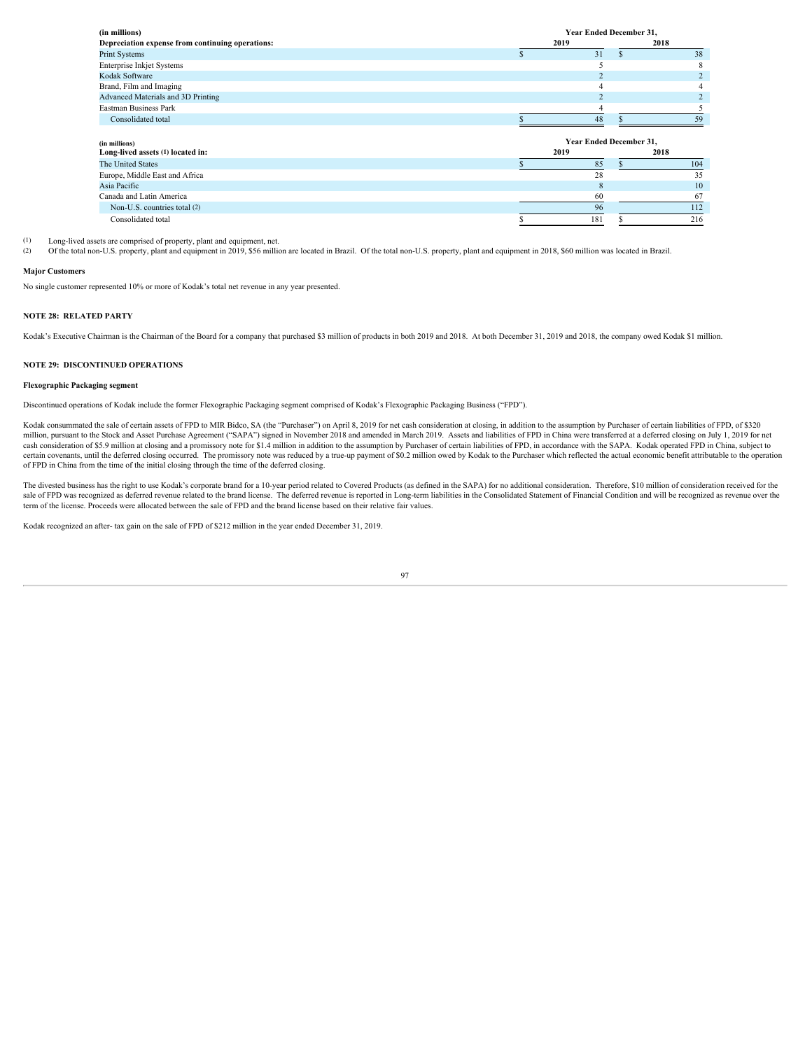| (in millions) | Year Ended December 31, | |
|---|---|---|
| **Depreciation expense from continuing operations:** | **2019** | **2018** |
| Print Systems | $ 31 | $ 38 |
| Enterprise Inkjet Systems | 5 | 8 |
| Kodak Software | 2 | 2 |
| Brand, Film and Imaging | 4 | 4 |
| Advanced Materials and 3D Printing | 2 | 2 |
| Eastman Business Park | 4 | 5 |
| Consolidated total | $ 48 | $ 59 |

| (in millions) | Year Ended December 31, | |
|---|---|---|
| **Long-lived assets (1) located in:** | **2019** | **2018** |
| The United States | $ 85 | $ 104 |
| Europe, Middle East and Africa | 28 | 35 |
| Asia Pacific | 8 | 10 |
| Canada and Latin America | 60 | 67 |
| Non-U.S. countries total (2) | 96 | 112 |
| Consolidated total | $ 181 | $ 216 |

(1) Long-lived assets are comprised of property, plant and equipment, net.

(2) Of the total non-U.S. property, plant and equipment in 2019, $56 million are located in Brazil. Of the total non-U.S. property, plant and equipment in 2018, $60 million was located in Brazil.

**Major Customers**

No single customer represented 10% or more of Kodak's total net revenue in any year presented.

## NOTE 28: RELATED PARTY

Kodak's Executive Chairman is the Chairman of the Board for a company that purchased $3 million of products in both 2019 and 2018. At both December 31, 2019 and 2018, the company owed Kodak $1 million.

## NOTE 29: DISCONTINUED OPERATIONS

**Flexographic Packaging segment**

Discontinued operations of Kodak include the former Flexographic Packaging segment comprised of Kodak's Flexographic Packaging Business ("FPD").

Kodak consummated the sale of certain assets of FPD to MIR Bidco, SA (the "Purchaser") on April 8, 2019 for net cash consideration at closing, in addition to the assumption by Purchaser of certain liabilities of FPD, of $320 million, pursuant to the Stock and Asset Purchase Agreement ("SAPA") signed in November 2018 and amended in March 2019. Assets and liabilities of FPD in China were transferred at a deferred closing on July 1, 2019 for net cash consideration of $5.9 million at closing and a promissory note for $1.4 million in addition to the assumption by Purchaser of certain liabilities of FPD, in accordance with the SAPA. Kodak operated FPD in China, subject to certain covenants, until the deferred closing occurred. The promissory note was reduced by a true-up payment of $0.2 million owed by Kodak to the Purchaser which reflected the actual economic benefit attributable to the operation of FPD in China from the time of the initial closing through the time of the deferred closing.

The divested business has the right to use Kodak's corporate brand for a 10-year period related to Covered Products (as defined in the SAPA) for no additional consideration. Therefore, $10 million of consideration received for the sale of FPD was recognized as deferred revenue related to the brand license. The deferred revenue is reported in Long-term liabilities in the Consolidated Statement of Financial Condition and will be recognized as revenue over the term of the license. Proceeds were allocated between the sale of FPD and the brand license based on their relative fair values.

Kodak recognized an after- tax gain on the sale of FPD of $212 million in the year ended December 31, 2019.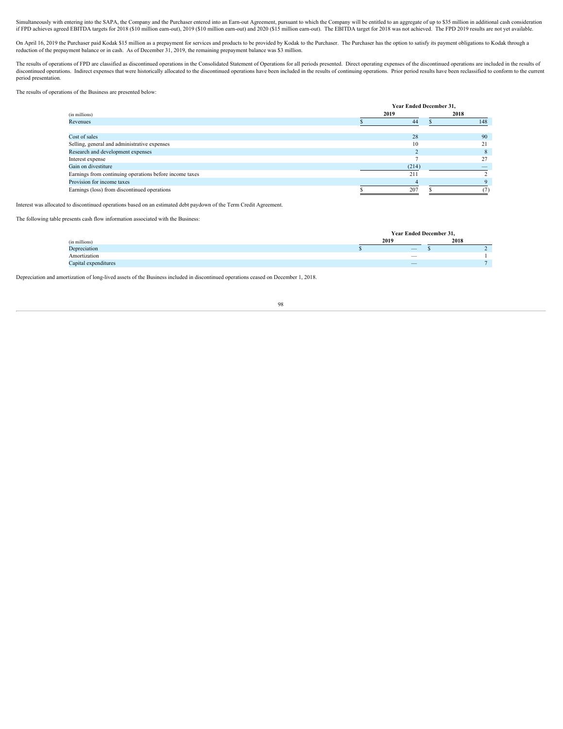Simultaneously with entering into the SAPA, the Company and the Purchaser entered into an Earn-out Agreement, pursuant to which the Company will be entitled to an aggregate of up to $35 million in additional cash consideration if FPD achieves agreed EBITDA targets for 2018 ($10 million earn-out), 2019 ($10 million earn-out) and 2020 ($15 million earn-out). The EBITDA target for 2018 was not achieved. The FPD 2019 results are not yet available.

On April 16, 2019 the Purchaser paid Kodak $15 million as a prepayment for services and products to be provided by Kodak to the Purchaser. The Purchaser has the option to satisfy its payment obligations to Kodak through a reduction of the prepayment balance or in cash. As of December 31, 2019, the remaining prepayment balance was $3 million.

The results of operations of FPD are classified as discontinued operations in the Consolidated Statement of Operations for all periods presented. Direct operating expenses of the discontinued operations are included in the results of discontinued operations. Indirect expenses that were historically allocated to the discontinued operations have been included in the results of continuing operations. Prior period results have been reclassified to conform to the current period presentation.

The results of operations of the Business are presented below:

| | Year Ended December 31, | |
|---|---|---|
| (in millions) | 2019 | 2018 |
| Revenues | $ 44 | $ 148 |
| | | |
| Cost of sales | 28 | 90 |
| Selling, general and administrative expenses | 10 | 21 |
| Research and development expenses | 2 | 8 |
| Interest expense | 7 | 27 |
| Gain on divestiture | (214) | — |
| Earnings from continuing operations before income taxes | 211 | 2 |
| Provision for income taxes | 4 | 9 |
| Earnings (loss) from discontinued operations | $ 207 | $ (7) |

Interest was allocated to discontinued operations based on an estimated debt paydown of the Term Credit Agreement.

The following table presents cash flow information associated with the Business:

| | Year Ended December 31, | |
|---|---|---|
| (in millions) | 2019 | 2018 |
| Depreciation | $ — | $ 2 |
| Amortization | — | 1 |
| Capital expenditures | — | 7 |

Depreciation and amortization of long-lived assets of the Business included in discontinued operations ceased on December 1, 2018.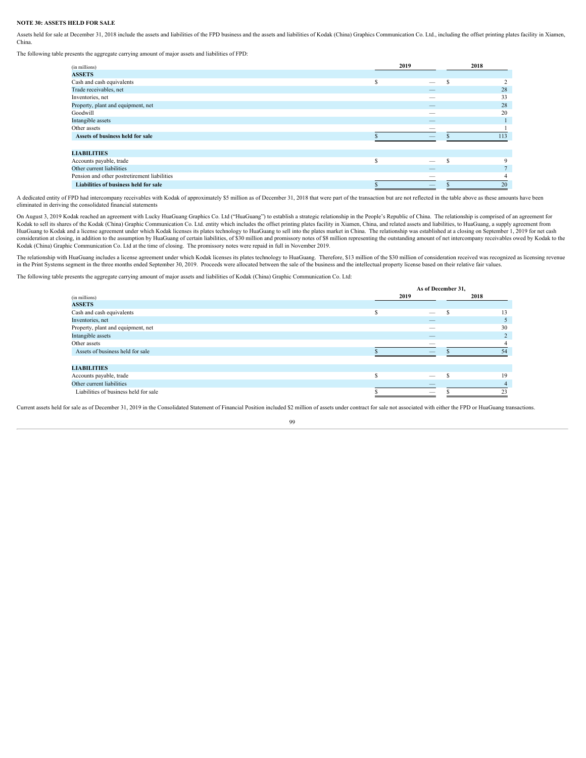**NOTE 30: ASSETS HELD FOR SALE**

Assets held for sale at December 31, 2018 include the assets and liabilities of the FPD business and the assets and liabilities of Kodak (China) Graphics Communication Co. Ltd., including the offset printing plates facility in Xiamen, China.

The following table presents the aggregate carrying amount of major assets and liabilities of FPD:

| (in millions) | 2019 | 2018 |
|---|---|---|
| **ASSETS** | | |
| Cash and cash equivalents | $ — | $ 2 |
| Trade receivables, net | — | 28 |
| Inventories, net | — | 33 |
| Property, plant and equipment, net | — | 28 |
| Goodwill | — | 20 |
| Intangible assets | — | 1 |
| Other assets | — | 1 |
| **Assets of business held for sale** | $ — | $ 113 |
| | | |
| **LIABILITIES** | | |
| Accounts payable, trade | $ — | $ 9 |
| Other current liabilities | — | 7 |
| Pension and other postretirement liabilities | — | 4 |
| **Liabilities of business held for sale** | $ — | $ 20 |

A dedicated entity of FPD had intercompany receivables with Kodak of approximately $5 million as of December 31, 2018 that were part of the transaction but are not reflected in the table above as these amounts have been eliminated in deriving the consolidated financial statements

On August 3, 2019 Kodak reached an agreement with Lucky HuaGuang Graphics Co. Ltd ("HuaGuang") to establish a strategic relationship in the People's Republic of China. The relationship is comprised of an agreement for Kodak to sell its shares of the Kodak (China) Graphic Communication Co. Ltd. entity which includes the offset printing plates facility in Xiamen, China, and related assets and liabilities, to HuaGuang, a supply agreement from HuaGuang to Kodak and a license agreement under which Kodak licenses its plates technology to HuaGuang to sell into the plates market in China. The relationship was established at a closing on September 1, 2019 for net cash consideration at closing, in addition to the assumption by HuaGuang of certain liabilities, of $30 million and promissory notes of $8 million representing the outstanding amount of net intercompany receivables owed by Kodak to the Kodak (China) Graphic Communication Co. Ltd at the time of closing. The promissory notes were repaid in full in November 2019.

The relationship with HuaGuang includes a license agreement under which Kodak licenses its plates technology to HuaGuang. Therefore, $13 million of the $30 million of consideration received was recognized as licensing revenue in the Print Systems segment in the three months ended September 30, 2019. Proceeds were allocated between the sale of the business and the intellectual property license based on their relative fair values.

The following table presents the aggregate carrying amount of major assets and liabilities of Kodak (China) Graphic Communication Co. Ltd:

| | As of December 31, | |
|---|---|---|
| (in millions) | 2019 | 2018 |
| **ASSETS** | | |
| Cash and cash equivalents | $ — | $ 13 |
| Inventories, net | — | 5 |
| Property, plant and equipment, net | — | 30 |
| Intangible assets | — | 2 |
| Other assets | — | 4 |
| Assets of business held for sale | $ — | $ 54 |
| | | |
| **LIABILITIES** | | |
| Accounts payable, trade | $ — | $ 19 |
| Other current liabilities | — | 4 |
| Liabilities of business held for sale | $ — | $ 23 |

Current assets held for sale as of December 31, 2019 in the Consolidated Statement of Financial Position included $2 million of assets under contract for sale not associated with either the FPD or HuaGuang transactions.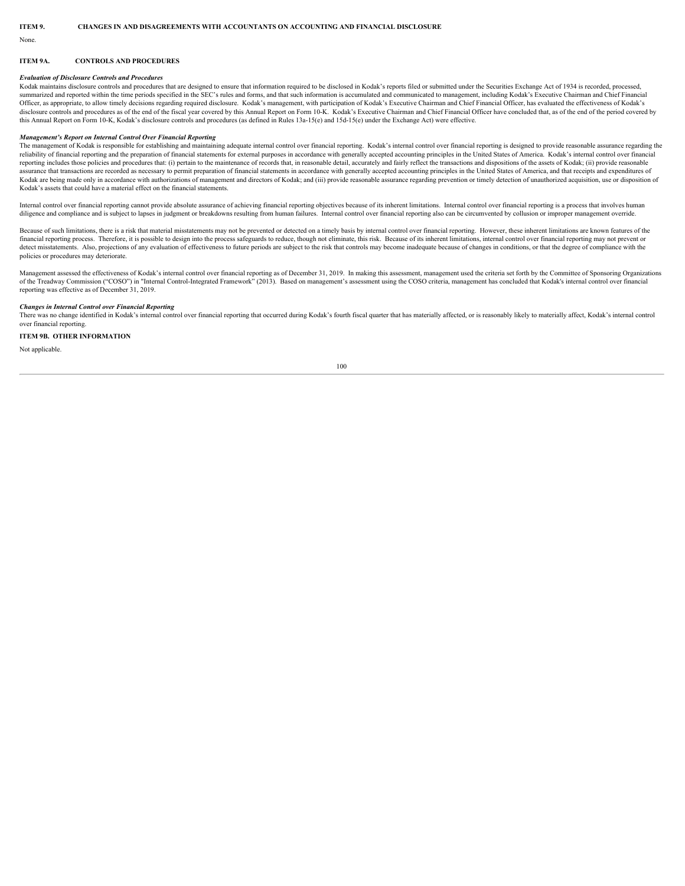## ITEM 9. CHANGES IN AND DISAGREEMENTS WITH ACCOUNTANTS ON ACCOUNTING AND FINANCIAL DISCLOSURE

None.

## ITEM 9A. CONTROLS AND PROCEDURES

***Evaluation of Disclosure Controls and Procedures***

Kodak maintains disclosure controls and procedures that are designed to ensure that information required to be disclosed in Kodak's reports filed or submitted under the Securities Exchange Act of 1934 is recorded, processed, summarized and reported within the time periods specified in the SEC's rules and forms, and that such information is accumulated and communicated to management, including Kodak's Executive Chairman and Chief Financial Officer, as appropriate, to allow timely decisions regarding required disclosure. Kodak's management, with participation of Kodak's Executive Chairman and Chief Financial Officer, has evaluated the effectiveness of Kodak's disclosure controls and procedures as of the end of the fiscal year covered by this Annual Report on Form 10-K. Kodak's Executive Chairman and Chief Financial Officer have concluded that, as of the end of the period covered by this Annual Report on Form 10-K, Kodak's disclosure controls and procedures (as defined in Rules 13a-15(e) and 15d-15(e) under the Exchange Act) were effective.

***Management's Report on Internal Control Over Financial Reporting***

The management of Kodak is responsible for establishing and maintaining adequate internal control over financial reporting. Kodak's internal control over financial reporting is designed to provide reasonable assurance regarding the reliability of financial reporting and the preparation of financial statements for external purposes in accordance with generally accepted accounting principles in the United States of America. Kodak's internal control over financial reporting includes those policies and procedures that: (i) pertain to the maintenance of records that, in reasonable detail, accurately and fairly reflect the transactions and dispositions of the assets of Kodak; (ii) provide reasonable assurance that transactions are recorded as necessary to permit preparation of financial statements in accordance with generally accepted accounting principles in the United States of America, and that receipts and expenditures of Kodak are being made only in accordance with authorizations of management and directors of Kodak; and (iii) provide reasonable assurance regarding prevention or timely detection of unauthorized acquisition, use or disposition of Kodak's assets that could have a material effect on the financial statements.

Internal control over financial reporting cannot provide absolute assurance of achieving financial reporting objectives because of its inherent limitations. Internal control over financial reporting is a process that involves human diligence and compliance and is subject to lapses in judgment or breakdowns resulting from human failures. Internal control over financial reporting also can be circumvented by collusion or improper management override.

Because of such limitations, there is a risk that material misstatements may not be prevented or detected on a timely basis by internal control over financial reporting. However, these inherent limitations are known features of the financial reporting process. Therefore, it is possible to design into the process safeguards to reduce, though not eliminate, this risk. Because of its inherent limitations, internal control over financial reporting may not prevent or detect misstatements. Also, projections of any evaluation of effectiveness to future periods are subject to the risk that controls may become inadequate because of changes in conditions, or that the degree of compliance with the policies or procedures may deteriorate.

Management assessed the effectiveness of Kodak's internal control over financial reporting as of December 31, 2019. In making this assessment, management used the criteria set forth by the Committee of Sponsoring Organizations of the Treadway Commission ("COSO") in "Internal Control-Integrated Framework" (2013). Based on management's assessment using the COSO criteria, management has concluded that Kodak's internal control over financial reporting was effective as of December 31, 2019.

***Changes in Internal Control over Financial Reporting***

There was no change identified in Kodak's internal control over financial reporting that occurred during Kodak's fourth fiscal quarter that has materially affected, or is reasonably likely to materially affect, Kodak's internal control over financial reporting.

## ITEM 9B. OTHER INFORMATION

Not applicable.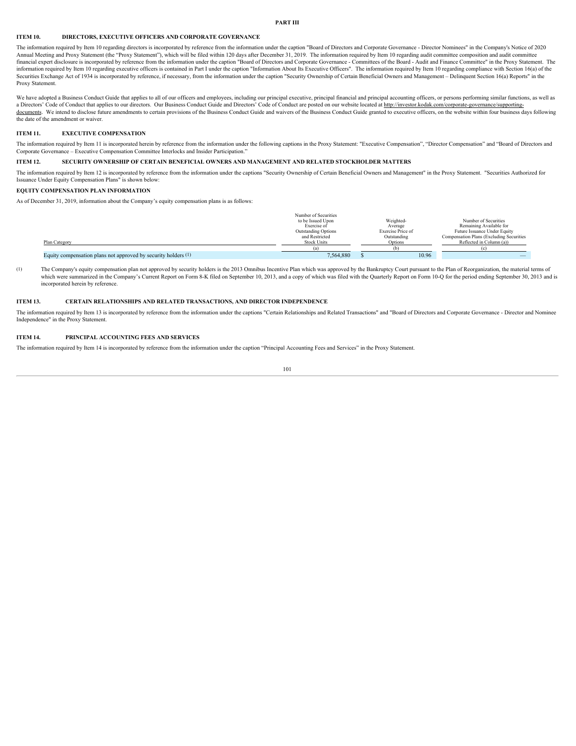# PART III

## ITEM 10. DIRECTORS, EXECUTIVE OFFICERS AND CORPORATE GOVERNANCE

The information required by Item 10 regarding directors is incorporated by reference from the information under the caption "Board of Directors and Corporate Governance - Director Nominees" in the Company's Notice of 2020 Annual Meeting and Proxy Statement (the "Proxy Statement"), which will be filed within 120 days after December 31, 2019. The information required by Item 10 regarding audit committee composition and audit committee financial expert disclosure is incorporated by reference from the information under the caption "Board of Directors and Corporate Governance - Committees of the Board - Audit and Finance Committee" in the Proxy Statement. The information required by Item 10 regarding executive officers is contained in Part I under the caption "Information About Its Executive Officers". The information required by Item 10 regarding compliance with Section 16(a) of the Securities Exchange Act of 1934 is incorporated by reference, if necessary, from the information under the caption "Security Ownership of Certain Beneficial Owners and Management – Delinquent Section 16(a) Reports" in the Proxy Statement.

We have adopted a Business Conduct Guide that applies to all of our officers and employees, including our principal executive, principal financial and principal accounting officers, or persons performing similar functions, as well as a Directors' Code of Conduct that applies to our directors. Our Business Conduct Guide and Directors' Code of Conduct are posted on our website located at http://investor.kodak.com/corporate-governance/supporting-documents. We intend to disclose future amendments to certain provisions of the Business Conduct Guide and waivers of the Business Conduct Guide granted to executive officers, on the website within four business days following the date of the amendment or waiver.

## ITEM 11. EXECUTIVE COMPENSATION

The information required by Item 11 is incorporated herein by reference from the information under the following captions in the Proxy Statement: "Executive Compensation", "Director Compensation" and "Board of Directors and Corporate Governance – Executive Compensation Committee Interlocks and Insider Participation."

## ITEM 12. SECURITY OWNERSHIP OF CERTAIN BENEFICIAL OWNERS AND MANAGEMENT AND RELATED STOCKHOLDER MATTERS

The information required by Item 12 is incorporated by reference from the information under the captions "Security Ownership of Certain Beneficial Owners and Management" in the Proxy Statement. "Securities Authorized for Issuance Under Equity Compensation Plans" is shown below:

### EQUITY COMPENSATION PLAN INFORMATION

As of December 31, 2019, information about the Company's equity compensation plans is as follows:

| Plan Category | Number of Securities to be Issued Upon Exercise of Outstanding Options and Restricted Stock Units (a) | Weighted-Average Exercise Price of Outstanding Options (b) | Number of Securities Remaining Available for Future Issuance Under Equity Compensation Plans (Excluding Securities Reflected in Column (a)) (c) |
|---|---|---|---|
| Equity compensation plans not approved by security holders (1) | 7,564,880 | $ 10.96 | — |

(1) The Company's equity compensation plan not approved by security holders is the 2013 Omnibus Incentive Plan which was approved by the Bankruptcy Court pursuant to the Plan of Reorganization, the material terms of which were summarized in the Company's Current Report on Form 8-K filed on September 10, 2013, and a copy of which was filed with the Quarterly Report on Form 10-Q for the period ending September 30, 2013 and is incorporated herein by reference.

## ITEM 13. CERTAIN RELATIONSHIPS AND RELATED TRANSACTIONS, AND DIRECTOR INDEPENDENCE

The information required by Item 13 is incorporated by reference from the information under the captions "Certain Relationships and Related Transactions" and "Board of Directors and Corporate Governance - Director and Nominee Independence" in the Proxy Statement.

## ITEM 14. PRINCIPAL ACCOUNTING FEES AND SERVICES

The information required by Item 14 is incorporated by reference from the information under the caption "Principal Accounting Fees and Services" in the Proxy Statement.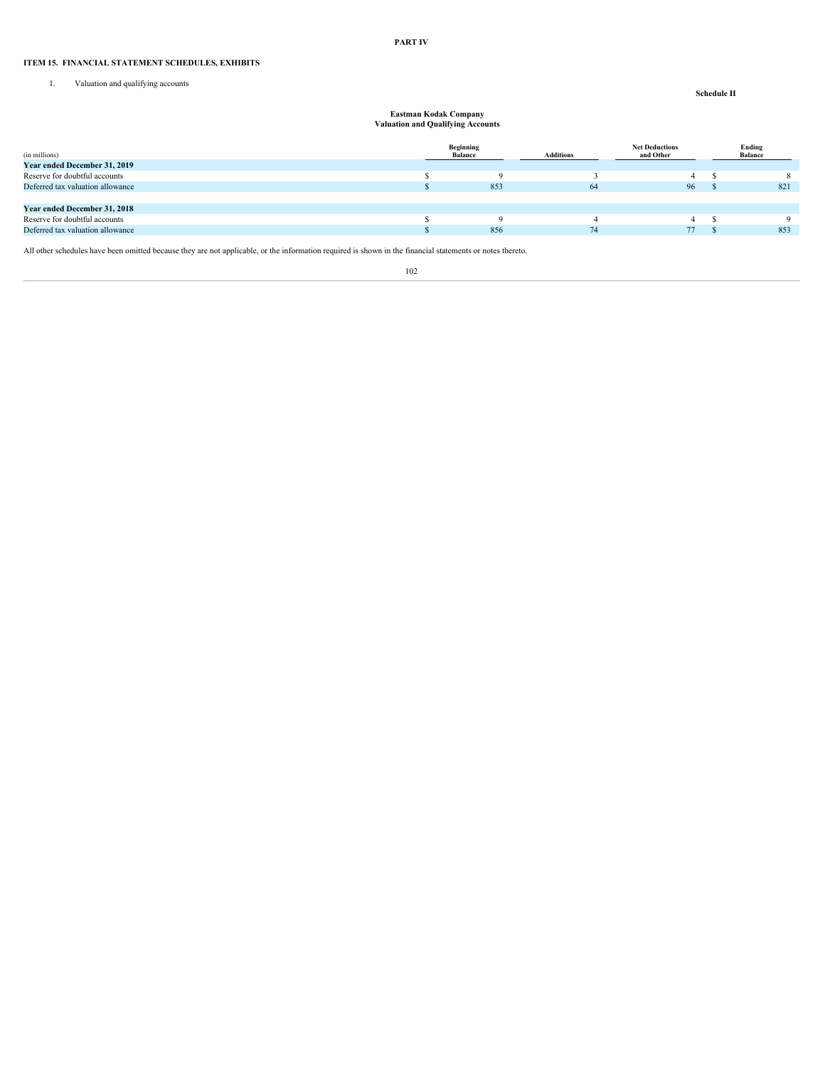**PART IV**

## ITEM 15. FINANCIAL STATEMENT SCHEDULES, EXHIBITS

1. Valuation and qualifying accounts

**Schedule II**

**Eastman Kodak Company**
**Valuation and Qualifying Accounts**

| (in millions) | Beginning Balance | Additions | Net Deductions and Other | Ending Balance |
|---|---|---|---|---|
| **Year ended December 31, 2019** | | | | |
| Reserve for doubtful accounts | $ 9 | 3 | 4 | $ 8 |
| Deferred tax valuation allowance | $ 853 | 64 | 96 | $ 821 |
| | | | | |
| **Year ended December 31, 2018** | | | | |
| Reserve for doubtful accounts | $ 9 | 4 | 4 | $ 9 |
| Deferred tax valuation allowance | $ 856 | 74 | 77 | $ 853 |

All other schedules have been omitted because they are not applicable, or the information required is shown in the financial statements or notes thereto.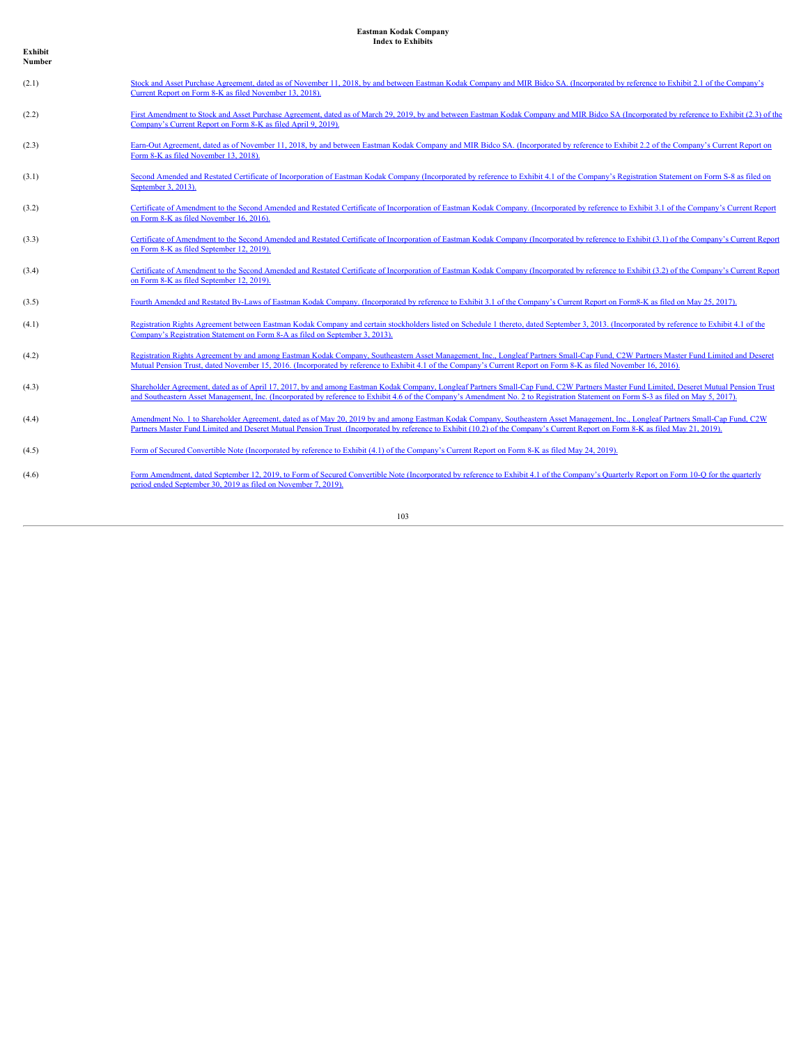**Eastman Kodak Company**
**Index to Exhibits**

| Exhibit Number | |
|---|---|
| (2.1) | Stock and Asset Purchase Agreement, dated as of November 11, 2018, by and between Eastman Kodak Company and MIR Bidco SA. (Incorporated by reference to Exhibit 2.1 of the Company's Current Report on Form 8-K as filed November 13, 2018). |
| (2.2) | First Amendment to Stock and Asset Purchase Agreement, dated as of March 29, 2019, by and between Eastman Kodak Company and MIR Bidco SA (Incorporated by reference to Exhibit (2.3) of the Company's Current Report on Form 8-K as filed April 9, 2019). |
| (2.3) | Earn-Out Agreement, dated as of November 11, 2018, by and between Eastman Kodak Company and MIR Bidco SA. (Incorporated by reference to Exhibit 2.2 of the Company's Current Report on Form 8-K as filed November 13, 2018). |
| (3.1) | Second Amended and Restated Certificate of Incorporation of Eastman Kodak Company (Incorporated by reference to Exhibit 4.1 of the Company's Registration Statement on Form S-8 as filed on September 3, 2013). |
| (3.2) | Certificate of Amendment to the Second Amended and Restated Certificate of Incorporation of Eastman Kodak Company. (Incorporated by reference to Exhibit 3.1 of the Company's Current Report on Form 8-K as filed November 16, 2016). |
| (3.3) | Certificate of Amendment to the Second Amended and Restated Certificate of Incorporation of Eastman Kodak Company (Incorporated by reference to Exhibit (3.1) of the Company's Current Report on Form 8-K as filed September 12, 2019). |
| (3.4) | Certificate of Amendment to the Second Amended and Restated Certificate of Incorporation of Eastman Kodak Company (Incorporated by reference to Exhibit (3.2) of the Company's Current Report on Form 8-K as filed September 12, 2019). |
| (3.5) | Fourth Amended and Restated By-Laws of Eastman Kodak Company. (Incorporated by reference to Exhibit 3.1 of the Company's Current Report on Form8-K as filed on May 25, 2017). |
| (4.1) | Registration Rights Agreement between Eastman Kodak Company and certain stockholders listed on Schedule 1 thereto, dated September 3, 2013. (Incorporated by reference to Exhibit 4.1 of the Company's Registration Statement on Form 8-A as filed on September 3, 2013). |
| (4.2) | Registration Rights Agreement by and among Eastman Kodak Company, Southeastern Asset Management, Inc., Longleaf Partners Small-Cap Fund, C2W Partners Master Fund Limited and Deseret Mutual Pension Trust, dated November 15, 2016. (Incorporated by reference to Exhibit 4.1 of the Company's Current Report on Form 8-K as filed November 16, 2016). |
| (4.3) | Shareholder Agreement, dated as of April 17, 2017, by and among Eastman Kodak Company, Longleaf Partners Small-Cap Fund, C2W Partners Master Fund Limited, Deseret Mutual Pension Trust and Southeastern Asset Management, Inc. (Incorporated by reference to Exhibit 4.6 of the Company's Amendment No. 2 to Registration Statement on Form S-3 as filed on May 5, 2017). |
| (4.4) | Amendment No. 1 to Shareholder Agreement, dated as of May 20, 2019 by and among Eastman Kodak Company, Southeastern Asset Management, Inc., Longleaf Partners Small-Cap Fund, C2W Partners Master Fund Limited and Deseret Mutual Pension Trust (Incorporated by reference to Exhibit (10.2) of the Company's Current Report on Form 8-K as filed May 21, 2019). |
| (4.5) | Form of Secured Convertible Note (Incorporated by reference to Exhibit (4.1) of the Company's Current Report on Form 8-K as filed May 24, 2019). |
| (4.6) | Form Amendment, dated September 12, 2019, to Form of Secured Convertible Note (Incorporated by reference to Exhibit 4.1 of the Company's Quarterly Report on Form 10-Q for the quarterly period ended September 30, 2019 as filed on November 7, 2019). |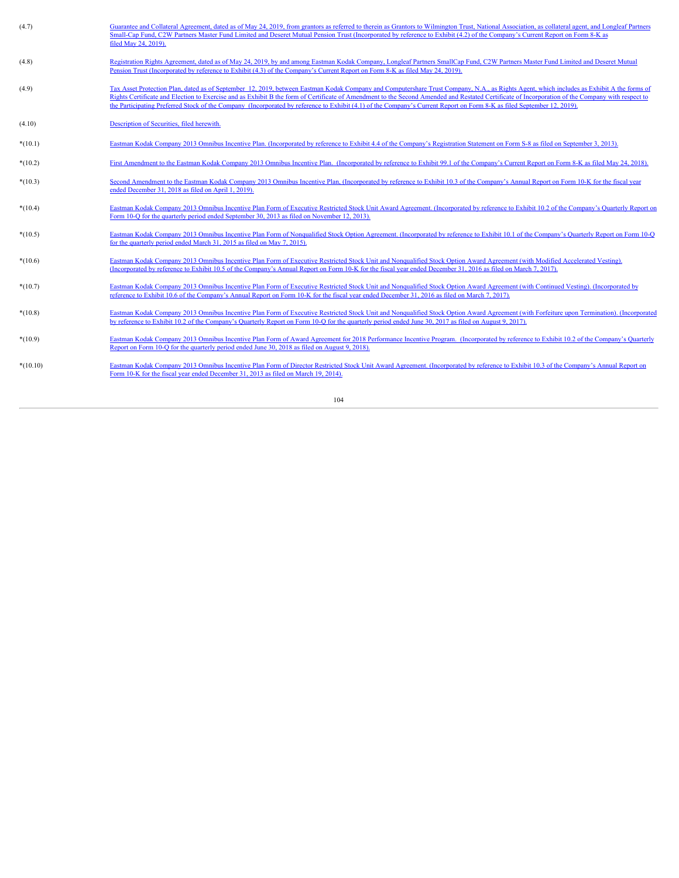| | |
|---|---|
| (4.7) | Guarantee and Collateral Agreement, dated as of May 24, 2019, from grantors as referred to therein as Grantors to Wilmington Trust, National Association, as collateral agent, and Longleaf Partners Small-Cap Fund, C2W Partners Master Fund Limited and Deseret Mutual Pension Trust (Incorporated by reference to Exhibit (4.2) of the Company's Current Report on Form 8-K as filed May 24, 2019). |
| (4.8) | Registration Rights Agreement, dated as of May 24, 2019, by and among Eastman Kodak Company, Longleaf Partners SmallCap Fund, C2W Partners Master Fund Limited and Deseret Mutual Pension Trust (Incorporated by reference to Exhibit (4.3) of the Company's Current Report on Form 8-K as filed May 24, 2019). |
| (4.9) | Tax Asset Protection Plan, dated as of September 12, 2019, between Eastman Kodak Company and Computershare Trust Company, N.A., as Rights Agent, which includes as Exhibit A the forms of Rights Certificate and Election to Exercise and as Exhibit B the form of Certificate of Amendment to the Second Amended and Restated Certificate of Incorporation of the Company with respect to the Participating Preferred Stock of the Company (Incorporated by reference to Exhibit (4.1) of the Company's Current Report on Form 8-K as filed September 12, 2019). |
| (4.10) | Description of Securities, filed herewith. |
| *(10.1) | Eastman Kodak Company 2013 Omnibus Incentive Plan. (Incorporated by reference to Exhibit 4.4 of the Company's Registration Statement on Form S-8 as filed on September 3, 2013). |
| *(10.2) | First Amendment to the Eastman Kodak Company 2013 Omnibus Incentive Plan. (Incorporated by reference to Exhibit 99.1 of the Company's Current Report on Form 8-K as filed May 24, 2018). |
| *(10.3) | Second Amendment to the Eastman Kodak Company 2013 Omnibus Incentive Plan, (Incorporated by reference to Exhibit 10.3 of the Company's Annual Report on Form 10-K for the fiscal year ended December 31, 2018 as filed on April 1, 2019). |
| *(10.4) | Eastman Kodak Company 2013 Omnibus Incentive Plan Form of Executive Restricted Stock Unit Award Agreement. (Incorporated by reference to Exhibit 10.2 of the Company's Quarterly Report on Form 10-Q for the quarterly period ended September 30, 2013 as filed on November 12, 2013). |
| *(10.5) | Eastman Kodak Company 2013 Omnibus Incentive Plan Form of Nonqualified Stock Option Agreement. (Incorporated by reference to Exhibit 10.1 of the Company's Quarterly Report on Form 10-Q for the quarterly period ended March 31, 2015 as filed on May 7, 2015). |
| *(10.6) | Eastman Kodak Company 2013 Omnibus Incentive Plan Form of Executive Restricted Stock Unit and Nonqualified Stock Option Award Agreement (with Modified Accelerated Vesting). (Incorporated by reference to Exhibit 10.5 of the Company's Annual Report on Form 10-K for the fiscal year ended December 31, 2016 as filed on March 7, 2017). |
| *(10.7) | Eastman Kodak Company 2013 Omnibus Incentive Plan Form of Executive Restricted Stock Unit and Nonqualified Stock Option Award Agreement (with Continued Vesting). (Incorporated by reference to Exhibit 10.6 of the Company's Annual Report on Form 10-K for the fiscal year ended December 31, 2016 as filed on March 7, 2017). |
| *(10.8) | Eastman Kodak Company 2013 Omnibus Incentive Plan Form of Executive Restricted Stock Unit and Nonqualified Stock Option Award Agreement (with Forfeiture upon Termination). (Incorporated by reference to Exhibit 10.2 of the Company's Quarterly Report on Form 10-Q for the quarterly period ended June 30, 2017 as filed on August 9, 2017). |
| *(10.9) | Eastman Kodak Company 2013 Omnibus Incentive Plan Form of Award Agreement for 2018 Performance Incentive Program. (Incorporated by reference to Exhibit 10.2 of the Company's Quarterly Report on Form 10-Q for the quarterly period ended June 30, 2018 as filed on August 9, 2018). |
| *(10.10) | Eastman Kodak Company 2013 Omnibus Incentive Plan Form of Director Restricted Stock Unit Award Agreement. (Incorporated by reference to Exhibit 10.3 of the Company's Annual Report on Form 10-K for the fiscal year ended December 31, 2013 as filed on March 19, 2014). |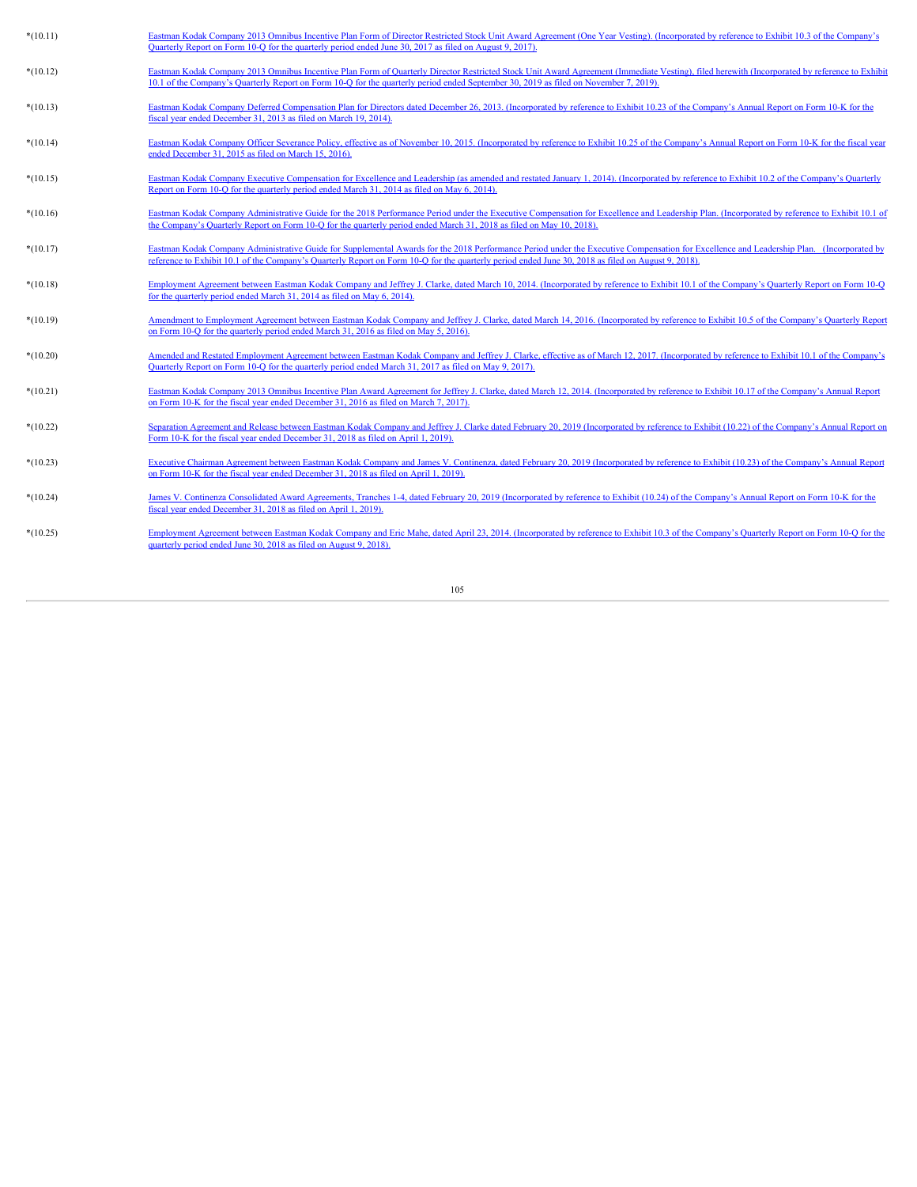| | |
|---|---|
| *(10.11) | Eastman Kodak Company 2013 Omnibus Incentive Plan Form of Director Restricted Stock Unit Award Agreement (One Year Vesting). (Incorporated by reference to Exhibit 10.3 of the Company's Quarterly Report on Form 10-Q for the quarterly period ended June 30, 2017 as filed on August 9, 2017). |
| *(10.12) | Eastman Kodak Company 2013 Omnibus Incentive Plan Form of Quarterly Director Restricted Stock Unit Award Agreement (Immediate Vesting), filed herewith (Incorporated by reference to Exhibit 10.1 of the Company's Quarterly Report on Form 10-Q for the quarterly period ended September 30, 2019 as filed on November 7, 2019). |
| *(10.13) | Eastman Kodak Company Deferred Compensation Plan for Directors dated December 26, 2013. (Incorporated by reference to Exhibit 10.23 of the Company's Annual Report on Form 10-K for the fiscal year ended December 31, 2013 as filed on March 19, 2014). |
| *(10.14) | Eastman Kodak Company Officer Severance Policy, effective as of November 10, 2015. (Incorporated by reference to Exhibit 10.25 of the Company's Annual Report on Form 10-K for the fiscal year ended December 31, 2015 as filed on March 15, 2016). |
| *(10.15) | Eastman Kodak Company Executive Compensation for Excellence and Leadership (as amended and restated January 1, 2014). (Incorporated by reference to Exhibit 10.2 of the Company's Quarterly Report on Form 10-Q for the quarterly period ended March 31, 2014 as filed on May 6, 2014). |
| *(10.16) | Eastman Kodak Company Administrative Guide for the 2018 Performance Period under the Executive Compensation for Excellence and Leadership Plan. (Incorporated by reference to Exhibit 10.1 of the Company's Quarterly Report on Form 10-Q for the quarterly period ended March 31, 2018 as filed on May 10, 2018). |
| *(10.17) | Eastman Kodak Company Administrative Guide for Supplemental Awards for the 2018 Performance Period under the Executive Compensation for Excellence and Leadership Plan. (Incorporated by reference to Exhibit 10.1 of the Company's Quarterly Report on Form 10-Q for the quarterly period ended June 30, 2018 as filed on August 9, 2018). |
| *(10.18) | Employment Agreement between Eastman Kodak Company and Jeffrey J. Clarke, dated March 10, 2014. (Incorporated by reference to Exhibit 10.1 of the Company's Quarterly Report on Form 10-Q for the quarterly period ended March 31, 2014 as filed on May 6, 2014). |
| *(10.19) | Amendment to Employment Agreement between Eastman Kodak Company and Jeffrey J. Clarke, dated March 14, 2016. (Incorporated by reference to Exhibit 10.5 of the Company's Quarterly Report on Form 10-Q for the quarterly period ended March 31, 2016 as filed on May 5, 2016). |
| *(10.20) | Amended and Restated Employment Agreement between Eastman Kodak Company and Jeffrey J. Clarke, effective as of March 12, 2017. (Incorporated by reference to Exhibit 10.1 of the Company's Quarterly Report on Form 10-Q for the quarterly period ended March 31, 2017 as filed on May 9, 2017). |
| *(10.21) | Eastman Kodak Company 2013 Omnibus Incentive Plan Award Agreement for Jeffrey J. Clarke, dated March 12, 2014. (Incorporated by reference to Exhibit 10.17 of the Company's Annual Report on Form 10-K for the fiscal year ended December 31, 2016 as filed on March 7, 2017). |
| *(10.22) | Separation Agreement and Release between Eastman Kodak Company and Jeffrey J. Clarke dated February 20, 2019 (Incorporated by reference to Exhibit (10.22) of the Company's Annual Report on Form 10-K for the fiscal year ended December 31, 2018 as filed on April 1, 2019). |
| *(10.23) | Executive Chairman Agreement between Eastman Kodak Company and James V. Continenza, dated February 20, 2019 (Incorporated by reference to Exhibit (10.23) of the Company's Annual Report on Form 10-K for the fiscal year ended December 31, 2018 as filed on April 1, 2019). |
| *(10.24) | James V. Continenza Consolidated Award Agreements, Tranches 1-4, dated February 20, 2019 (Incorporated by reference to Exhibit (10.24) of the Company's Annual Report on Form 10-K for the fiscal year ended December 31, 2018 as filed on April 1, 2019). |
| *(10.25) | Employment Agreement between Eastman Kodak Company and Eric Mahe, dated April 23, 2014. (Incorporated by reference to Exhibit 10.3 of the Company's Quarterly Report on Form 10-Q for the quarterly period ended June 30, 2018 as filed on August 9, 2018). |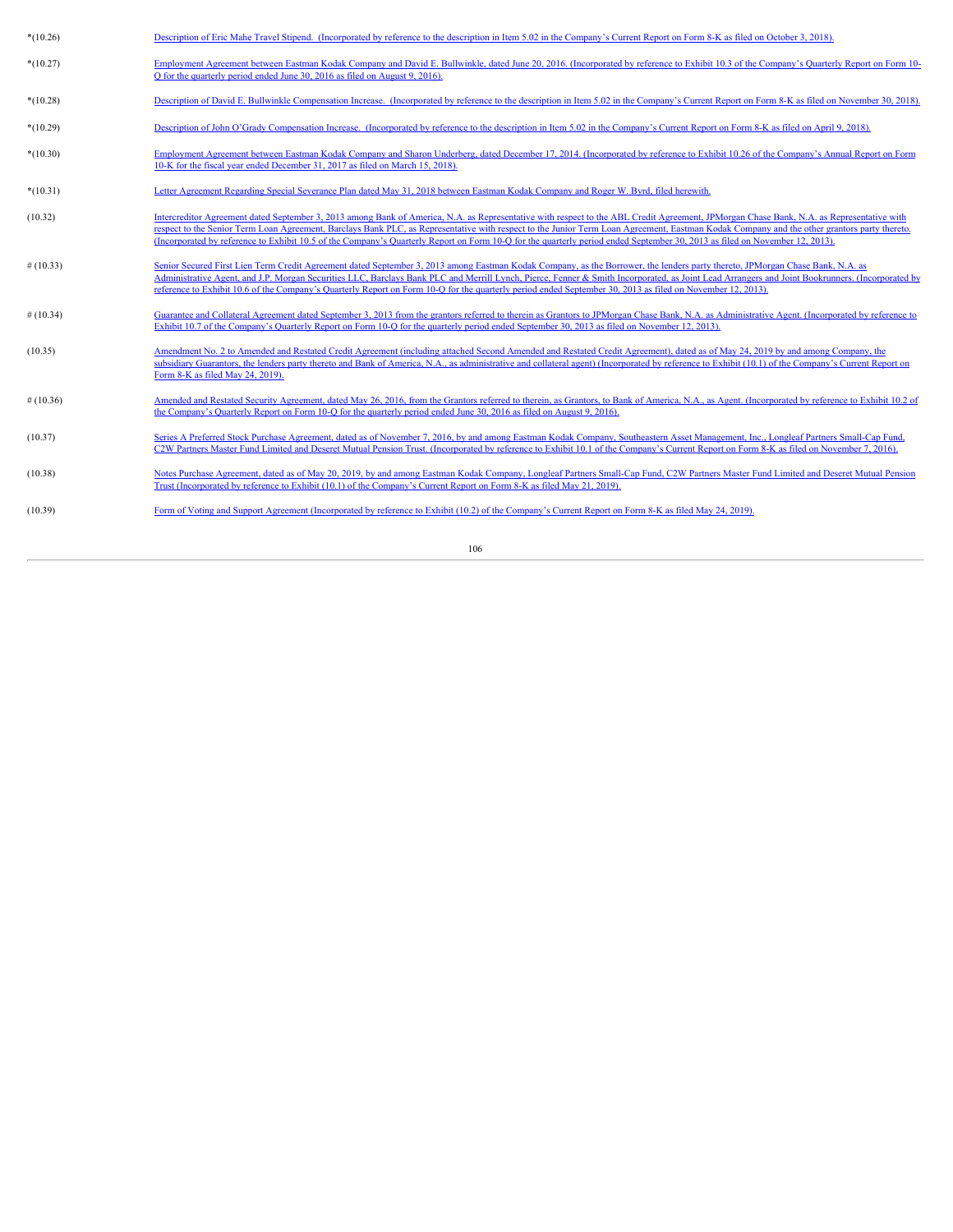| | |
|---|---|
| *(10.26) | Description of Eric Mahe Travel Stipend. (Incorporated by reference to the description in Item 5.02 in the Company's Current Report on Form 8-K as filed on October 3, 2018). |
| *(10.27) | Employment Agreement between Eastman Kodak Company and David E. Bullwinkle, dated June 20, 2016. (Incorporated by reference to Exhibit 10.3 of the Company's Quarterly Report on Form 10-Q for the quarterly period ended June 30, 2016 as filed on August 9, 2016). |
| *(10.28) | Description of David E. Bullwinkle Compensation Increase. (Incorporated by reference to the description in Item 5.02 in the Company's Current Report on Form 8-K as filed on November 30, 2018). |
| *(10.29) | Description of John O'Grady Compensation Increase. (Incorporated by reference to the description in Item 5.02 in the Company's Current Report on Form 8-K as filed on April 9, 2018). |
| *(10.30) | Employment Agreement between Eastman Kodak Company and Sharon Underberg, dated December 17, 2014. (Incorporated by reference to Exhibit 10.26 of the Company's Annual Report on Form 10-K for the fiscal year ended December 31, 2017 as filed on March 15, 2018). |
| *(10.31) | Letter Agreement Regarding Special Severance Plan dated May 31, 2018 between Eastman Kodak Company and Roger W. Byrd, filed herewith. |
| (10.32) | Intercreditor Agreement dated September 3, 2013 among Bank of America, N.A. as Representative with respect to the ABL Credit Agreement, JPMorgan Chase Bank, N.A. as Representative with respect to the Senior Term Loan Agreement, Barclays Bank PLC, as Representative with respect to the Junior Term Loan Agreement, Eastman Kodak Company and the other grantors party thereto. (Incorporated by reference to Exhibit 10.5 of the Company's Quarterly Report on Form 10-Q for the quarterly period ended September 30, 2013 as filed on November 12, 2013). |
| # (10.33) | Senior Secured First Lien Term Credit Agreement dated September 3, 2013 among Eastman Kodak Company, as the Borrower, the lenders party thereto, JPMorgan Chase Bank, N.A. as Administrative Agent, and J.P. Morgan Securities LLC, Barclays Bank PLC and Merrill Lynch, Pierce, Fenner & Smith Incorporated, as Joint Lead Arrangers and Joint Bookrunners. (Incorporated by reference to Exhibit 10.6 of the Company's Quarterly Report on Form 10-Q for the quarterly period ended September 30, 2013 as filed on November 12, 2013). |
| # (10.34) | Guarantee and Collateral Agreement dated September 3, 2013 from the grantors referred to therein as Grantors to JPMorgan Chase Bank, N.A. as Administrative Agent. (Incorporated by reference to Exhibit 10.7 of the Company's Quarterly Report on Form 10-Q for the quarterly period ended September 30, 2013 as filed on November 12, 2013). |
| (10.35) | Amendment No. 2 to Amended and Restated Credit Agreement (including attached Second Amended and Restated Credit Agreement), dated as of May 24, 2019 by and among Company, the subsidiary Guarantors, the lenders party thereto and Bank of America, N.A., as administrative and collateral agent) (Incorporated by reference to Exhibit (10.1) of the Company's Current Report on Form 8-K as filed May 24, 2019). |
| # (10.36) | Amended and Restated Security Agreement, dated May 26, 2016, from the Grantors referred to therein, as Grantors, to Bank of America, N.A., as Agent. (Incorporated by reference to Exhibit 10.2 of the Company's Quarterly Report on Form 10-Q for the quarterly period ended June 30, 2016 as filed on August 9, 2016). |
| (10.37) | Series A Preferred Stock Purchase Agreement, dated as of November 7, 2016, by and among Eastman Kodak Company, Southeastern Asset Management, Inc., Longleaf Partners Small-Cap Fund, C2W Partners Master Fund Limited and Deseret Mutual Pension Trust. (Incorporated by reference to Exhibit 10.1 of the Company's Current Report on Form 8-K as filed on November 7, 2016). |
| (10.38) | Notes Purchase Agreement, dated as of May 20, 2019, by and among Eastman Kodak Company, Longleaf Partners Small-Cap Fund, C2W Partners Master Fund Limited and Deseret Mutual Pension Trust (Incorporated by reference to Exhibit (10.1) of the Company's Current Report on Form 8-K as filed May 21, 2019). |
| (10.39) | Form of Voting and Support Agreement (Incorporated by reference to Exhibit (10.2) of the Company's Current Report on Form 8-K as filed May 24, 2019). |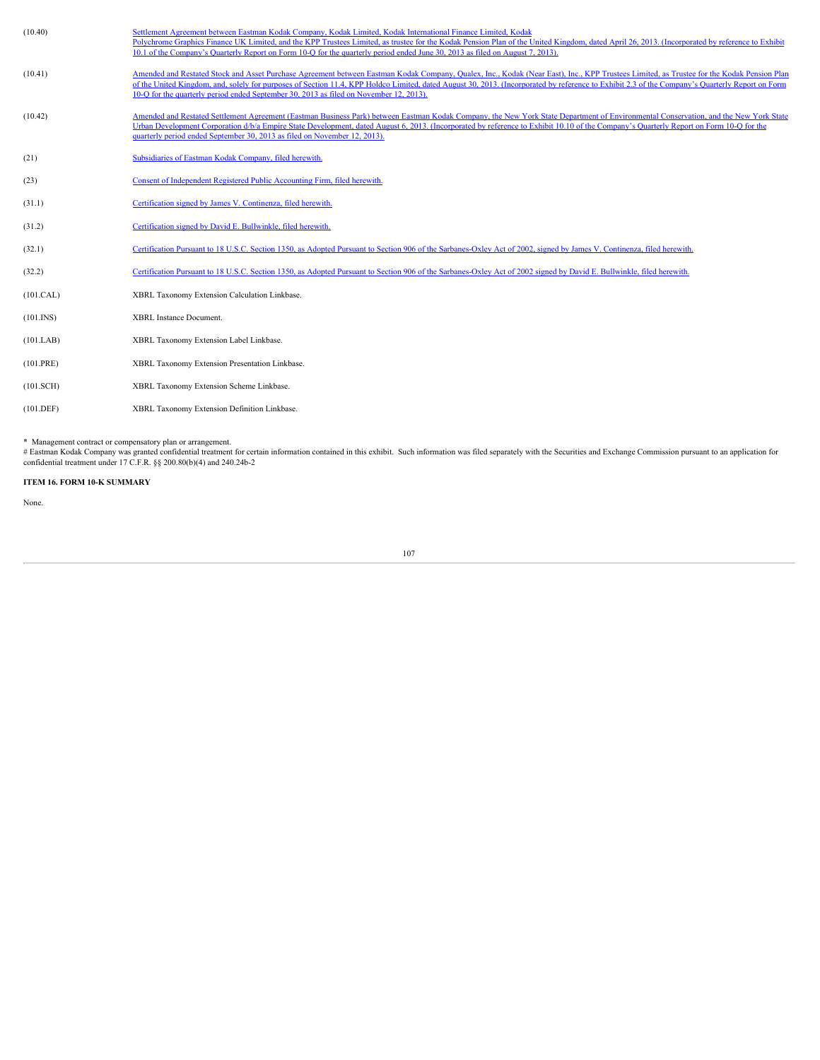| | |
|---|---|
| (10.40) | Settlement Agreement between Eastman Kodak Company, Kodak Limited, Kodak International Finance Limited, Kodak Polychrome Graphics Finance UK Limited, and the KPP Trustees Limited, as trustee for the Kodak Pension Plan of the United Kingdom, dated April 26, 2013. (Incorporated by reference to Exhibit 10.1 of the Company's Quarterly Report on Form 10-Q for the quarterly period ended June 30, 2013 as filed on August 7, 2013). |
| (10.41) | Amended and Restated Stock and Asset Purchase Agreement between Eastman Kodak Company, Qualex, Inc., Kodak (Near East), Inc., KPP Trustees Limited, as Trustee for the Kodak Pension Plan of the United Kingdom, and, solely for purposes of Section 11.4, KPP Holdco Limited, dated August 30, 2013. (Incorporated by reference to Exhibit 2.3 of the Company's Quarterly Report on Form 10-Q for the quarterly period ended September 30, 2013 as filed on November 12, 2013). |
| (10.42) | Amended and Restated Settlement Agreement (Eastman Business Park) between Eastman Kodak Company, the New York State Department of Environmental Conservation, and the New York State Urban Development Corporation d/b/a Empire State Development, dated August 6, 2013. (Incorporated by reference to Exhibit 10.10 of the Company's Quarterly Report on Form 10-Q for the quarterly period ended September 30, 2013 as filed on November 12, 2013). |
| (21) | Subsidiaries of Eastman Kodak Company, filed herewith. |
| (23) | Consent of Independent Registered Public Accounting Firm, filed herewith. |
| (31.1) | Certification signed by James V. Continenza, filed herewith. |
| (31.2) | Certification signed by David E. Bullwinkle, filed herewith. |
| (32.1) | Certification Pursuant to 18 U.S.C. Section 1350, as Adopted Pursuant to Section 906 of the Sarbanes-Oxley Act of 2002, signed by James V. Continenza, filed herewith. |
| (32.2) | Certification Pursuant to 18 U.S.C. Section 1350, as Adopted Pursuant to Section 906 of the Sarbanes-Oxley Act of 2002 signed by David E. Bullwinkle, filed herewith. |
| (101.CAL) | XBRL Taxonomy Extension Calculation Linkbase. |
| (101.INS) | XBRL Instance Document. |
| (101.LAB) | XBRL Taxonomy Extension Label Linkbase. |
| (101.PRE) | XBRL Taxonomy Extension Presentation Linkbase. |
| (101.SCH) | XBRL Taxonomy Extension Scheme Linkbase. |
| (101.DEF) | XBRL Taxonomy Extension Definition Linkbase. |

\* Management contract or compensatory plan or arrangement.
\# Eastman Kodak Company was granted confidential treatment for certain information contained in this exhibit. Such information was filed separately with the Securities and Exchange Commission pursuant to an application for confidential treatment under 17 C.F.R. §§ 200.80(b)(4) and 240.24b-2

**ITEM 16. FORM 10-K SUMMARY**

None.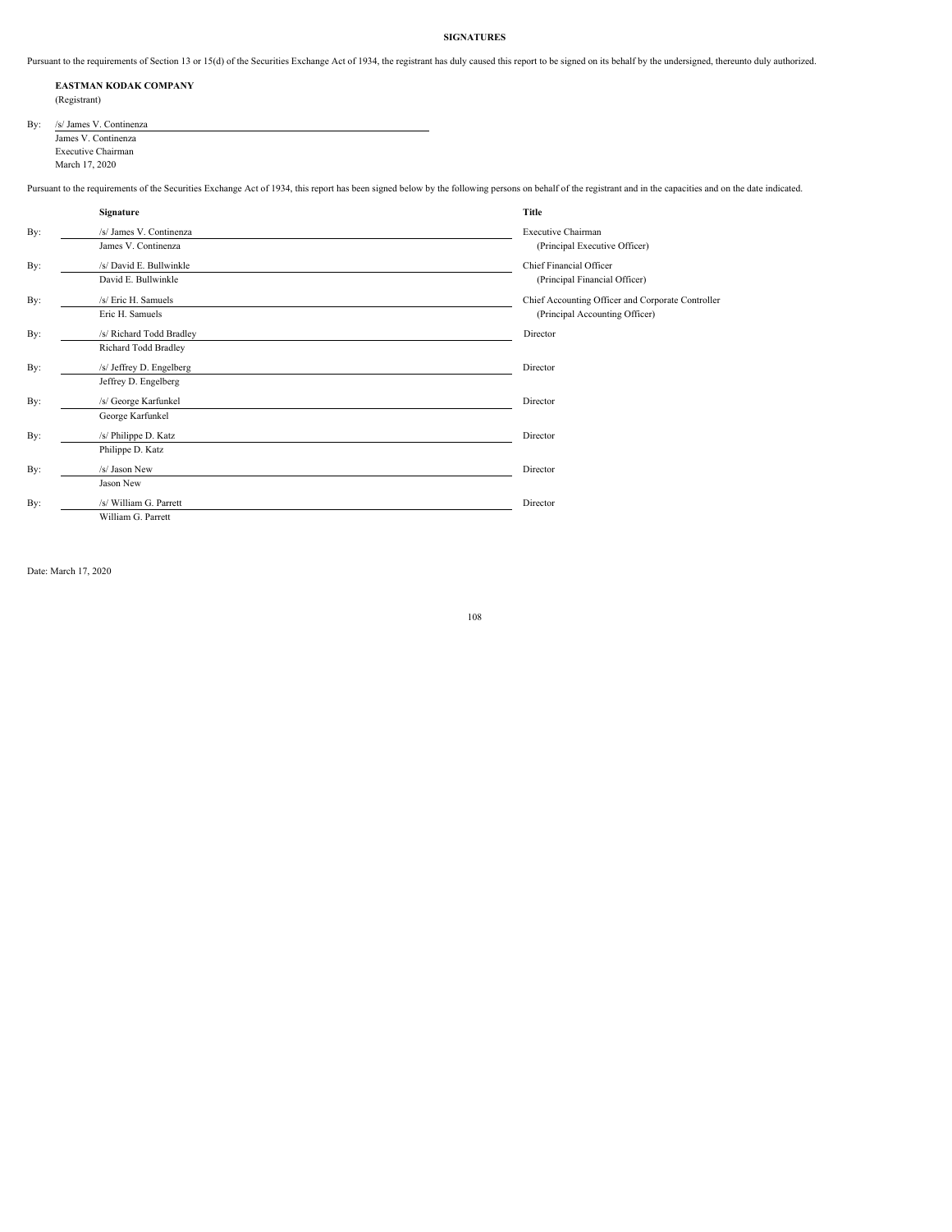## SIGNATURES

Pursuant to the requirements of Section 13 or 15(d) of the Securities Exchange Act of 1934, the registrant has duly caused this report to be signed on its behalf by the undersigned, thereunto duly authorized.

**EASTMAN KODAK COMPANY**
(Registrant)

By: /s/ James V. Continenza
James V. Continenza
Executive Chairman
March 17, 2020

Pursuant to the requirements of the Securities Exchange Act of 1934, this report has been signed below by the following persons on behalf of the registrant and in the capacities and on the date indicated.

| | Signature | Title |
|---|---|---|
| By: | /s/ James V. Continenza<br>James V. Continenza | Executive Chairman<br>(Principal Executive Officer) |
| By: | /s/ David E. Bullwinkle<br>David E. Bullwinkle | Chief Financial Officer<br>(Principal Financial Officer) |
| By: | /s/ Eric H. Samuels<br>Eric H. Samuels | Chief Accounting Officer and Corporate Controller<br>(Principal Accounting Officer) |
| By: | /s/ Richard Todd Bradley<br>Richard Todd Bradley | Director |
| By: | /s/ Jeffrey D. Engelberg<br>Jeffrey D. Engelberg | Director |
| By: | /s/ George Karfunkel<br>George Karfunkel | Director |
| By: | /s/ Philippe D. Katz<br>Philippe D. Katz | Director |
| By: | /s/ Jason New<br>Jason New | Director |
| By: | /s/ William G. Parrett<br>William G. Parrett | Director |

Date: March 17, 2020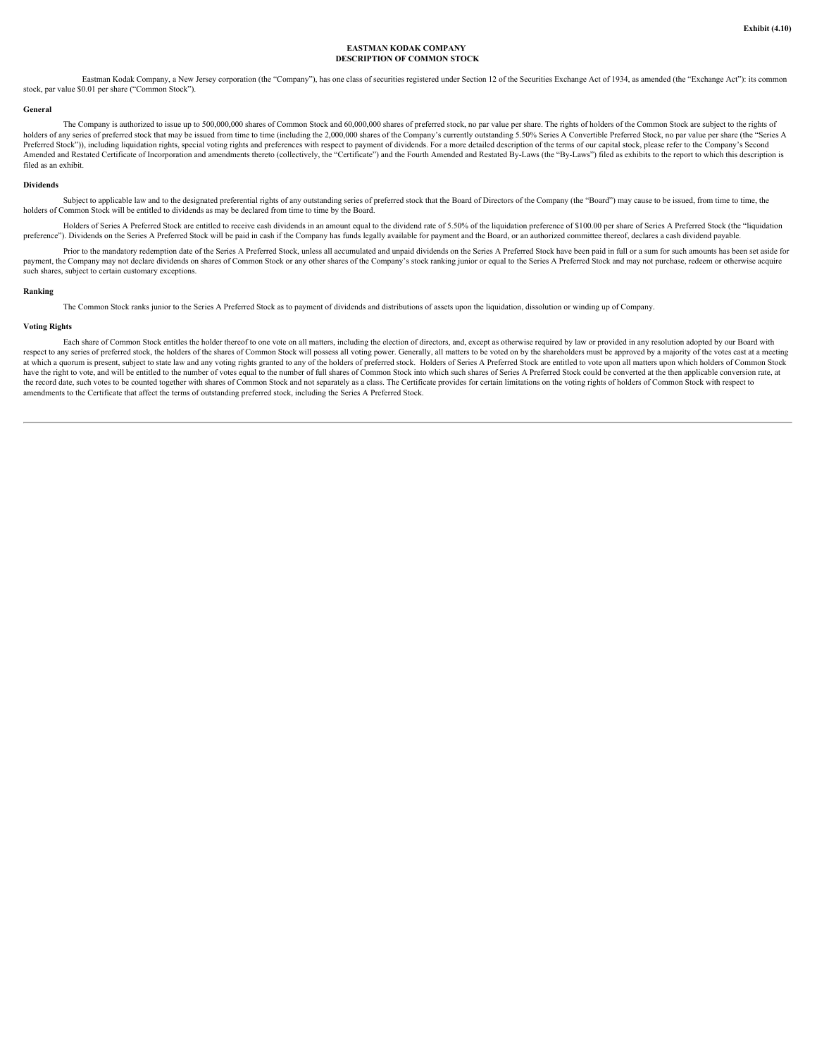Exhibit (4.10)

# EASTMAN KODAK COMPANY
# DESCRIPTION OF COMMON STOCK

Eastman Kodak Company, a New Jersey corporation (the "Company"), has one class of securities registered under Section 12 of the Securities Exchange Act of 1934, as amended (the "Exchange Act"): its common stock, par value $0.01 per share ("Common Stock").

## General

The Company is authorized to issue up to 500,000,000 shares of Common Stock and 60,000,000 shares of preferred stock, no par value per share. The rights of holders of the Common Stock are subject to the rights of holders of any series of preferred stock that may be issued from time to time (including the 2,000,000 shares of the Company's currently outstanding 5.50% Series A Convertible Preferred Stock, no par value per share (the "Series A Preferred Stock")), including liquidation rights, special voting rights and preferences with respect to payment of dividends. For a more detailed description of the terms of our capital stock, please refer to the Company's Second Amended and Restated Certificate of Incorporation and amendments thereto (collectively, the "Certificate") and the Fourth Amended and Restated By-Laws (the "By-Laws") filed as exhibits to the report to which this description is filed as an exhibit.

## Dividends

Subject to applicable law and to the designated preferential rights of any outstanding series of preferred stock that the Board of Directors of the Company (the "Board") may cause to be issued, from time to time, the holders of Common Stock will be entitled to dividends as may be declared from time to time by the Board.

Holders of Series A Preferred Stock are entitled to receive cash dividends in an amount equal to the dividend rate of 5.50% of the liquidation preference of $100.00 per share of Series A Preferred Stock (the "liquidation preference"). Dividends on the Series A Preferred Stock will be paid in cash if the Company has funds legally available for payment and the Board, or an authorized committee thereof, declares a cash dividend payable.

Prior to the mandatory redemption date of the Series A Preferred Stock, unless all accumulated and unpaid dividends on the Series A Preferred Stock have been paid in full or a sum for such amounts has been set aside for payment, the Company may not declare dividends on shares of Common Stock or any other shares of the Company's stock ranking junior or equal to the Series A Preferred Stock and may not purchase, redeem or otherwise acquire such shares, subject to certain customary exceptions.

## Ranking

The Common Stock ranks junior to the Series A Preferred Stock as to payment of dividends and distributions of assets upon the liquidation, dissolution or winding up of Company.

## Voting Rights

Each share of Common Stock entitles the holder thereof to one vote on all matters, including the election of directors, and, except as otherwise required by law or provided in any resolution adopted by our Board with respect to any series of preferred stock, the holders of the shares of Common Stock will possess all voting power. Generally, all matters to be voted on by the shareholders must be approved by a majority of the votes cast at a meeting at which a quorum is present, subject to state law and any voting rights granted to any of the holders of preferred stock. Holders of Series A Preferred Stock are entitled to vote upon all matters upon which holders of Common Stock have the right to vote, and will be entitled to the number of votes equal to the number of full shares of Common Stock into which such shares of Series A Preferred Stock could be converted at the then applicable conversion rate, at the record date, such votes to be counted together with shares of Common Stock and not separately as a class. The Certificate provides for certain limitations on the voting rights of holders of Common Stock with respect to amendments to the Certificate that affect the terms of outstanding preferred stock, including the Series A Preferred Stock.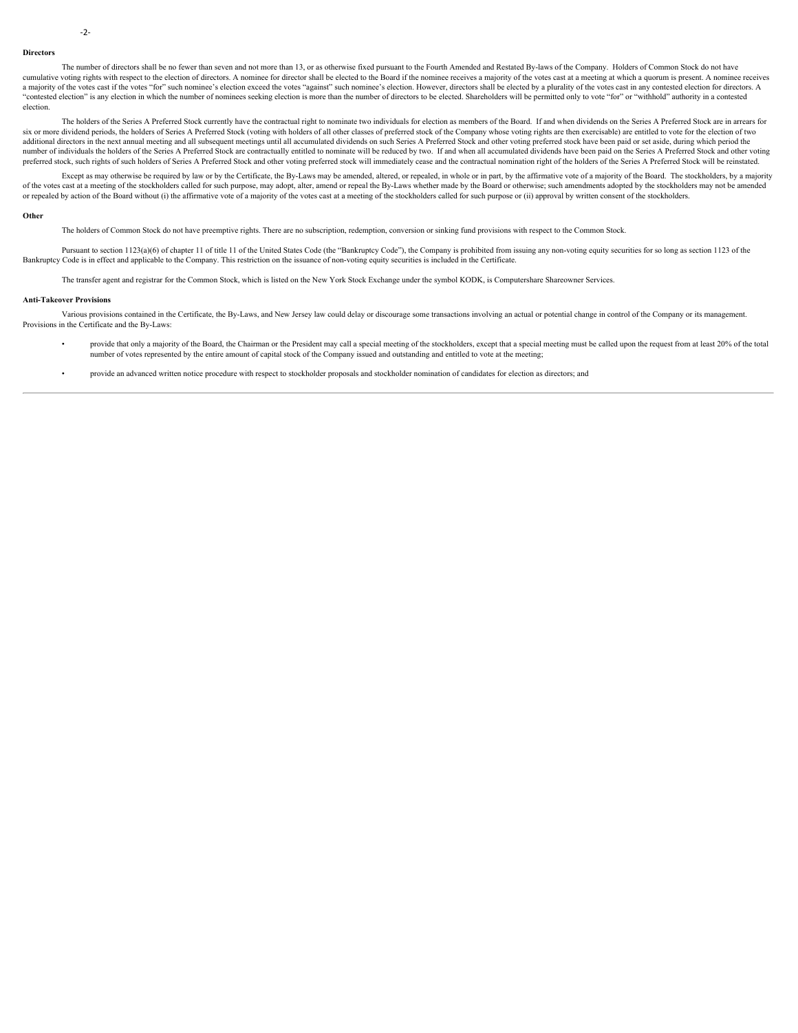**Directors**

The number of directors shall be no fewer than seven and not more than 13, or as otherwise fixed pursuant to the Fourth Amended and Restated By-laws of the Company. Holders of Common Stock do not have cumulative voting rights with respect to the election of directors. A nominee for director shall be elected to the Board if the nominee receives a majority of the votes cast at a meeting at which a quorum is present. A nominee receives a majority of the votes cast if the votes "for" such nominee's election exceed the votes "against" such nominee's election. However, directors shall be elected by a plurality of the votes cast in any contested election for directors. A "contested election" is any election in which the number of nominees seeking election is more than the number of directors to be elected. Shareholders will be permitted only to vote "for" or "withhold" authority in a contested election.

The holders of the Series A Preferred Stock currently have the contractual right to nominate two individuals for election as members of the Board. If and when dividends on the Series A Preferred Stock are in arrears for six or more dividend periods, the holders of Series A Preferred Stock (voting with holders of all other classes of preferred stock of the Company whose voting rights are then exercisable) are entitled to vote for the election of two additional directors in the next annual meeting and all subsequent meetings until all accumulated dividends on such Series A Preferred Stock and other voting preferred stock have been paid or set aside, during which period the number of individuals the holders of the Series A Preferred Stock are contractually entitled to nominate will be reduced by two. If and when all accumulated dividends have been paid on the Series A Preferred Stock and other voting preferred stock, such rights of such holders of Series A Preferred Stock and other voting preferred stock will immediately cease and the contractual nomination right of the holders of the Series A Preferred Stock will be reinstated.

Except as may otherwise be required by law or by the Certificate, the By-Laws may be amended, altered, or repealed, in whole or in part, by the affirmative vote of a majority of the Board. The stockholders, by a majority of the votes cast at a meeting of the stockholders called for such purpose, may adopt, alter, amend or repeal the By-Laws whether made by the Board or otherwise; such amendments adopted by the stockholders may not be amended or repealed by action of the Board without (i) the affirmative vote of a majority of the votes cast at a meeting of the stockholders called for such purpose or (ii) approval by written consent of the stockholders.

**Other**

The holders of Common Stock do not have preemptive rights. There are no subscription, redemption, conversion or sinking fund provisions with respect to the Common Stock.

Pursuant to section 1123(a)(6) of chapter 11 of title 11 of the United States Code (the "Bankruptcy Code"), the Company is prohibited from issuing any non-voting equity securities for so long as section 1123 of the Bankruptcy Code is in effect and applicable to the Company. This restriction on the issuance of non-voting equity securities is included in the Certificate.

The transfer agent and registrar for the Common Stock, which is listed on the New York Stock Exchange under the symbol KODK, is Computershare Shareowner Services.

**Anti-Takeover Provisions**

Various provisions contained in the Certificate, the By-Laws, and New Jersey law could delay or discourage some transactions involving an actual or potential change in control of the Company or its management. Provisions in the Certificate and the By-Laws:

- provide that only a majority of the Board, the Chairman or the President may call a special meeting of the stockholders, except that a special meeting must be called upon the request from at least 20% of the total number of votes represented by the entire amount of capital stock of the Company issued and outstanding and entitled to vote at the meeting;
- provide an advanced written notice procedure with respect to stockholder proposals and stockholder nomination of candidates for election as directors; and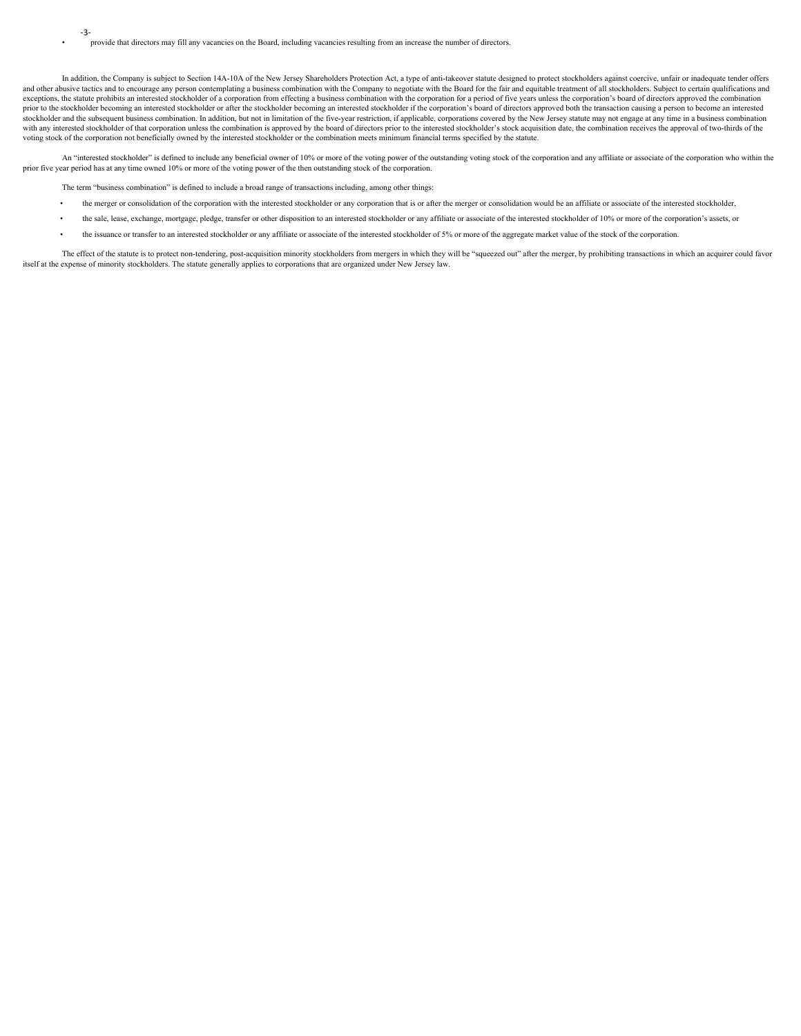- provide that directors may fill any vacancies on the Board, including vacancies resulting from an increase the number of directors.

In addition, the Company is subject to Section 14A-10A of the New Jersey Shareholders Protection Act, a type of anti-takeover statute designed to protect stockholders against coercive, unfair or inadequate tender offers and other abusive tactics and to encourage any person contemplating a business combination with the Company to negotiate with the Board for the fair and equitable treatment of all stockholders. Subject to certain qualifications and exceptions, the statute prohibits an interested stockholder of a corporation from effecting a business combination with the corporation for a period of five years unless the corporation's board of directors approved the combination prior to the stockholder becoming an interested stockholder or after the stockholder becoming an interested stockholder if the corporation's board of directors approved both the transaction causing a person to become an interested stockholder and the subsequent business combination. In addition, but not in limitation of the five-year restriction, if applicable, corporations covered by the New Jersey statute may not engage at any time in a business combination with any interested stockholder of that corporation unless the combination is approved by the board of directors prior to the interested stockholder's stock acquisition date, the combination receives the approval of two-thirds of the voting stock of the corporation not beneficially owned by the interested stockholder or the combination meets minimum financial terms specified by the statute.

An "interested stockholder" is defined to include any beneficial owner of 10% or more of the voting power of the outstanding voting stock of the corporation and any affiliate or associate of the corporation who within the prior five year period has at any time owned 10% or more of the voting power of the then outstanding stock of the corporation.

The term "business combination" is defined to include a broad range of transactions including, among other things:

- the merger or consolidation of the corporation with the interested stockholder or any corporation that is or after the merger or consolidation would be an affiliate or associate of the interested stockholder,
- the sale, lease, exchange, mortgage, pledge, transfer or other disposition to an interested stockholder or any affiliate or associate of the interested stockholder of 10% or more of the corporation's assets, or
- the issuance or transfer to an interested stockholder or any affiliate or associate of the interested stockholder of 5% or more of the aggregate market value of the stock of the corporation.

The effect of the statute is to protect non-tendering, post-acquisition minority stockholders from mergers in which they will be "squeezed out" after the merger, by prohibiting transactions in which an acquirer could favor itself at the expense of minority stockholders. The statute generally applies to corporations that are organized under New Jersey law.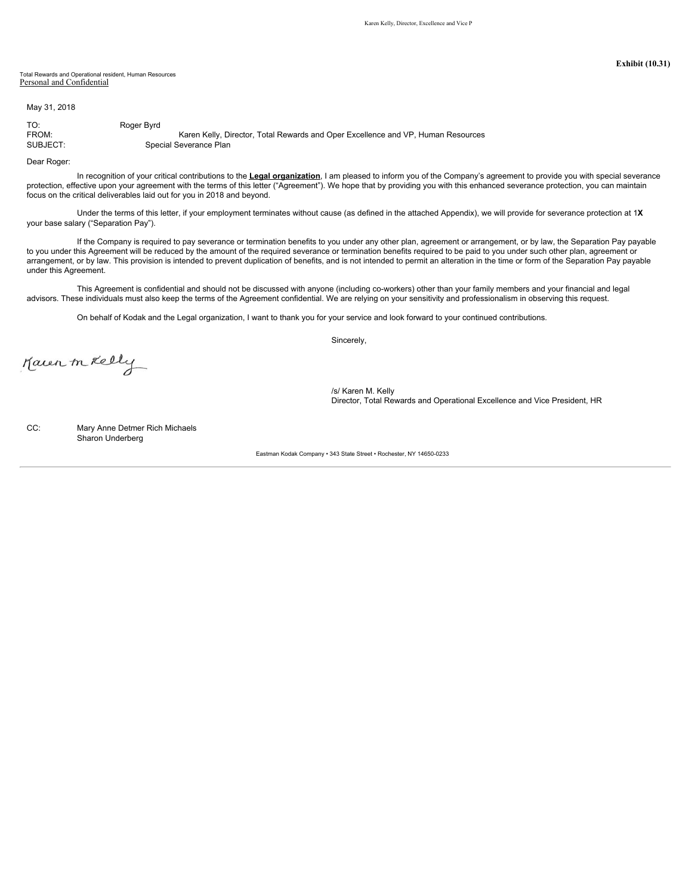Karen Kelly, Director, Excellence and Vice P

**Exhibit (10.31)**

Total Rewards and Operational resident, Human Resources
Personal and Confidential

May 31, 2018

TO: Roger Byrd
FROM: Karen Kelly, Director, Total Rewards and Oper Excellence and VP, Human Resources
SUBJECT: Special Severance Plan

Dear Roger:

In recognition of your critical contributions to the **Legal organization**, I am pleased to inform you of the Company's agreement to provide you with special severance protection, effective upon your agreement with the terms of this letter ("Agreement"). We hope that by providing you with this enhanced severance protection, you can maintain focus on the critical deliverables laid out for you in 2018 and beyond.

Under the terms of this letter, if your employment terminates without cause (as defined in the attached Appendix), we will provide for severance protection at 1**X** your base salary ("Separation Pay").

If the Company is required to pay severance or termination benefits to you under any other plan, agreement or arrangement, or by law, the Separation Pay payable to you under this Agreement will be reduced by the amount of the required severance or termination benefits required to be paid to you under such other plan, agreement or arrangement, or by law. This provision is intended to prevent duplication of benefits, and is not intended to permit an alteration in the time or form of the Separation Pay payable under this Agreement.

This Agreement is confidential and should not be discussed with anyone (including co-workers) other than your family members and your financial and legal advisors. These individuals must also keep the terms of the Agreement confidential. We are relying on your sensitivity and professionalism in observing this request.

On behalf of Kodak and the Legal organization, I want to thank you for your service and look forward to your continued contributions.

Sincerely,

/s/ Karen M. Kelly
Director, Total Rewards and Operational Excellence and Vice President, HR

CC: Mary Anne Detmer Rich Michaels
Sharon Underberg

Eastman Kodak Company • 343 State Street • Rochester, NY 14650-0233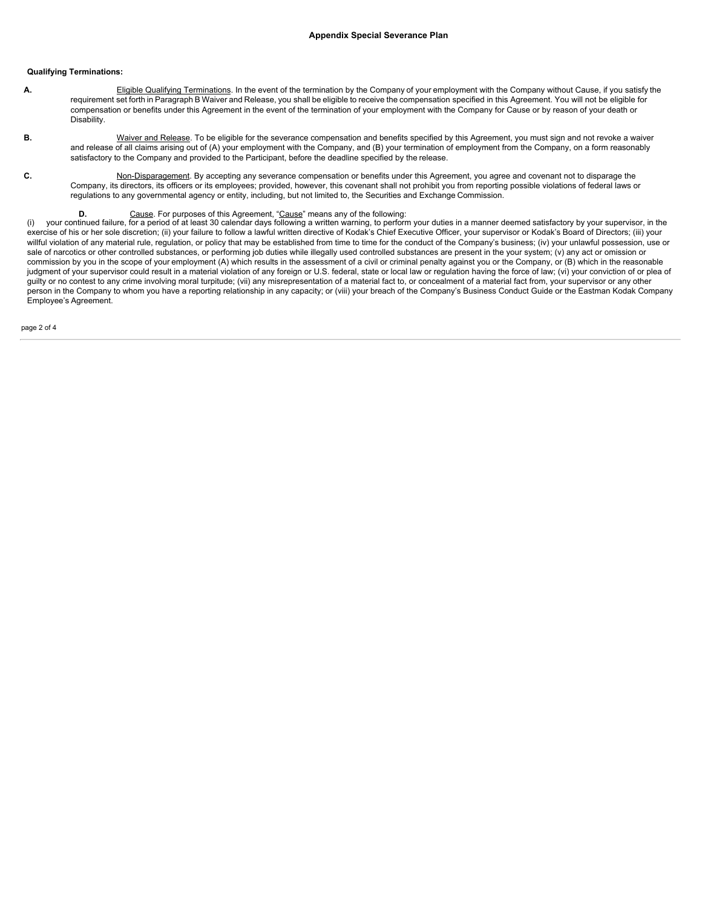## Appendix Special Severance Plan

**Qualifying Terminations:**

**A.** Eligible Qualifying Terminations. In the event of the termination by the Company of your employment with the Company without Cause, if you satisfy the requirement set forth in Paragraph B Waiver and Release, you shall be eligible to receive the compensation specified in this Agreement. You will not be eligible for compensation or benefits under this Agreement in the event of the termination of your employment with the Company for Cause or by reason of your death or Disability.

**B.** Waiver and Release. To be eligible for the severance compensation and benefits specified by this Agreement, you must sign and not revoke a waiver and release of all claims arising out of (A) your employment with the Company, and (B) your termination of employment from the Company, on a form reasonably satisfactory to the Company and provided to the Participant, before the deadline specified by the release.

**C.** Non-Disparagement. By accepting any severance compensation or benefits under this Agreement, you agree and covenant not to disparage the Company, its directors, its officers or its employees; provided, however, this covenant shall not prohibit you from reporting possible violations of federal laws or regulations to any governmental agency or entity, including, but not limited to, the Securities and Exchange Commission.

**D.** Cause. For purposes of this Agreement, "Cause" means any of the following:
(i) your continued failure, for a period of at least 30 calendar days following a written warning, to perform your duties in a manner deemed satisfactory by your supervisor, in the exercise of his or her sole discretion; (ii) your failure to follow a lawful written directive of Kodak's Chief Executive Officer, your supervisor or Kodak's Board of Directors; (iii) your willful violation of any material rule, regulation, or policy that may be established from time to time for the conduct of the Company's business; (iv) your unlawful possession, use or sale of narcotics or other controlled substances, or performing job duties while illegally used controlled substances are present in the your system; (v) any act or omission or commission by you in the scope of your employment (A) which results in the assessment of a civil or criminal penalty against you or the Company, or (B) which in the reasonable judgment of your supervisor could result in a material violation of any foreign or U.S. federal, state or local law or regulation having the force of law; (vi) your conviction of or plea of guilty or no contest to any crime involving moral turpitude; (vii) any misrepresentation of a material fact to, or concealment of a material fact from, your supervisor or any other person in the Company to whom you have a reporting relationship in any capacity; or (viii) your breach of the Company's Business Conduct Guide or the Eastman Kodak Company Employee's Agreement.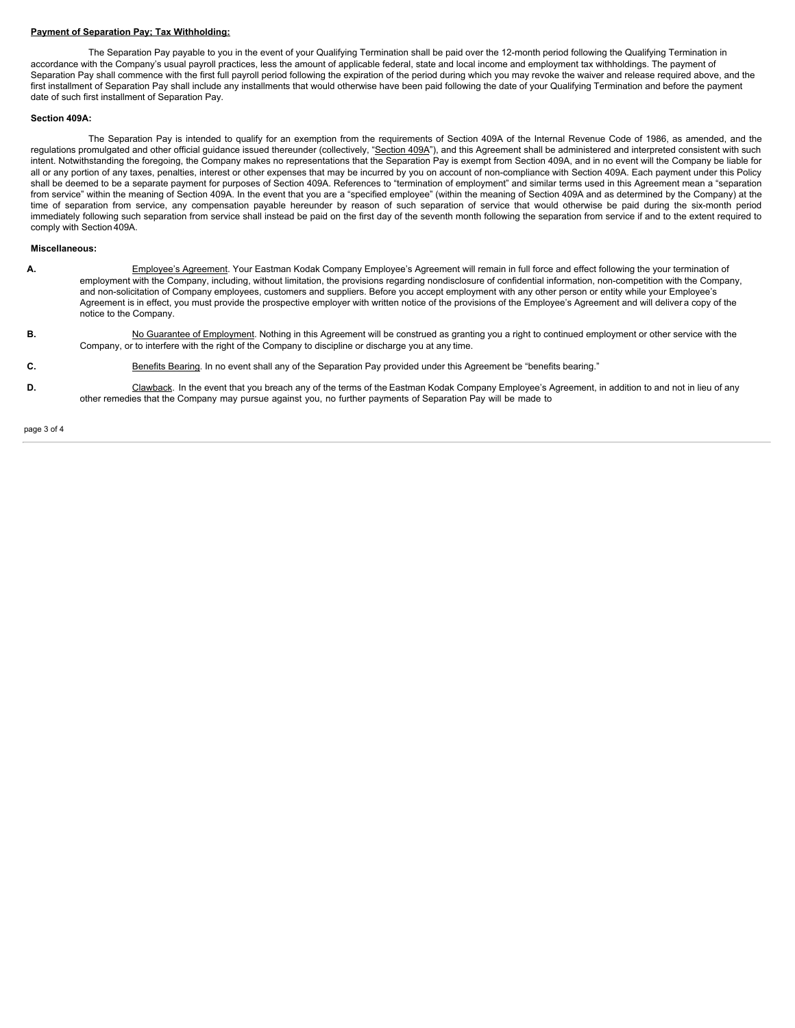**Payment of Separation Pay; Tax Withholding:**

The Separation Pay payable to you in the event of your Qualifying Termination shall be paid over the 12-month period following the Qualifying Termination in accordance with the Company's usual payroll practices, less the amount of applicable federal, state and local income and employment tax withholdings. The payment of Separation Pay shall commence with the first full payroll period following the expiration of the period during which you may revoke the waiver and release required above, and the first installment of Separation Pay shall include any installments that would otherwise have been paid following the date of your Qualifying Termination and before the payment date of such first installment of Separation Pay.

**Section 409A:**

The Separation Pay is intended to qualify for an exemption from the requirements of Section 409A of the Internal Revenue Code of 1986, as amended, and the regulations promulgated and other official guidance issued thereunder (collectively, "Section 409A"), and this Agreement shall be administered and interpreted consistent with such intent. Notwithstanding the foregoing, the Company makes no representations that the Separation Pay is exempt from Section 409A, and in no event will the Company be liable for all or any portion of any taxes, penalties, interest or other expenses that may be incurred by you on account of non-compliance with Section 409A. Each payment under this Policy shall be deemed to be a separate payment for purposes of Section 409A. References to "termination of employment" and similar terms used in this Agreement mean a "separation from service" within the meaning of Section 409A. In the event that you are a "specified employee" (within the meaning of Section 409A and as determined by the Company) at the time of separation from service, any compensation payable hereunder by reason of such separation of service that would otherwise be paid during the six-month period immediately following such separation from service shall instead be paid on the first day of the seventh month following the separation from service if and to the extent required to comply with Section 409A.

**Miscellaneous:**

**A.** Employee's Agreement. Your Eastman Kodak Company Employee's Agreement will remain in full force and effect following the your termination of employment with the Company, including, without limitation, the provisions regarding nondisclosure of confidential information, non-competition with the Company, and non-solicitation of Company employees, customers and suppliers. Before you accept employment with any other person or entity while your Employee's Agreement is in effect, you must provide the prospective employer with written notice of the provisions of the Employee's Agreement and will deliver a copy of the notice to the Company.

**B.** No Guarantee of Employment. Nothing in this Agreement will be construed as granting you a right to continued employment or other service with the Company, or to interfere with the right of the Company to discipline or discharge you at any time.

**C.** Benefits Bearing. In no event shall any of the Separation Pay provided under this Agreement be "benefits bearing."

**D.** Clawback. In the event that you breach any of the terms of the Eastman Kodak Company Employee's Agreement, in addition to and not in lieu of any other remedies that the Company may pursue against you, no further payments of Separation Pay will be made to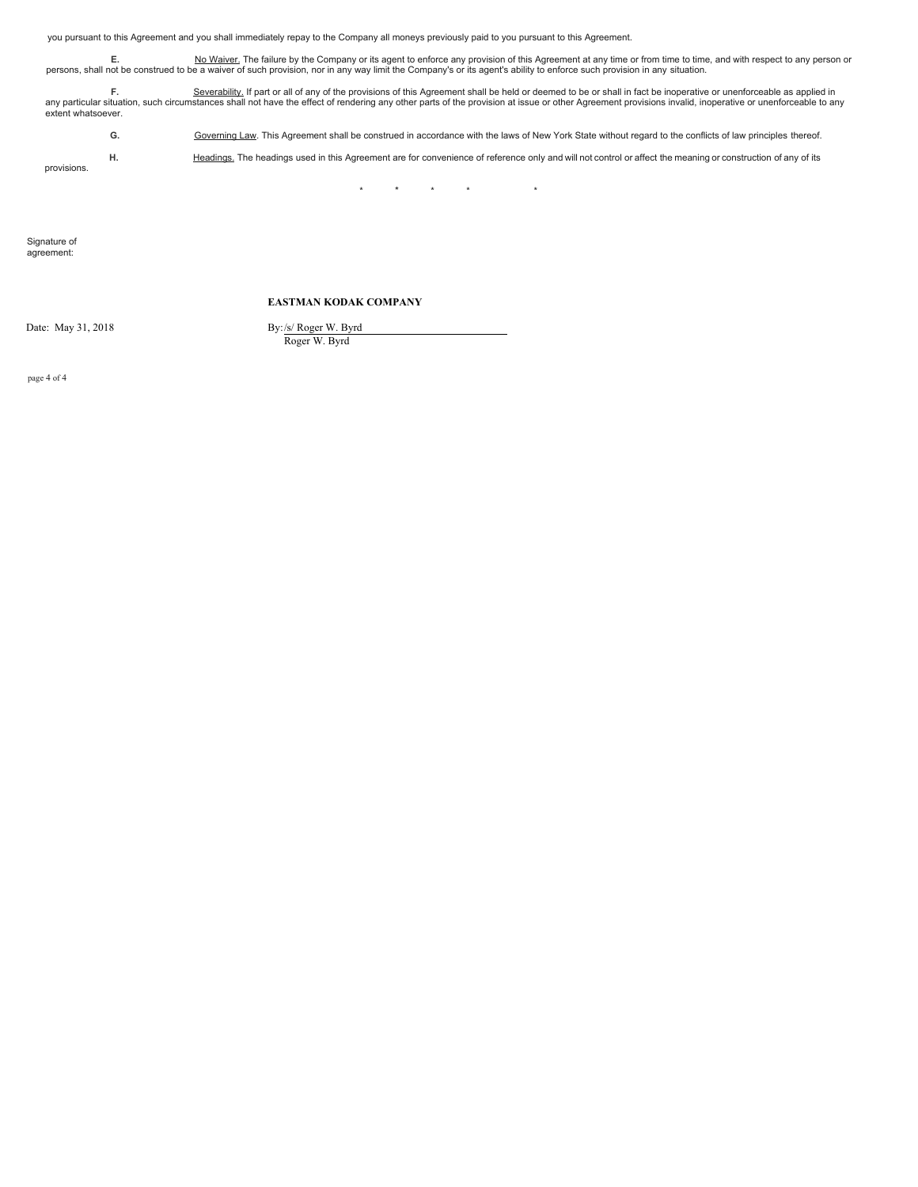you pursuant to this Agreement and you shall immediately repay to the Company all moneys previously paid to you pursuant to this Agreement.

**E.** No Waiver. The failure by the Company or its agent to enforce any provision of this Agreement at any time or from time to time, and with respect to any person or persons, shall not be construed to be a waiver of such provision, nor in any way limit the Company's or its agent's ability to enforce such provision in any situation.

**F.** Severability. If part or all of any of the provisions of this Agreement shall be held or deemed to be or shall in fact be inoperative or unenforceable as applied in any particular situation, such circumstances shall not have the effect of rendering any other parts of the provision at issue or other Agreement provisions invalid, inoperative or unenforceable to any extent whatsoever.

**G.** Governing Law. This Agreement shall be construed in accordance with the laws of New York State without regard to the conflicts of law principles thereof.

**H.** Headings. The headings used in this Agreement are for convenience of reference only and will not control or affect the meaning or construction of any of its provisions.

\* \* \* \* \*

Signature of agreement:

**EASTMAN KODAK COMPANY**

Date: May 31, 2018

By: /s/ Roger W. Byrd
Roger W. Byrd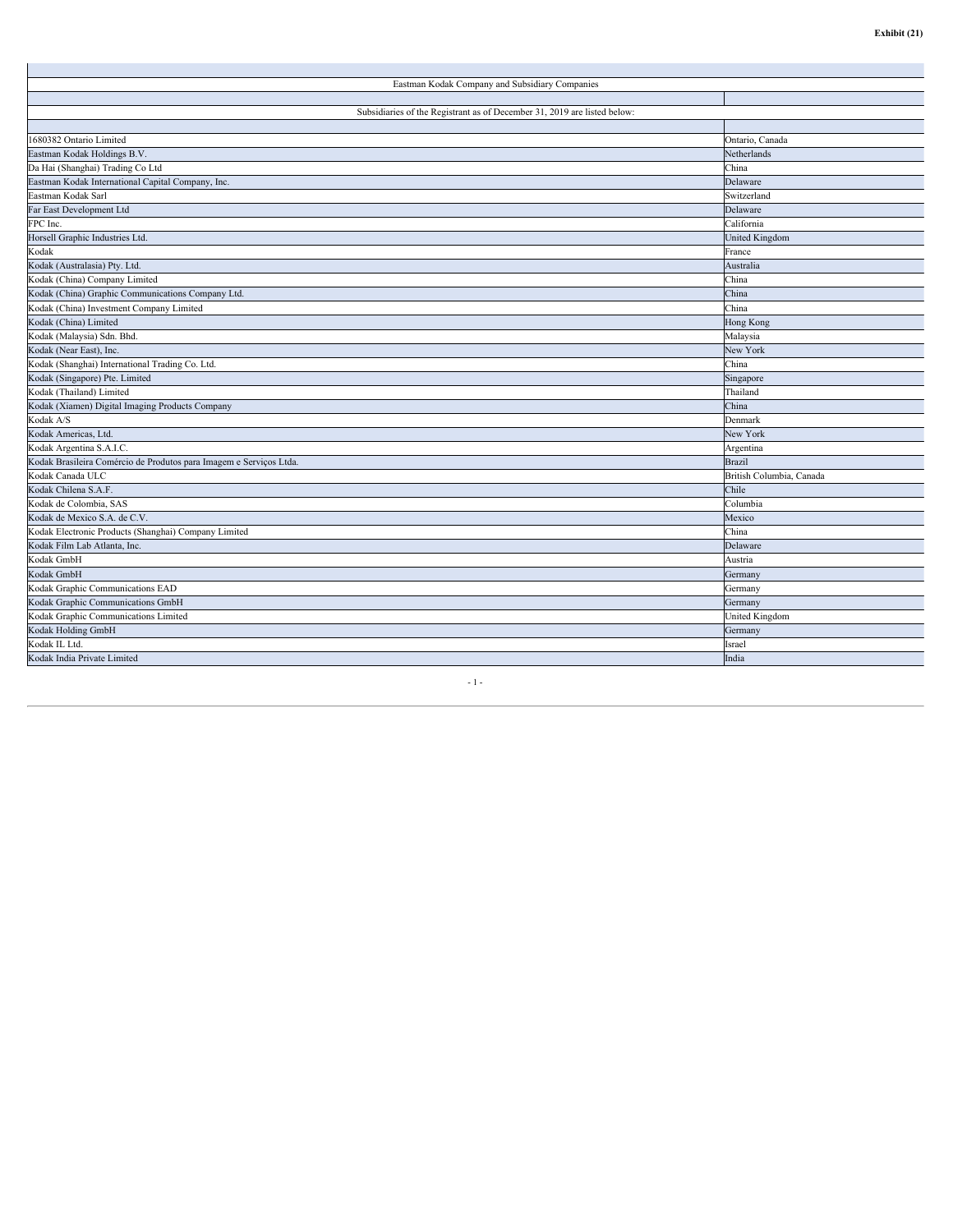**Exhibit (21)**

Eastman Kodak Company and Subsidiary Companies

Subsidiaries of the Registrant as of December 31, 2019 are listed below:

| | |
|---|---|
| 1680382 Ontario Limited | Ontario, Canada |
| Eastman Kodak Holdings B.V. | Netherlands |
| Da Hai (Shanghai) Trading Co Ltd | China |
| Eastman Kodak International Capital Company, Inc. | Delaware |
| Eastman Kodak Sarl | Switzerland |
| Far East Development Ltd | Delaware |
| FPC Inc. | California |
| Horsell Graphic Industries Ltd. | United Kingdom |
| Kodak | France |
| Kodak (Australasia) Pty. Ltd. | Australia |
| Kodak (China) Company Limited | China |
| Kodak (China) Graphic Communications Company Ltd. | China |
| Kodak (China) Investment Company Limited | China |
| Kodak (China) Limited | Hong Kong |
| Kodak (Malaysia) Sdn. Bhd. | Malaysia |
| Kodak (Near East), Inc. | New York |
| Kodak (Shanghai) International Trading Co. Ltd. | China |
| Kodak (Singapore) Pte. Limited | Singapore |
| Kodak (Thailand) Limited | Thailand |
| Kodak (Xiamen) Digital Imaging Products Company | China |
| Kodak A/S | Denmark |
| Kodak Americas, Ltd. | New York |
| Kodak Argentina S.A.I.C. | Argentina |
| Kodak Brasileira Comércio de Produtos para Imagem e Serviços Ltda. | Brazil |
| Kodak Canada ULC | British Columbia, Canada |
| Kodak Chilena S.A.F. | Chile |
| Kodak de Colombia, SAS | Columbia |
| Kodak de Mexico S.A. de C.V. | Mexico |
| Kodak Electronic Products (Shanghai) Company Limited | China |
| Kodak Film Lab Atlanta, Inc. | Delaware |
| Kodak GmbH | Austria |
| Kodak GmbH | Germany |
| Kodak Graphic Communications EAD | Germany |
| Kodak Graphic Communications GmbH | Germany |
| Kodak Graphic Communications Limited | United Kingdom |
| Kodak Holding GmbH | Germany |
| Kodak IL Ltd. | Israel |
| Kodak India Private Limited | India |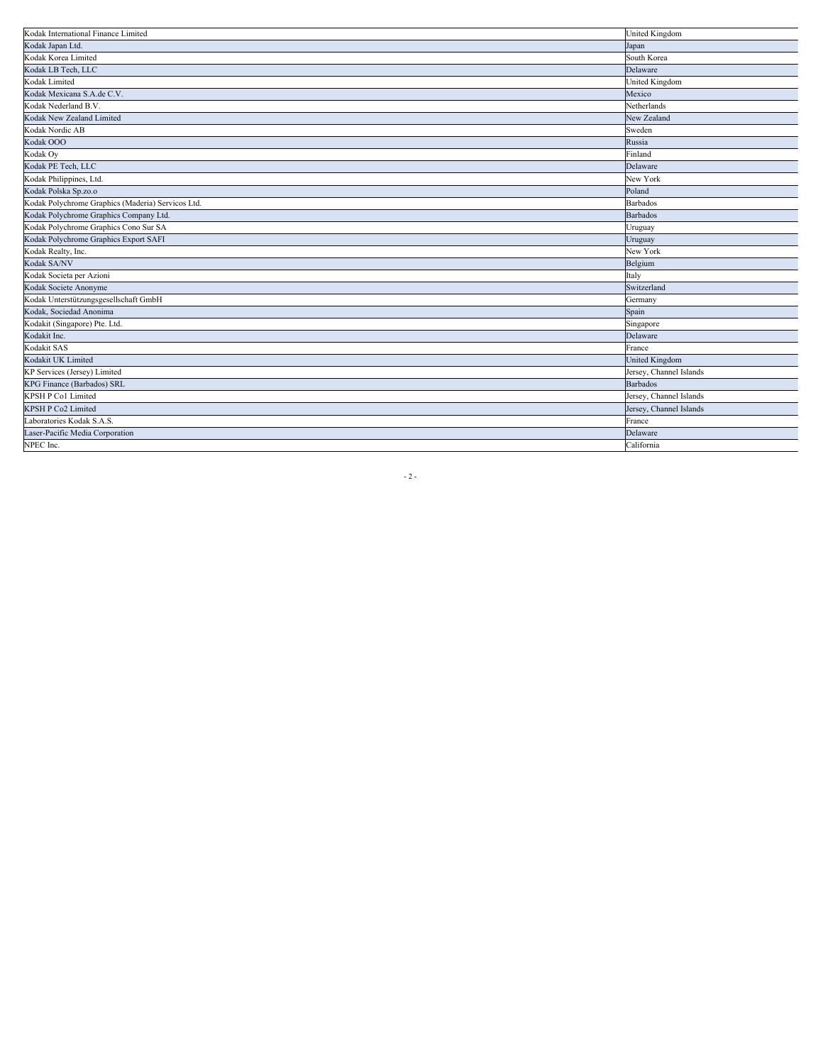| Kodak International Finance Limited | United Kingdom |
|---|---|
| Kodak Japan Ltd. | Japan |
| Kodak Korea Limited | South Korea |
| Kodak LB Tech, LLC | Delaware |
| Kodak Limited | United Kingdom |
| Kodak Mexicana S.A.de C.V. | Mexico |
| Kodak Nederland B.V. | Netherlands |
| Kodak New Zealand Limited | New Zealand |
| Kodak Nordic AB | Sweden |
| Kodak OOO | Russia |
| Kodak Oy | Finland |
| Kodak PE Tech, LLC | Delaware |
| Kodak Philippines, Ltd. | New York |
| Kodak Polska Sp.zo.o | Poland |
| Kodak Polychrome Graphics (Maderia) Servicos Ltd. | Barbados |
| Kodak Polychrome Graphics Company Ltd. | Barbados |
| Kodak Polychrome Graphics Cono Sur SA | Uruguay |
| Kodak Polychrome Graphics Export SAFI | Uruguay |
| Kodak Realty, Inc. | New York |
| Kodak SA/NV | Belgium |
| Kodak Societa per Azioni | Italy |
| Kodak Societe Anonyme | Switzerland |
| Kodak Unterstützungsgesellschaft GmbH | Germany |
| Kodak, Sociedad Anonima | Spain |
| Kodakit (Singapore) Pte. Ltd. | Singapore |
| Kodakit Inc. | Delaware |
| Kodakit SAS | France |
| Kodakit UK Limited | United Kingdom |
| KP Services (Jersey) Limited | Jersey, Channel Islands |
| KPG Finance (Barbados) SRL | Barbados |
| KPSH P Co1 Limited | Jersey, Channel Islands |
| KPSH P Co2 Limited | Jersey, Channel Islands |
| Laboratories Kodak S.A.S. | France |
| Laser-Pacific Media Corporation | Delaware |
| NPEC Inc. | California |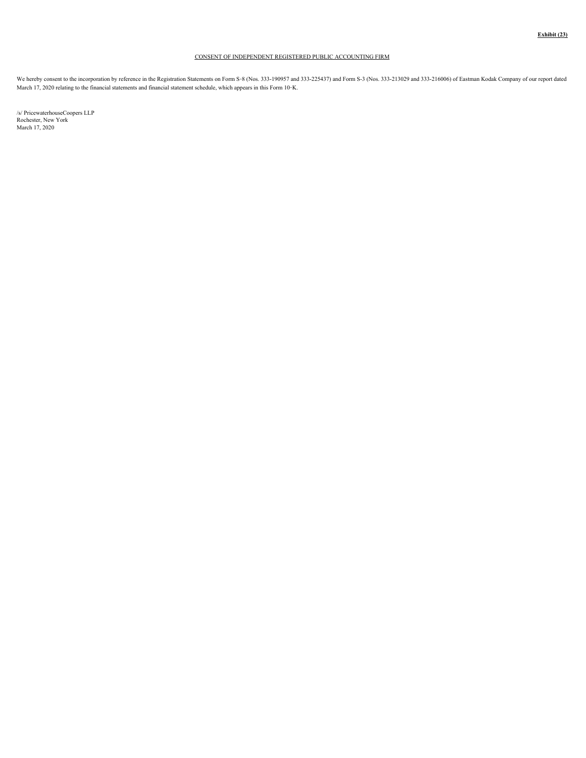**Exhibit (23)**

CONSENT OF INDEPENDENT REGISTERED PUBLIC ACCOUNTING FIRM

We hereby consent to the incorporation by reference in the Registration Statements on Form S-8 (Nos. 333-190957 and 333-225437) and Form S-3 (Nos. 333-213029 and 333-216006) of Eastman Kodak Company of our report dated March 17, 2020 relating to the financial statements and financial statement schedule, which appears in this Form 10-K.

/s/ PricewaterhouseCoopers LLP
Rochester, New York
March 17, 2020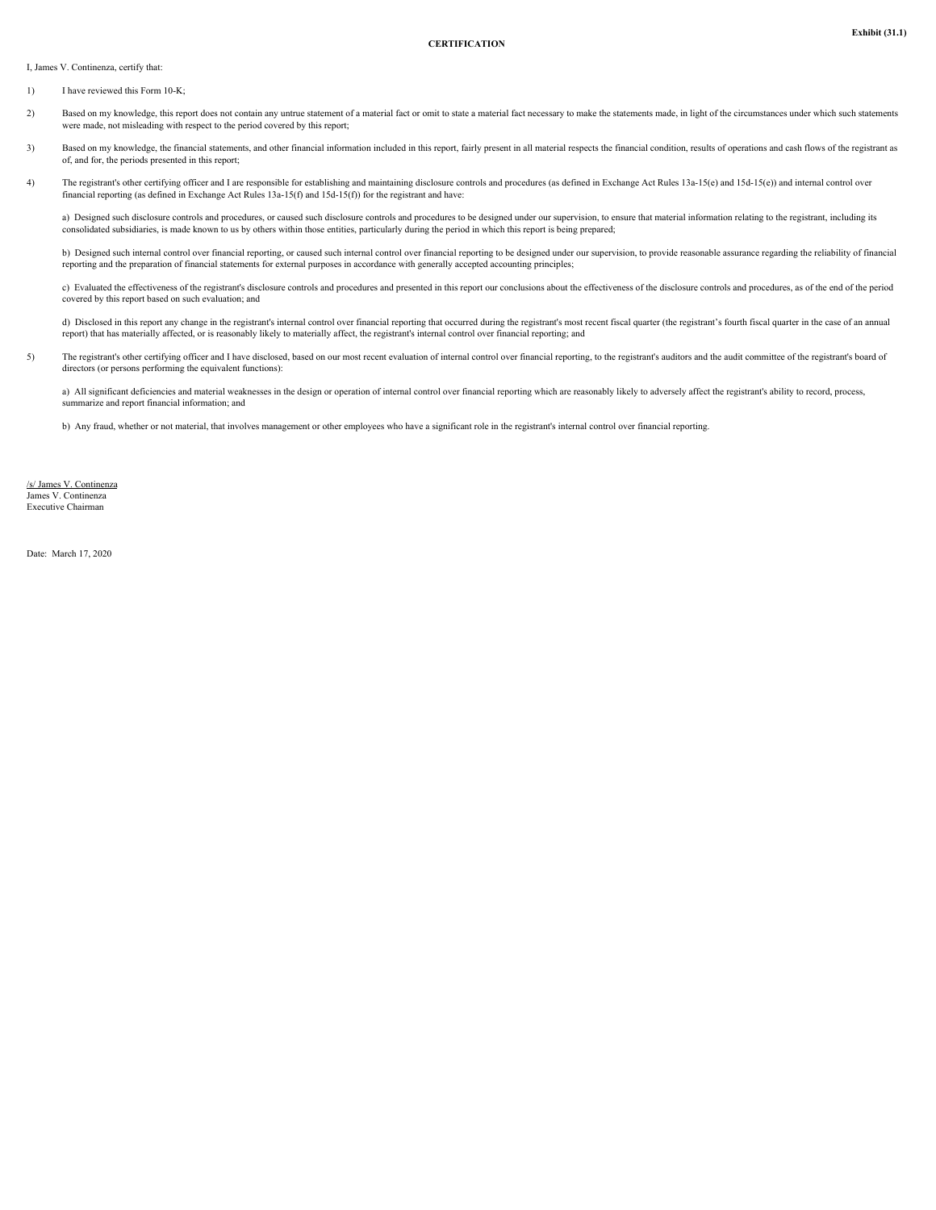Exhibit (31.1)

**CERTIFICATION**

I, James V. Continenza, certify that:

1) I have reviewed this Form 10-K;

2) Based on my knowledge, this report does not contain any untrue statement of a material fact or omit to state a material fact necessary to make the statements made, in light of the circumstances under which such statements were made, not misleading with respect to the period covered by this report;

3) Based on my knowledge, the financial statements, and other financial information included in this report, fairly present in all material respects the financial condition, results of operations and cash flows of the registrant as of, and for, the periods presented in this report;

4) The registrant's other certifying officer and I are responsible for establishing and maintaining disclosure controls and procedures (as defined in Exchange Act Rules 13a-15(e) and 15d-15(e)) and internal control over financial reporting (as defined in Exchange Act Rules 13a-15(f) and 15d-15(f)) for the registrant and have:

a) Designed such disclosure controls and procedures, or caused such disclosure controls and procedures to be designed under our supervision, to ensure that material information relating to the registrant, including its consolidated subsidiaries, is made known to us by others within those entities, particularly during the period in which this report is being prepared;

b) Designed such internal control over financial reporting, or caused such internal control over financial reporting to be designed under our supervision, to provide reasonable assurance regarding the reliability of financial reporting and the preparation of financial statements for external purposes in accordance with generally accepted accounting principles;

c) Evaluated the effectiveness of the registrant's disclosure controls and procedures and presented in this report our conclusions about the effectiveness of the disclosure controls and procedures, as of the end of the period covered by this report based on such evaluation; and

d) Disclosed in this report any change in the registrant's internal control over financial reporting that occurred during the registrant's most recent fiscal quarter (the registrant's fourth fiscal quarter in the case of an annual report) that has materially affected, or is reasonably likely to materially affect, the registrant's internal control over financial reporting; and

5) The registrant's other certifying officer and I have disclosed, based on our most recent evaluation of internal control over financial reporting, to the registrant's auditors and the audit committee of the registrant's board of directors (or persons performing the equivalent functions):

a) All significant deficiencies and material weaknesses in the design or operation of internal control over financial reporting which are reasonably likely to adversely affect the registrant's ability to record, process, summarize and report financial information; and

b) Any fraud, whether or not material, that involves management or other employees who have a significant role in the registrant's internal control over financial reporting.

/s/ James V. Continenza
James V. Continenza
Executive Chairman

Date: March 17, 2020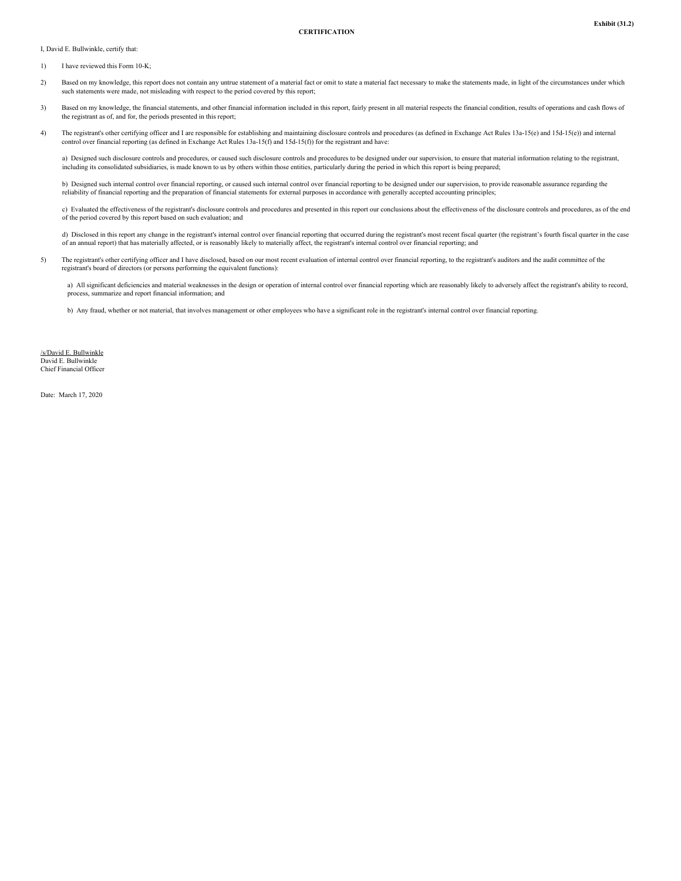Exhibit (31.2)

**CERTIFICATION**

I, David E. Bullwinkle, certify that:

1) I have reviewed this Form 10-K;

2) Based on my knowledge, this report does not contain any untrue statement of a material fact or omit to state a material fact necessary to make the statements made, in light of the circumstances under which such statements were made, not misleading with respect to the period covered by this report;

3) Based on my knowledge, the financial statements, and other financial information included in this report, fairly present in all material respects the financial condition, results of operations and cash flows of the registrant as of, and for, the periods presented in this report;

4) The registrant's other certifying officer and I are responsible for establishing and maintaining disclosure controls and procedures (as defined in Exchange Act Rules 13a-15(e) and 15d-15(e)) and internal control over financial reporting (as defined in Exchange Act Rules 13a-15(f) and 15d-15(f)) for the registrant and have:

a) Designed such disclosure controls and procedures, or caused such disclosure controls and procedures to be designed under our supervision, to ensure that material information relating to the registrant, including its consolidated subsidiaries, is made known to us by others within those entities, particularly during the period in which this report is being prepared;

b) Designed such internal control over financial reporting, or caused such internal control over financial reporting to be designed under our supervision, to provide reasonable assurance regarding the reliability of financial reporting and the preparation of financial statements for external purposes in accordance with generally accepted accounting principles;

c) Evaluated the effectiveness of the registrant's disclosure controls and procedures and presented in this report our conclusions about the effectiveness of the disclosure controls and procedures, as of the end of the period covered by this report based on such evaluation; and

d) Disclosed in this report any change in the registrant's internal control over financial reporting that occurred during the registrant's most recent fiscal quarter (the registrant's fourth fiscal quarter in the case of an annual report) that has materially affected, or is reasonably likely to materially affect, the registrant's internal control over financial reporting; and

5) The registrant's other certifying officer and I have disclosed, based on our most recent evaluation of internal control over financial reporting, to the registrant's auditors and the audit committee of the registrant's board of directors (or persons performing the equivalent functions):

a) All significant deficiencies and material weaknesses in the design or operation of internal control over financial reporting which are reasonably likely to adversely affect the registrant's ability to record, process, summarize and report financial information; and

b) Any fraud, whether or not material, that involves management or other employees who have a significant role in the registrant's internal control over financial reporting.

/s/David E. Bullwinkle
David E. Bullwinkle
Chief Financial Officer

Date: March 17, 2020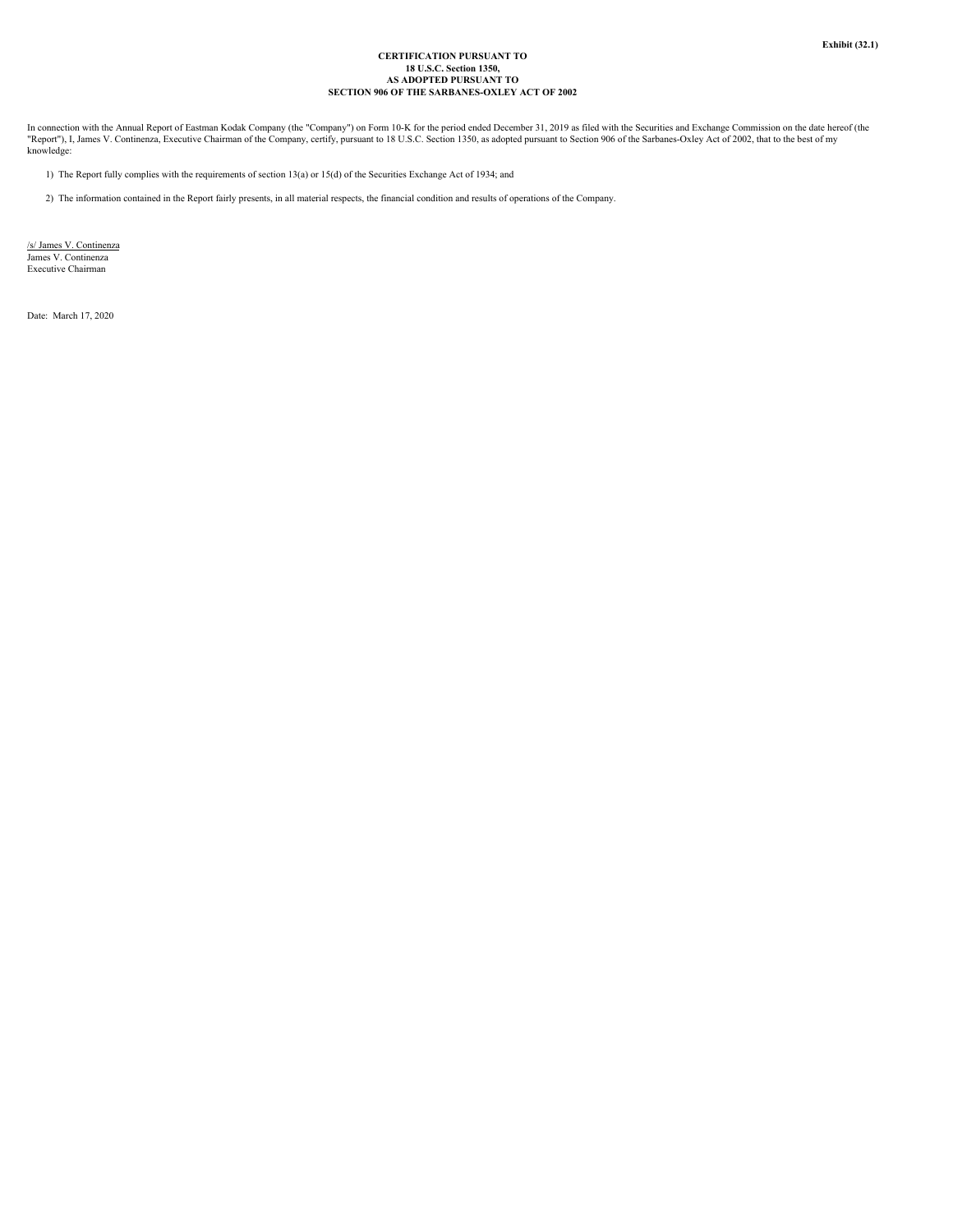**Exhibit (32.1)**

**CERTIFICATION PURSUANT TO**
**18 U.S.C. Section 1350,**
**AS ADOPTED PURSUANT TO**
**SECTION 906 OF THE SARBANES-OXLEY ACT OF 2002**

In connection with the Annual Report of Eastman Kodak Company (the "Company") on Form 10-K for the period ended December 31, 2019 as filed with the Securities and Exchange Commission on the date hereof (the "Report"), I, James V. Continenza, Executive Chairman of the Company, certify, pursuant to 18 U.S.C. Section 1350, as adopted pursuant to Section 906 of the Sarbanes-Oxley Act of 2002, that to the best of my knowledge:

1) The Report fully complies with the requirements of section 13(a) or 15(d) of the Securities Exchange Act of 1934; and

2) The information contained in the Report fairly presents, in all material respects, the financial condition and results of operations of the Company.

/s/ James V. Continenza
James V. Continenza
Executive Chairman

Date: March 17, 2020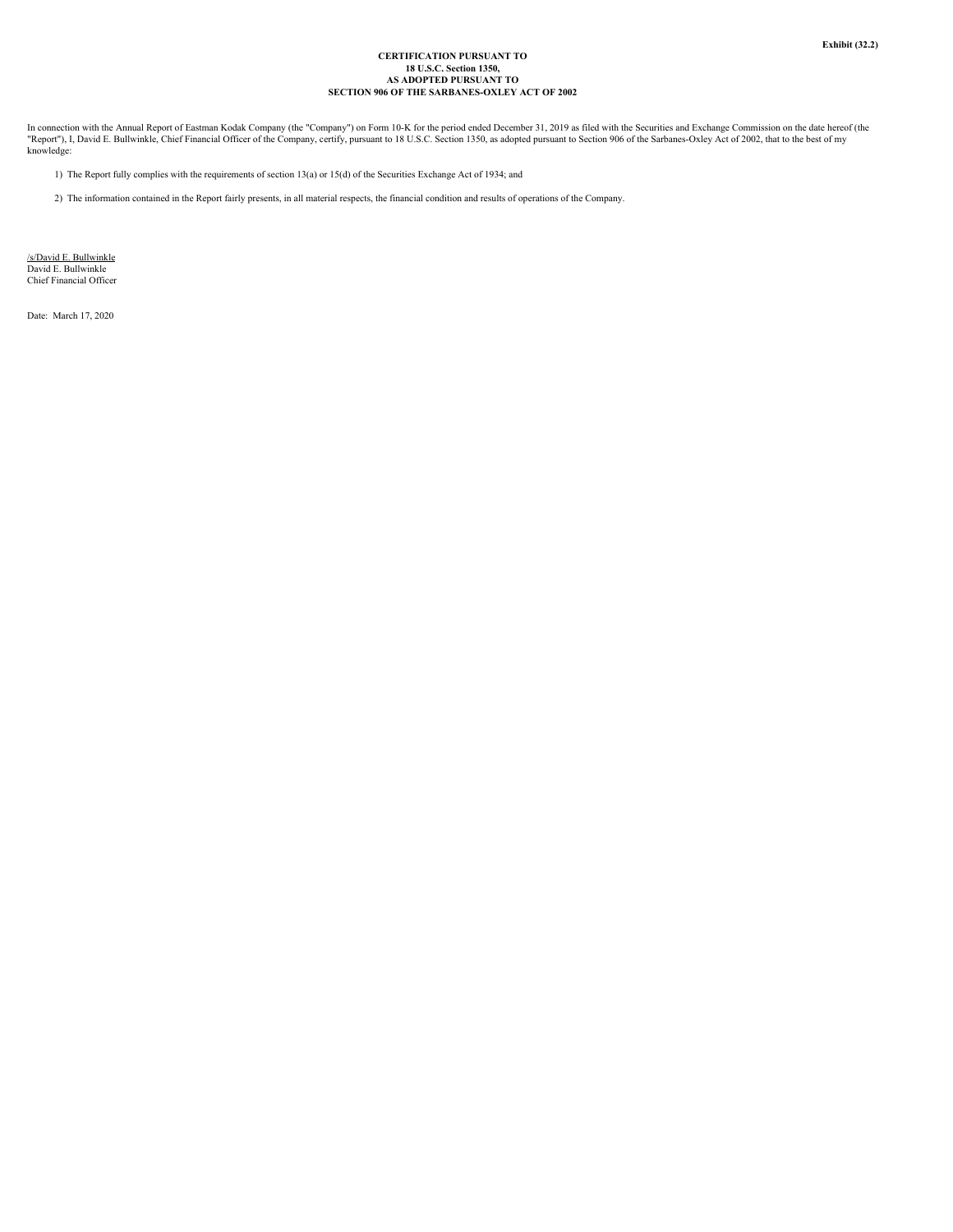**Exhibit (32.2)**

**CERTIFICATION PURSUANT TO**
**18 U.S.C. Section 1350,**
**AS ADOPTED PURSUANT TO**
**SECTION 906 OF THE SARBANES-OXLEY ACT OF 2002**

In connection with the Annual Report of Eastman Kodak Company (the "Company") on Form 10-K for the period ended December 31, 2019 as filed with the Securities and Exchange Commission on the date hereof (the "Report"), I, David E. Bullwinkle, Chief Financial Officer of the Company, certify, pursuant to 18 U.S.C. Section 1350, as adopted pursuant to Section 906 of the Sarbanes-Oxley Act of 2002, that to the best of my knowledge:

1) The Report fully complies with the requirements of section 13(a) or 15(d) of the Securities Exchange Act of 1934; and

2) The information contained in the Report fairly presents, in all material respects, the financial condition and results of operations of the Company.

/s/David E. Bullwinkle
David E. Bullwinkle
Chief Financial Officer

Date: March 17, 2020